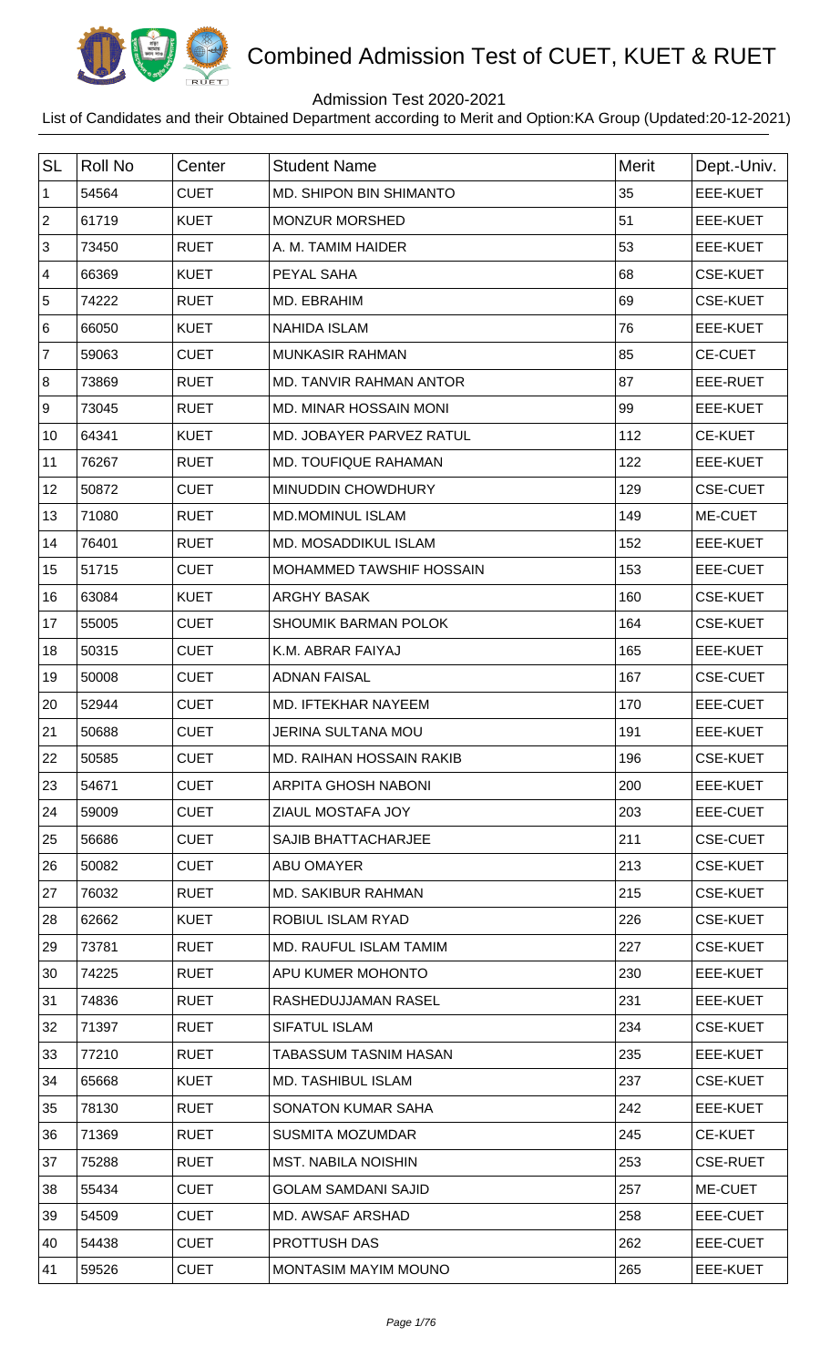# Combined Admission Test of CUET, KUET & RUET

Admission Test 2020-2021

List of Candidates and their Obtained Department according to Merit and Option:KA Group (Updated:20-12-2021)

| SL | Roll No | Center | Student Name | Merit | Dept.-Univ. |
|---|---|---|---|---|---|
| 1 | 54564 | CUET | MD. SHIPON BIN SHIMANTO | 35 | EEE-KUET |
| 2 | 61719 | KUET | MONZUR MORSHED | 51 | EEE-KUET |
| 3 | 73450 | RUET | A. M. TAMIM HAIDER | 53 | EEE-KUET |
| 4 | 66369 | KUET | PEYAL SAHA | 68 | CSE-KUET |
| 5 | 74222 | RUET | MD. EBRAHIM | 69 | CSE-KUET |
| 6 | 66050 | KUET | NAHIDA ISLAM | 76 | EEE-KUET |
| 7 | 59063 | CUET | MUNKASIR RAHMAN | 85 | CE-CUET |
| 8 | 73869 | RUET | MD. TANVIR RAHMAN ANTOR | 87 | EEE-RUET |
| 9 | 73045 | RUET | MD. MINAR HOSSAIN MONI | 99 | EEE-KUET |
| 10 | 64341 | KUET | MD. JOBAYER PARVEZ RATUL | 112 | CE-KUET |
| 11 | 76267 | RUET | MD. TOUFIQUE RAHAMAN | 122 | EEE-KUET |
| 12 | 50872 | CUET | MINUDDIN CHOWDHURY | 129 | CSE-CUET |
| 13 | 71080 | RUET | MD.MOMINUL ISLAM | 149 | ME-CUET |
| 14 | 76401 | RUET | MD. MOSADDIKUL ISLAM | 152 | EEE-KUET |
| 15 | 51715 | CUET | MOHAMMED TAWSHIF HOSSAIN | 153 | EEE-CUET |
| 16 | 63084 | KUET | ARGHY BASAK | 160 | CSE-KUET |
| 17 | 55005 | CUET | SHOUMIK BARMAN POLOK | 164 | CSE-KUET |
| 18 | 50315 | CUET | K.M. ABRAR FAIYAJ | 165 | EEE-KUET |
| 19 | 50008 | CUET | ADNAN FAISAL | 167 | CSE-CUET |
| 20 | 52944 | CUET | MD. IFTEKHAR NAYEEM | 170 | EEE-CUET |
| 21 | 50688 | CUET | JERINA SULTANA MOU | 191 | EEE-KUET |
| 22 | 50585 | CUET | MD. RAIHAN HOSSAIN RAKIB | 196 | CSE-KUET |
| 23 | 54671 | CUET | ARPITA GHOSH NABONI | 200 | EEE-KUET |
| 24 | 59009 | CUET | ZIAUL MOSTAFA JOY | 203 | EEE-CUET |
| 25 | 56686 | CUET | SAJIB BHATTACHARJEE | 211 | CSE-CUET |
| 26 | 50082 | CUET | ABU OMAYER | 213 | CSE-KUET |
| 27 | 76032 | RUET | MD. SAKIBUR RAHMAN | 215 | CSE-KUET |
| 28 | 62662 | KUET | ROBIUL ISLAM RYAD | 226 | CSE-KUET |
| 29 | 73781 | RUET | MD. RAUFUL ISLAM TAMIM | 227 | CSE-KUET |
| 30 | 74225 | RUET | APU KUMER MOHONTO | 230 | EEE-KUET |
| 31 | 74836 | RUET | RASHEDUJJAMAN RASEL | 231 | EEE-KUET |
| 32 | 71397 | RUET | SIFATUL ISLAM | 234 | CSE-KUET |
| 33 | 77210 | RUET | TABASSUM TASNIM HASAN | 235 | EEE-KUET |
| 34 | 65668 | KUET | MD. TASHIBUL ISLAM | 237 | CSE-KUET |
| 35 | 78130 | RUET | SONATON KUMAR SAHA | 242 | EEE-KUET |
| 36 | 71369 | RUET | SUSMITA MOZUMDAR | 245 | CE-KUET |
| 37 | 75288 | RUET | MST. NABILA NOISHIN | 253 | CSE-RUET |
| 38 | 55434 | CUET | GOLAM SAMDANI SAJID | 257 | ME-CUET |
| 39 | 54509 | CUET | MD. AWSAF ARSHAD | 258 | EEE-CUET |
| 40 | 54438 | CUET | PROTTUSH DAS | 262 | EEE-CUET |
| 41 | 59526 | CUET | MONTASIM MAYIM MOUNO | 265 | EEE-KUET |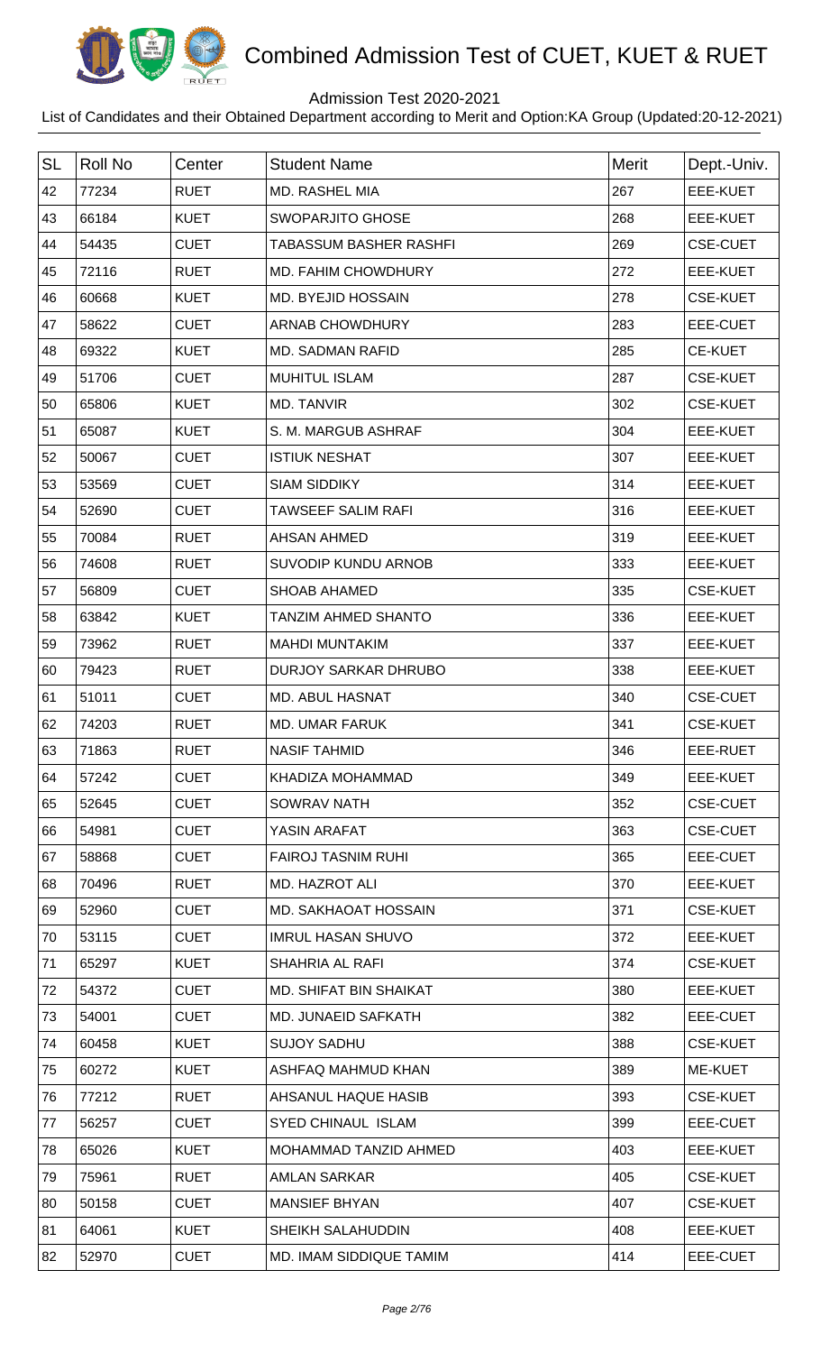# Combined Admission Test of CUET, KUET & RUET

Admission Test 2020-2021

List of Candidates and their Obtained Department according to Merit and Option:KA Group (Updated:20-12-2021)

| SL | Roll No | Center | Student Name | Merit | Dept.-Univ. |
|---|---|---|---|---|---|
| 42 | 77234 | RUET | MD. RASHEL MIA | 267 | EEE-KUET |
| 43 | 66184 | KUET | SWOPARJITO GHOSE | 268 | EEE-KUET |
| 44 | 54435 | CUET | TABASSUM BASHER RASHFI | 269 | CSE-CUET |
| 45 | 72116 | RUET | MD. FAHIM CHOWDHURY | 272 | EEE-KUET |
| 46 | 60668 | KUET | MD. BYEJID HOSSAIN | 278 | CSE-KUET |
| 47 | 58622 | CUET | ARNAB CHOWDHURY | 283 | EEE-CUET |
| 48 | 69322 | KUET | MD. SADMAN RAFID | 285 | CE-KUET |
| 49 | 51706 | CUET | MUHITUL ISLAM | 287 | CSE-KUET |
| 50 | 65806 | KUET | MD. TANVIR | 302 | CSE-KUET |
| 51 | 65087 | KUET | S. M. MARGUB ASHRAF | 304 | EEE-KUET |
| 52 | 50067 | CUET | ISTIUK NESHAT | 307 | EEE-KUET |
| 53 | 53569 | CUET | SIAM SIDDIKY | 314 | EEE-KUET |
| 54 | 52690 | CUET | TAWSEEF SALIM RAFI | 316 | EEE-KUET |
| 55 | 70084 | RUET | AHSAN AHMED | 319 | EEE-KUET |
| 56 | 74608 | RUET | SUVODIP KUNDU ARNOB | 333 | EEE-KUET |
| 57 | 56809 | CUET | SHOAB AHAMED | 335 | CSE-KUET |
| 58 | 63842 | KUET | TANZIM AHMED SHANTO | 336 | EEE-KUET |
| 59 | 73962 | RUET | MAHDI MUNTAKIM | 337 | EEE-KUET |
| 60 | 79423 | RUET | DURJOY SARKAR DHRUBO | 338 | EEE-KUET |
| 61 | 51011 | CUET | MD. ABUL HASNAT | 340 | CSE-CUET |
| 62 | 74203 | RUET | MD. UMAR FARUK | 341 | CSE-KUET |
| 63 | 71863 | RUET | NASIF TAHMID | 346 | EEE-RUET |
| 64 | 57242 | CUET | KHADIZA MOHAMMAD | 349 | EEE-KUET |
| 65 | 52645 | CUET | SOWRAV NATH | 352 | CSE-CUET |
| 66 | 54981 | CUET | YASIN ARAFAT | 363 | CSE-CUET |
| 67 | 58868 | CUET | FAIROJ TASNIM RUHI | 365 | EEE-CUET |
| 68 | 70496 | RUET | MD. HAZROT ALI | 370 | EEE-KUET |
| 69 | 52960 | CUET | MD. SAKHAOAT HOSSAIN | 371 | CSE-KUET |
| 70 | 53115 | CUET | IMRUL HASAN SHUVO | 372 | EEE-KUET |
| 71 | 65297 | KUET | SHAHRIA AL RAFI | 374 | CSE-KUET |
| 72 | 54372 | CUET | MD. SHIFAT BIN SHAIKAT | 380 | EEE-KUET |
| 73 | 54001 | CUET | MD. JUNAEID SAFKATH | 382 | EEE-CUET |
| 74 | 60458 | KUET | SUJOY SADHU | 388 | CSE-KUET |
| 75 | 60272 | KUET | ASHFAQ MAHMUD KHAN | 389 | ME-KUET |
| 76 | 77212 | RUET | AHSANUL HAQUE HASIB | 393 | CSE-KUET |
| 77 | 56257 | CUET | SYED CHINAUL ISLAM | 399 | EEE-CUET |
| 78 | 65026 | KUET | MOHAMMAD TANZID AHMED | 403 | EEE-KUET |
| 79 | 75961 | RUET | AMLAN SARKAR | 405 | CSE-KUET |
| 80 | 50158 | CUET | MANSIEF BHYAN | 407 | CSE-KUET |
| 81 | 64061 | KUET | SHEIKH SALAHUDDIN | 408 | EEE-KUET |
| 82 | 52970 | CUET | MD. IMAM SIDDIQUE TAMIM | 414 | EEE-CUET |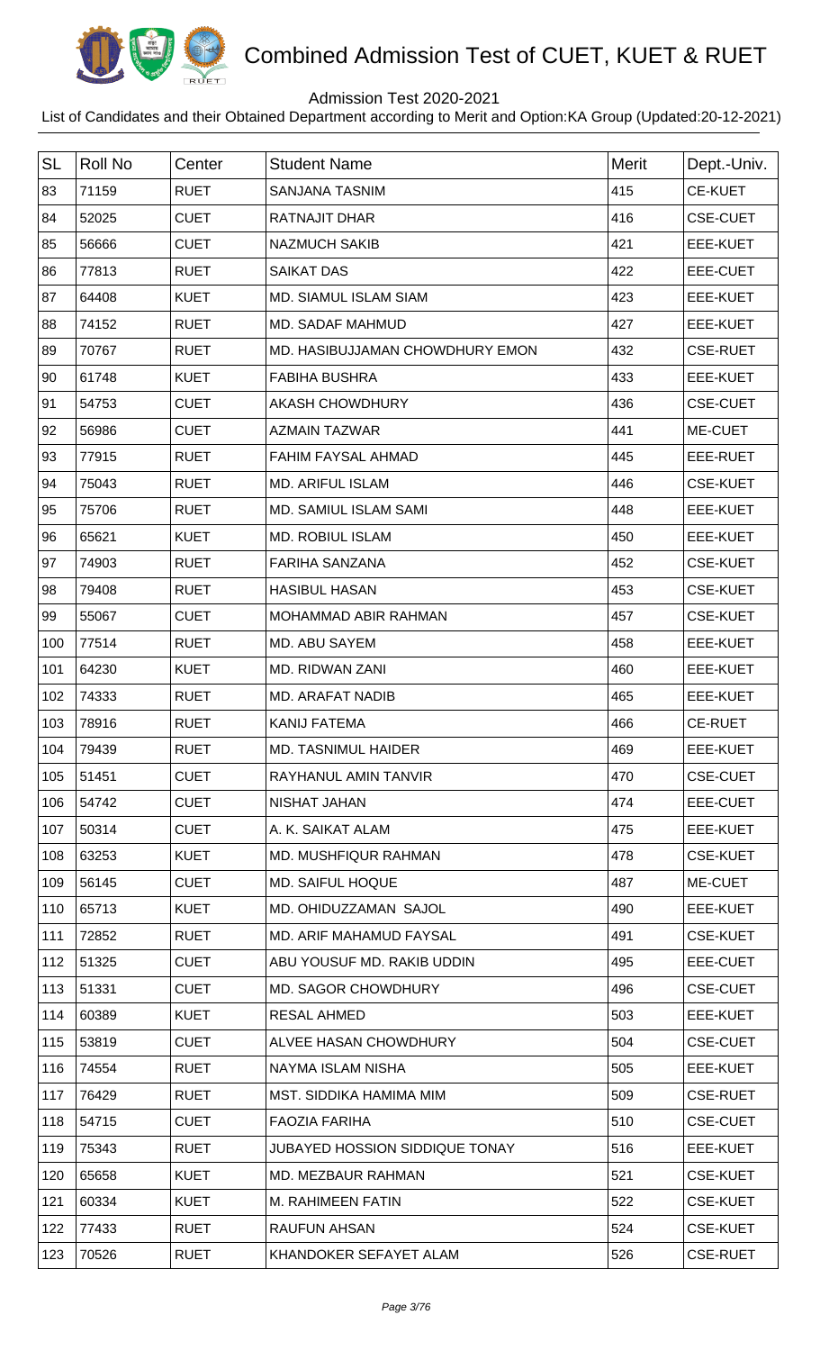# Combined Admission Test of CUET, KUET & RUET

Admission Test 2020-2021

List of Candidates and their Obtained Department according to Merit and Option:KA Group (Updated:20-12-2021)

| SL | Roll No | Center | Student Name | Merit | Dept.-Univ. |
|---|---|---|---|---|---|
| 83 | 71159 | RUET | SANJANA TASNIM | 415 | CE-KUET |
| 84 | 52025 | CUET | RATNAJIT DHAR | 416 | CSE-CUET |
| 85 | 56666 | CUET | NAZMUCH SAKIB | 421 | EEE-KUET |
| 86 | 77813 | RUET | SAIKAT DAS | 422 | EEE-CUET |
| 87 | 64408 | KUET | MD. SIAMUL ISLAM SIAM | 423 | EEE-KUET |
| 88 | 74152 | RUET | MD. SADAF MAHMUD | 427 | EEE-KUET |
| 89 | 70767 | RUET | MD. HASIBUJJAMAN CHOWDHURY EMON | 432 | CSE-RUET |
| 90 | 61748 | KUET | FABIHA BUSHRA | 433 | EEE-KUET |
| 91 | 54753 | CUET | AKASH CHOWDHURY | 436 | CSE-CUET |
| 92 | 56986 | CUET | AZMAIN TAZWAR | 441 | ME-CUET |
| 93 | 77915 | RUET | FAHIM FAYSAL AHMAD | 445 | EEE-RUET |
| 94 | 75043 | RUET | MD. ARIFUL ISLAM | 446 | CSE-KUET |
| 95 | 75706 | RUET | MD. SAMIUL ISLAM SAMI | 448 | EEE-KUET |
| 96 | 65621 | KUET | MD. ROBIUL ISLAM | 450 | EEE-KUET |
| 97 | 74903 | RUET | FARIHA SANZANA | 452 | CSE-KUET |
| 98 | 79408 | RUET | HASIBUL HASAN | 453 | CSE-KUET |
| 99 | 55067 | CUET | MOHAMMAD ABIR RAHMAN | 457 | CSE-KUET |
| 100 | 77514 | RUET | MD. ABU SAYEM | 458 | EEE-KUET |
| 101 | 64230 | KUET | MD. RIDWAN ZANI | 460 | EEE-KUET |
| 102 | 74333 | RUET | MD. ARAFAT NADIB | 465 | EEE-KUET |
| 103 | 78916 | RUET | KANIJ FATEMA | 466 | CE-RUET |
| 104 | 79439 | RUET | MD. TASNIMUL HAIDER | 469 | EEE-KUET |
| 105 | 51451 | CUET | RAYHANUL AMIN TANVIR | 470 | CSE-CUET |
| 106 | 54742 | CUET | NISHAT JAHAN | 474 | EEE-CUET |
| 107 | 50314 | CUET | A. K. SAIKAT ALAM | 475 | EEE-KUET |
| 108 | 63253 | KUET | MD. MUSHFIQUR RAHMAN | 478 | CSE-KUET |
| 109 | 56145 | CUET | MD. SAIFUL HOQUE | 487 | ME-CUET |
| 110 | 65713 | KUET | MD. OHIDUZZAMAN SAJOL | 490 | EEE-KUET |
| 111 | 72852 | RUET | MD. ARIF MAHAMUD FAYSAL | 491 | CSE-KUET |
| 112 | 51325 | CUET | ABU YOUSUF MD. RAKIB UDDIN | 495 | EEE-CUET |
| 113 | 51331 | CUET | MD. SAGOR CHOWDHURY | 496 | CSE-CUET |
| 114 | 60389 | KUET | RESAL AHMED | 503 | EEE-KUET |
| 115 | 53819 | CUET | ALVEE HASAN CHOWDHURY | 504 | CSE-CUET |
| 116 | 74554 | RUET | NAYMA ISLAM NISHA | 505 | EEE-KUET |
| 117 | 76429 | RUET | MST. SIDDIKA HAMIMA MIM | 509 | CSE-RUET |
| 118 | 54715 | CUET | FAOZIA FARIHA | 510 | CSE-CUET |
| 119 | 75343 | RUET | JUBAYED HOSSION SIDDIQUE TONAY | 516 | EEE-KUET |
| 120 | 65658 | KUET | MD. MEZBAUR RAHMAN | 521 | CSE-KUET |
| 121 | 60334 | KUET | M. RAHIMEEN FATIN | 522 | CSE-KUET |
| 122 | 77433 | RUET | RAUFUN AHSAN | 524 | CSE-KUET |
| 123 | 70526 | RUET | KHANDOKER SEFAYET ALAM | 526 | CSE-RUET |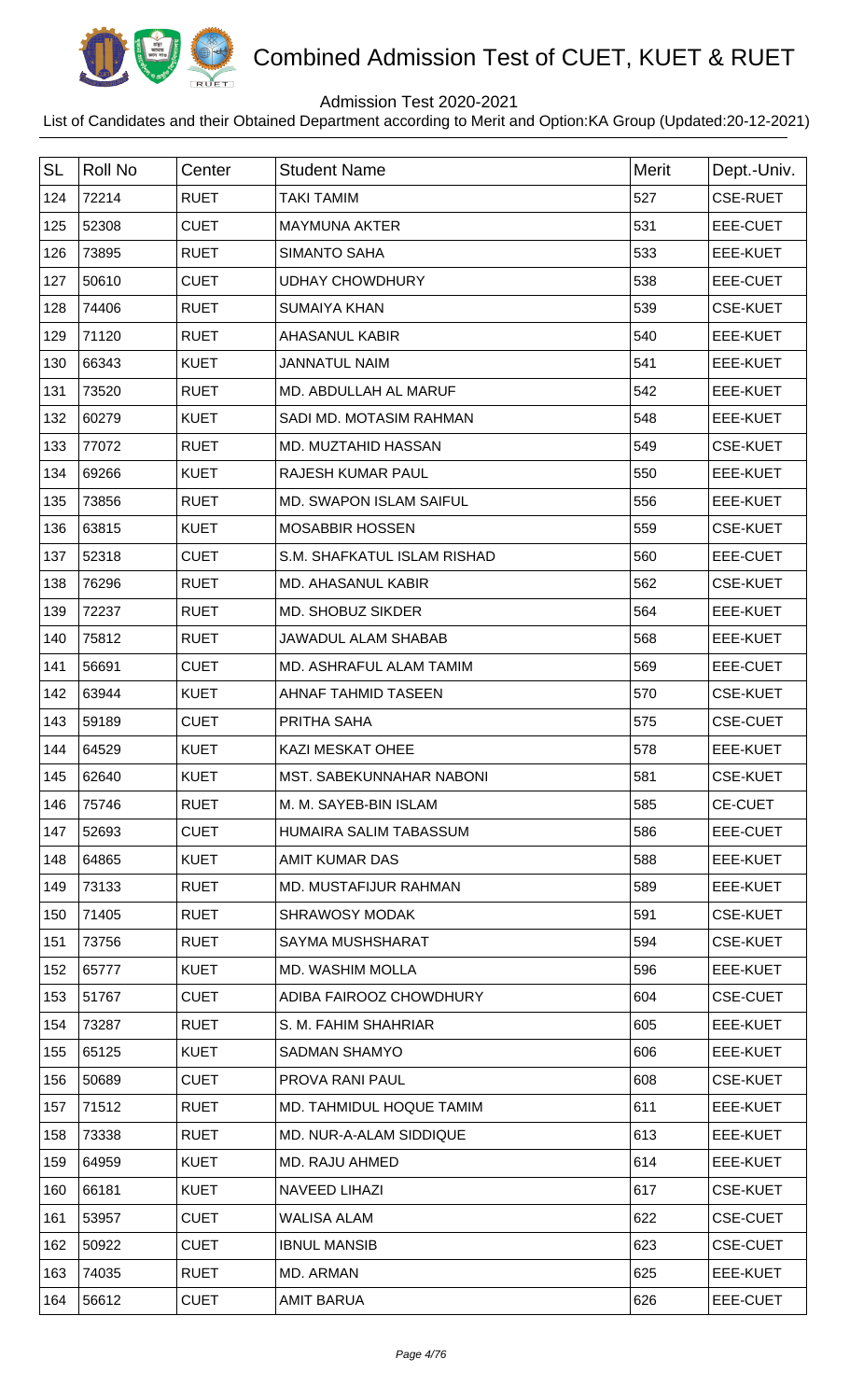# Combined Admission Test of CUET, KUET & RUET

Admission Test 2020-2021

List of Candidates and their Obtained Department according to Merit and Option:KA Group (Updated:20-12-2021)

| SL | Roll No | Center | Student Name | Merit | Dept.-Univ. |
|---|---|---|---|---|---|
| 124 | 72214 | RUET | TAKI TAMIM | 527 | CSE-RUET |
| 125 | 52308 | CUET | MAYMUNA AKTER | 531 | EEE-CUET |
| 126 | 73895 | RUET | SIMANTO SAHA | 533 | EEE-KUET |
| 127 | 50610 | CUET | UDHAY CHOWDHURY | 538 | EEE-CUET |
| 128 | 74406 | RUET | SUMAIYA KHAN | 539 | CSE-KUET |
| 129 | 71120 | RUET | AHASANUL KABIR | 540 | EEE-KUET |
| 130 | 66343 | KUET | JANNATUL NAIM | 541 | EEE-KUET |
| 131 | 73520 | RUET | MD. ABDULLAH AL MARUF | 542 | EEE-KUET |
| 132 | 60279 | KUET | SADI MD. MOTASIM RAHMAN | 548 | EEE-KUET |
| 133 | 77072 | RUET | MD. MUZTAHID HASSAN | 549 | CSE-KUET |
| 134 | 69266 | KUET | RAJESH KUMAR PAUL | 550 | EEE-KUET |
| 135 | 73856 | RUET | MD. SWAPON ISLAM SAIFUL | 556 | EEE-KUET |
| 136 | 63815 | KUET | MOSABBIR HOSSEN | 559 | CSE-KUET |
| 137 | 52318 | CUET | S.M. SHAFKATUL ISLAM RISHAD | 560 | EEE-CUET |
| 138 | 76296 | RUET | MD. AHASANUL KABIR | 562 | CSE-KUET |
| 139 | 72237 | RUET | MD. SHOBUZ SIKDER | 564 | EEE-KUET |
| 140 | 75812 | RUET | JAWADUL ALAM SHABAB | 568 | EEE-KUET |
| 141 | 56691 | CUET | MD. ASHRAFUL ALAM TAMIM | 569 | EEE-CUET |
| 142 | 63944 | KUET | AHNAF TAHMID TASEEN | 570 | CSE-KUET |
| 143 | 59189 | CUET | PRITHA SAHA | 575 | CSE-CUET |
| 144 | 64529 | KUET | KAZI MESKAT OHEE | 578 | EEE-KUET |
| 145 | 62640 | KUET | MST. SABEKUNNAHAR NABONI | 581 | CSE-KUET |
| 146 | 75746 | RUET | M. M. SAYEB-BIN ISLAM | 585 | CE-CUET |
| 147 | 52693 | CUET | HUMAIRA SALIM TABASSUM | 586 | EEE-CUET |
| 148 | 64865 | KUET | AMIT KUMAR DAS | 588 | EEE-KUET |
| 149 | 73133 | RUET | MD. MUSTAFIJUR RAHMAN | 589 | EEE-KUET |
| 150 | 71405 | RUET | SHRAWOSY MODAK | 591 | CSE-KUET |
| 151 | 73756 | RUET | SAYMA MUSHSHARAT | 594 | CSE-KUET |
| 152 | 65777 | KUET | MD. WASHIM MOLLA | 596 | EEE-KUET |
| 153 | 51767 | CUET | ADIBA FAIROOZ CHOWDHURY | 604 | CSE-CUET |
| 154 | 73287 | RUET | S. M. FAHIM SHAHRIAR | 605 | EEE-KUET |
| 155 | 65125 | KUET | SADMAN SHAMYO | 606 | EEE-KUET |
| 156 | 50689 | CUET | PROVA RANI PAUL | 608 | CSE-KUET |
| 157 | 71512 | RUET | MD. TAHMIDUL HOQUE TAMIM | 611 | EEE-KUET |
| 158 | 73338 | RUET | MD. NUR-A-ALAM SIDDIQUE | 613 | EEE-KUET |
| 159 | 64959 | KUET | MD. RAJU AHMED | 614 | EEE-KUET |
| 160 | 66181 | KUET | NAVEED LIHAZI | 617 | CSE-KUET |
| 161 | 53957 | CUET | WALISA ALAM | 622 | CSE-CUET |
| 162 | 50922 | CUET | IBNUL MANSIB | 623 | CSE-CUET |
| 163 | 74035 | RUET | MD. ARMAN | 625 | EEE-KUET |
| 164 | 56612 | CUET | AMIT BARUA | 626 | EEE-CUET |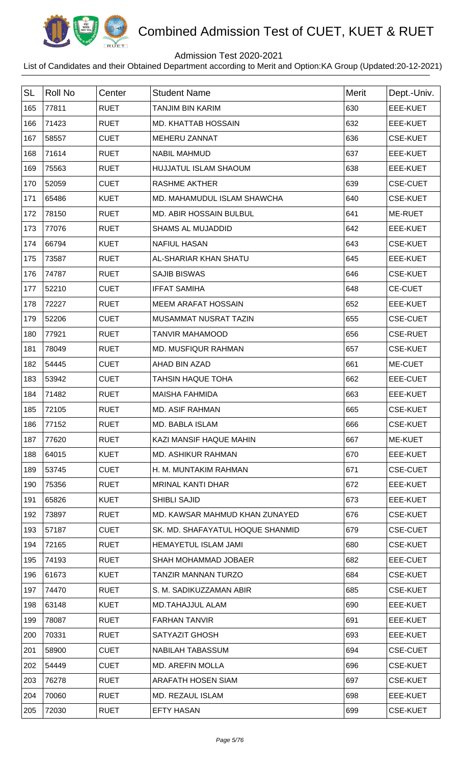# Combined Admission Test of CUET, KUET & RUET

Admission Test 2020-2021

List of Candidates and their Obtained Department according to Merit and Option:KA Group (Updated:20-12-2021)

| SL | Roll No | Center | Student Name | Merit | Dept.-Univ. |
|---|---|---|---|---|---|
| 165 | 77811 | RUET | TANJIM BIN KARIM | 630 | EEE-KUET |
| 166 | 71423 | RUET | MD. KHATTAB HOSSAIN | 632 | EEE-KUET |
| 167 | 58557 | CUET | MEHERU ZANNAT | 636 | CSE-KUET |
| 168 | 71614 | RUET | NABIL MAHMUD | 637 | EEE-KUET |
| 169 | 75563 | RUET | HUJJATUL ISLAM SHAOUM | 638 | EEE-KUET |
| 170 | 52059 | CUET | RASHME AKTHER | 639 | CSE-CUET |
| 171 | 65486 | KUET | MD. MAHAMUDUL ISLAM SHAWCHA | 640 | CSE-KUET |
| 172 | 78150 | RUET | MD. ABIR HOSSAIN BULBUL | 641 | ME-RUET |
| 173 | 77076 | RUET | SHAMS AL MUJADDID | 642 | EEE-KUET |
| 174 | 66794 | KUET | NAFIUL HASAN | 643 | CSE-KUET |
| 175 | 73587 | RUET | AL-SHARIAR KHAN SHATU | 645 | EEE-KUET |
| 176 | 74787 | RUET | SAJIB BISWAS | 646 | CSE-KUET |
| 177 | 52210 | CUET | IFFAT SAMIHA | 648 | CE-CUET |
| 178 | 72227 | RUET | MEEM ARAFAT HOSSAIN | 652 | EEE-KUET |
| 179 | 52206 | CUET | MUSAMMAT NUSRAT TAZIN | 655 | CSE-CUET |
| 180 | 77921 | RUET | TANVIR MAHAMOOD | 656 | CSE-RUET |
| 181 | 78049 | RUET | MD. MUSFIQUR RAHMAN | 657 | CSE-KUET |
| 182 | 54445 | CUET | AHAD BIN AZAD | 661 | ME-CUET |
| 183 | 53942 | CUET | TAHSIN HAQUE TOHA | 662 | EEE-CUET |
| 184 | 71482 | RUET | MAISHA FAHMIDA | 663 | EEE-KUET |
| 185 | 72105 | RUET | MD. ASIF RAHMAN | 665 | CSE-KUET |
| 186 | 77152 | RUET | MD. BABLA ISLAM | 666 | CSE-KUET |
| 187 | 77620 | RUET | KAZI MANSIF HAQUE MAHIN | 667 | ME-KUET |
| 188 | 64015 | KUET | MD. ASHIKUR RAHMAN | 670 | EEE-KUET |
| 189 | 53745 | CUET | H. M. MUNTAKIM RAHMAN | 671 | CSE-CUET |
| 190 | 75356 | RUET | MRINAL KANTI DHAR | 672 | EEE-KUET |
| 191 | 65826 | KUET | SHIBLI SAJID | 673 | EEE-KUET |
| 192 | 73897 | RUET | MD. KAWSAR MAHMUD KHAN ZUNAYED | 676 | CSE-KUET |
| 193 | 57187 | CUET | SK. MD. SHAFAYATUL HOQUE SHANMID | 679 | CSE-CUET |
| 194 | 72165 | RUET | HEMAYETUL ISLAM JAMI | 680 | CSE-KUET |
| 195 | 74193 | RUET | SHAH MOHAMMAD JOBAER | 682 | EEE-CUET |
| 196 | 61673 | KUET | TANZIR MANNAN TURZO | 684 | CSE-KUET |
| 197 | 74470 | RUET | S. M. SADIKUZZAMAN ABIR | 685 | CSE-KUET |
| 198 | 63148 | KUET | MD.TAHAJJUL ALAM | 690 | EEE-KUET |
| 199 | 78087 | RUET | FARHAN TANVIR | 691 | EEE-KUET |
| 200 | 70331 | RUET | SATYAZIT GHOSH | 693 | EEE-KUET |
| 201 | 58900 | CUET | NABILAH TABASSUM | 694 | CSE-CUET |
| 202 | 54449 | CUET | MD. AREFIN MOLLA | 696 | CSE-KUET |
| 203 | 76278 | RUET | ARAFATH HOSEN SIAM | 697 | CSE-KUET |
| 204 | 70060 | RUET | MD. REZAUL ISLAM | 698 | EEE-KUET |
| 205 | 72030 | RUET | EFTY HASAN | 699 | CSE-KUET |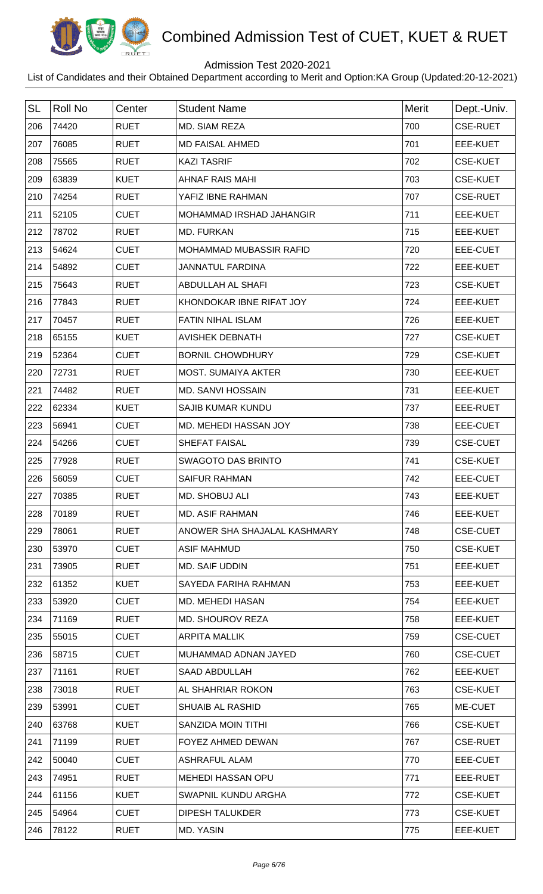# Combined Admission Test of CUET, KUET & RUET

Admission Test 2020-2021

List of Candidates and their Obtained Department according to Merit and Option:KA Group (Updated:20-12-2021)

| SL | Roll No | Center | Student Name | Merit | Dept.-Univ. |
|---|---|---|---|---|---|
| 206 | 74420 | RUET | MD. SIAM REZA | 700 | CSE-RUET |
| 207 | 76085 | RUET | MD FAISAL AHMED | 701 | EEE-KUET |
| 208 | 75565 | RUET | KAZI TASRIF | 702 | CSE-KUET |
| 209 | 63839 | KUET | AHNAF RAIS MAHI | 703 | CSE-KUET |
| 210 | 74254 | RUET | YAFIZ IBNE RAHMAN | 707 | CSE-RUET |
| 211 | 52105 | CUET | MOHAMMAD IRSHAD JAHANGIR | 711 | EEE-KUET |
| 212 | 78702 | RUET | MD. FURKAN | 715 | EEE-KUET |
| 213 | 54624 | CUET | MOHAMMAD MUBASSIR RAFID | 720 | EEE-CUET |
| 214 | 54892 | CUET | JANNATUL FARDINA | 722 | EEE-KUET |
| 215 | 75643 | RUET | ABDULLAH AL SHAFI | 723 | CSE-KUET |
| 216 | 77843 | RUET | KHONDOKAR IBNE RIFAT JOY | 724 | EEE-KUET |
| 217 | 70457 | RUET | FATIN NIHAL ISLAM | 726 | EEE-KUET |
| 218 | 65155 | KUET | AVISHEK DEBNATH | 727 | CSE-KUET |
| 219 | 52364 | CUET | BORNIL CHOWDHURY | 729 | CSE-KUET |
| 220 | 72731 | RUET | MOST. SUMAIYA AKTER | 730 | EEE-KUET |
| 221 | 74482 | RUET | MD. SANVI HOSSAIN | 731 | EEE-KUET |
| 222 | 62334 | KUET | SAJIB KUMAR KUNDU | 737 | EEE-RUET |
| 223 | 56941 | CUET | MD. MEHEDI HASSAN JOY | 738 | EEE-CUET |
| 224 | 54266 | CUET | SHEFAT FAISAL | 739 | CSE-CUET |
| 225 | 77928 | RUET | SWAGOTO DAS BRINTO | 741 | CSE-KUET |
| 226 | 56059 | CUET | SAIFUR RAHMAN | 742 | EEE-CUET |
| 227 | 70385 | RUET | MD. SHOBUJ ALI | 743 | EEE-KUET |
| 228 | 70189 | RUET | MD. ASIF RAHMAN | 746 | EEE-KUET |
| 229 | 78061 | RUET | ANOWER SHA SHAJALAL KASHMARY | 748 | CSE-CUET |
| 230 | 53970 | CUET | ASIF MAHMUD | 750 | CSE-KUET |
| 231 | 73905 | RUET | MD. SAIF UDDIN | 751 | EEE-KUET |
| 232 | 61352 | KUET | SAYEDA FARIHA RAHMAN | 753 | EEE-KUET |
| 233 | 53920 | CUET | MD. MEHEDI HASAN | 754 | EEE-KUET |
| 234 | 71169 | RUET | MD. SHOUROV REZA | 758 | EEE-KUET |
| 235 | 55015 | CUET | ARPITA MALLIK | 759 | CSE-CUET |
| 236 | 58715 | CUET | MUHAMMAD ADNAN JAYED | 760 | CSE-CUET |
| 237 | 71161 | RUET | SAAD ABDULLAH | 762 | EEE-KUET |
| 238 | 73018 | RUET | AL SHAHRIAR ROKON | 763 | CSE-KUET |
| 239 | 53991 | CUET | SHUAIB AL RASHID | 765 | ME-CUET |
| 240 | 63768 | KUET | SANZIDA MOIN TITHI | 766 | CSE-KUET |
| 241 | 71199 | RUET | FOYEZ AHMED DEWAN | 767 | CSE-RUET |
| 242 | 50040 | CUET | ASHRAFUL ALAM | 770 | EEE-CUET |
| 243 | 74951 | RUET | MEHEDI HASSAN OPU | 771 | EEE-RUET |
| 244 | 61156 | KUET | SWAPNIL KUNDU ARGHA | 772 | CSE-KUET |
| 245 | 54964 | CUET | DIPESH TALUKDER | 773 | CSE-KUET |
| 246 | 78122 | RUET | MD. YASIN | 775 | EEE-KUET |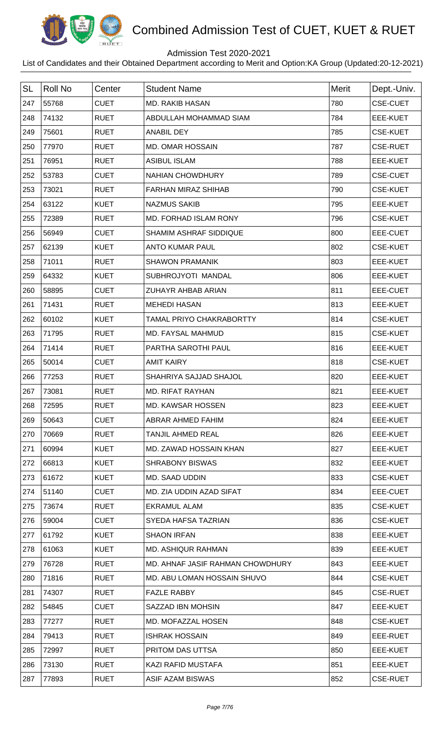# Combined Admission Test of CUET, KUET & RUET

Admission Test 2020-2021

List of Candidates and their Obtained Department according to Merit and Option:KA Group (Updated:20-12-2021)

| SL | Roll No | Center | Student Name | Merit | Dept.-Univ. |
|---|---|---|---|---|---|
| 247 | 55768 | CUET | MD. RAKIB HASAN | 780 | CSE-CUET |
| 248 | 74132 | RUET | ABDULLAH MOHAMMAD SIAM | 784 | EEE-KUET |
| 249 | 75601 | RUET | ANABIL DEY | 785 | CSE-KUET |
| 250 | 77970 | RUET | MD. OMAR HOSSAIN | 787 | CSE-RUET |
| 251 | 76951 | RUET | ASIBUL ISLAM | 788 | EEE-KUET |
| 252 | 53783 | CUET | NAHIAN CHOWDHURY | 789 | CSE-CUET |
| 253 | 73021 | RUET | FARHAN MIRAZ SHIHAB | 790 | CSE-KUET |
| 254 | 63122 | KUET | NAZMUS SAKIB | 795 | EEE-KUET |
| 255 | 72389 | RUET | MD. FORHAD ISLAM RONY | 796 | CSE-KUET |
| 256 | 56949 | CUET | SHAMIM ASHRAF SIDDIQUE | 800 | EEE-CUET |
| 257 | 62139 | KUET | ANTO KUMAR PAUL | 802 | CSE-KUET |
| 258 | 71011 | RUET | SHAWON PRAMANIK | 803 | EEE-KUET |
| 259 | 64332 | KUET | SUBHROJYOTI MANDAL | 806 | EEE-KUET |
| 260 | 58895 | CUET | ZUHAYR AHBAB ARIAN | 811 | EEE-CUET |
| 261 | 71431 | RUET | MEHEDI HASAN | 813 | EEE-KUET |
| 262 | 60102 | KUET | TAMAL PRIYO CHAKRABORTTY | 814 | CSE-KUET |
| 263 | 71795 | RUET | MD. FAYSAL MAHMUD | 815 | CSE-KUET |
| 264 | 71414 | RUET | PARTHA SAROTHI PAUL | 816 | EEE-KUET |
| 265 | 50014 | CUET | AMIT KAIRY | 818 | CSE-KUET |
| 266 | 77253 | RUET | SHAHRIYA SAJJAD SHAJOL | 820 | EEE-KUET |
| 267 | 73081 | RUET | MD. RIFAT RAYHAN | 821 | EEE-KUET |
| 268 | 72595 | RUET | MD. KAWSAR HOSSEN | 823 | EEE-KUET |
| 269 | 50643 | CUET | ABRAR AHMED FAHIM | 824 | EEE-KUET |
| 270 | 70669 | RUET | TANJIL AHMED REAL | 826 | EEE-KUET |
| 271 | 60994 | KUET | MD. ZAWAD HOSSAIN KHAN | 827 | EEE-KUET |
| 272 | 66813 | KUET | SHRABONY BISWAS | 832 | EEE-KUET |
| 273 | 61672 | KUET | MD. SAAD UDDIN | 833 | CSE-KUET |
| 274 | 51140 | CUET | MD. ZIA UDDIN AZAD SIFAT | 834 | EEE-CUET |
| 275 | 73674 | RUET | EKRAMUL ALAM | 835 | CSE-KUET |
| 276 | 59004 | CUET | SYEDA HAFSA TAZRIAN | 836 | CSE-KUET |
| 277 | 61792 | KUET | SHAON IRFAN | 838 | EEE-KUET |
| 278 | 61063 | KUET | MD. ASHIQUR RAHMAN | 839 | EEE-KUET |
| 279 | 76728 | RUET | MD. AHNAF JASIF RAHMAN CHOWDHURY | 843 | EEE-KUET |
| 280 | 71816 | RUET | MD. ABU LOMAN HOSSAIN SHUVO | 844 | CSE-KUET |
| 281 | 74307 | RUET | FAZLE RABBY | 845 | CSE-RUET |
| 282 | 54845 | CUET | SAZZAD IBN MOHSIN | 847 | EEE-KUET |
| 283 | 77277 | RUET | MD. MOFAZZAL HOSEN | 848 | CSE-KUET |
| 284 | 79413 | RUET | ISHRAK HOSSAIN | 849 | EEE-RUET |
| 285 | 72997 | RUET | PRITOM DAS UTTSA | 850 | EEE-KUET |
| 286 | 73130 | RUET | KAZI RAFID MUSTAFA | 851 | EEE-KUET |
| 287 | 77893 | RUET | ASIF AZAM BISWAS | 852 | CSE-RUET |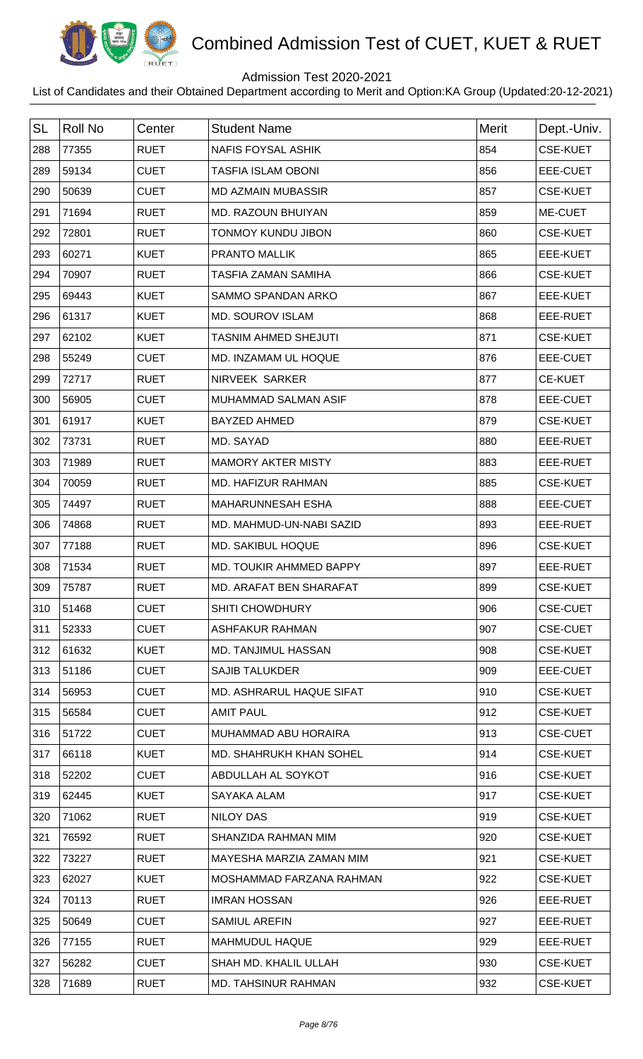# Combined Admission Test of CUET, KUET & RUET

Admission Test 2020-2021

List of Candidates and their Obtained Department according to Merit and Option:KA Group (Updated:20-12-2021)

| SL | Roll No | Center | Student Name | Merit | Dept.-Univ. |
|---|---|---|---|---|---|
| 288 | 77355 | RUET | NAFIS FOYSAL ASHIK | 854 | CSE-KUET |
| 289 | 59134 | CUET | TASFIA ISLAM OBONI | 856 | EEE-CUET |
| 290 | 50639 | CUET | MD AZMAIN MUBASSIR | 857 | CSE-KUET |
| 291 | 71694 | RUET | MD. RAZOUN BHUIYAN | 859 | ME-CUET |
| 292 | 72801 | RUET | TONMOY KUNDU JIBON | 860 | CSE-KUET |
| 293 | 60271 | KUET | PRANTO MALLIK | 865 | EEE-KUET |
| 294 | 70907 | RUET | TASFIA ZAMAN SAMIHA | 866 | CSE-KUET |
| 295 | 69443 | KUET | SAMMO SPANDAN ARKO | 867 | EEE-KUET |
| 296 | 61317 | KUET | MD. SOUROV ISLAM | 868 | EEE-RUET |
| 297 | 62102 | KUET | TASNIM AHMED SHEJUTI | 871 | CSE-KUET |
| 298 | 55249 | CUET | MD. INZAMAM UL HOQUE | 876 | EEE-CUET |
| 299 | 72717 | RUET | NIRVEEK SARKER | 877 | CE-KUET |
| 300 | 56905 | CUET | MUHAMMAD SALMAN ASIF | 878 | EEE-CUET |
| 301 | 61917 | KUET | BAYZED AHMED | 879 | CSE-KUET |
| 302 | 73731 | RUET | MD. SAYAD | 880 | EEE-RUET |
| 303 | 71989 | RUET | MAMORY AKTER MISTY | 883 | EEE-RUET |
| 304 | 70059 | RUET | MD. HAFIZUR RAHMAN | 885 | CSE-KUET |
| 305 | 74497 | RUET | MAHARUNNESAH ESHA | 888 | EEE-CUET |
| 306 | 74868 | RUET | MD. MAHMUD-UN-NABI SAZID | 893 | EEE-RUET |
| 307 | 77188 | RUET | MD. SAKIBUL HOQUE | 896 | CSE-KUET |
| 308 | 71534 | RUET | MD. TOUKIR AHMMED BAPPY | 897 | EEE-RUET |
| 309 | 75787 | RUET | MD. ARAFAT BEN SHARAFAT | 899 | CSE-KUET |
| 310 | 51468 | CUET | SHITI CHOWDHURY | 906 | CSE-CUET |
| 311 | 52333 | CUET | ASHFAKUR RAHMAN | 907 | CSE-CUET |
| 312 | 61632 | KUET | MD. TANJIMUL HASSAN | 908 | CSE-KUET |
| 313 | 51186 | CUET | SAJIB TALUKDER | 909 | EEE-CUET |
| 314 | 56953 | CUET | MD. ASHRARUL HAQUE SIFAT | 910 | CSE-KUET |
| 315 | 56584 | CUET | AMIT PAUL | 912 | CSE-KUET |
| 316 | 51722 | CUET | MUHAMMAD ABU HORAIRA | 913 | CSE-CUET |
| 317 | 66118 | KUET | MD. SHAHRUKH KHAN SOHEL | 914 | CSE-KUET |
| 318 | 52202 | CUET | ABDULLAH AL SOYKOT | 916 | CSE-KUET |
| 319 | 62445 | KUET | SAYAKA ALAM | 917 | CSE-KUET |
| 320 | 71062 | RUET | NILOY DAS | 919 | CSE-KUET |
| 321 | 76592 | RUET | SHANZIDA RAHMAN MIM | 920 | CSE-KUET |
| 322 | 73227 | RUET | MAYESHA MARZIA ZAMAN MIM | 921 | CSE-KUET |
| 323 | 62027 | KUET | MOSHAMMAD FARZANA RAHMAN | 922 | CSE-KUET |
| 324 | 70113 | RUET | IMRAN HOSSAN | 926 | EEE-RUET |
| 325 | 50649 | CUET | SAMIUL AREFIN | 927 | EEE-RUET |
| 326 | 77155 | RUET | MAHMUDUL HAQUE | 929 | EEE-RUET |
| 327 | 56282 | CUET | SHAH MD. KHALIL ULLAH | 930 | CSE-KUET |
| 328 | 71689 | RUET | MD. TAHSINUR RAHMAN | 932 | CSE-KUET |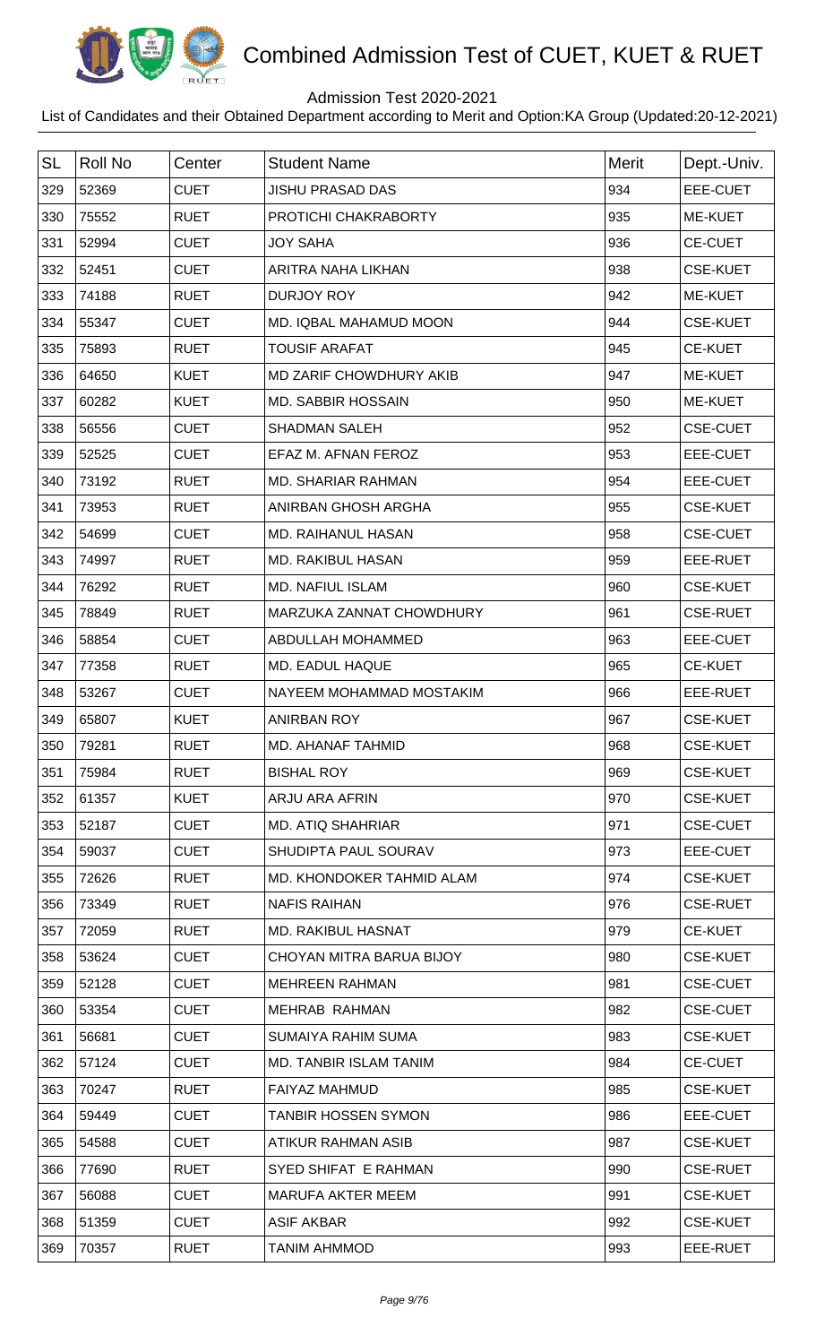# Combined Admission Test of CUET, KUET & RUET

Admission Test 2020-2021

List of Candidates and their Obtained Department according to Merit and Option:KA Group (Updated:20-12-2021)

| SL | Roll No | Center | Student Name | Merit | Dept.-Univ. |
|---|---|---|---|---|---|
| 329 | 52369 | CUET | JISHU PRASAD DAS | 934 | EEE-CUET |
| 330 | 75552 | RUET | PROTICHI CHAKRABORTY | 935 | ME-KUET |
| 331 | 52994 | CUET | JOY SAHA | 936 | CE-CUET |
| 332 | 52451 | CUET | ARITRA NAHA LIKHAN | 938 | CSE-KUET |
| 333 | 74188 | RUET | DURJOY ROY | 942 | ME-KUET |
| 334 | 55347 | CUET | MD. IQBAL MAHAMUD MOON | 944 | CSE-KUET |
| 335 | 75893 | RUET | TOUSIF ARAFAT | 945 | CE-KUET |
| 336 | 64650 | KUET | MD ZARIF CHOWDHURY AKIB | 947 | ME-KUET |
| 337 | 60282 | KUET | MD. SABBIR HOSSAIN | 950 | ME-KUET |
| 338 | 56556 | CUET | SHADMAN SALEH | 952 | CSE-CUET |
| 339 | 52525 | CUET | EFAZ M. AFNAN FEROZ | 953 | EEE-CUET |
| 340 | 73192 | RUET | MD. SHARIAR RAHMAN | 954 | EEE-CUET |
| 341 | 73953 | RUET | ANIRBAN GHOSH ARGHA | 955 | CSE-KUET |
| 342 | 54699 | CUET | MD. RAIHANUL HASAN | 958 | CSE-CUET |
| 343 | 74997 | RUET | MD. RAKIBUL HASAN | 959 | EEE-RUET |
| 344 | 76292 | RUET | MD. NAFIUL ISLAM | 960 | CSE-KUET |
| 345 | 78849 | RUET | MARZUKA ZANNAT CHOWDHURY | 961 | CSE-RUET |
| 346 | 58854 | CUET | ABDULLAH MOHAMMED | 963 | EEE-CUET |
| 347 | 77358 | RUET | MD. EADUL HAQUE | 965 | CE-KUET |
| 348 | 53267 | CUET | NAYEEM MOHAMMAD MOSTAKIM | 966 | EEE-RUET |
| 349 | 65807 | KUET | ANIRBAN ROY | 967 | CSE-KUET |
| 350 | 79281 | RUET | MD. AHANAF TAHMID | 968 | CSE-KUET |
| 351 | 75984 | RUET | BISHAL ROY | 969 | CSE-KUET |
| 352 | 61357 | KUET | ARJU ARA AFRIN | 970 | CSE-KUET |
| 353 | 52187 | CUET | MD. ATIQ SHAHRIAR | 971 | CSE-CUET |
| 354 | 59037 | CUET | SHUDIPTA PAUL SOURAV | 973 | EEE-CUET |
| 355 | 72626 | RUET | MD. KHONDOKER TAHMID ALAM | 974 | CSE-KUET |
| 356 | 73349 | RUET | NAFIS RAIHAN | 976 | CSE-RUET |
| 357 | 72059 | RUET | MD. RAKIBUL HASNAT | 979 | CE-KUET |
| 358 | 53624 | CUET | CHOYAN MITRA BARUA BIJOY | 980 | CSE-KUET |
| 359 | 52128 | CUET | MEHREEN RAHMAN | 981 | CSE-CUET |
| 360 | 53354 | CUET | MEHRAB RAHMAN | 982 | CSE-CUET |
| 361 | 56681 | CUET | SUMAIYA RAHIM SUMA | 983 | CSE-KUET |
| 362 | 57124 | CUET | MD. TANBIR ISLAM TANIM | 984 | CE-CUET |
| 363 | 70247 | RUET | FAIYAZ MAHMUD | 985 | CSE-KUET |
| 364 | 59449 | CUET | TANBIR HOSSEN SYMON | 986 | EEE-CUET |
| 365 | 54588 | CUET | ATIKUR RAHMAN ASIB | 987 | CSE-KUET |
| 366 | 77690 | RUET | SYED SHIFAT E RAHMAN | 990 | CSE-RUET |
| 367 | 56088 | CUET | MARUFA AKTER MEEM | 991 | CSE-KUET |
| 368 | 51359 | CUET | ASIF AKBAR | 992 | CSE-KUET |
| 369 | 70357 | RUET | TANIM AHMMOD | 993 | EEE-RUET |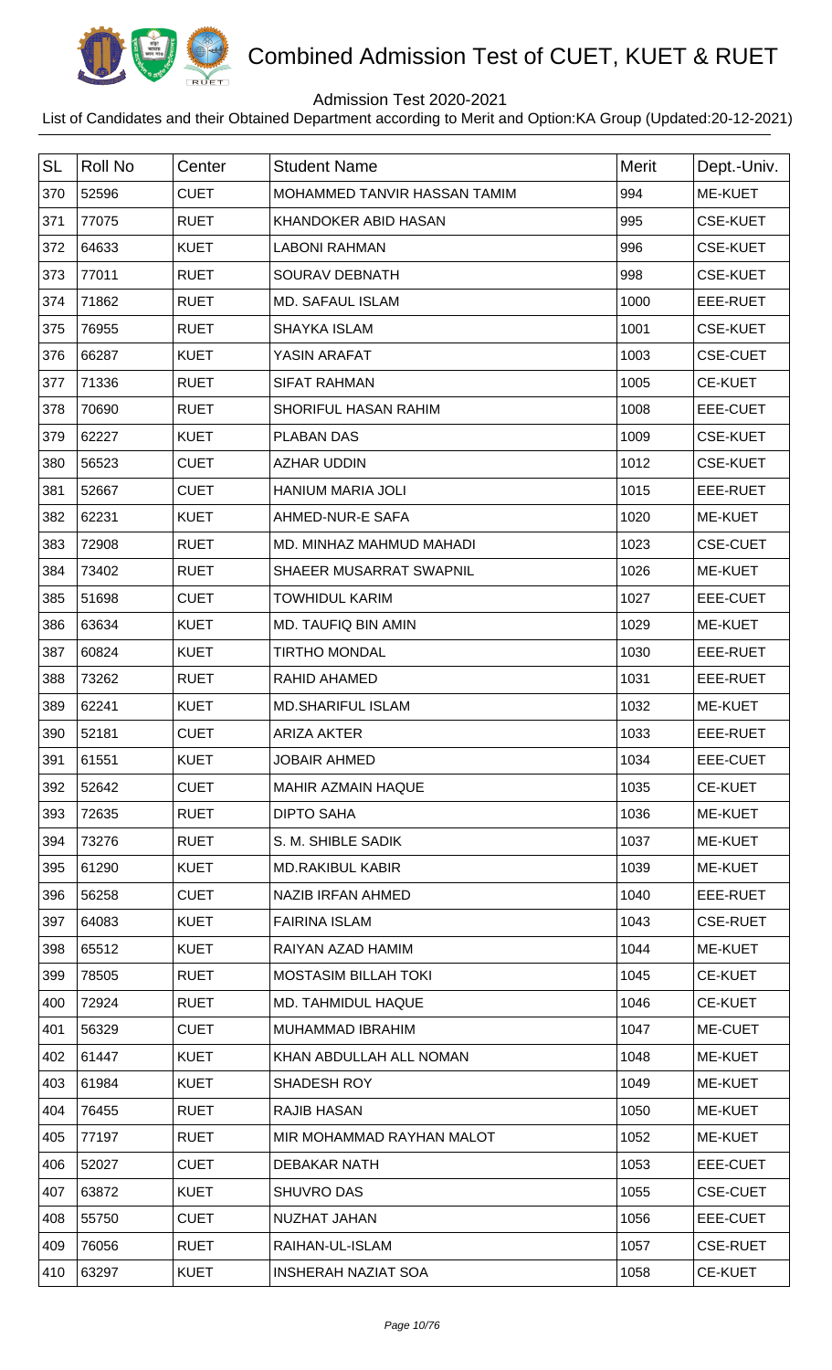# Combined Admission Test of CUET, KUET & RUET

Admission Test 2020-2021

List of Candidates and their Obtained Department according to Merit and Option:KA Group (Updated:20-12-2021)

| SL | Roll No | Center | Student Name | Merit | Dept.-Univ. |
|---|---|---|---|---|---|
| 370 | 52596 | CUET | MOHAMMED TANVIR HASSAN TAMIM | 994 | ME-KUET |
| 371 | 77075 | RUET | KHANDOKER ABID HASAN | 995 | CSE-KUET |
| 372 | 64633 | KUET | LABONI RAHMAN | 996 | CSE-KUET |
| 373 | 77011 | RUET | SOURAV DEBNATH | 998 | CSE-KUET |
| 374 | 71862 | RUET | MD. SAFAUL ISLAM | 1000 | EEE-RUET |
| 375 | 76955 | RUET | SHAYKA ISLAM | 1001 | CSE-KUET |
| 376 | 66287 | KUET | YASIN ARAFAT | 1003 | CSE-CUET |
| 377 | 71336 | RUET | SIFAT RAHMAN | 1005 | CE-KUET |
| 378 | 70690 | RUET | SHORIFUL HASAN RAHIM | 1008 | EEE-CUET |
| 379 | 62227 | KUET | PLABAN DAS | 1009 | CSE-KUET |
| 380 | 56523 | CUET | AZHAR UDDIN | 1012 | CSE-KUET |
| 381 | 52667 | CUET | HANIUM MARIA JOLI | 1015 | EEE-RUET |
| 382 | 62231 | KUET | AHMED-NUR-E SAFA | 1020 | ME-KUET |
| 383 | 72908 | RUET | MD. MINHAZ MAHMUD MAHADI | 1023 | CSE-CUET |
| 384 | 73402 | RUET | SHAEER MUSARRAT SWAPNIL | 1026 | ME-KUET |
| 385 | 51698 | CUET | TOWHIDUL KARIM | 1027 | EEE-CUET |
| 386 | 63634 | KUET | MD. TAUFIQ BIN AMIN | 1029 | ME-KUET |
| 387 | 60824 | KUET | TIRTHO MONDAL | 1030 | EEE-RUET |
| 388 | 73262 | RUET | RAHID AHAMED | 1031 | EEE-RUET |
| 389 | 62241 | KUET | MD.SHARIFUL ISLAM | 1032 | ME-KUET |
| 390 | 52181 | CUET | ARIZA AKTER | 1033 | EEE-RUET |
| 391 | 61551 | KUET | JOBAIR AHMED | 1034 | EEE-CUET |
| 392 | 52642 | CUET | MAHIR AZMAIN HAQUE | 1035 | CE-KUET |
| 393 | 72635 | RUET | DIPTO SAHA | 1036 | ME-KUET |
| 394 | 73276 | RUET | S. M. SHIBLE SADIK | 1037 | ME-KUET |
| 395 | 61290 | KUET | MD.RAKIBUL KABIR | 1039 | ME-KUET |
| 396 | 56258 | CUET | NAZIB IRFAN AHMED | 1040 | EEE-RUET |
| 397 | 64083 | KUET | FAIRINA ISLAM | 1043 | CSE-RUET |
| 398 | 65512 | KUET | RAIYAN AZAD HAMIM | 1044 | ME-KUET |
| 399 | 78505 | RUET | MOSTASIM BILLAH TOKI | 1045 | CE-KUET |
| 400 | 72924 | RUET | MD. TAHMIDUL HAQUE | 1046 | CE-KUET |
| 401 | 56329 | CUET | MUHAMMAD IBRAHIM | 1047 | ME-CUET |
| 402 | 61447 | KUET | KHAN ABDULLAH ALL NOMAN | 1048 | ME-KUET |
| 403 | 61984 | KUET | SHADESH ROY | 1049 | ME-KUET |
| 404 | 76455 | RUET | RAJIB HASAN | 1050 | ME-KUET |
| 405 | 77197 | RUET | MIR MOHAMMAD RAYHAN MALOT | 1052 | ME-KUET |
| 406 | 52027 | CUET | DEBAKAR NATH | 1053 | EEE-CUET |
| 407 | 63872 | KUET | SHUVRO DAS | 1055 | CSE-CUET |
| 408 | 55750 | CUET | NUZHAT JAHAN | 1056 | EEE-CUET |
| 409 | 76056 | RUET | RAIHAN-UL-ISLAM | 1057 | CSE-RUET |
| 410 | 63297 | KUET | INSHERAH NAZIAT SOA | 1058 | CE-KUET |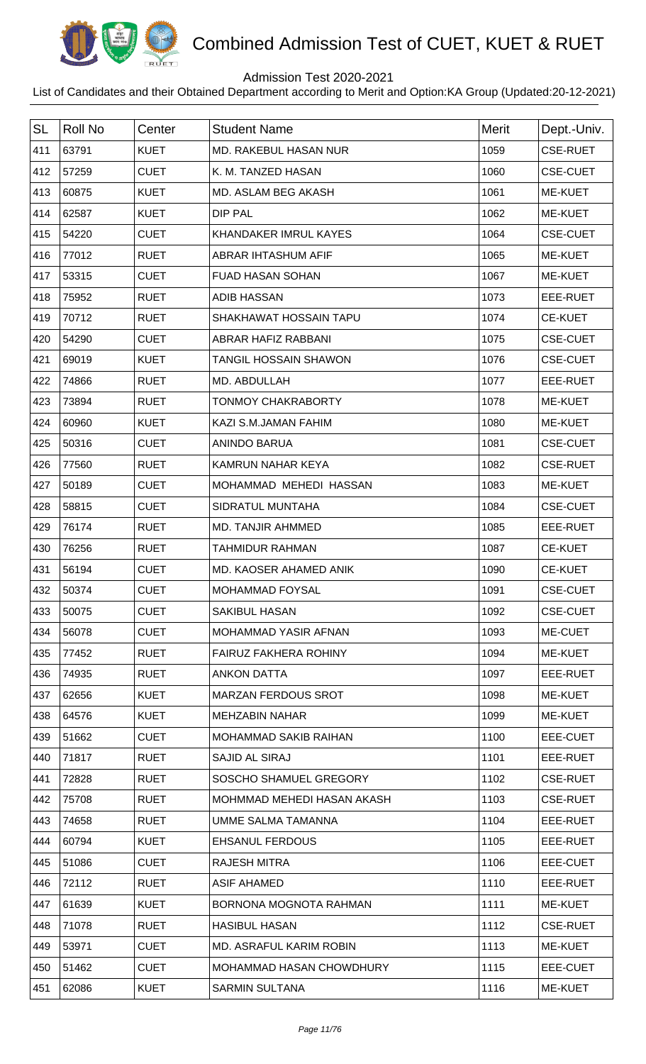# Combined Admission Test of CUET, KUET & RUET

Admission Test 2020-2021

List of Candidates and their Obtained Department according to Merit and Option:KA Group (Updated:20-12-2021)

| SL | Roll No | Center | Student Name | Merit | Dept.-Univ. |
|---|---|---|---|---|---|
| 411 | 63791 | KUET | MD. RAKEBUL HASAN NUR | 1059 | CSE-RUET |
| 412 | 57259 | CUET | K. M. TANZED HASAN | 1060 | CSE-CUET |
| 413 | 60875 | KUET | MD. ASLAM BEG AKASH | 1061 | ME-KUET |
| 414 | 62587 | KUET | DIP PAL | 1062 | ME-KUET |
| 415 | 54220 | CUET | KHANDAKER IMRUL KAYES | 1064 | CSE-CUET |
| 416 | 77012 | RUET | ABRAR IHTASHUM AFIF | 1065 | ME-KUET |
| 417 | 53315 | CUET | FUAD HASAN SOHAN | 1067 | ME-KUET |
| 418 | 75952 | RUET | ADIB HASSAN | 1073 | EEE-RUET |
| 419 | 70712 | RUET | SHAKHAWAT HOSSAIN TAPU | 1074 | CE-KUET |
| 420 | 54290 | CUET | ABRAR HAFIZ RABBANI | 1075 | CSE-CUET |
| 421 | 69019 | KUET | TANGIL HOSSAIN SHAWON | 1076 | CSE-CUET |
| 422 | 74866 | RUET | MD. ABDULLAH | 1077 | EEE-RUET |
| 423 | 73894 | RUET | TONMOY CHAKRABORTY | 1078 | ME-KUET |
| 424 | 60960 | KUET | KAZI S.M.JAMAN FAHIM | 1080 | ME-KUET |
| 425 | 50316 | CUET | ANINDO BARUA | 1081 | CSE-CUET |
| 426 | 77560 | RUET | KAMRUN NAHAR KEYA | 1082 | CSE-RUET |
| 427 | 50189 | CUET | MOHAMMAD MEHEDI HASSAN | 1083 | ME-KUET |
| 428 | 58815 | CUET | SIDRATUL MUNTAHA | 1084 | CSE-CUET |
| 429 | 76174 | RUET | MD. TANJIR AHMMED | 1085 | EEE-RUET |
| 430 | 76256 | RUET | TAHMIDUR RAHMAN | 1087 | CE-KUET |
| 431 | 56194 | CUET | MD. KAOSER AHAMED ANIK | 1090 | CE-KUET |
| 432 | 50374 | CUET | MOHAMMAD FOYSAL | 1091 | CSE-CUET |
| 433 | 50075 | CUET | SAKIBUL HASAN | 1092 | CSE-CUET |
| 434 | 56078 | CUET | MOHAMMAD YASIR AFNAN | 1093 | ME-CUET |
| 435 | 77452 | RUET | FAIRUZ FAKHERA ROHINY | 1094 | ME-KUET |
| 436 | 74935 | RUET | ANKON DATTA | 1097 | EEE-RUET |
| 437 | 62656 | KUET | MARZAN FERDOUS SROT | 1098 | ME-KUET |
| 438 | 64576 | KUET | MEHZABIN NAHAR | 1099 | ME-KUET |
| 439 | 51662 | CUET | MOHAMMAD SAKIB RAIHAN | 1100 | EEE-CUET |
| 440 | 71817 | RUET | SAJID AL SIRAJ | 1101 | EEE-RUET |
| 441 | 72828 | RUET | SOSCHO SHAMUEL GREGORY | 1102 | CSE-RUET |
| 442 | 75708 | RUET | MOHMMAD MEHEDI HASAN AKASH | 1103 | CSE-RUET |
| 443 | 74658 | RUET | UMME SALMA TAMANNA | 1104 | EEE-RUET |
| 444 | 60794 | KUET | EHSANUL FERDOUS | 1105 | EEE-RUET |
| 445 | 51086 | CUET | RAJESH MITRA | 1106 | EEE-CUET |
| 446 | 72112 | RUET | ASIF AHAMED | 1110 | EEE-RUET |
| 447 | 61639 | KUET | BORNONA MOGNOTA RAHMAN | 1111 | ME-KUET |
| 448 | 71078 | RUET | HASIBUL HASAN | 1112 | CSE-RUET |
| 449 | 53971 | CUET | MD. ASRAFUL KARIM ROBIN | 1113 | ME-KUET |
| 450 | 51462 | CUET | MOHAMMAD HASAN CHOWDHURY | 1115 | EEE-CUET |
| 451 | 62086 | KUET | SARMIN SULTANA | 1116 | ME-KUET |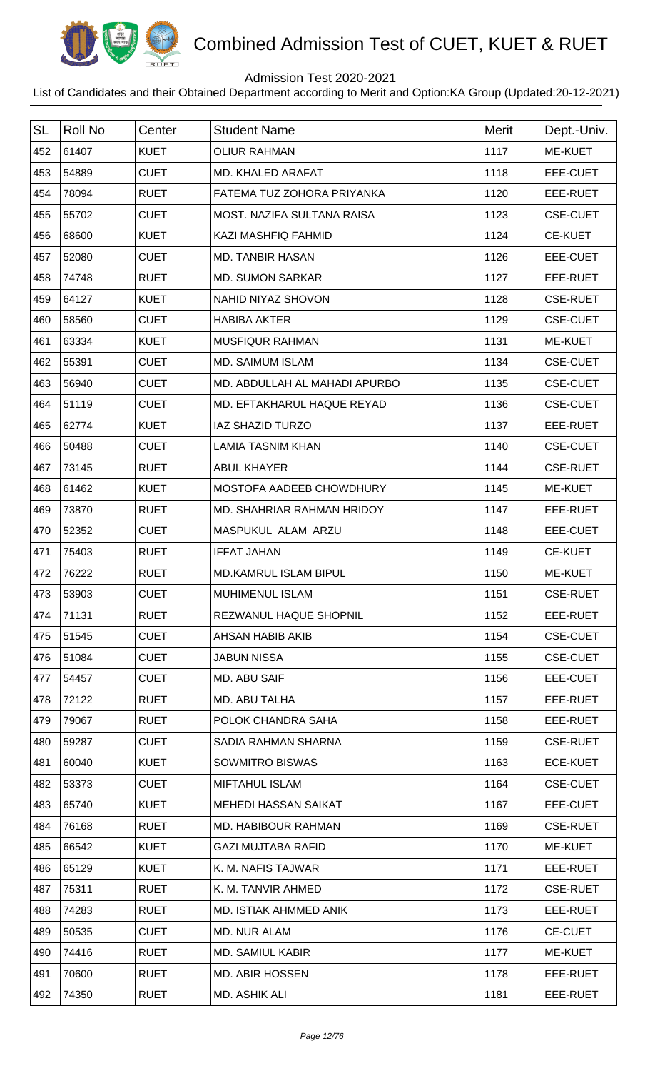# Combined Admission Test of CUET, KUET & RUET

Admission Test 2020-2021

List of Candidates and their Obtained Department according to Merit and Option:KA Group (Updated:20-12-2021)

| SL | Roll No | Center | Student Name | Merit | Dept.-Univ. |
|---|---|---|---|---|---|
| 452 | 61407 | KUET | OLIUR RAHMAN | 1117 | ME-KUET |
| 453 | 54889 | CUET | MD. KHALED ARAFAT | 1118 | EEE-CUET |
| 454 | 78094 | RUET | FATEMA TUZ ZOHORA PRIYANKA | 1120 | EEE-RUET |
| 455 | 55702 | CUET | MOST. NAZIFA SULTANA RAISA | 1123 | CSE-CUET |
| 456 | 68600 | KUET | KAZI MASHFIQ FAHMID | 1124 | CE-KUET |
| 457 | 52080 | CUET | MD. TANBIR HASAN | 1126 | EEE-CUET |
| 458 | 74748 | RUET | MD. SUMON SARKAR | 1127 | EEE-RUET |
| 459 | 64127 | KUET | NAHID NIYAZ SHOVON | 1128 | CSE-RUET |
| 460 | 58560 | CUET | HABIBA AKTER | 1129 | CSE-CUET |
| 461 | 63334 | KUET | MUSFIQUR RAHMAN | 1131 | ME-KUET |
| 462 | 55391 | CUET | MD. SAIMUM ISLAM | 1134 | CSE-CUET |
| 463 | 56940 | CUET | MD. ABDULLAH AL MAHADI APURBO | 1135 | CSE-CUET |
| 464 | 51119 | CUET | MD. EFTAKHARUL HAQUE REYAD | 1136 | CSE-CUET |
| 465 | 62774 | KUET | IAZ SHAZID TURZO | 1137 | EEE-RUET |
| 466 | 50488 | CUET | LAMIA TASNIM KHAN | 1140 | CSE-CUET |
| 467 | 73145 | RUET | ABUL KHAYER | 1144 | CSE-RUET |
| 468 | 61462 | KUET | MOSTOFA AADEEB CHOWDHURY | 1145 | ME-KUET |
| 469 | 73870 | RUET | MD. SHAHRIAR RAHMAN HRIDOY | 1147 | EEE-RUET |
| 470 | 52352 | CUET | MASPUKUL ALAM ARZU | 1148 | EEE-CUET |
| 471 | 75403 | RUET | IFFAT JAHAN | 1149 | CE-KUET |
| 472 | 76222 | RUET | MD.KAMRUL ISLAM BIPUL | 1150 | ME-KUET |
| 473 | 53903 | CUET | MUHIMENUL ISLAM | 1151 | CSE-RUET |
| 474 | 71131 | RUET | REZWANUL HAQUE SHOPNIL | 1152 | EEE-RUET |
| 475 | 51545 | CUET | AHSAN HABIB AKIB | 1154 | CSE-CUET |
| 476 | 51084 | CUET | JABUN NISSA | 1155 | CSE-CUET |
| 477 | 54457 | CUET | MD. ABU SAIF | 1156 | EEE-CUET |
| 478 | 72122 | RUET | MD. ABU TALHA | 1157 | EEE-RUET |
| 479 | 79067 | RUET | POLOK CHANDRA SAHA | 1158 | EEE-RUET |
| 480 | 59287 | CUET | SADIA RAHMAN SHARNA | 1159 | CSE-RUET |
| 481 | 60040 | KUET | SOWMITRO BISWAS | 1163 | ECE-KUET |
| 482 | 53373 | CUET | MIFTAHUL ISLAM | 1164 | CSE-CUET |
| 483 | 65740 | KUET | MEHEDI HASSAN SAIKAT | 1167 | EEE-CUET |
| 484 | 76168 | RUET | MD. HABIBOUR RAHMAN | 1169 | CSE-RUET |
| 485 | 66542 | KUET | GAZI MUJTABA RAFID | 1170 | ME-KUET |
| 486 | 65129 | KUET | K. M. NAFIS TAJWAR | 1171 | EEE-RUET |
| 487 | 75311 | RUET | K. M. TANVIR AHMED | 1172 | CSE-RUET |
| 488 | 74283 | RUET | MD. ISTIAK AHMMED ANIK | 1173 | EEE-RUET |
| 489 | 50535 | CUET | MD. NUR ALAM | 1176 | CE-CUET |
| 490 | 74416 | RUET | MD. SAMIUL KABIR | 1177 | ME-KUET |
| 491 | 70600 | RUET | MD. ABIR HOSSEN | 1178 | EEE-RUET |
| 492 | 74350 | RUET | MD. ASHIK ALI | 1181 | EEE-RUET |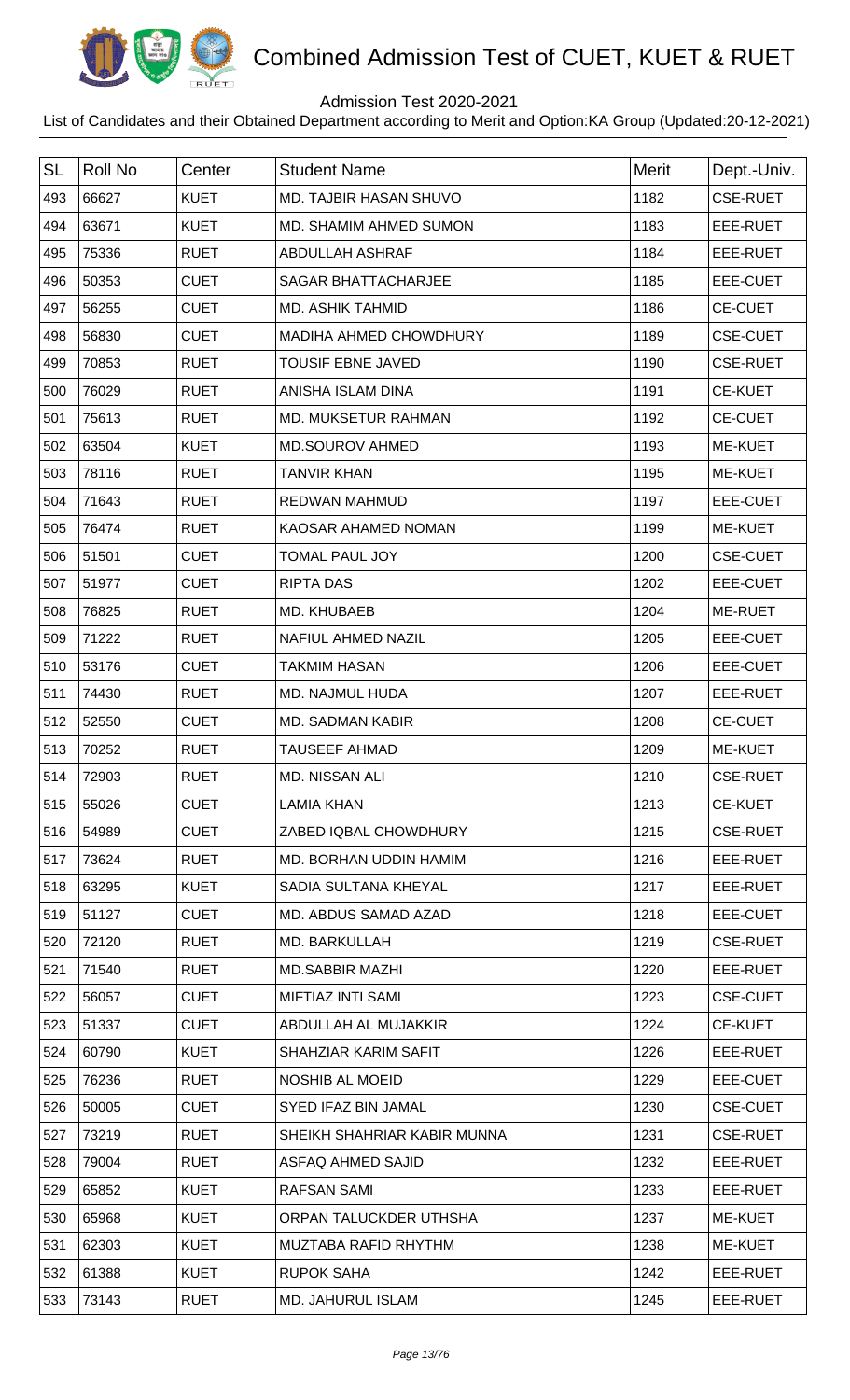# Combined Admission Test of CUET, KUET & RUET

Admission Test 2020-2021

List of Candidates and their Obtained Department according to Merit and Option:KA Group (Updated:20-12-2021)

| SL | Roll No | Center | Student Name | Merit | Dept.-Univ. |
|---|---|---|---|---|---|
| 493 | 66627 | KUET | MD. TAJBIR HASAN SHUVO | 1182 | CSE-RUET |
| 494 | 63671 | KUET | MD. SHAMIM AHMED SUMON | 1183 | EEE-RUET |
| 495 | 75336 | RUET | ABDULLAH ASHRAF | 1184 | EEE-RUET |
| 496 | 50353 | CUET | SAGAR BHATTACHARJEE | 1185 | EEE-CUET |
| 497 | 56255 | CUET | MD. ASHIK TAHMID | 1186 | CE-CUET |
| 498 | 56830 | CUET | MADIHA AHMED CHOWDHURY | 1189 | CSE-CUET |
| 499 | 70853 | RUET | TOUSIF EBNE JAVED | 1190 | CSE-RUET |
| 500 | 76029 | RUET | ANISHA ISLAM DINA | 1191 | CE-KUET |
| 501 | 75613 | RUET | MD. MUKSETUR RAHMAN | 1192 | CE-CUET |
| 502 | 63504 | KUET | MD.SOUROV AHMED | 1193 | ME-KUET |
| 503 | 78116 | RUET | TANVIR KHAN | 1195 | ME-KUET |
| 504 | 71643 | RUET | REDWAN MAHMUD | 1197 | EEE-CUET |
| 505 | 76474 | RUET | KAOSAR AHAMED NOMAN | 1199 | ME-KUET |
| 506 | 51501 | CUET | TOMAL PAUL JOY | 1200 | CSE-CUET |
| 507 | 51977 | CUET | RIPTA DAS | 1202 | EEE-CUET |
| 508 | 76825 | RUET | MD. KHUBAEB | 1204 | ME-RUET |
| 509 | 71222 | RUET | NAFIUL AHMED NAZIL | 1205 | EEE-CUET |
| 510 | 53176 | CUET | TAKMIM HASAN | 1206 | EEE-CUET |
| 511 | 74430 | RUET | MD. NAJMUL HUDA | 1207 | EEE-RUET |
| 512 | 52550 | CUET | MD. SADMAN KABIR | 1208 | CE-CUET |
| 513 | 70252 | RUET | TAUSEEF AHMAD | 1209 | ME-KUET |
| 514 | 72903 | RUET | MD. NISSAN ALI | 1210 | CSE-RUET |
| 515 | 55026 | CUET | LAMIA KHAN | 1213 | CE-KUET |
| 516 | 54989 | CUET | ZABED IQBAL CHOWDHURY | 1215 | CSE-RUET |
| 517 | 73624 | RUET | MD. BORHAN UDDIN HAMIM | 1216 | EEE-RUET |
| 518 | 63295 | KUET | SADIA SULTANA KHEYAL | 1217 | EEE-RUET |
| 519 | 51127 | CUET | MD. ABDUS SAMAD AZAD | 1218 | EEE-CUET |
| 520 | 72120 | RUET | MD. BARKULLAH | 1219 | CSE-RUET |
| 521 | 71540 | RUET | MD.SABBIR MAZHI | 1220 | EEE-RUET |
| 522 | 56057 | CUET | MIFTIAZ INTI SAMI | 1223 | CSE-CUET |
| 523 | 51337 | CUET | ABDULLAH AL MUJAKKIR | 1224 | CE-KUET |
| 524 | 60790 | KUET | SHAHZIAR KARIM SAFIT | 1226 | EEE-RUET |
| 525 | 76236 | RUET | NOSHIB AL MOEID | 1229 | EEE-CUET |
| 526 | 50005 | CUET | SYED IFAZ BIN JAMAL | 1230 | CSE-CUET |
| 527 | 73219 | RUET | SHEIKH SHAHRIAR KABIR MUNNA | 1231 | CSE-RUET |
| 528 | 79004 | RUET | ASFAQ AHMED SAJID | 1232 | EEE-RUET |
| 529 | 65852 | KUET | RAFSAN SAMI | 1233 | EEE-RUET |
| 530 | 65968 | KUET | ORPAN TALUCKDER UTHSHA | 1237 | ME-KUET |
| 531 | 62303 | KUET | MUZTABA RAFID RHYTHM | 1238 | ME-KUET |
| 532 | 61388 | KUET | RUPOK SAHA | 1242 | EEE-RUET |
| 533 | 73143 | RUET | MD. JAHURUL ISLAM | 1245 | EEE-RUET |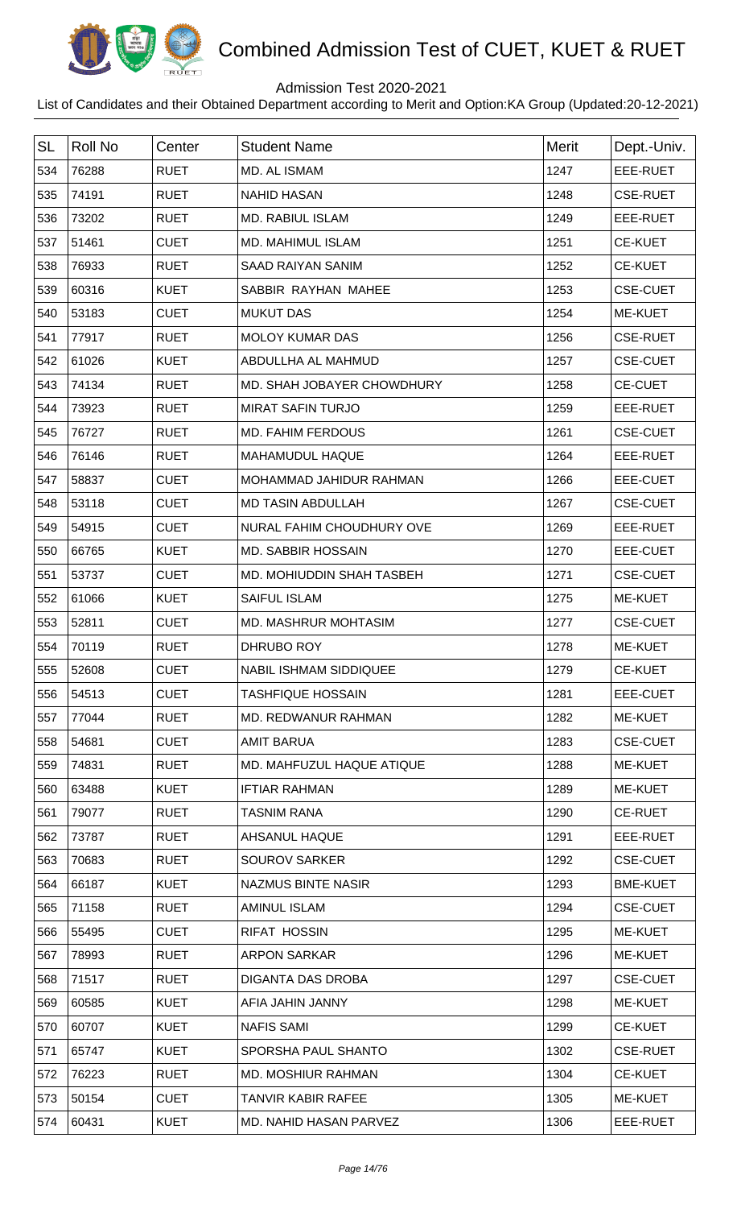# Combined Admission Test of CUET, KUET & RUET

Admission Test 2020-2021

List of Candidates and their Obtained Department according to Merit and Option:KA Group (Updated:20-12-2021)

| SL | Roll No | Center | Student Name | Merit | Dept.-Univ. |
|---|---|---|---|---|---|
| 534 | 76288 | RUET | MD. AL ISMAM | 1247 | EEE-RUET |
| 535 | 74191 | RUET | NAHID HASAN | 1248 | CSE-RUET |
| 536 | 73202 | RUET | MD. RABIUL ISLAM | 1249 | EEE-RUET |
| 537 | 51461 | CUET | MD. MAHIMUL ISLAM | 1251 | CE-KUET |
| 538 | 76933 | RUET | SAAD RAIYAN SANIM | 1252 | CE-KUET |
| 539 | 60316 | KUET | SABBIR RAYHAN MAHEE | 1253 | CSE-CUET |
| 540 | 53183 | CUET | MUKUT DAS | 1254 | ME-KUET |
| 541 | 77917 | RUET | MOLOY KUMAR DAS | 1256 | CSE-RUET |
| 542 | 61026 | KUET | ABDULLHA AL MAHMUD | 1257 | CSE-CUET |
| 543 | 74134 | RUET | MD. SHAH JOBAYER CHOWDHURY | 1258 | CE-CUET |
| 544 | 73923 | RUET | MIRAT SAFIN TURJO | 1259 | EEE-RUET |
| 545 | 76727 | RUET | MD. FAHIM FERDOUS | 1261 | CSE-CUET |
| 546 | 76146 | RUET | MAHAMUDUL HAQUE | 1264 | EEE-RUET |
| 547 | 58837 | CUET | MOHAMMAD JAHIDUR RAHMAN | 1266 | EEE-CUET |
| 548 | 53118 | CUET | MD TASIN ABDULLAH | 1267 | CSE-CUET |
| 549 | 54915 | CUET | NURAL FAHIM CHOUDHURY OVE | 1269 | EEE-RUET |
| 550 | 66765 | KUET | MD. SABBIR HOSSAIN | 1270 | EEE-CUET |
| 551 | 53737 | CUET | MD. MOHIUDDIN SHAH TASBEH | 1271 | CSE-CUET |
| 552 | 61066 | KUET | SAIFUL ISLAM | 1275 | ME-KUET |
| 553 | 52811 | CUET | MD. MASHRUR MOHTASIM | 1277 | CSE-CUET |
| 554 | 70119 | RUET | DHRUBO ROY | 1278 | ME-KUET |
| 555 | 52608 | CUET | NABIL ISHMAM SIDDIQUEE | 1279 | CE-KUET |
| 556 | 54513 | CUET | TASHFIQUE HOSSAIN | 1281 | EEE-CUET |
| 557 | 77044 | RUET | MD. REDWANUR RAHMAN | 1282 | ME-KUET |
| 558 | 54681 | CUET | AMIT BARUA | 1283 | CSE-CUET |
| 559 | 74831 | RUET | MD. MAHFUZUL HAQUE ATIQUE | 1288 | ME-KUET |
| 560 | 63488 | KUET | IFTIAR RAHMAN | 1289 | ME-KUET |
| 561 | 79077 | RUET | TASNIM RANA | 1290 | CE-RUET |
| 562 | 73787 | RUET | AHSANUL HAQUE | 1291 | EEE-RUET |
| 563 | 70683 | RUET | SOUROV SARKER | 1292 | CSE-CUET |
| 564 | 66187 | KUET | NAZMUS BINTE NASIR | 1293 | BME-KUET |
| 565 | 71158 | RUET | AMINUL ISLAM | 1294 | CSE-CUET |
| 566 | 55495 | CUET | RIFAT HOSSIN | 1295 | ME-KUET |
| 567 | 78993 | RUET | ARPON SARKAR | 1296 | ME-KUET |
| 568 | 71517 | RUET | DIGANTA DAS DROBA | 1297 | CSE-CUET |
| 569 | 60585 | KUET | AFIA JAHIN JANNY | 1298 | ME-KUET |
| 570 | 60707 | KUET | NAFIS SAMI | 1299 | CE-KUET |
| 571 | 65747 | KUET | SPORSHA PAUL SHANTO | 1302 | CSE-RUET |
| 572 | 76223 | RUET | MD. MOSHIUR RAHMAN | 1304 | CE-KUET |
| 573 | 50154 | CUET | TANVIR KABIR RAFEE | 1305 | ME-KUET |
| 574 | 60431 | KUET | MD. NAHID HASAN PARVEZ | 1306 | EEE-RUET |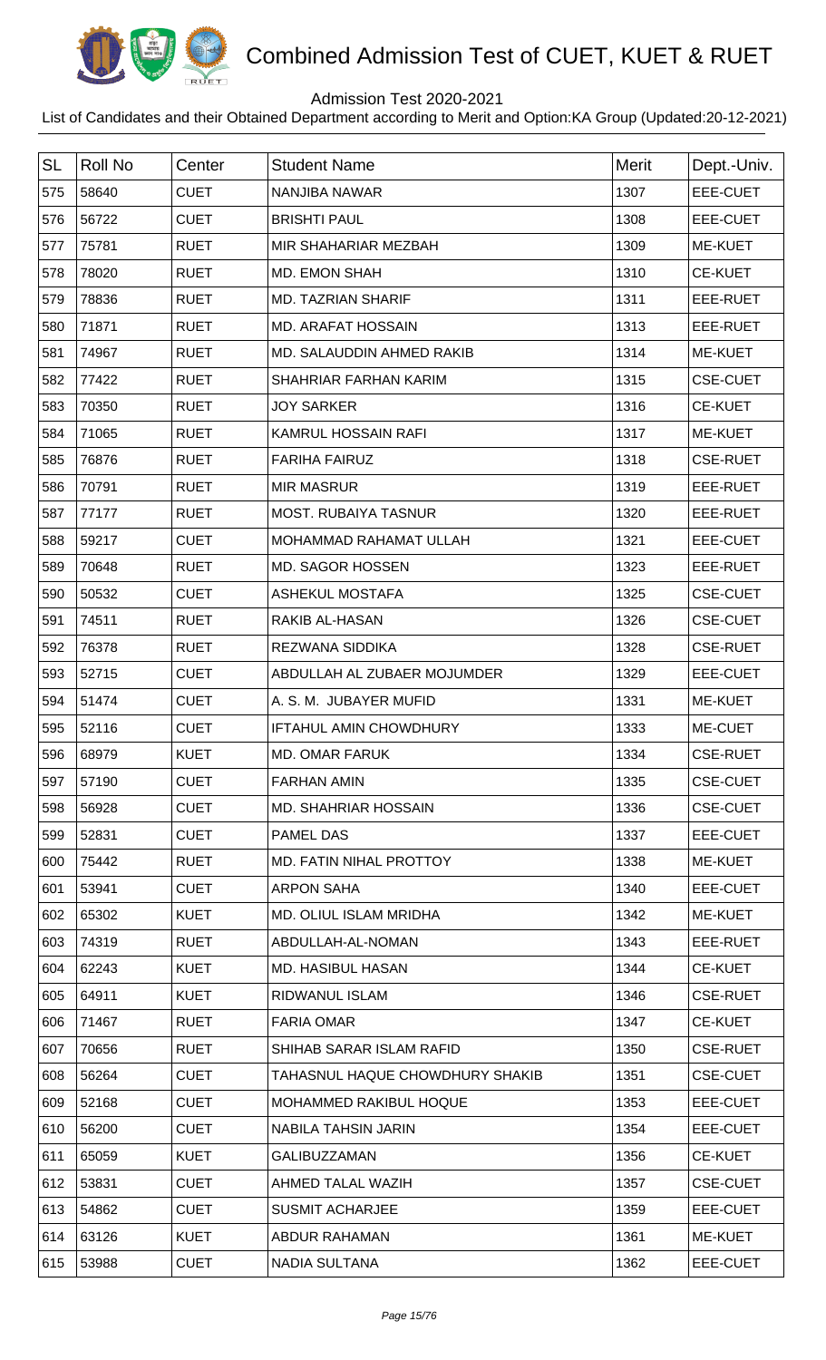# Combined Admission Test of CUET, KUET & RUET

Admission Test 2020-2021

List of Candidates and their Obtained Department according to Merit and Option:KA Group (Updated:20-12-2021)

| SL | Roll No | Center | Student Name | Merit | Dept.-Univ. |
|---|---|---|---|---|---|
| 575 | 58640 | CUET | NANJIBA NAWAR | 1307 | EEE-CUET |
| 576 | 56722 | CUET | BRISHTI PAUL | 1308 | EEE-CUET |
| 577 | 75781 | RUET | MIR SHAHARIAR MEZBAH | 1309 | ME-KUET |
| 578 | 78020 | RUET | MD. EMON SHAH | 1310 | CE-KUET |
| 579 | 78836 | RUET | MD. TAZRIAN SHARIF | 1311 | EEE-RUET |
| 580 | 71871 | RUET | MD. ARAFAT HOSSAIN | 1313 | EEE-RUET |
| 581 | 74967 | RUET | MD. SALAUDDIN AHMED RAKIB | 1314 | ME-KUET |
| 582 | 77422 | RUET | SHAHRIAR FARHAN KARIM | 1315 | CSE-CUET |
| 583 | 70350 | RUET | JOY SARKER | 1316 | CE-KUET |
| 584 | 71065 | RUET | KAMRUL HOSSAIN RAFI | 1317 | ME-KUET |
| 585 | 76876 | RUET | FARIHA FAIRUZ | 1318 | CSE-RUET |
| 586 | 70791 | RUET | MIR MASRUR | 1319 | EEE-RUET |
| 587 | 77177 | RUET | MOST. RUBAIYA TASNUR | 1320 | EEE-RUET |
| 588 | 59217 | CUET | MOHAMMAD RAHAMAT ULLAH | 1321 | EEE-CUET |
| 589 | 70648 | RUET | MD. SAGOR HOSSEN | 1323 | EEE-RUET |
| 590 | 50532 | CUET | ASHEKUL MOSTAFA | 1325 | CSE-CUET |
| 591 | 74511 | RUET | RAKIB AL-HASAN | 1326 | CSE-CUET |
| 592 | 76378 | RUET | REZWANA SIDDIKA | 1328 | CSE-RUET |
| 593 | 52715 | CUET | ABDULLAH AL ZUBAER MOJUMDER | 1329 | EEE-CUET |
| 594 | 51474 | CUET | A. S. M. JUBAYER MUFID | 1331 | ME-KUET |
| 595 | 52116 | CUET | IFTAHUL AMIN CHOWDHURY | 1333 | ME-CUET |
| 596 | 68979 | KUET | MD. OMAR FARUK | 1334 | CSE-RUET |
| 597 | 57190 | CUET | FARHAN AMIN | 1335 | CSE-CUET |
| 598 | 56928 | CUET | MD. SHAHRIAR HOSSAIN | 1336 | CSE-CUET |
| 599 | 52831 | CUET | PAMEL DAS | 1337 | EEE-CUET |
| 600 | 75442 | RUET | MD. FATIN NIHAL PROTTOY | 1338 | ME-KUET |
| 601 | 53941 | CUET | ARPON SAHA | 1340 | EEE-CUET |
| 602 | 65302 | KUET | MD. OLIUL ISLAM MRIDHA | 1342 | ME-KUET |
| 603 | 74319 | RUET | ABDULLAH-AL-NOMAN | 1343 | EEE-RUET |
| 604 | 62243 | KUET | MD. HASIBUL HASAN | 1344 | CE-KUET |
| 605 | 64911 | KUET | RIDWANUL ISLAM | 1346 | CSE-RUET |
| 606 | 71467 | RUET | FARIA OMAR | 1347 | CE-KUET |
| 607 | 70656 | RUET | SHIHAB SARAR ISLAM RAFID | 1350 | CSE-RUET |
| 608 | 56264 | CUET | TAHASNUL HAQUE CHOWDHURY SHAKIB | 1351 | CSE-CUET |
| 609 | 52168 | CUET | MOHAMMED RAKIBUL HOQUE | 1353 | EEE-CUET |
| 610 | 56200 | CUET | NABILA TAHSIN JARIN | 1354 | EEE-CUET |
| 611 | 65059 | KUET | GALIBUZZAMAN | 1356 | CE-KUET |
| 612 | 53831 | CUET | AHMED TALAL WAZIH | 1357 | CSE-CUET |
| 613 | 54862 | CUET | SUSMIT ACHARJEE | 1359 | EEE-CUET |
| 614 | 63126 | KUET | ABDUR RAHAMAN | 1361 | ME-KUET |
| 615 | 53988 | CUET | NADIA SULTANA | 1362 | EEE-CUET |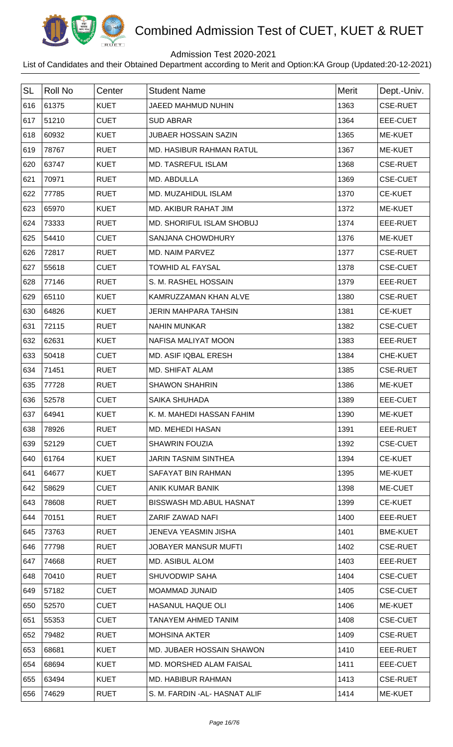# Combined Admission Test of CUET, KUET & RUET

Admission Test 2020-2021

List of Candidates and their Obtained Department according to Merit and Option:KA Group (Updated:20-12-2021)

| SL | Roll No | Center | Student Name | Merit | Dept.-Univ. |
|---|---|---|---|---|---|
| 616 | 61375 | KUET | JAEED MAHMUD NUHIN | 1363 | CSE-RUET |
| 617 | 51210 | CUET | SUD ABRAR | 1364 | EEE-CUET |
| 618 | 60932 | KUET | JUBAER HOSSAIN SAZIN | 1365 | ME-KUET |
| 619 | 78767 | RUET | MD. HASIBUR RAHMAN RATUL | 1367 | ME-KUET |
| 620 | 63747 | KUET | MD. TASREFUL ISLAM | 1368 | CSE-RUET |
| 621 | 70971 | RUET | MD. ABDULLA | 1369 | CSE-CUET |
| 622 | 77785 | RUET | MD. MUZAHIDUL ISLAM | 1370 | CE-KUET |
| 623 | 65970 | KUET | MD. AKIBUR RAHAT JIM | 1372 | ME-KUET |
| 624 | 73333 | RUET | MD. SHORIFUL ISLAM SHOBUJ | 1374 | EEE-RUET |
| 625 | 54410 | CUET | SANJANA CHOWDHURY | 1376 | ME-KUET |
| 626 | 72817 | RUET | MD. NAIM PARVEZ | 1377 | CSE-RUET |
| 627 | 55618 | CUET | TOWHID AL FAYSAL | 1378 | CSE-CUET |
| 628 | 77146 | RUET | S. M. RASHEL HOSSAIN | 1379 | EEE-RUET |
| 629 | 65110 | KUET | KAMRUZZAMAN KHAN ALVE | 1380 | CSE-RUET |
| 630 | 64826 | KUET | JERIN MAHPARA TAHSIN | 1381 | CE-KUET |
| 631 | 72115 | RUET | NAHIN MUNKAR | 1382 | CSE-CUET |
| 632 | 62631 | KUET | NAFISA MALIYAT MOON | 1383 | EEE-RUET |
| 633 | 50418 | CUET | MD. ASIF IQBAL ERESH | 1384 | CHE-KUET |
| 634 | 71451 | RUET | MD. SHIFAT ALAM | 1385 | CSE-RUET |
| 635 | 77728 | RUET | SHAWON SHAHRIN | 1386 | ME-KUET |
| 636 | 52578 | CUET | SAIKA SHUHADA | 1389 | EEE-CUET |
| 637 | 64941 | KUET | K. M. MAHEDI HASSAN FAHIM | 1390 | ME-KUET |
| 638 | 78926 | RUET | MD. MEHEDI HASAN | 1391 | EEE-RUET |
| 639 | 52129 | CUET | SHAWRIN FOUZIA | 1392 | CSE-CUET |
| 640 | 61764 | KUET | JARIN TASNIM SINTHEA | 1394 | CE-KUET |
| 641 | 64677 | KUET | SAFAYAT BIN RAHMAN | 1395 | ME-KUET |
| 642 | 58629 | CUET | ANIK KUMAR BANIK | 1398 | ME-CUET |
| 643 | 78608 | RUET | BISSWASH MD.ABUL HASNAT | 1399 | CE-KUET |
| 644 | 70151 | RUET | ZARIF ZAWAD NAFI | 1400 | EEE-RUET |
| 645 | 73763 | RUET | JENEVA YEASMIN JISHA | 1401 | BME-KUET |
| 646 | 77798 | RUET | JOBAYER MANSUR MUFTI | 1402 | CSE-RUET |
| 647 | 74668 | RUET | MD. ASIBUL ALOM | 1403 | EEE-RUET |
| 648 | 70410 | RUET | SHUVODWIP SAHA | 1404 | CSE-CUET |
| 649 | 57182 | CUET | MOAMMAD JUNAID | 1405 | CSE-CUET |
| 650 | 52570 | CUET | HASANUL HAQUE OLI | 1406 | ME-KUET |
| 651 | 55353 | CUET | TANAYEM AHMED TANIM | 1408 | CSE-CUET |
| 652 | 79482 | RUET | MOHSINA AKTER | 1409 | CSE-RUET |
| 653 | 68681 | KUET | MD. JUBAER HOSSAIN SHAWON | 1410 | EEE-RUET |
| 654 | 68694 | KUET | MD. MORSHED ALAM FAISAL | 1411 | EEE-CUET |
| 655 | 63494 | KUET | MD. HABIBUR RAHMAN | 1413 | CSE-RUET |
| 656 | 74629 | RUET | S. M. FARDIN -AL- HASNAT ALIF | 1414 | ME-KUET |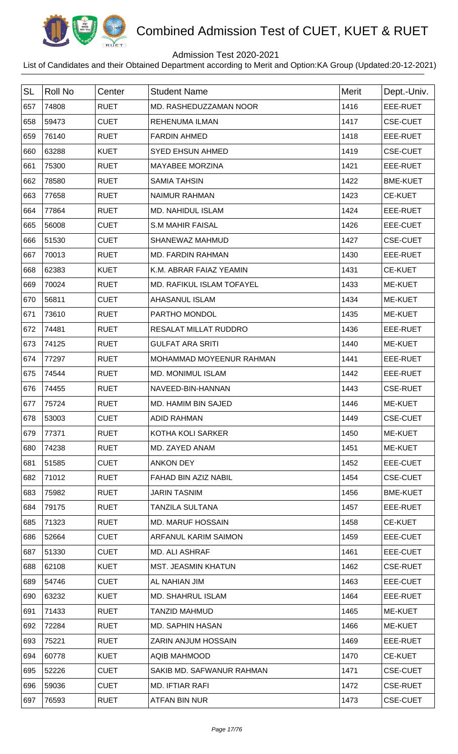# Combined Admission Test of CUET, KUET & RUET

Admission Test 2020-2021

List of Candidates and their Obtained Department according to Merit and Option:KA Group (Updated:20-12-2021)

| SL | Roll No | Center | Student Name | Merit | Dept.-Univ. |
|---|---|---|---|---|---|
| 657 | 74808 | RUET | MD. RASHEDUZZAMAN NOOR | 1416 | EEE-RUET |
| 658 | 59473 | CUET | REHENUMA ILMAN | 1417 | CSE-CUET |
| 659 | 76140 | RUET | FARDIN AHMED | 1418 | EEE-RUET |
| 660 | 63288 | KUET | SYED EHSUN AHMED | 1419 | CSE-CUET |
| 661 | 75300 | RUET | MAYABEE MORZINA | 1421 | EEE-RUET |
| 662 | 78580 | RUET | SAMIA TAHSIN | 1422 | BME-KUET |
| 663 | 77658 | RUET | NAIMUR RAHMAN | 1423 | CE-KUET |
| 664 | 77864 | RUET | MD. NAHIDUL ISLAM | 1424 | EEE-RUET |
| 665 | 56008 | CUET | S.M MAHIR FAISAL | 1426 | EEE-CUET |
| 666 | 51530 | CUET | SHANEWAZ MAHMUD | 1427 | CSE-CUET |
| 667 | 70013 | RUET | MD. FARDIN RAHMAN | 1430 | EEE-RUET |
| 668 | 62383 | KUET | K.M. ABRAR FAIAZ YEAMIN | 1431 | CE-KUET |
| 669 | 70024 | RUET | MD. RAFIKUL ISLAM TOFAYEL | 1433 | ME-KUET |
| 670 | 56811 | CUET | AHASANUL ISLAM | 1434 | ME-KUET |
| 671 | 73610 | RUET | PARTHO MONDOL | 1435 | ME-KUET |
| 672 | 74481 | RUET | RESALAT MILLAT RUDDRO | 1436 | EEE-RUET |
| 673 | 74125 | RUET | GULFAT ARA SRITI | 1440 | ME-KUET |
| 674 | 77297 | RUET | MOHAMMAD MOYEENUR RAHMAN | 1441 | EEE-RUET |
| 675 | 74544 | RUET | MD. MONIMUL ISLAM | 1442 | EEE-RUET |
| 676 | 74455 | RUET | NAVEED-BIN-HANNAN | 1443 | CSE-RUET |
| 677 | 75724 | RUET | MD. HAMIM BIN SAJED | 1446 | ME-KUET |
| 678 | 53003 | CUET | ADID RAHMAN | 1449 | CSE-CUET |
| 679 | 77371 | RUET | KOTHA KOLI SARKER | 1450 | ME-KUET |
| 680 | 74238 | RUET | MD. ZAYED ANAM | 1451 | ME-KUET |
| 681 | 51585 | CUET | ANKON DEY | 1452 | EEE-CUET |
| 682 | 71012 | RUET | FAHAD BIN AZIZ NABIL | 1454 | CSE-CUET |
| 683 | 75982 | RUET | JARIN TASNIM | 1456 | BME-KUET |
| 684 | 79175 | RUET | TANZILA SULTANA | 1457 | EEE-RUET |
| 685 | 71323 | RUET | MD. MARUF HOSSAIN | 1458 | CE-KUET |
| 686 | 52664 | CUET | ARFANUL KARIM SAIMON | 1459 | EEE-CUET |
| 687 | 51330 | CUET | MD. ALI ASHRAF | 1461 | EEE-CUET |
| 688 | 62108 | KUET | MST. JEASMIN KHATUN | 1462 | CSE-RUET |
| 689 | 54746 | CUET | AL NAHIAN JIM | 1463 | EEE-CUET |
| 690 | 63232 | KUET | MD. SHAHRUL ISLAM | 1464 | EEE-RUET |
| 691 | 71433 | RUET | TANZID MAHMUD | 1465 | ME-KUET |
| 692 | 72284 | RUET | MD. SAPHIN HASAN | 1466 | ME-KUET |
| 693 | 75221 | RUET | ZARIN ANJUM HOSSAIN | 1469 | EEE-RUET |
| 694 | 60778 | KUET | AQIB MAHMOOD | 1470 | CE-KUET |
| 695 | 52226 | CUET | SAKIB MD. SAFWANUR RAHMAN | 1471 | CSE-CUET |
| 696 | 59036 | CUET | MD. IFTIAR RAFI | 1472 | CSE-RUET |
| 697 | 76593 | RUET | ATFAN BIN NUR | 1473 | CSE-CUET |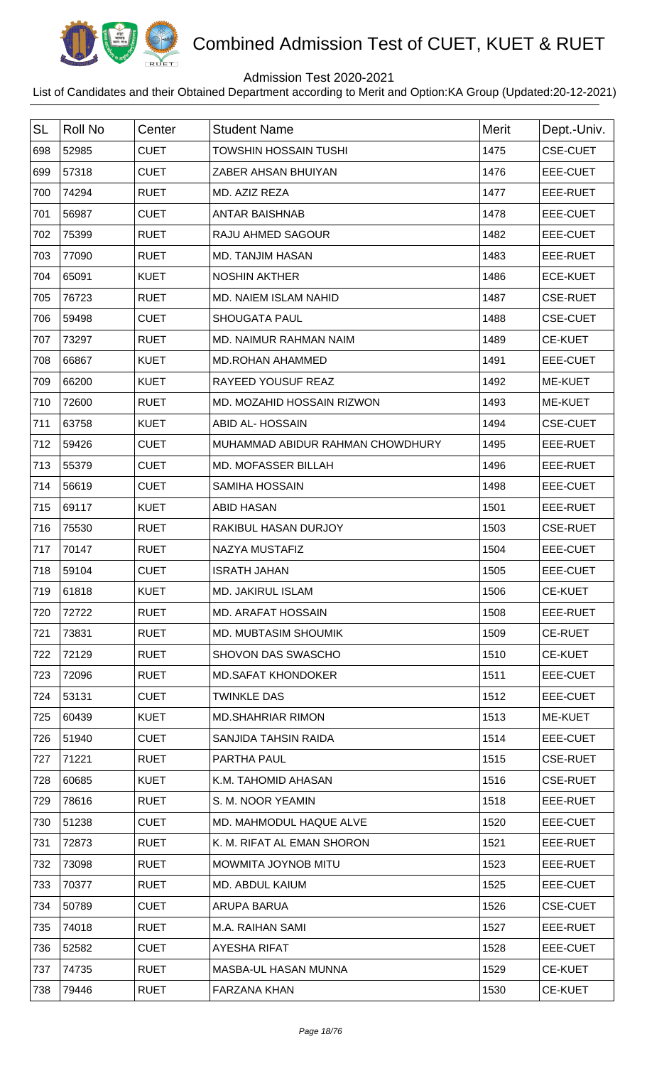# Combined Admission Test of CUET, KUET & RUET

Admission Test 2020-2021

List of Candidates and their Obtained Department according to Merit and Option:KA Group (Updated:20-12-2021)

| SL | Roll No | Center | Student Name | Merit | Dept.-Univ. |
|---|---|---|---|---|---|
| 698 | 52985 | CUET | TOWSHIN HOSSAIN TUSHI | 1475 | CSE-CUET |
| 699 | 57318 | CUET | ZABER AHSAN BHUIYAN | 1476 | EEE-CUET |
| 700 | 74294 | RUET | MD. AZIZ REZA | 1477 | EEE-RUET |
| 701 | 56987 | CUET | ANTAR BAISHNAB | 1478 | EEE-CUET |
| 702 | 75399 | RUET | RAJU AHMED SAGOUR | 1482 | EEE-CUET |
| 703 | 77090 | RUET | MD. TANJIM HASAN | 1483 | EEE-RUET |
| 704 | 65091 | KUET | NOSHIN AKTHER | 1486 | ECE-KUET |
| 705 | 76723 | RUET | MD. NAIEM ISLAM NAHID | 1487 | CSE-RUET |
| 706 | 59498 | CUET | SHOUGATA PAUL | 1488 | CSE-CUET |
| 707 | 73297 | RUET | MD. NAIMUR RAHMAN NAIM | 1489 | CE-KUET |
| 708 | 66867 | KUET | MD.ROHAN AHAMMED | 1491 | EEE-CUET |
| 709 | 66200 | KUET | RAYEED YOUSUF REAZ | 1492 | ME-KUET |
| 710 | 72600 | RUET | MD. MOZAHID HOSSAIN RIZWON | 1493 | ME-KUET |
| 711 | 63758 | KUET | ABID AL- HOSSAIN | 1494 | CSE-CUET |
| 712 | 59426 | CUET | MUHAMMAD ABIDUR RAHMAN CHOWDHURY | 1495 | EEE-RUET |
| 713 | 55379 | CUET | MD. MOFASSER BILLAH | 1496 | EEE-RUET |
| 714 | 56619 | CUET | SAMIHA HOSSAIN | 1498 | EEE-CUET |
| 715 | 69117 | KUET | ABID HASAN | 1501 | EEE-RUET |
| 716 | 75530 | RUET | RAKIBUL HASAN DURJOY | 1503 | CSE-RUET |
| 717 | 70147 | RUET | NAZYA MUSTAFIZ | 1504 | EEE-CUET |
| 718 | 59104 | CUET | ISRATH JAHAN | 1505 | EEE-CUET |
| 719 | 61818 | KUET | MD. JAKIRUL ISLAM | 1506 | CE-KUET |
| 720 | 72722 | RUET | MD. ARAFAT HOSSAIN | 1508 | EEE-RUET |
| 721 | 73831 | RUET | MD. MUBTASIM SHOUMIK | 1509 | CE-RUET |
| 722 | 72129 | RUET | SHOVON DAS SWASCHO | 1510 | CE-KUET |
| 723 | 72096 | RUET | MD.SAFAT KHONDOKER | 1511 | EEE-CUET |
| 724 | 53131 | CUET | TWINKLE DAS | 1512 | EEE-CUET |
| 725 | 60439 | KUET | MD.SHAHRIAR RIMON | 1513 | ME-KUET |
| 726 | 51940 | CUET | SANJIDA TAHSIN RAIDA | 1514 | EEE-CUET |
| 727 | 71221 | RUET | PARTHA PAUL | 1515 | CSE-RUET |
| 728 | 60685 | KUET | K.M. TAHOMID AHASAN | 1516 | CSE-RUET |
| 729 | 78616 | RUET | S. M. NOOR YEAMIN | 1518 | EEE-RUET |
| 730 | 51238 | CUET | MD. MAHMODUL HAQUE ALVE | 1520 | EEE-CUET |
| 731 | 72873 | RUET | K. M. RIFAT AL EMAN SHORON | 1521 | EEE-RUET |
| 732 | 73098 | RUET | MOWMITA JOYNOB MITU | 1523 | EEE-RUET |
| 733 | 70377 | RUET | MD. ABDUL KAIUM | 1525 | EEE-CUET |
| 734 | 50789 | CUET | ARUPA BARUA | 1526 | CSE-CUET |
| 735 | 74018 | RUET | M.A. RAIHAN SAMI | 1527 | EEE-RUET |
| 736 | 52582 | CUET | AYESHA RIFAT | 1528 | EEE-CUET |
| 737 | 74735 | RUET | MASBA-UL HASAN MUNNA | 1529 | CE-KUET |
| 738 | 79446 | RUET | FARZANA KHAN | 1530 | CE-KUET |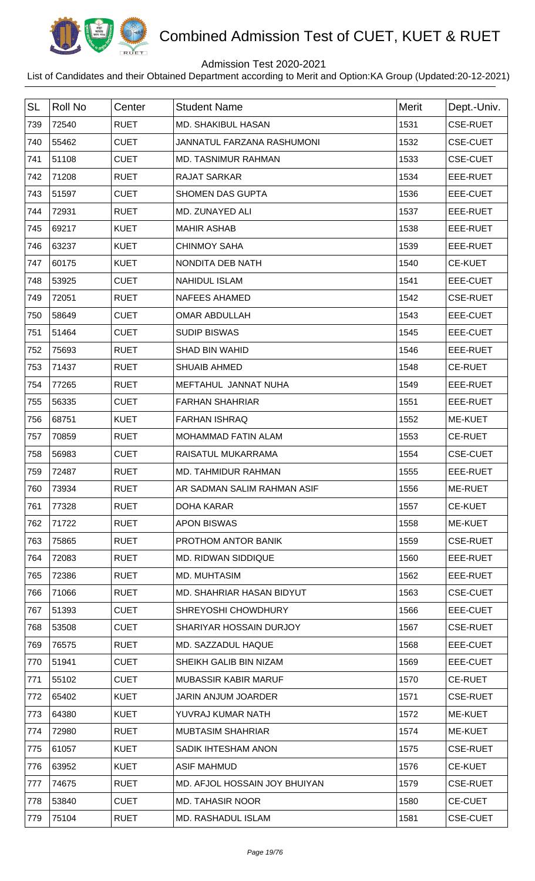# Combined Admission Test of CUET, KUET & RUET

Admission Test 2020-2021

List of Candidates and their Obtained Department according to Merit and Option:KA Group (Updated:20-12-2021)

| SL | Roll No | Center | Student Name | Merit | Dept.-Univ. |
|---|---|---|---|---|---|
| 739 | 72540 | RUET | MD. SHAKIBUL HASAN | 1531 | CSE-RUET |
| 740 | 55462 | CUET | JANNATUL FARZANA RASHUMONI | 1532 | CSE-CUET |
| 741 | 51108 | CUET | MD. TASNIMUR RAHMAN | 1533 | CSE-CUET |
| 742 | 71208 | RUET | RAJAT SARKAR | 1534 | EEE-RUET |
| 743 | 51597 | CUET | SHOMEN DAS GUPTA | 1536 | EEE-CUET |
| 744 | 72931 | RUET | MD. ZUNAYED ALI | 1537 | EEE-RUET |
| 745 | 69217 | KUET | MAHIR ASHAB | 1538 | EEE-RUET |
| 746 | 63237 | KUET | CHINMOY SAHA | 1539 | EEE-RUET |
| 747 | 60175 | KUET | NONDITA DEB NATH | 1540 | CE-KUET |
| 748 | 53925 | CUET | NAHIDUL ISLAM | 1541 | EEE-CUET |
| 749 | 72051 | RUET | NAFEES AHAMED | 1542 | CSE-RUET |
| 750 | 58649 | CUET | OMAR ABDULLAH | 1543 | EEE-CUET |
| 751 | 51464 | CUET | SUDIP BISWAS | 1545 | EEE-CUET |
| 752 | 75693 | RUET | SHAD BIN WAHID | 1546 | EEE-RUET |
| 753 | 71437 | RUET | SHUAIB AHMED | 1548 | CE-RUET |
| 754 | 77265 | RUET | MEFTAHUL JANNAT NUHA | 1549 | EEE-RUET |
| 755 | 56335 | CUET | FARHAN SHAHRIAR | 1551 | EEE-RUET |
| 756 | 68751 | KUET | FARHAN ISHRAQ | 1552 | ME-KUET |
| 757 | 70859 | RUET | MOHAMMAD FATIN ALAM | 1553 | CE-RUET |
| 758 | 56983 | CUET | RAISATUL MUKARRAMA | 1554 | CSE-CUET |
| 759 | 72487 | RUET | MD. TAHMIDUR RAHMAN | 1555 | EEE-RUET |
| 760 | 73934 | RUET | AR SADMAN SALIM RAHMAN ASIF | 1556 | ME-RUET |
| 761 | 77328 | RUET | DOHA KARAR | 1557 | CE-KUET |
| 762 | 71722 | RUET | APON BISWAS | 1558 | ME-KUET |
| 763 | 75865 | RUET | PROTHOM ANTOR BANIK | 1559 | CSE-RUET |
| 764 | 72083 | RUET | MD. RIDWAN SIDDIQUE | 1560 | EEE-RUET |
| 765 | 72386 | RUET | MD. MUHTASIM | 1562 | EEE-RUET |
| 766 | 71066 | RUET | MD. SHAHRIAR HASAN BIDYUT | 1563 | CSE-CUET |
| 767 | 51393 | CUET | SHREYOSHI CHOWDHURY | 1566 | EEE-CUET |
| 768 | 53508 | CUET | SHARIYAR HOSSAIN DURJOY | 1567 | CSE-RUET |
| 769 | 76575 | RUET | MD. SAZZADUL HAQUE | 1568 | EEE-CUET |
| 770 | 51941 | CUET | SHEIKH GALIB BIN NIZAM | 1569 | EEE-CUET |
| 771 | 55102 | CUET | MUBASSIR KABIR MARUF | 1570 | CE-RUET |
| 772 | 65402 | KUET | JARIN ANJUM JOARDER | 1571 | CSE-RUET |
| 773 | 64380 | KUET | YUVRAJ KUMAR NATH | 1572 | ME-KUET |
| 774 | 72980 | RUET | MUBTASIM SHAHRIAR | 1574 | ME-KUET |
| 775 | 61057 | KUET | SADIK IHTESHAM ANON | 1575 | CSE-RUET |
| 776 | 63952 | KUET | ASIF MAHMUD | 1576 | CE-KUET |
| 777 | 74675 | RUET | MD. AFJOL HOSSAIN JOY BHUIYAN | 1579 | CSE-RUET |
| 778 | 53840 | CUET | MD. TAHASIR NOOR | 1580 | CE-CUET |
| 779 | 75104 | RUET | MD. RASHADUL ISLAM | 1581 | CSE-CUET |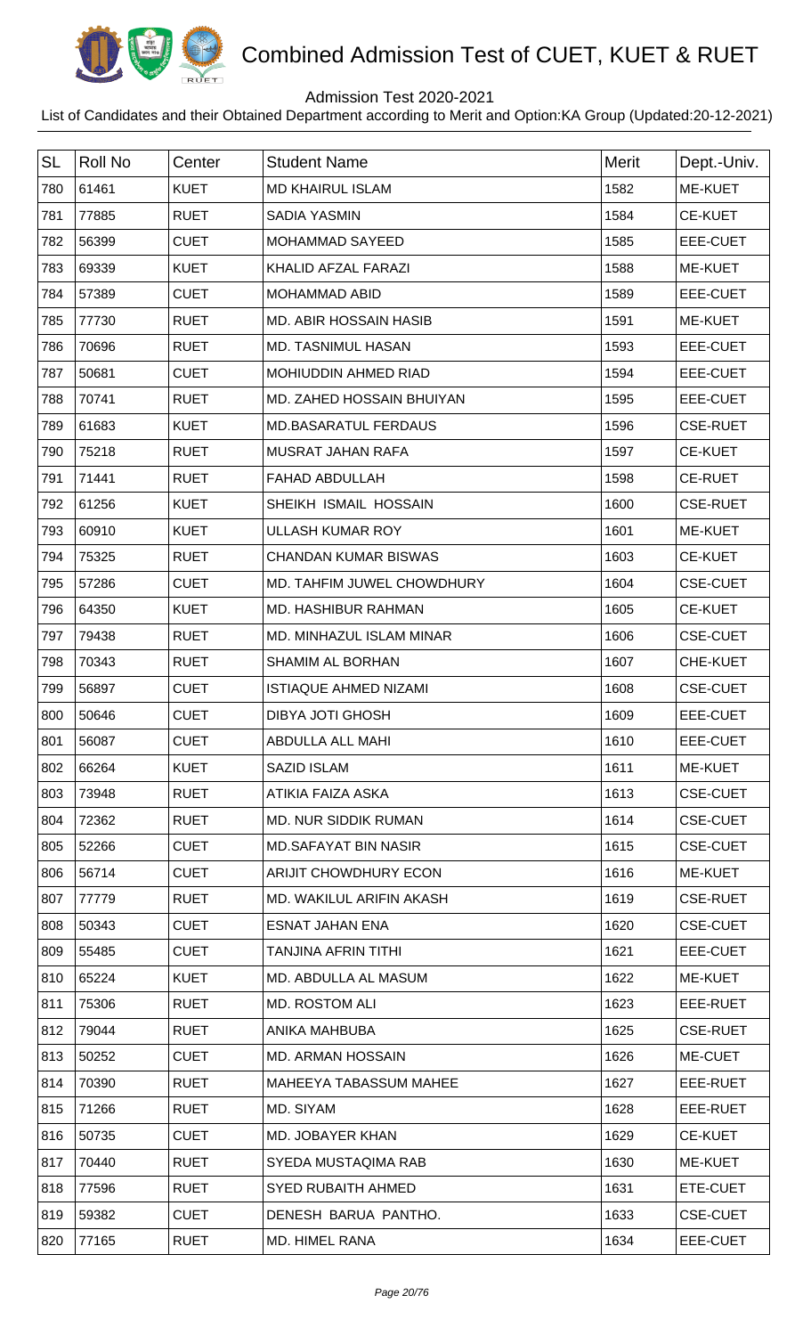# Combined Admission Test of CUET, KUET & RUET

Admission Test 2020-2021

List of Candidates and their Obtained Department according to Merit and Option:KA Group (Updated:20-12-2021)

| SL | Roll No | Center | Student Name | Merit | Dept.-Univ. |
|---|---|---|---|---|---|
| 780 | 61461 | KUET | MD KHAIRUL ISLAM | 1582 | ME-KUET |
| 781 | 77885 | RUET | SADIA YASMIN | 1584 | CE-KUET |
| 782 | 56399 | CUET | MOHAMMAD SAYEED | 1585 | EEE-CUET |
| 783 | 69339 | KUET | KHALID AFZAL FARAZI | 1588 | ME-KUET |
| 784 | 57389 | CUET | MOHAMMAD ABID | 1589 | EEE-CUET |
| 785 | 77730 | RUET | MD. ABIR HOSSAIN HASIB | 1591 | ME-KUET |
| 786 | 70696 | RUET | MD. TASNIMUL HASAN | 1593 | EEE-CUET |
| 787 | 50681 | CUET | MOHIUDDIN AHMED RIAD | 1594 | EEE-CUET |
| 788 | 70741 | RUET | MD. ZAHED HOSSAIN BHUIYAN | 1595 | EEE-CUET |
| 789 | 61683 | KUET | MD.BASARATUL FERDAUS | 1596 | CSE-RUET |
| 790 | 75218 | RUET | MUSRAT JAHAN RAFA | 1597 | CE-KUET |
| 791 | 71441 | RUET | FAHAD ABDULLAH | 1598 | CE-RUET |
| 792 | 61256 | KUET | SHEIKH ISMAIL HOSSAIN | 1600 | CSE-RUET |
| 793 | 60910 | KUET | ULLASH KUMAR ROY | 1601 | ME-KUET |
| 794 | 75325 | RUET | CHANDAN KUMAR BISWAS | 1603 | CE-KUET |
| 795 | 57286 | CUET | MD. TAHFIM JUWEL CHOWDHURY | 1604 | CSE-CUET |
| 796 | 64350 | KUET | MD. HASHIBUR RAHMAN | 1605 | CE-KUET |
| 797 | 79438 | RUET | MD. MINHAZUL ISLAM MINAR | 1606 | CSE-CUET |
| 798 | 70343 | RUET | SHAMIM AL BORHAN | 1607 | CHE-KUET |
| 799 | 56897 | CUET | ISTIAQUE AHMED NIZAMI | 1608 | CSE-CUET |
| 800 | 50646 | CUET | DIBYA JOTI GHOSH | 1609 | EEE-CUET |
| 801 | 56087 | CUET | ABDULLA ALL MAHI | 1610 | EEE-CUET |
| 802 | 66264 | KUET | SAZID ISLAM | 1611 | ME-KUET |
| 803 | 73948 | RUET | ATIKIA FAIZA ASKA | 1613 | CSE-CUET |
| 804 | 72362 | RUET | MD. NUR SIDDIK RUMAN | 1614 | CSE-CUET |
| 805 | 52266 | CUET | MD.SAFAYAT BIN NASIR | 1615 | CSE-CUET |
| 806 | 56714 | CUET | ARIJIT CHOWDHURY ECON | 1616 | ME-KUET |
| 807 | 77779 | RUET | MD. WAKILUL ARIFIN AKASH | 1619 | CSE-RUET |
| 808 | 50343 | CUET | ESNAT JAHAN ENA | 1620 | CSE-CUET |
| 809 | 55485 | CUET | TANJINA AFRIN TITHI | 1621 | EEE-CUET |
| 810 | 65224 | KUET | MD. ABDULLA AL MASUM | 1622 | ME-KUET |
| 811 | 75306 | RUET | MD. ROSTOM ALI | 1623 | EEE-RUET |
| 812 | 79044 | RUET | ANIKA MAHBUBA | 1625 | CSE-RUET |
| 813 | 50252 | CUET | MD. ARMAN HOSSAIN | 1626 | ME-CUET |
| 814 | 70390 | RUET | MAHEEYA TABASSUM MAHEE | 1627 | EEE-RUET |
| 815 | 71266 | RUET | MD. SIYAM | 1628 | EEE-RUET |
| 816 | 50735 | CUET | MD. JOBAYER KHAN | 1629 | CE-KUET |
| 817 | 70440 | RUET | SYEDA MUSTAQIMA RAB | 1630 | ME-KUET |
| 818 | 77596 | RUET | SYED RUBAITH AHMED | 1631 | ETE-CUET |
| 819 | 59382 | CUET | DENESH BARUA PANTHO. | 1633 | CSE-CUET |
| 820 | 77165 | RUET | MD. HIMEL RANA | 1634 | EEE-CUET |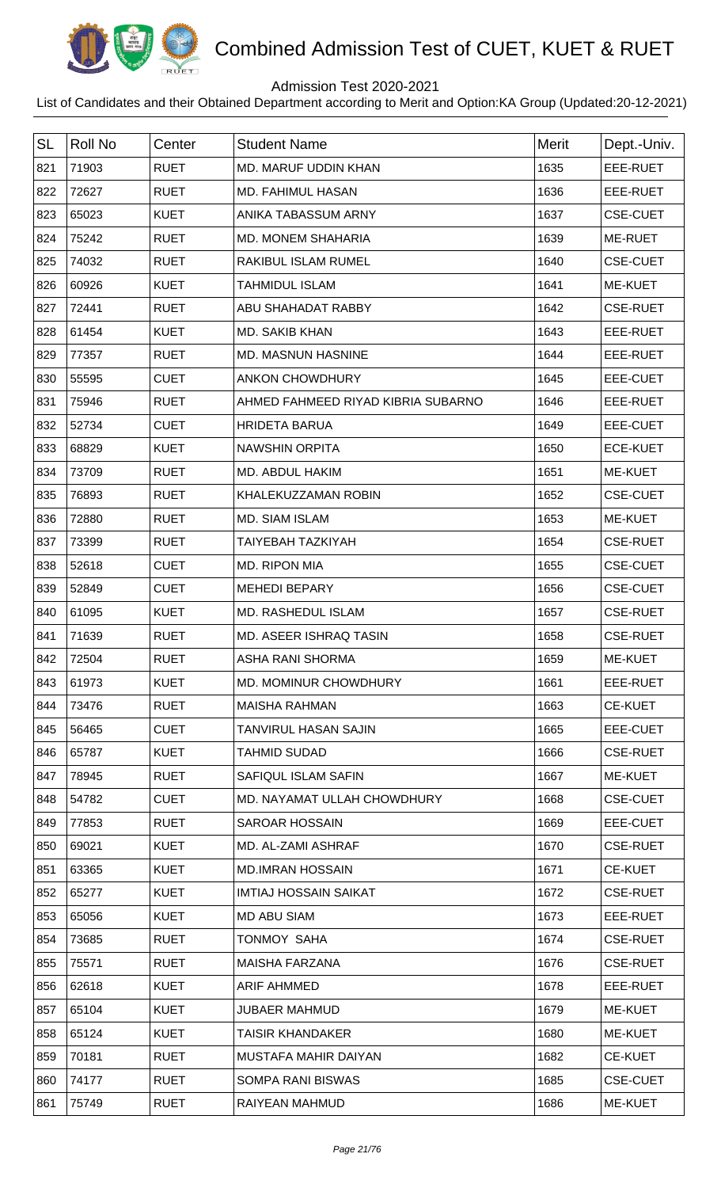# Combined Admission Test of CUET, KUET & RUET

Admission Test 2020-2021

List of Candidates and their Obtained Department according to Merit and Option:KA Group (Updated:20-12-2021)

| SL | Roll No | Center | Student Name | Merit | Dept.-Univ. |
|---|---|---|---|---|---|
| 821 | 71903 | RUET | MD. MARUF UDDIN KHAN | 1635 | EEE-RUET |
| 822 | 72627 | RUET | MD. FAHIMUL HASAN | 1636 | EEE-RUET |
| 823 | 65023 | KUET | ANIKA TABASSUM ARNY | 1637 | CSE-CUET |
| 824 | 75242 | RUET | MD. MONEM SHAHARIA | 1639 | ME-RUET |
| 825 | 74032 | RUET | RAKIBUL ISLAM RUMEL | 1640 | CSE-CUET |
| 826 | 60926 | KUET | TAHMIDUL ISLAM | 1641 | ME-KUET |
| 827 | 72441 | RUET | ABU SHAHADAT RABBY | 1642 | CSE-RUET |
| 828 | 61454 | KUET | MD. SAKIB KHAN | 1643 | EEE-RUET |
| 829 | 77357 | RUET | MD. MASNUN HASNINE | 1644 | EEE-RUET |
| 830 | 55595 | CUET | ANKON CHOWDHURY | 1645 | EEE-CUET |
| 831 | 75946 | RUET | AHMED FAHMEED RIYAD KIBRIA SUBARNO | 1646 | EEE-RUET |
| 832 | 52734 | CUET | HRIDETA BARUA | 1649 | EEE-CUET |
| 833 | 68829 | KUET | NAWSHIN ORPITA | 1650 | ECE-KUET |
| 834 | 73709 | RUET | MD. ABDUL HAKIM | 1651 | ME-KUET |
| 835 | 76893 | RUET | KHALEKUZZAMAN ROBIN | 1652 | CSE-CUET |
| 836 | 72880 | RUET | MD. SIAM ISLAM | 1653 | ME-KUET |
| 837 | 73399 | RUET | TAIYEBAH TAZKIYAH | 1654 | CSE-RUET |
| 838 | 52618 | CUET | MD. RIPON MIA | 1655 | CSE-CUET |
| 839 | 52849 | CUET | MEHEDI BEPARY | 1656 | CSE-CUET |
| 840 | 61095 | KUET | MD. RASHEDUL ISLAM | 1657 | CSE-RUET |
| 841 | 71639 | RUET | MD. ASEER ISHRAQ TASIN | 1658 | CSE-RUET |
| 842 | 72504 | RUET | ASHA RANI SHORMA | 1659 | ME-KUET |
| 843 | 61973 | KUET | MD. MOMINUR CHOWDHURY | 1661 | EEE-RUET |
| 844 | 73476 | RUET | MAISHA RAHMAN | 1663 | CE-KUET |
| 845 | 56465 | CUET | TANVIRUL HASAN SAJIN | 1665 | EEE-CUET |
| 846 | 65787 | KUET | TAHMID SUDAD | 1666 | CSE-RUET |
| 847 | 78945 | RUET | SAFIQUL ISLAM SAFIN | 1667 | ME-KUET |
| 848 | 54782 | CUET | MD. NAYAMAT ULLAH CHOWDHURY | 1668 | CSE-CUET |
| 849 | 77853 | RUET | SAROAR HOSSAIN | 1669 | EEE-CUET |
| 850 | 69021 | KUET | MD. AL-ZAMI ASHRAF | 1670 | CSE-RUET |
| 851 | 63365 | KUET | MD.IMRAN HOSSAIN | 1671 | CE-KUET |
| 852 | 65277 | KUET | IMTIAJ HOSSAIN SAIKAT | 1672 | CSE-RUET |
| 853 | 65056 | KUET | MD ABU SIAM | 1673 | EEE-RUET |
| 854 | 73685 | RUET | TONMOY SAHA | 1674 | CSE-RUET |
| 855 | 75571 | RUET | MAISHA FARZANA | 1676 | CSE-RUET |
| 856 | 62618 | KUET | ARIF AHMMED | 1678 | EEE-RUET |
| 857 | 65104 | KUET | JUBAER MAHMUD | 1679 | ME-KUET |
| 858 | 65124 | KUET | TAISIR KHANDAKER | 1680 | ME-KUET |
| 859 | 70181 | RUET | MUSTAFA MAHIR DAIYAN | 1682 | CE-KUET |
| 860 | 74177 | RUET | SOMPA RANI BISWAS | 1685 | CSE-CUET |
| 861 | 75749 | RUET | RAIYEAN MAHMUD | 1686 | ME-KUET |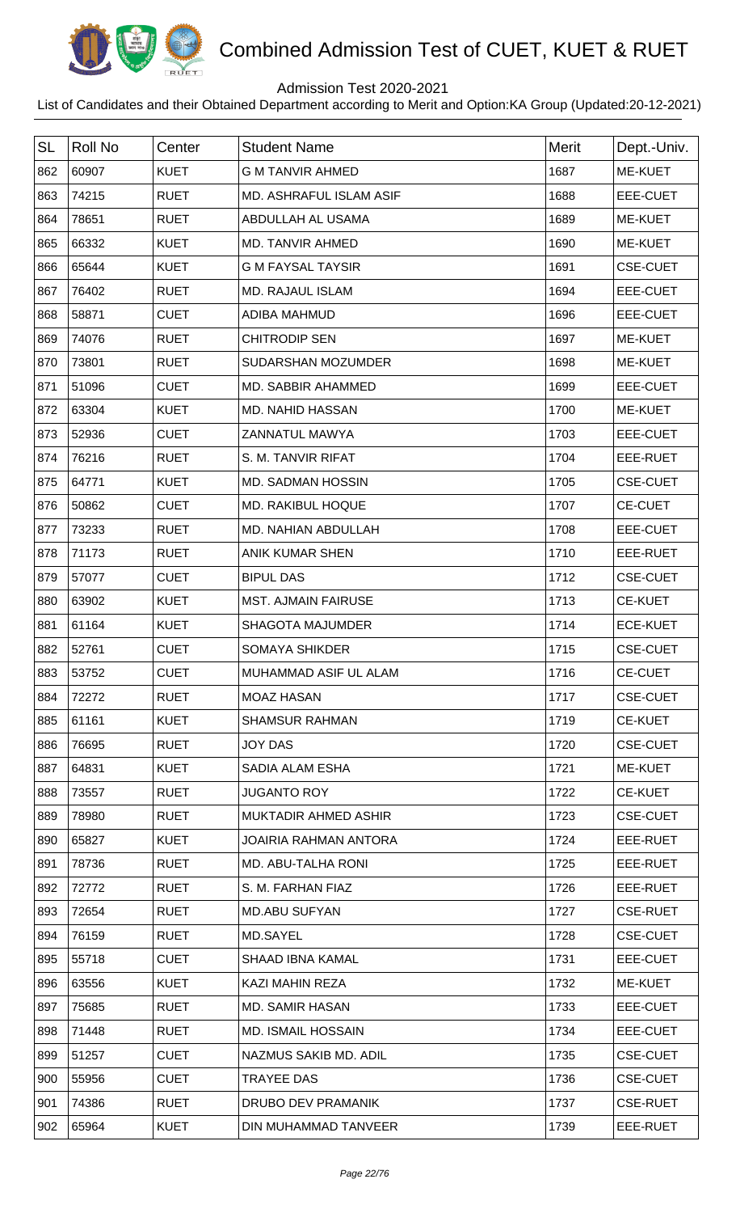# Combined Admission Test of CUET, KUET & RUET

Admission Test 2020-2021

List of Candidates and their Obtained Department according to Merit and Option:KA Group (Updated:20-12-2021)

| SL | Roll No | Center | Student Name | Merit | Dept.-Univ. |
|---|---|---|---|---|---|
| 862 | 60907 | KUET | G M TANVIR AHMED | 1687 | ME-KUET |
| 863 | 74215 | RUET | MD. ASHRAFUL ISLAM ASIF | 1688 | EEE-CUET |
| 864 | 78651 | RUET | ABDULLAH AL USAMA | 1689 | ME-KUET |
| 865 | 66332 | KUET | MD. TANVIR AHMED | 1690 | ME-KUET |
| 866 | 65644 | KUET | G M FAYSAL TAYSIR | 1691 | CSE-CUET |
| 867 | 76402 | RUET | MD. RAJAUL ISLAM | 1694 | EEE-CUET |
| 868 | 58871 | CUET | ADIBA MAHMUD | 1696 | EEE-CUET |
| 869 | 74076 | RUET | CHITRODIP SEN | 1697 | ME-KUET |
| 870 | 73801 | RUET | SUDARSHAN MOZUMDER | 1698 | ME-KUET |
| 871 | 51096 | CUET | MD. SABBIR AHAMMED | 1699 | EEE-CUET |
| 872 | 63304 | KUET | MD. NAHID HASSAN | 1700 | ME-KUET |
| 873 | 52936 | CUET | ZANNATUL MAWYA | 1703 | EEE-CUET |
| 874 | 76216 | RUET | S. M. TANVIR RIFAT | 1704 | EEE-RUET |
| 875 | 64771 | KUET | MD. SADMAN HOSSIN | 1705 | CSE-CUET |
| 876 | 50862 | CUET | MD. RAKIBUL HOQUE | 1707 | CE-CUET |
| 877 | 73233 | RUET | MD. NAHIAN ABDULLAH | 1708 | EEE-CUET |
| 878 | 71173 | RUET | ANIK KUMAR SHEN | 1710 | EEE-RUET |
| 879 | 57077 | CUET | BIPUL DAS | 1712 | CSE-CUET |
| 880 | 63902 | KUET | MST. AJMAIN FAIRUSE | 1713 | CE-KUET |
| 881 | 61164 | KUET | SHAGOTA MAJUMDER | 1714 | ECE-KUET |
| 882 | 52761 | CUET | SOMAYA SHIKDER | 1715 | CSE-CUET |
| 883 | 53752 | CUET | MUHAMMAD ASIF UL ALAM | 1716 | CE-CUET |
| 884 | 72272 | RUET | MOAZ HASAN | 1717 | CSE-CUET |
| 885 | 61161 | KUET | SHAMSUR RAHMAN | 1719 | CE-KUET |
| 886 | 76695 | RUET | JOY DAS | 1720 | CSE-CUET |
| 887 | 64831 | KUET | SADIA ALAM ESHA | 1721 | ME-KUET |
| 888 | 73557 | RUET | JUGANTO ROY | 1722 | CE-KUET |
| 889 | 78980 | RUET | MUKTADIR AHMED ASHIR | 1723 | CSE-CUET |
| 890 | 65827 | KUET | JOAIRIA RAHMAN ANTORA | 1724 | EEE-RUET |
| 891 | 78736 | RUET | MD. ABU-TALHA RONI | 1725 | EEE-RUET |
| 892 | 72772 | RUET | S. M. FARHAN FIAZ | 1726 | EEE-RUET |
| 893 | 72654 | RUET | MD.ABU SUFYAN | 1727 | CSE-RUET |
| 894 | 76159 | RUET | MD.SAYEL | 1728 | CSE-CUET |
| 895 | 55718 | CUET | SHAAD IBNA KAMAL | 1731 | EEE-CUET |
| 896 | 63556 | KUET | KAZI MAHIN REZA | 1732 | ME-KUET |
| 897 | 75685 | RUET | MD. SAMIR HASAN | 1733 | EEE-CUET |
| 898 | 71448 | RUET | MD. ISMAIL HOSSAIN | 1734 | EEE-CUET |
| 899 | 51257 | CUET | NAZMUS SAKIB MD. ADIL | 1735 | CSE-CUET |
| 900 | 55956 | CUET | TRAYEE DAS | 1736 | CSE-CUET |
| 901 | 74386 | RUET | DRUBO DEV PRAMANIK | 1737 | CSE-RUET |
| 902 | 65964 | KUET | DIN MUHAMMAD TANVEER | 1739 | EEE-RUET |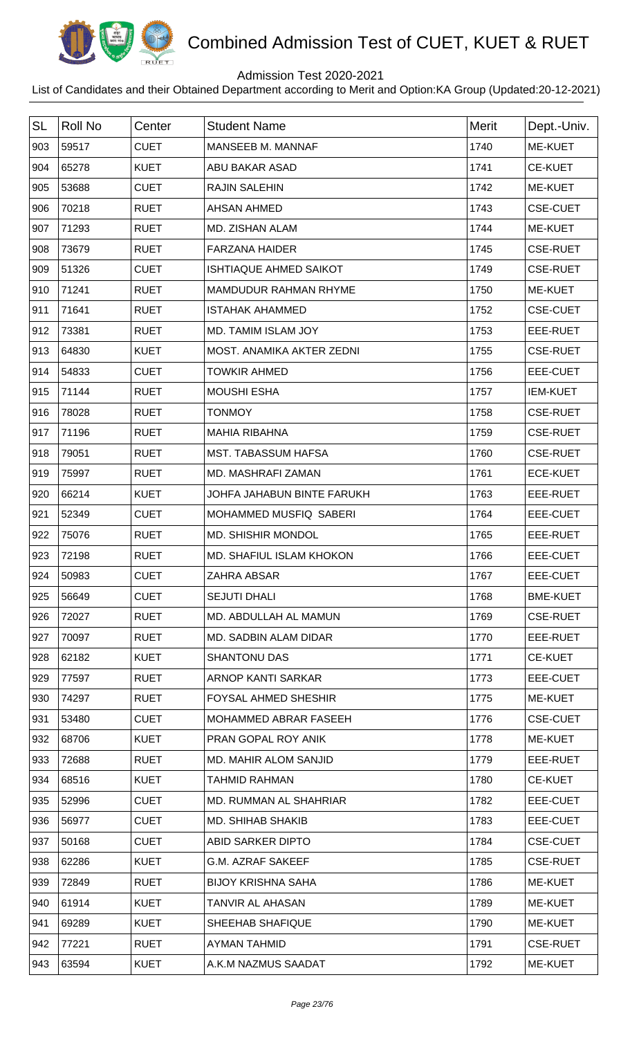# Combined Admission Test of CUET, KUET & RUET

Admission Test 2020-2021

List of Candidates and their Obtained Department according to Merit and Option:KA Group (Updated:20-12-2021)

| SL | Roll No | Center | Student Name | Merit | Dept.-Univ. |
|---|---|---|---|---|---|
| 903 | 59517 | CUET | MANSEEB M. MANNAF | 1740 | ME-KUET |
| 904 | 65278 | KUET | ABU BAKAR ASAD | 1741 | CE-KUET |
| 905 | 53688 | CUET | RAJIN SALEHIN | 1742 | ME-KUET |
| 906 | 70218 | RUET | AHSAN AHMED | 1743 | CSE-CUET |
| 907 | 71293 | RUET | MD. ZISHAN ALAM | 1744 | ME-KUET |
| 908 | 73679 | RUET | FARZANA HAIDER | 1745 | CSE-RUET |
| 909 | 51326 | CUET | ISHTIAQUE AHMED SAIKOT | 1749 | CSE-RUET |
| 910 | 71241 | RUET | MAMDUDUR RAHMAN RHYME | 1750 | ME-KUET |
| 911 | 71641 | RUET | ISTAHAK AHAMMED | 1752 | CSE-CUET |
| 912 | 73381 | RUET | MD. TAMIM ISLAM JOY | 1753 | EEE-RUET |
| 913 | 64830 | KUET | MOST. ANAMIKA AKTER ZEDNI | 1755 | CSE-RUET |
| 914 | 54833 | CUET | TOWKIR AHMED | 1756 | EEE-CUET |
| 915 | 71144 | RUET | MOUSHI ESHA | 1757 | IEM-KUET |
| 916 | 78028 | RUET | TONMOY | 1758 | CSE-RUET |
| 917 | 71196 | RUET | MAHIA RIBAHNA | 1759 | CSE-RUET |
| 918 | 79051 | RUET | MST. TABASSUM HAFSA | 1760 | CSE-RUET |
| 919 | 75997 | RUET | MD. MASHRAFI ZAMAN | 1761 | ECE-KUET |
| 920 | 66214 | KUET | JOHFA JAHABUN BINTE FARUKH | 1763 | EEE-RUET |
| 921 | 52349 | CUET | MOHAMMED MUSFIQ SABERI | 1764 | EEE-CUET |
| 922 | 75076 | RUET | MD. SHISHIR MONDOL | 1765 | EEE-RUET |
| 923 | 72198 | RUET | MD. SHAFIUL ISLAM KHOKON | 1766 | EEE-CUET |
| 924 | 50983 | CUET | ZAHRA ABSAR | 1767 | EEE-CUET |
| 925 | 56649 | CUET | SEJUTI DHALI | 1768 | BME-KUET |
| 926 | 72027 | RUET | MD. ABDULLAH AL MAMUN | 1769 | CSE-RUET |
| 927 | 70097 | RUET | MD. SADBIN ALAM DIDAR | 1770 | EEE-RUET |
| 928 | 62182 | KUET | SHANTONU DAS | 1771 | CE-KUET |
| 929 | 77597 | RUET | ARNOP KANTI SARKAR | 1773 | EEE-CUET |
| 930 | 74297 | RUET | FOYSAL AHMED SHESHIR | 1775 | ME-KUET |
| 931 | 53480 | CUET | MOHAMMED ABRAR FASEEH | 1776 | CSE-CUET |
| 932 | 68706 | KUET | PRAN GOPAL ROY ANIK | 1778 | ME-KUET |
| 933 | 72688 | RUET | MD. MAHIR ALOM SANJID | 1779 | EEE-RUET |
| 934 | 68516 | KUET | TAHMID RAHMAN | 1780 | CE-KUET |
| 935 | 52996 | CUET | MD. RUMMAN AL SHAHRIAR | 1782 | EEE-CUET |
| 936 | 56977 | CUET | MD. SHIHAB SHAKIB | 1783 | EEE-CUET |
| 937 | 50168 | CUET | ABID SARKER DIPTO | 1784 | CSE-CUET |
| 938 | 62286 | KUET | G.M. AZRAF SAKEEF | 1785 | CSE-RUET |
| 939 | 72849 | RUET | BIJOY KRISHNA SAHA | 1786 | ME-KUET |
| 940 | 61914 | KUET | TANVIR AL AHASAN | 1789 | ME-KUET |
| 941 | 69289 | KUET | SHEEHAB SHAFIQUE | 1790 | ME-KUET |
| 942 | 77221 | RUET | AYMAN TAHMID | 1791 | CSE-RUET |
| 943 | 63594 | KUET | A.K.M NAZMUS SAADAT | 1792 | ME-KUET |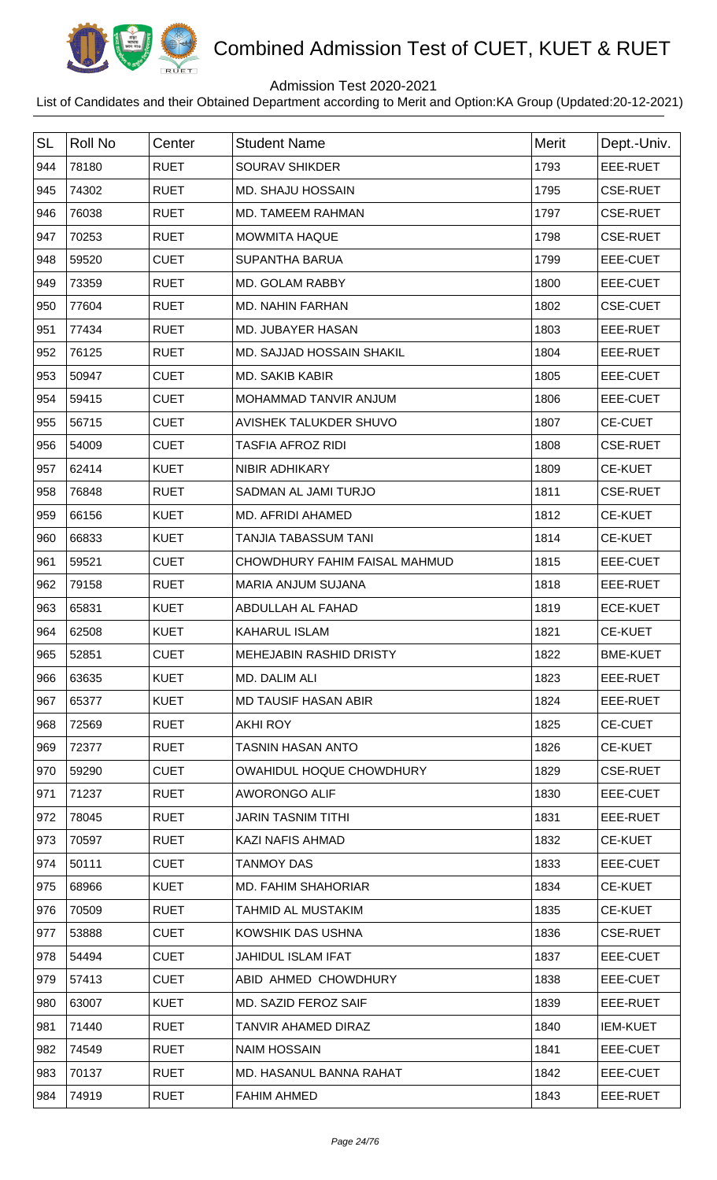# Combined Admission Test of CUET, KUET & RUET

Admission Test 2020-2021

List of Candidates and their Obtained Department according to Merit and Option:KA Group (Updated:20-12-2021)

| SL | Roll No | Center | Student Name | Merit | Dept.-Univ. |
|---|---|---|---|---|---|
| 944 | 78180 | RUET | SOURAV SHIKDER | 1793 | EEE-RUET |
| 945 | 74302 | RUET | MD. SHAJU HOSSAIN | 1795 | CSE-RUET |
| 946 | 76038 | RUET | MD. TAMEEM RAHMAN | 1797 | CSE-RUET |
| 947 | 70253 | RUET | MOWMITA HAQUE | 1798 | CSE-RUET |
| 948 | 59520 | CUET | SUPANTHA BARUA | 1799 | EEE-CUET |
| 949 | 73359 | RUET | MD. GOLAM RABBY | 1800 | EEE-CUET |
| 950 | 77604 | RUET | MD. NAHIN FARHAN | 1802 | CSE-CUET |
| 951 | 77434 | RUET | MD. JUBAYER HASAN | 1803 | EEE-RUET |
| 952 | 76125 | RUET | MD. SAJJAD HOSSAIN SHAKIL | 1804 | EEE-RUET |
| 953 | 50947 | CUET | MD. SAKIB KABIR | 1805 | EEE-CUET |
| 954 | 59415 | CUET | MOHAMMAD TANVIR ANJUM | 1806 | EEE-CUET |
| 955 | 56715 | CUET | AVISHEK TALUKDER SHUVO | 1807 | CE-CUET |
| 956 | 54009 | CUET | TASFIA AFROZ RIDI | 1808 | CSE-RUET |
| 957 | 62414 | KUET | NIBIR ADHIKARY | 1809 | CE-KUET |
| 958 | 76848 | RUET | SADMAN AL JAMI TURJO | 1811 | CSE-RUET |
| 959 | 66156 | KUET | MD. AFRIDI AHAMED | 1812 | CE-KUET |
| 960 | 66833 | KUET | TANJIA TABASSUM TANI | 1814 | CE-KUET |
| 961 | 59521 | CUET | CHOWDHURY FAHIM FAISAL MAHMUD | 1815 | EEE-CUET |
| 962 | 79158 | RUET | MARIA ANJUM SUJANA | 1818 | EEE-RUET |
| 963 | 65831 | KUET | ABDULLAH AL FAHAD | 1819 | ECE-KUET |
| 964 | 62508 | KUET | KAHARUL ISLAM | 1821 | CE-KUET |
| 965 | 52851 | CUET | MEHEJABIN RASHID DRISTY | 1822 | BME-KUET |
| 966 | 63635 | KUET | MD. DALIM ALI | 1823 | EEE-RUET |
| 967 | 65377 | KUET | MD TAUSIF HASAN ABIR | 1824 | EEE-RUET |
| 968 | 72569 | RUET | AKHI ROY | 1825 | CE-CUET |
| 969 | 72377 | RUET | TASNIN HASAN ANTO | 1826 | CE-KUET |
| 970 | 59290 | CUET | OWAHIDUL HOQUE CHOWDHURY | 1829 | CSE-RUET |
| 971 | 71237 | RUET | AWORONGO ALIF | 1830 | EEE-CUET |
| 972 | 78045 | RUET | JARIN TASNIM TITHI | 1831 | EEE-RUET |
| 973 | 70597 | RUET | KAZI NAFIS AHMAD | 1832 | CE-KUET |
| 974 | 50111 | CUET | TANMOY DAS | 1833 | EEE-CUET |
| 975 | 68966 | KUET | MD. FAHIM SHAHORIAR | 1834 | CE-KUET |
| 976 | 70509 | RUET | TAHMID AL MUSTAKIM | 1835 | CE-KUET |
| 977 | 53888 | CUET | KOWSHIK DAS USHNA | 1836 | CSE-RUET |
| 978 | 54494 | CUET | JAHIDUL ISLAM IFAT | 1837 | EEE-CUET |
| 979 | 57413 | CUET | ABID AHMED CHOWDHURY | 1838 | EEE-CUET |
| 980 | 63007 | KUET | MD. SAZID FEROZ SAIF | 1839 | EEE-RUET |
| 981 | 71440 | RUET | TANVIR AHAMED DIRAZ | 1840 | IEM-KUET |
| 982 | 74549 | RUET | NAIM HOSSAIN | 1841 | EEE-CUET |
| 983 | 70137 | RUET | MD. HASANUL BANNA RAHAT | 1842 | EEE-CUET |
| 984 | 74919 | RUET | FAHIM AHMED | 1843 | EEE-RUET |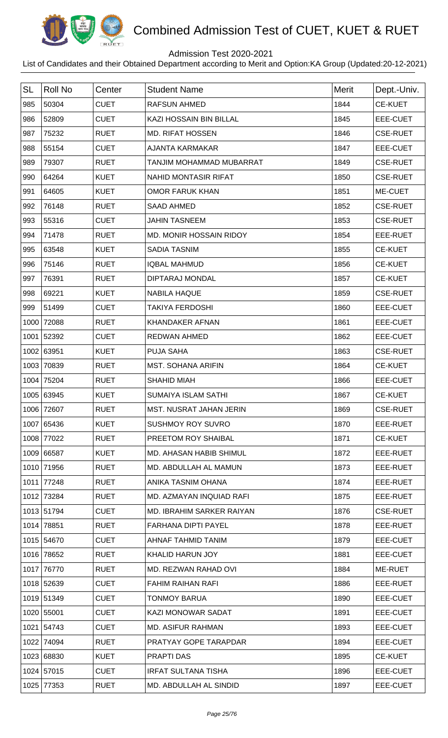# Combined Admission Test of CUET, KUET & RUET

Admission Test 2020-2021

List of Candidates and their Obtained Department according to Merit and Option:KA Group (Updated:20-12-2021)

| SL | Roll No | Center | Student Name | Merit | Dept.-Univ. |
|---|---|---|---|---|---|
| 985 | 50304 | CUET | RAFSUN AHMED | 1844 | CE-KUET |
| 986 | 52809 | CUET | KAZI HOSSAIN BIN BILLAL | 1845 | EEE-CUET |
| 987 | 75232 | RUET | MD. RIFAT HOSSEN | 1846 | CSE-RUET |
| 988 | 55154 | CUET | AJANTA KARMAKAR | 1847 | EEE-CUET |
| 989 | 79307 | RUET | TANJIM MOHAMMAD MUBARRAT | 1849 | CSE-RUET |
| 990 | 64264 | KUET | NAHID MONTASIR RIFAT | 1850 | CSE-RUET |
| 991 | 64605 | KUET | OMOR FARUK KHAN | 1851 | ME-CUET |
| 992 | 76148 | RUET | SAAD AHMED | 1852 | CSE-RUET |
| 993 | 55316 | CUET | JAHIN TASNEEM | 1853 | CSE-RUET |
| 994 | 71478 | RUET | MD. MONIR HOSSAIN RIDOY | 1854 | EEE-RUET |
| 995 | 63548 | KUET | SADIA TASNIM | 1855 | CE-KUET |
| 996 | 75146 | RUET | IQBAL MAHMUD | 1856 | CE-KUET |
| 997 | 76391 | RUET | DIPTARAJ MONDAL | 1857 | CE-KUET |
| 998 | 69221 | KUET | NABILA HAQUE | 1859 | CSE-RUET |
| 999 | 51499 | CUET | TAKIYA FERDOSHI | 1860 | EEE-CUET |
| 1000 | 72088 | RUET | KHANDAKER AFNAN | 1861 | EEE-CUET |
| 1001 | 52392 | CUET | REDWAN AHMED | 1862 | EEE-CUET |
| 1002 | 63951 | KUET | PUJA SAHA | 1863 | CSE-RUET |
| 1003 | 70839 | RUET | MST. SOHANA ARIFIN | 1864 | CE-KUET |
| 1004 | 75204 | RUET | SHAHID MIAH | 1866 | EEE-CUET |
| 1005 | 63945 | KUET | SUMAIYA ISLAM SATHI | 1867 | CE-KUET |
| 1006 | 72607 | RUET | MST. NUSRAT JAHAN JERIN | 1869 | CSE-RUET |
| 1007 | 65436 | KUET | SUSHMOY ROY SUVRO | 1870 | EEE-RUET |
| 1008 | 77022 | RUET | PREETOM ROY SHAIBAL | 1871 | CE-KUET |
| 1009 | 66587 | KUET | MD. AHASAN HABIB SHIMUL | 1872 | EEE-RUET |
| 1010 | 71956 | RUET | MD. ABDULLAH AL MAMUN | 1873 | EEE-RUET |
| 1011 | 77248 | RUET | ANIKA TASNIM OHANA | 1874 | EEE-RUET |
| 1012 | 73284 | RUET | MD. AZMAYAN INQUIAD RAFI | 1875 | EEE-RUET |
| 1013 | 51794 | CUET | MD. IBRAHIM SARKER RAIYAN | 1876 | CSE-RUET |
| 1014 | 78851 | RUET | FARHANA DIPTI PAYEL | 1878 | EEE-RUET |
| 1015 | 54670 | CUET | AHNAF TAHMID TANIM | 1879 | EEE-CUET |
| 1016 | 78652 | RUET | KHALID HARUN JOY | 1881 | EEE-CUET |
| 1017 | 76770 | RUET | MD. REZWAN RAHAD OVI | 1884 | ME-RUET |
| 1018 | 52639 | CUET | FAHIM RAIHAN RAFI | 1886 | EEE-RUET |
| 1019 | 51349 | CUET | TONMOY BARUA | 1890 | EEE-CUET |
| 1020 | 55001 | CUET | KAZI MONOWAR SADAT | 1891 | EEE-CUET |
| 1021 | 54743 | CUET | MD. ASIFUR RAHMAN | 1893 | EEE-CUET |
| 1022 | 74094 | RUET | PRATYAY GOPE TARAPDAR | 1894 | EEE-CUET |
| 1023 | 68830 | KUET | PRAPTI DAS | 1895 | CE-KUET |
| 1024 | 57015 | CUET | IRFAT SULTANA TISHA | 1896 | EEE-CUET |
| 1025 | 77353 | RUET | MD. ABDULLAH AL SINDID | 1897 | EEE-CUET |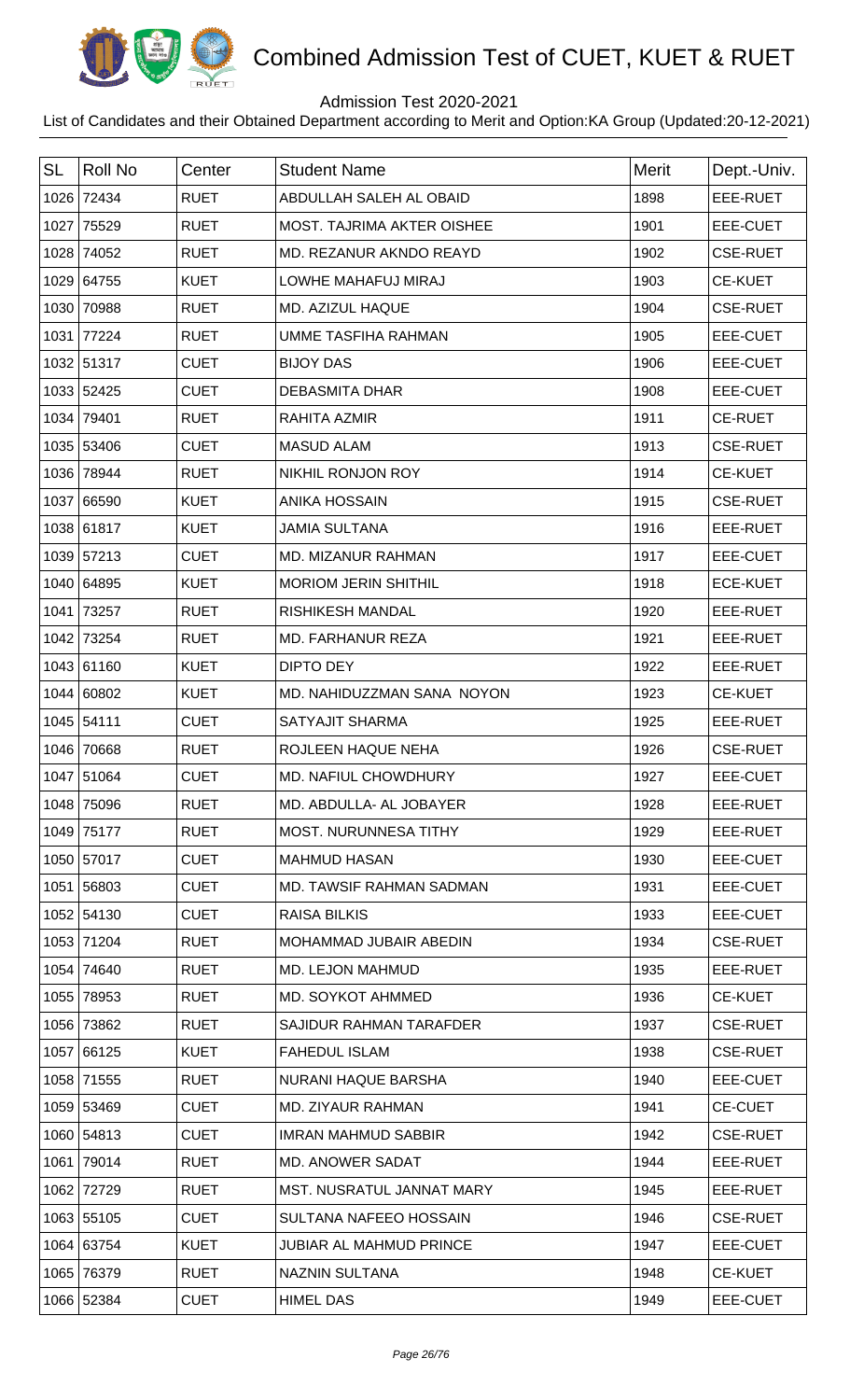# Combined Admission Test of CUET, KUET & RUET

Admission Test 2020-2021

List of Candidates and their Obtained Department according to Merit and Option:KA Group (Updated:20-12-2021)

| SL | Roll No | Center | Student Name | Merit | Dept.-Univ. |
|---|---|---|---|---|---|
| 1026 | 72434 | RUET | ABDULLAH SALEH AL OBAID | 1898 | EEE-RUET |
| 1027 | 75529 | RUET | MOST. TAJRIMA AKTER OISHEE | 1901 | EEE-CUET |
| 1028 | 74052 | RUET | MD. REZANUR AKNDO REAYD | 1902 | CSE-RUET |
| 1029 | 64755 | KUET | LOWHE MAHAFUJ MIRAJ | 1903 | CE-KUET |
| 1030 | 70988 | RUET | MD. AZIZUL HAQUE | 1904 | CSE-RUET |
| 1031 | 77224 | RUET | UMME TASFIHA RAHMAN | 1905 | EEE-CUET |
| 1032 | 51317 | CUET | BIJOY DAS | 1906 | EEE-CUET |
| 1033 | 52425 | CUET | DEBASMITA DHAR | 1908 | EEE-CUET |
| 1034 | 79401 | RUET | RAHITA AZMIR | 1911 | CE-RUET |
| 1035 | 53406 | CUET | MASUD ALAM | 1913 | CSE-RUET |
| 1036 | 78944 | RUET | NIKHIL RONJON ROY | 1914 | CE-KUET |
| 1037 | 66590 | KUET | ANIKA HOSSAIN | 1915 | CSE-RUET |
| 1038 | 61817 | KUET | JAMIA SULTANA | 1916 | EEE-RUET |
| 1039 | 57213 | CUET | MD. MIZANUR RAHMAN | 1917 | EEE-CUET |
| 1040 | 64895 | KUET | MORIOM JERIN SHITHIL | 1918 | ECE-KUET |
| 1041 | 73257 | RUET | RISHIKESH MANDAL | 1920 | EEE-RUET |
| 1042 | 73254 | RUET | MD. FARHANUR REZA | 1921 | EEE-RUET |
| 1043 | 61160 | KUET | DIPTO DEY | 1922 | EEE-RUET |
| 1044 | 60802 | KUET | MD. NAHIDUZZMAN SANA NOYON | 1923 | CE-KUET |
| 1045 | 54111 | CUET | SATYAJIT SHARMA | 1925 | EEE-RUET |
| 1046 | 70668 | RUET | ROJLEEN HAQUE NEHA | 1926 | CSE-RUET |
| 1047 | 51064 | CUET | MD. NAFIUL CHOWDHURY | 1927 | EEE-CUET |
| 1048 | 75096 | RUET | MD. ABDULLA- AL JOBAYER | 1928 | EEE-RUET |
| 1049 | 75177 | RUET | MOST. NURUNNESA TITHY | 1929 | EEE-RUET |
| 1050 | 57017 | CUET | MAHMUD HASAN | 1930 | EEE-CUET |
| 1051 | 56803 | CUET | MD. TAWSIF RAHMAN SADMAN | 1931 | EEE-CUET |
| 1052 | 54130 | CUET | RAISA BILKIS | 1933 | EEE-CUET |
| 1053 | 71204 | RUET | MOHAMMAD JUBAIR ABEDIN | 1934 | CSE-RUET |
| 1054 | 74640 | RUET | MD. LEJON MAHMUD | 1935 | EEE-RUET |
| 1055 | 78953 | RUET | MD. SOYKOT AHMMED | 1936 | CE-KUET |
| 1056 | 73862 | RUET | SAJIDUR RAHMAN TARAFDER | 1937 | CSE-RUET |
| 1057 | 66125 | KUET | FAHEDUL ISLAM | 1938 | CSE-RUET |
| 1058 | 71555 | RUET | NURANI HAQUE BARSHA | 1940 | EEE-CUET |
| 1059 | 53469 | CUET | MD. ZIYAUR RAHMAN | 1941 | CE-CUET |
| 1060 | 54813 | CUET | IMRAN MAHMUD SABBIR | 1942 | CSE-RUET |
| 1061 | 79014 | RUET | MD. ANOWER SADAT | 1944 | EEE-RUET |
| 1062 | 72729 | RUET | MST. NUSRATUL JANNAT MARY | 1945 | EEE-RUET |
| 1063 | 55105 | CUET | SULTANA NAFEEO HOSSAIN | 1946 | CSE-RUET |
| 1064 | 63754 | KUET | JUBIAR AL MAHMUD PRINCE | 1947 | EEE-CUET |
| 1065 | 76379 | RUET | NAZNIN SULTANA | 1948 | CE-KUET |
| 1066 | 52384 | CUET | HIMEL DAS | 1949 | EEE-CUET |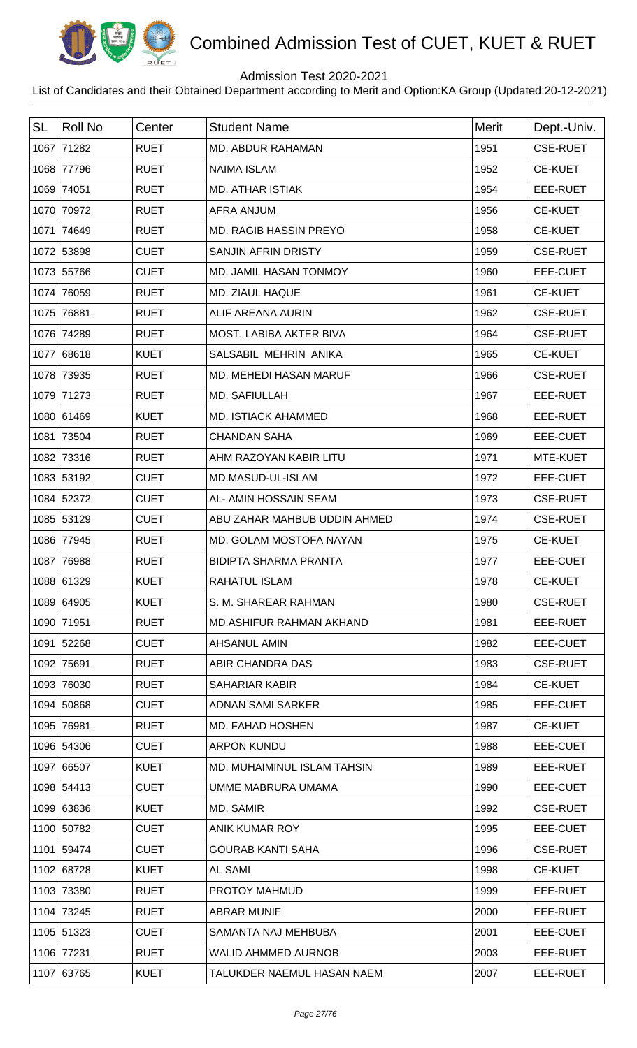# Combined Admission Test of CUET, KUET & RUET

Admission Test 2020-2021

List of Candidates and their Obtained Department according to Merit and Option:KA Group (Updated:20-12-2021)

| SL | Roll No | Center | Student Name | Merit | Dept.-Univ. |
|---|---|---|---|---|---|
| 1067 | 71282 | RUET | MD. ABDUR RAHAMAN | 1951 | CSE-RUET |
| 1068 | 77796 | RUET | NAIMA ISLAM | 1952 | CE-KUET |
| 1069 | 74051 | RUET | MD. ATHAR ISTIAK | 1954 | EEE-RUET |
| 1070 | 70972 | RUET | AFRA ANJUM | 1956 | CE-KUET |
| 1071 | 74649 | RUET | MD. RAGIB HASSIN PREYO | 1958 | CE-KUET |
| 1072 | 53898 | CUET | SANJIN AFRIN DRISTY | 1959 | CSE-RUET |
| 1073 | 55766 | CUET | MD. JAMIL HASAN TONMOY | 1960 | EEE-CUET |
| 1074 | 76059 | RUET | MD. ZIAUL HAQUE | 1961 | CE-KUET |
| 1075 | 76881 | RUET | ALIF AREANA AURIN | 1962 | CSE-RUET |
| 1076 | 74289 | RUET | MOST. LABIBA AKTER BIVA | 1964 | CSE-RUET |
| 1077 | 68618 | KUET | SALSABIL MEHRIN ANIKA | 1965 | CE-KUET |
| 1078 | 73935 | RUET | MD. MEHEDI HASAN MARUF | 1966 | CSE-RUET |
| 1079 | 71273 | RUET | MD. SAFIULLAH | 1967 | EEE-RUET |
| 1080 | 61469 | KUET | MD. ISTIACK AHAMMED | 1968 | EEE-RUET |
| 1081 | 73504 | RUET | CHANDAN SAHA | 1969 | EEE-CUET |
| 1082 | 73316 | RUET | AHM RAZOYAN KABIR LITU | 1971 | MTE-KUET |
| 1083 | 53192 | CUET | MD.MASUD-UL-ISLAM | 1972 | EEE-CUET |
| 1084 | 52372 | CUET | AL- AMIN HOSSAIN SEAM | 1973 | CSE-RUET |
| 1085 | 53129 | CUET | ABU ZAHAR MAHBUB UDDIN AHMED | 1974 | CSE-RUET |
| 1086 | 77945 | RUET | MD. GOLAM MOSTOFA NAYAN | 1975 | CE-KUET |
| 1087 | 76988 | RUET | BIDIPTA SHARMA PRANTA | 1977 | EEE-CUET |
| 1088 | 61329 | KUET | RAHATUL ISLAM | 1978 | CE-KUET |
| 1089 | 64905 | KUET | S. M. SHAREAR RAHMAN | 1980 | CSE-RUET |
| 1090 | 71951 | RUET | MD.ASHIFUR RAHMAN AKHAND | 1981 | EEE-RUET |
| 1091 | 52268 | CUET | AHSANUL AMIN | 1982 | EEE-CUET |
| 1092 | 75691 | RUET | ABIR CHANDRA DAS | 1983 | CSE-RUET |
| 1093 | 76030 | RUET | SAHARIAR KABIR | 1984 | CE-KUET |
| 1094 | 50868 | CUET | ADNAN SAMI SARKER | 1985 | EEE-CUET |
| 1095 | 76981 | RUET | MD. FAHAD HOSHEN | 1987 | CE-KUET |
| 1096 | 54306 | CUET | ARPON KUNDU | 1988 | EEE-CUET |
| 1097 | 66507 | KUET | MD. MUHAIMINUL ISLAM TAHSIN | 1989 | EEE-RUET |
| 1098 | 54413 | CUET | UMME MABRURA UMAMA | 1990 | EEE-CUET |
| 1099 | 63836 | KUET | MD. SAMIR | 1992 | CSE-RUET |
| 1100 | 50782 | CUET | ANIK KUMAR ROY | 1995 | EEE-CUET |
| 1101 | 59474 | CUET | GOURAB KANTI SAHA | 1996 | CSE-RUET |
| 1102 | 68728 | KUET | AL SAMI | 1998 | CE-KUET |
| 1103 | 73380 | RUET | PROTOY MAHMUD | 1999 | EEE-RUET |
| 1104 | 73245 | RUET | ABRAR MUNIF | 2000 | EEE-RUET |
| 1105 | 51323 | CUET | SAMANTA NAJ MEHBUBA | 2001 | EEE-CUET |
| 1106 | 77231 | RUET | WALID AHMMED AURNOB | 2003 | EEE-RUET |
| 1107 | 63765 | KUET | TALUKDER NAEMUL HASAN NAEM | 2007 | EEE-RUET |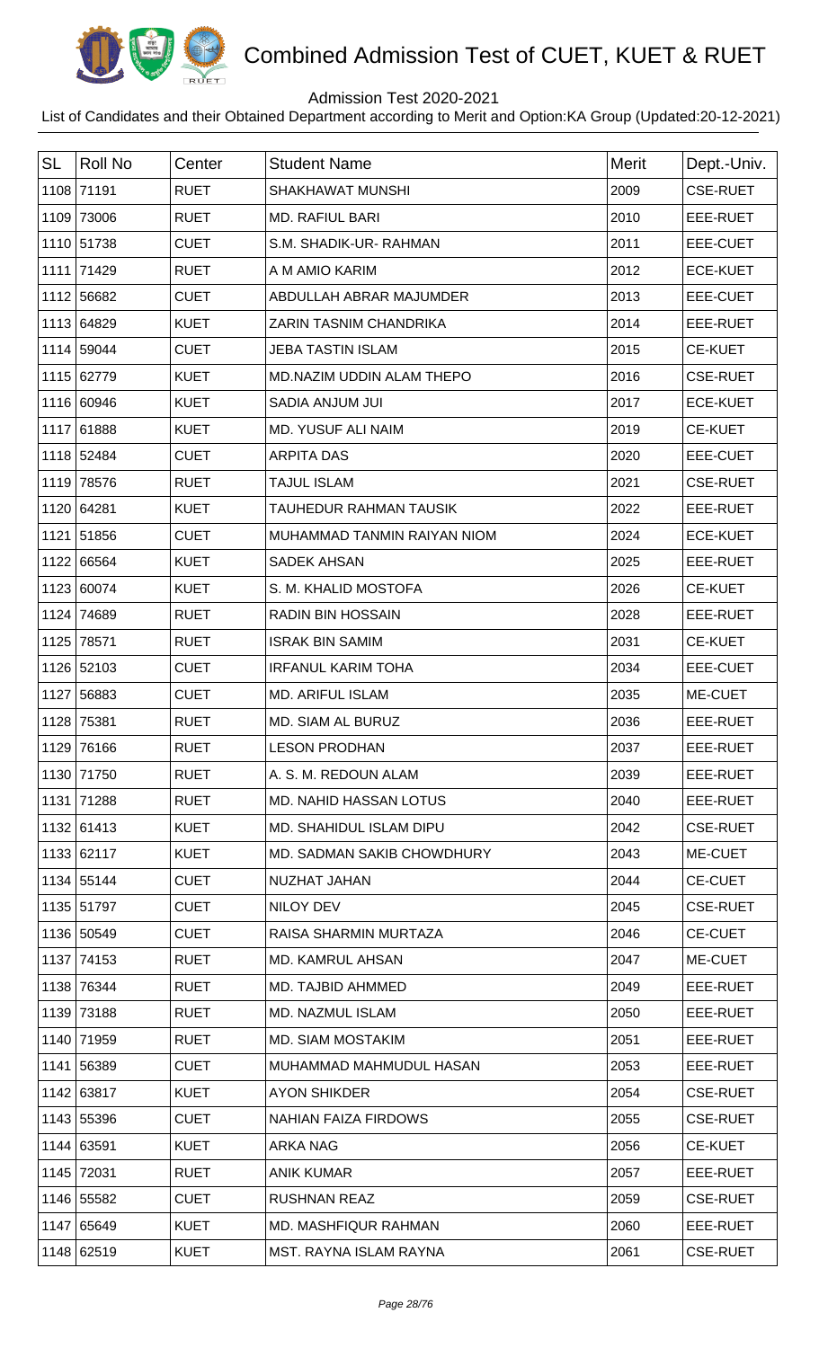# Combined Admission Test of CUET, KUET & RUET

Admission Test 2020-2021

List of Candidates and their Obtained Department according to Merit and Option:KA Group (Updated:20-12-2021)

| SL | Roll No | Center | Student Name | Merit | Dept.-Univ. |
|---|---|---|---|---|---|
| 1108 | 71191 | RUET | SHAKHAWAT MUNSHI | 2009 | CSE-RUET |
| 1109 | 73006 | RUET | MD. RAFIUL BARI | 2010 | EEE-RUET |
| 1110 | 51738 | CUET | S.M. SHADIK-UR- RAHMAN | 2011 | EEE-CUET |
| 1111 | 71429 | RUET | A M AMIO KARIM | 2012 | ECE-KUET |
| 1112 | 56682 | CUET | ABDULLAH ABRAR MAJUMDER | 2013 | EEE-CUET |
| 1113 | 64829 | KUET | ZARIN TASNIM CHANDRIKA | 2014 | EEE-RUET |
| 1114 | 59044 | CUET | JEBA TASTIN ISLAM | 2015 | CE-KUET |
| 1115 | 62779 | KUET | MD.NAZIM UDDIN ALAM THEPO | 2016 | CSE-RUET |
| 1116 | 60946 | KUET | SADIA ANJUM JUI | 2017 | ECE-KUET |
| 1117 | 61888 | KUET | MD. YUSUF ALI NAIM | 2019 | CE-KUET |
| 1118 | 52484 | CUET | ARPITA DAS | 2020 | EEE-CUET |
| 1119 | 78576 | RUET | TAJUL ISLAM | 2021 | CSE-RUET |
| 1120 | 64281 | KUET | TAUHEDUR RAHMAN TAUSIK | 2022 | EEE-RUET |
| 1121 | 51856 | CUET | MUHAMMAD TANMIN RAIYAN NIOM | 2024 | ECE-KUET |
| 1122 | 66564 | KUET | SADEK AHSAN | 2025 | EEE-RUET |
| 1123 | 60074 | KUET | S. M. KHALID MOSTOFA | 2026 | CE-KUET |
| 1124 | 74689 | RUET | RADIN BIN HOSSAIN | 2028 | EEE-RUET |
| 1125 | 78571 | RUET | ISRAK BIN SAMIM | 2031 | CE-KUET |
| 1126 | 52103 | CUET | IRFANUL KARIM TOHA | 2034 | EEE-CUET |
| 1127 | 56883 | CUET | MD. ARIFUL ISLAM | 2035 | ME-CUET |
| 1128 | 75381 | RUET | MD. SIAM AL BURUZ | 2036 | EEE-RUET |
| 1129 | 76166 | RUET | LESON PRODHAN | 2037 | EEE-RUET |
| 1130 | 71750 | RUET | A. S. M. REDOUN ALAM | 2039 | EEE-RUET |
| 1131 | 71288 | RUET | MD. NAHID HASSAN LOTUS | 2040 | EEE-RUET |
| 1132 | 61413 | KUET | MD. SHAHIDUL ISLAM DIPU | 2042 | CSE-RUET |
| 1133 | 62117 | KUET | MD. SADMAN SAKIB CHOWDHURY | 2043 | ME-CUET |
| 1134 | 55144 | CUET | NUZHAT JAHAN | 2044 | CE-CUET |
| 1135 | 51797 | CUET | NILOY DEV | 2045 | CSE-RUET |
| 1136 | 50549 | CUET | RAISA SHARMIN MURTAZA | 2046 | CE-CUET |
| 1137 | 74153 | RUET | MD. KAMRUL AHSAN | 2047 | ME-CUET |
| 1138 | 76344 | RUET | MD. TAJBID AHMMED | 2049 | EEE-RUET |
| 1139 | 73188 | RUET | MD. NAZMUL ISLAM | 2050 | EEE-RUET |
| 1140 | 71959 | RUET | MD. SIAM MOSTAKIM | 2051 | EEE-RUET |
| 1141 | 56389 | CUET | MUHAMMAD MAHMUDUL HASAN | 2053 | EEE-RUET |
| 1142 | 63817 | KUET | AYON SHIKDER | 2054 | CSE-RUET |
| 1143 | 55396 | CUET | NAHIAN FAIZA FIRDOWS | 2055 | CSE-RUET |
| 1144 | 63591 | KUET | ARKA NAG | 2056 | CE-KUET |
| 1145 | 72031 | RUET | ANIK KUMAR | 2057 | EEE-RUET |
| 1146 | 55582 | CUET | RUSHNAN REAZ | 2059 | CSE-RUET |
| 1147 | 65649 | KUET | MD. MASHFIQUR RAHMAN | 2060 | EEE-RUET |
| 1148 | 62519 | KUET | MST. RAYNA ISLAM RAYNA | 2061 | CSE-RUET |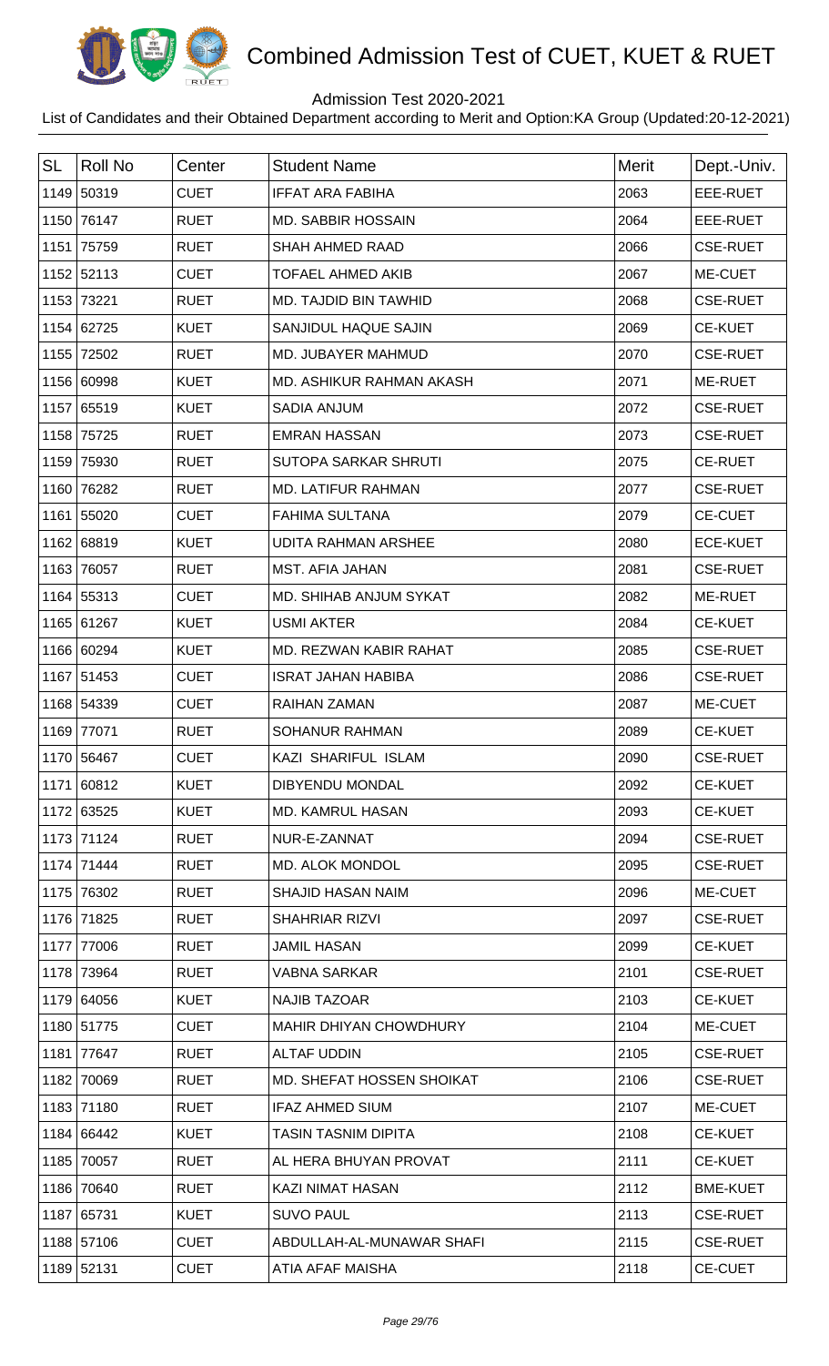# Combined Admission Test of CUET, KUET & RUET

Admission Test 2020-2021

List of Candidates and their Obtained Department according to Merit and Option:KA Group (Updated:20-12-2021)

| SL | Roll No | Center | Student Name | Merit | Dept.-Univ. |
|---|---|---|---|---|---|
| 1149 | 50319 | CUET | IFFAT ARA FABIHA | 2063 | EEE-RUET |
| 1150 | 76147 | RUET | MD. SABBIR HOSSAIN | 2064 | EEE-RUET |
| 1151 | 75759 | RUET | SHAH AHMED RAAD | 2066 | CSE-RUET |
| 1152 | 52113 | CUET | TOFAEL AHMED AKIB | 2067 | ME-CUET |
| 1153 | 73221 | RUET | MD. TAJDID BIN TAWHID | 2068 | CSE-RUET |
| 1154 | 62725 | KUET | SANJIDUL HAQUE SAJIN | 2069 | CE-KUET |
| 1155 | 72502 | RUET | MD. JUBAYER MAHMUD | 2070 | CSE-RUET |
| 1156 | 60998 | KUET | MD. ASHIKUR RAHMAN AKASH | 2071 | ME-RUET |
| 1157 | 65519 | KUET | SADIA ANJUM | 2072 | CSE-RUET |
| 1158 | 75725 | RUET | EMRAN HASSAN | 2073 | CSE-RUET |
| 1159 | 75930 | RUET | SUTOPA SARKAR SHRUTI | 2075 | CE-RUET |
| 1160 | 76282 | RUET | MD. LATIFUR RAHMAN | 2077 | CSE-RUET |
| 1161 | 55020 | CUET | FAHIMA SULTANA | 2079 | CE-CUET |
| 1162 | 68819 | KUET | UDITA RAHMAN ARSHEE | 2080 | ECE-KUET |
| 1163 | 76057 | RUET | MST. AFIA JAHAN | 2081 | CSE-RUET |
| 1164 | 55313 | CUET | MD. SHIHAB ANJUM SYKAT | 2082 | ME-RUET |
| 1165 | 61267 | KUET | USMI AKTER | 2084 | CE-KUET |
| 1166 | 60294 | KUET | MD. REZWAN KABIR RAHAT | 2085 | CSE-RUET |
| 1167 | 51453 | CUET | ISRAT JAHAN HABIBA | 2086 | CSE-RUET |
| 1168 | 54339 | CUET | RAIHAN ZAMAN | 2087 | ME-CUET |
| 1169 | 77071 | RUET | SOHANUR RAHMAN | 2089 | CE-KUET |
| 1170 | 56467 | CUET | KAZI SHARIFUL ISLAM | 2090 | CSE-RUET |
| 1171 | 60812 | KUET | DIBYENDU MONDAL | 2092 | CE-KUET |
| 1172 | 63525 | KUET | MD. KAMRUL HASAN | 2093 | CE-KUET |
| 1173 | 71124 | RUET | NUR-E-ZANNAT | 2094 | CSE-RUET |
| 1174 | 71444 | RUET | MD. ALOK MONDOL | 2095 | CSE-RUET |
| 1175 | 76302 | RUET | SHAJID HASAN NAIM | 2096 | ME-CUET |
| 1176 | 71825 | RUET | SHAHRIAR RIZVI | 2097 | CSE-RUET |
| 1177 | 77006 | RUET | JAMIL HASAN | 2099 | CE-KUET |
| 1178 | 73964 | RUET | VABNA SARKAR | 2101 | CSE-RUET |
| 1179 | 64056 | KUET | NAJIB TAZOAR | 2103 | CE-KUET |
| 1180 | 51775 | CUET | MAHIR DHIYAN CHOWDHURY | 2104 | ME-CUET |
| 1181 | 77647 | RUET | ALTAF UDDIN | 2105 | CSE-RUET |
| 1182 | 70069 | RUET | MD. SHEFAT HOSSEN SHOIKAT | 2106 | CSE-RUET |
| 1183 | 71180 | RUET | IFAZ AHMED SIUM | 2107 | ME-CUET |
| 1184 | 66442 | KUET | TASIN TASNIM DIPITA | 2108 | CE-KUET |
| 1185 | 70057 | RUET | AL HERA BHUYAN PROVAT | 2111 | CE-KUET |
| 1186 | 70640 | RUET | KAZI NIMAT HASAN | 2112 | BME-KUET |
| 1187 | 65731 | KUET | SUVO PAUL | 2113 | CSE-RUET |
| 1188 | 57106 | CUET | ABDULLAH-AL-MUNAWAR SHAFI | 2115 | CSE-RUET |
| 1189 | 52131 | CUET | ATIA AFAF MAISHA | 2118 | CE-CUET |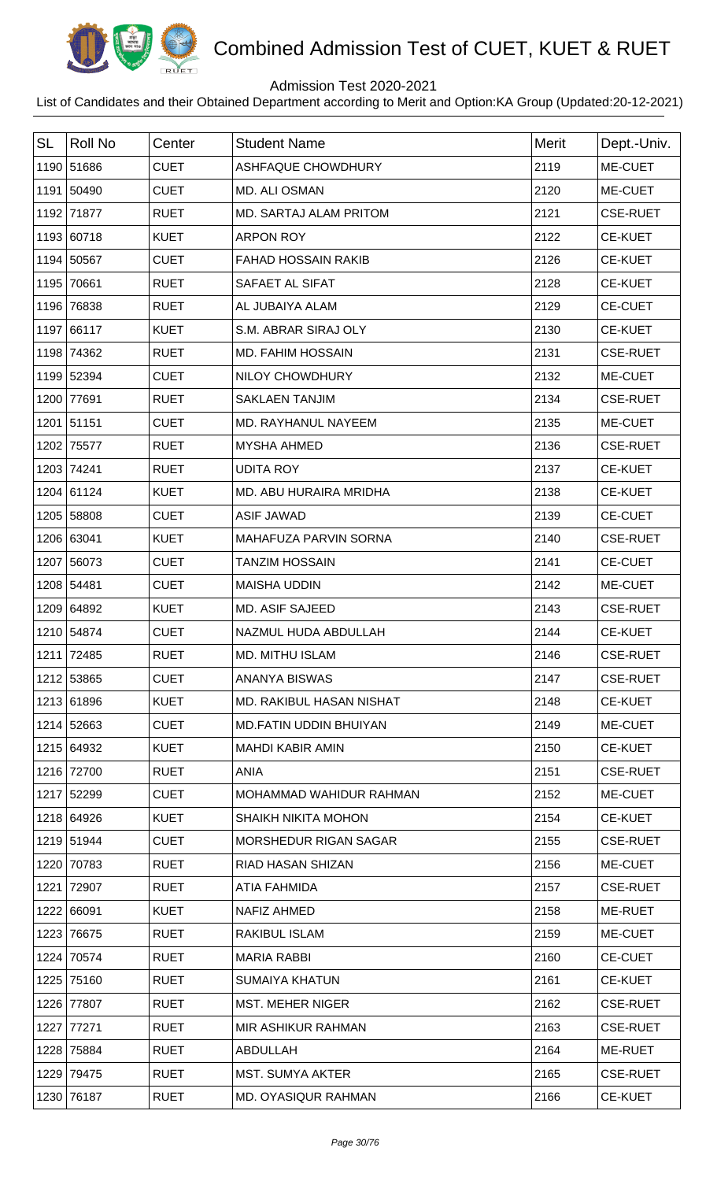# Combined Admission Test of CUET, KUET & RUET

Admission Test 2020-2021

List of Candidates and their Obtained Department according to Merit and Option:KA Group (Updated:20-12-2021)

| SL | Roll No | Center | Student Name | Merit | Dept.-Univ. |
|---|---|---|---|---|---|
| 1190 | 51686 | CUET | ASHFAQUE CHOWDHURY | 2119 | ME-CUET |
| 1191 | 50490 | CUET | MD. ALI OSMAN | 2120 | ME-CUET |
| 1192 | 71877 | RUET | MD. SARTAJ ALAM PRITOM | 2121 | CSE-RUET |
| 1193 | 60718 | KUET | ARPON ROY | 2122 | CE-KUET |
| 1194 | 50567 | CUET | FAHAD HOSSAIN RAKIB | 2126 | CE-KUET |
| 1195 | 70661 | RUET | SAFAET AL SIFAT | 2128 | CE-KUET |
| 1196 | 76838 | RUET | AL JUBAIYA ALAM | 2129 | CE-CUET |
| 1197 | 66117 | KUET | S.M. ABRAR SIRAJ OLY | 2130 | CE-KUET |
| 1198 | 74362 | RUET | MD. FAHIM HOSSAIN | 2131 | CSE-RUET |
| 1199 | 52394 | CUET | NILOY CHOWDHURY | 2132 | ME-CUET |
| 1200 | 77691 | RUET | SAKLAEN TANJIM | 2134 | CSE-RUET |
| 1201 | 51151 | CUET | MD. RAYHANUL NAYEEM | 2135 | ME-CUET |
| 1202 | 75577 | RUET | MYSHA AHMED | 2136 | CSE-RUET |
| 1203 | 74241 | RUET | UDITA ROY | 2137 | CE-KUET |
| 1204 | 61124 | KUET | MD. ABU HURAIRA MRIDHA | 2138 | CE-KUET |
| 1205 | 58808 | CUET | ASIF JAWAD | 2139 | CE-CUET |
| 1206 | 63041 | KUET | MAHAFUZA PARVIN SORNA | 2140 | CSE-RUET |
| 1207 | 56073 | CUET | TANZIM HOSSAIN | 2141 | CE-CUET |
| 1208 | 54481 | CUET | MAISHA UDDIN | 2142 | ME-CUET |
| 1209 | 64892 | KUET | MD. ASIF SAJEED | 2143 | CSE-RUET |
| 1210 | 54874 | CUET | NAZMUL HUDA ABDULLAH | 2144 | CE-KUET |
| 1211 | 72485 | RUET | MD. MITHU ISLAM | 2146 | CSE-RUET |
| 1212 | 53865 | CUET | ANANYA BISWAS | 2147 | CSE-RUET |
| 1213 | 61896 | KUET | MD. RAKIBUL HASAN NISHAT | 2148 | CE-KUET |
| 1214 | 52663 | CUET | MD.FATIN UDDIN BHUIYAN | 2149 | ME-CUET |
| 1215 | 64932 | KUET | MAHDI KABIR AMIN | 2150 | CE-KUET |
| 1216 | 72700 | RUET | ANIA | 2151 | CSE-RUET |
| 1217 | 52299 | CUET | MOHAMMAD WAHIDUR RAHMAN | 2152 | ME-CUET |
| 1218 | 64926 | KUET | SHAIKH NIKITA MOHON | 2154 | CE-KUET |
| 1219 | 51944 | CUET | MORSHEDUR RIGAN SAGAR | 2155 | CSE-RUET |
| 1220 | 70783 | RUET | RIAD HASAN SHIZAN | 2156 | ME-CUET |
| 1221 | 72907 | RUET | ATIA FAHMIDA | 2157 | CSE-RUET |
| 1222 | 66091 | KUET | NAFIZ AHMED | 2158 | ME-RUET |
| 1223 | 76675 | RUET | RAKIBUL ISLAM | 2159 | ME-CUET |
| 1224 | 70574 | RUET | MARIA RABBI | 2160 | CE-CUET |
| 1225 | 75160 | RUET | SUMAIYA KHATUN | 2161 | CE-KUET |
| 1226 | 77807 | RUET | MST. MEHER NIGER | 2162 | CSE-RUET |
| 1227 | 77271 | RUET | MIR ASHIKUR RAHMAN | 2163 | CSE-RUET |
| 1228 | 75884 | RUET | ABDULLAH | 2164 | ME-RUET |
| 1229 | 79475 | RUET | MST. SUMYA AKTER | 2165 | CSE-RUET |
| 1230 | 76187 | RUET | MD. OYASIQUR RAHMAN | 2166 | CE-KUET |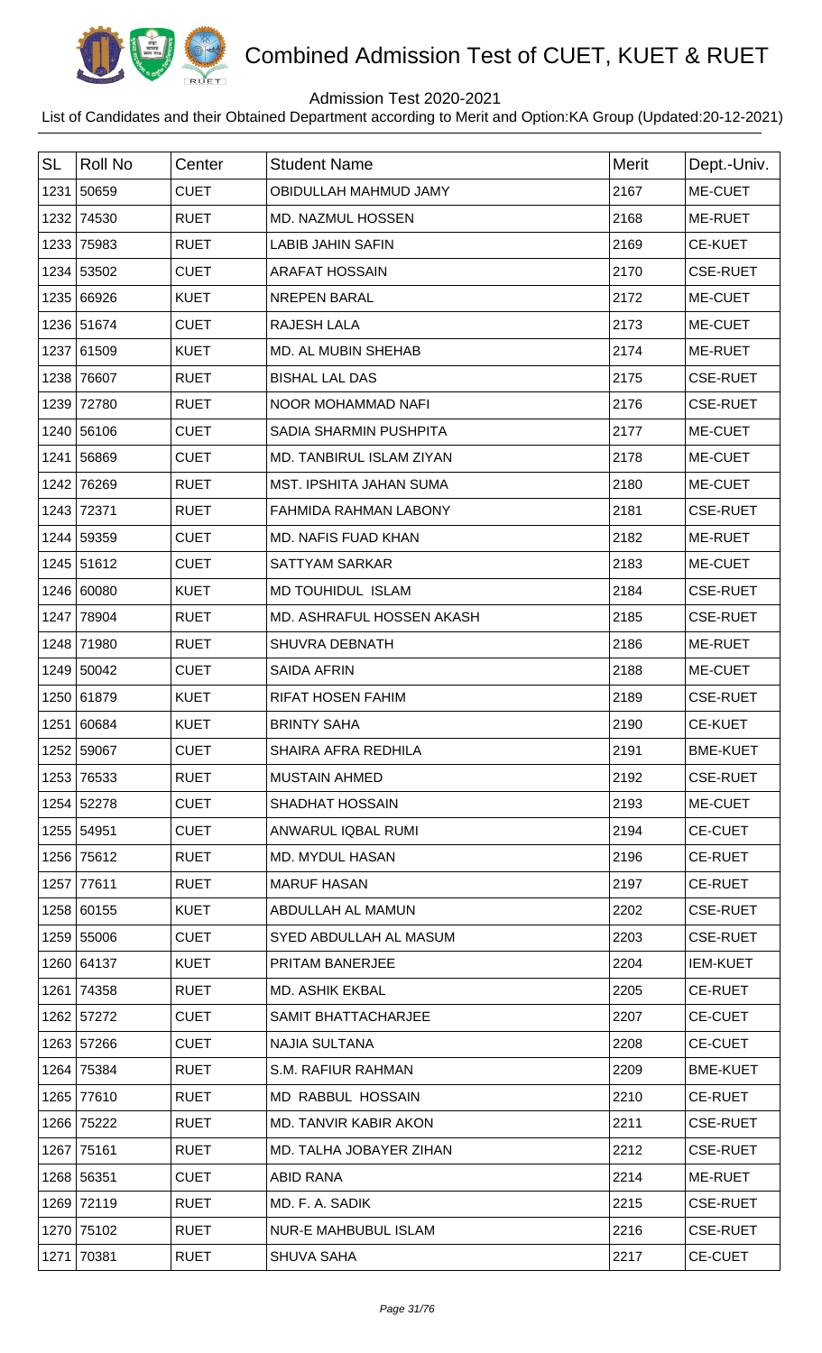# Combined Admission Test of CUET, KUET & RUET

Admission Test 2020-2021

List of Candidates and their Obtained Department according to Merit and Option:KA Group (Updated:20-12-2021)

| SL | Roll No | Center | Student Name | Merit | Dept.-Univ. |
|---|---|---|---|---|---|
| 1231 | 50659 | CUET | OBIDULLAH MAHMUD JAMY | 2167 | ME-CUET |
| 1232 | 74530 | RUET | MD. NAZMUL HOSSEN | 2168 | ME-RUET |
| 1233 | 75983 | RUET | LABIB JAHIN SAFIN | 2169 | CE-KUET |
| 1234 | 53502 | CUET | ARAFAT HOSSAIN | 2170 | CSE-RUET |
| 1235 | 66926 | KUET | NREPEN BARAL | 2172 | ME-CUET |
| 1236 | 51674 | CUET | RAJESH LALA | 2173 | ME-CUET |
| 1237 | 61509 | KUET | MD. AL MUBIN SHEHAB | 2174 | ME-RUET |
| 1238 | 76607 | RUET | BISHAL LAL DAS | 2175 | CSE-RUET |
| 1239 | 72780 | RUET | NOOR MOHAMMAD NAFI | 2176 | CSE-RUET |
| 1240 | 56106 | CUET | SADIA SHARMIN PUSHPITA | 2177 | ME-CUET |
| 1241 | 56869 | CUET | MD. TANBIRUL ISLAM ZIYAN | 2178 | ME-CUET |
| 1242 | 76269 | RUET | MST. IPSHITA JAHAN SUMA | 2180 | ME-CUET |
| 1243 | 72371 | RUET | FAHMIDA RAHMAN LABONY | 2181 | CSE-RUET |
| 1244 | 59359 | CUET | MD. NAFIS FUAD KHAN | 2182 | ME-RUET |
| 1245 | 51612 | CUET | SATTYAM SARKAR | 2183 | ME-CUET |
| 1246 | 60080 | KUET | MD TOUHIDUL ISLAM | 2184 | CSE-RUET |
| 1247 | 78904 | RUET | MD. ASHRAFUL HOSSEN AKASH | 2185 | CSE-RUET |
| 1248 | 71980 | RUET | SHUVRA DEBNATH | 2186 | ME-RUET |
| 1249 | 50042 | CUET | SAIDA AFRIN | 2188 | ME-CUET |
| 1250 | 61879 | KUET | RIFAT HOSEN FAHIM | 2189 | CSE-RUET |
| 1251 | 60684 | KUET | BRINTY SAHA | 2190 | CE-KUET |
| 1252 | 59067 | CUET | SHAIRA AFRA REDHILA | 2191 | BME-KUET |
| 1253 | 76533 | RUET | MUSTAIN AHMED | 2192 | CSE-RUET |
| 1254 | 52278 | CUET | SHADHAT HOSSAIN | 2193 | ME-CUET |
| 1255 | 54951 | CUET | ANWARUL IQBAL RUMI | 2194 | CE-CUET |
| 1256 | 75612 | RUET | MD. MYDUL HASAN | 2196 | CE-RUET |
| 1257 | 77611 | RUET | MARUF HASAN | 2197 | CE-RUET |
| 1258 | 60155 | KUET | ABDULLAH AL MAMUN | 2202 | CSE-RUET |
| 1259 | 55006 | CUET | SYED ABDULLAH AL MASUM | 2203 | CSE-RUET |
| 1260 | 64137 | KUET | PRITAM BANERJEE | 2204 | IEM-KUET |
| 1261 | 74358 | RUET | MD. ASHIK EKBAL | 2205 | CE-RUET |
| 1262 | 57272 | CUET | SAMIT BHATTACHARJEE | 2207 | CE-CUET |
| 1263 | 57266 | CUET | NAJIA SULTANA | 2208 | CE-CUET |
| 1264 | 75384 | RUET | S.M. RAFIUR RAHMAN | 2209 | BME-KUET |
| 1265 | 77610 | RUET | MD RABBUL HOSSAIN | 2210 | CE-RUET |
| 1266 | 75222 | RUET | MD. TANVIR KABIR AKON | 2211 | CSE-RUET |
| 1267 | 75161 | RUET | MD. TALHA JOBAYER ZIHAN | 2212 | CSE-RUET |
| 1268 | 56351 | CUET | ABID RANA | 2214 | ME-RUET |
| 1269 | 72119 | RUET | MD. F. A. SADIK | 2215 | CSE-RUET |
| 1270 | 75102 | RUET | NUR-E MAHBUBUL ISLAM | 2216 | CSE-RUET |
| 1271 | 70381 | RUET | SHUVA SAHA | 2217 | CE-CUET |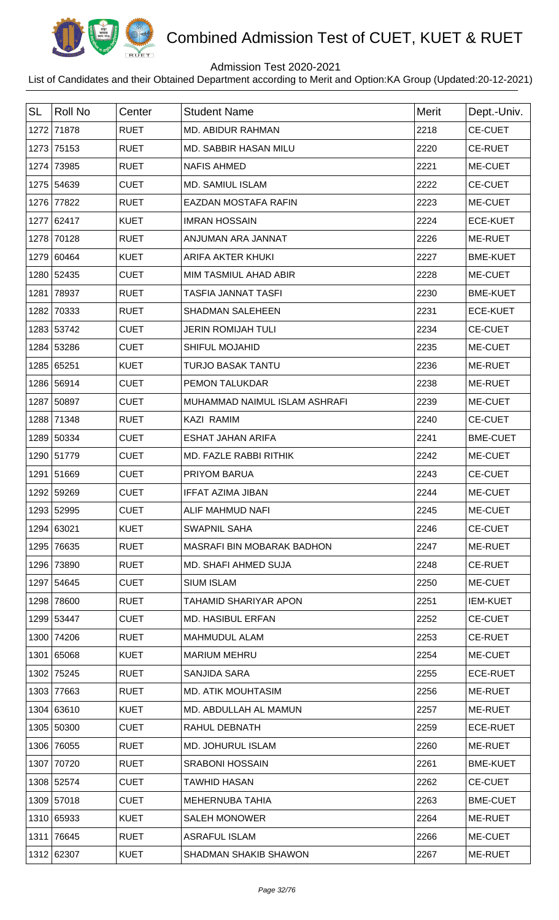# Combined Admission Test of CUET, KUET & RUET

Admission Test 2020-2021

List of Candidates and their Obtained Department according to Merit and Option:KA Group (Updated:20-12-2021)

| SL | Roll No | Center | Student Name | Merit | Dept.-Univ. |
|---|---|---|---|---|---|
| 1272 | 71878 | RUET | MD. ABIDUR RAHMAN | 2218 | CE-CUET |
| 1273 | 75153 | RUET | MD. SABBIR HASAN MILU | 2220 | CE-RUET |
| 1274 | 73985 | RUET | NAFIS AHMED | 2221 | ME-CUET |
| 1275 | 54639 | CUET | MD. SAMIUL ISLAM | 2222 | CE-CUET |
| 1276 | 77822 | RUET | EAZDAN MOSTAFA RAFIN | 2223 | ME-CUET |
| 1277 | 62417 | KUET | IMRAN HOSSAIN | 2224 | ECE-KUET |
| 1278 | 70128 | RUET | ANJUMAN ARA JANNAT | 2226 | ME-RUET |
| 1279 | 60464 | KUET | ARIFA AKTER KHUKI | 2227 | BME-KUET |
| 1280 | 52435 | CUET | MIM TASMIUL AHAD ABIR | 2228 | ME-CUET |
| 1281 | 78937 | RUET | TASFIA JANNAT TASFI | 2230 | BME-KUET |
| 1282 | 70333 | RUET | SHADMAN SALEHEEN | 2231 | ECE-KUET |
| 1283 | 53742 | CUET | JERIN ROMIJAH TULI | 2234 | CE-CUET |
| 1284 | 53286 | CUET | SHIFUL MOJAHID | 2235 | ME-CUET |
| 1285 | 65251 | KUET | TURJO BASAK TANTU | 2236 | ME-RUET |
| 1286 | 56914 | CUET | PEMON TALUKDAR | 2238 | ME-RUET |
| 1287 | 50897 | CUET | MUHAMMAD NAIMUL ISLAM ASHRAFI | 2239 | ME-CUET |
| 1288 | 71348 | RUET | KAZI RAMIM | 2240 | CE-CUET |
| 1289 | 50334 | CUET | ESHAT JAHAN ARIFA | 2241 | BME-CUET |
| 1290 | 51779 | CUET | MD. FAZLE RABBI RITHIK | 2242 | ME-CUET |
| 1291 | 51669 | CUET | PRIYOM BARUA | 2243 | CE-CUET |
| 1292 | 59269 | CUET | IFFAT AZIMA JIBAN | 2244 | ME-CUET |
| 1293 | 52995 | CUET | ALIF MAHMUD NAFI | 2245 | ME-CUET |
| 1294 | 63021 | KUET | SWAPNIL SAHA | 2246 | CE-CUET |
| 1295 | 76635 | RUET | MASRAFI BIN MOBARAK BADHON | 2247 | ME-RUET |
| 1296 | 73890 | RUET | MD. SHAFI AHMED SUJA | 2248 | CE-RUET |
| 1297 | 54645 | CUET | SIUM ISLAM | 2250 | ME-CUET |
| 1298 | 78600 | RUET | TAHAMID SHARIYAR APON | 2251 | IEM-KUET |
| 1299 | 53447 | CUET | MD. HASIBUL ERFAN | 2252 | CE-CUET |
| 1300 | 74206 | RUET | MAHMUDUL ALAM | 2253 | CE-RUET |
| 1301 | 65068 | KUET | MARIUM MEHRU | 2254 | ME-CUET |
| 1302 | 75245 | RUET | SANJIDA SARA | 2255 | ECE-RUET |
| 1303 | 77663 | RUET | MD. ATIK MOUHTASIM | 2256 | ME-RUET |
| 1304 | 63610 | KUET | MD. ABDULLAH AL MAMUN | 2257 | ME-RUET |
| 1305 | 50300 | CUET | RAHUL DEBNATH | 2259 | ECE-RUET |
| 1306 | 76055 | RUET | MD. JOHURUL ISLAM | 2260 | ME-RUET |
| 1307 | 70720 | RUET | SRABONI HOSSAIN | 2261 | BME-KUET |
| 1308 | 52574 | CUET | TAWHID HASAN | 2262 | CE-CUET |
| 1309 | 57018 | CUET | MEHERNUBA TAHIA | 2263 | BME-CUET |
| 1310 | 65933 | KUET | SALEH MONOWER | 2264 | ME-RUET |
| 1311 | 76645 | RUET | ASRAFUL ISLAM | 2266 | ME-CUET |
| 1312 | 62307 | KUET | SHADMAN SHAKIB SHAWON | 2267 | ME-RUET |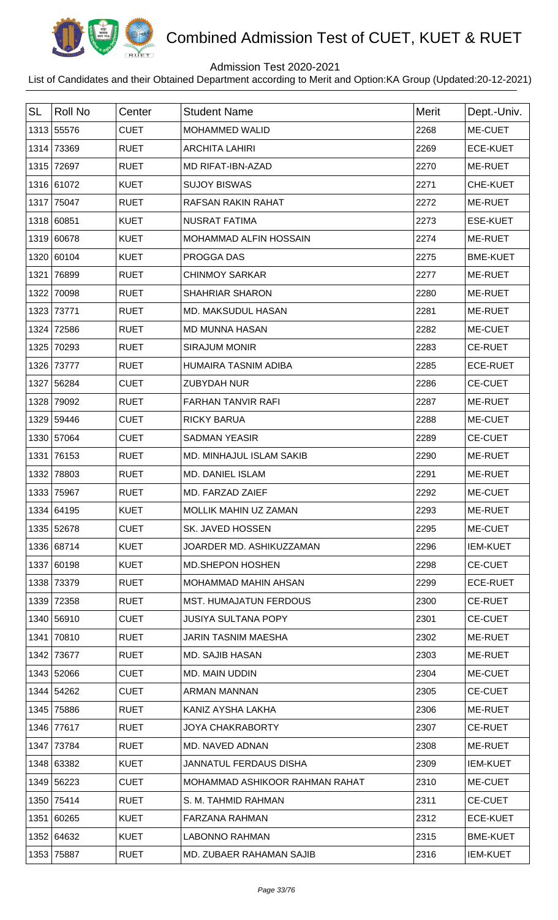# Combined Admission Test of CUET, KUET & RUET

Admission Test 2020-2021

List of Candidates and their Obtained Department according to Merit and Option:KA Group (Updated:20-12-2021)

| SL | Roll No | Center | Student Name | Merit | Dept.-Univ. |
|---|---|---|---|---|---|
| 1313 | 55576 | CUET | MOHAMMED WALID | 2268 | ME-CUET |
| 1314 | 73369 | RUET | ARCHITA LAHIRI | 2269 | ECE-KUET |
| 1315 | 72697 | RUET | MD RIFAT-IBN-AZAD | 2270 | ME-RUET |
| 1316 | 61072 | KUET | SUJOY BISWAS | 2271 | CHE-KUET |
| 1317 | 75047 | RUET | RAFSAN RAKIN RAHAT | 2272 | ME-RUET |
| 1318 | 60851 | KUET | NUSRAT FATIMA | 2273 | ESE-KUET |
| 1319 | 60678 | KUET | MOHAMMAD ALFIN HOSSAIN | 2274 | ME-RUET |
| 1320 | 60104 | KUET | PROGGA DAS | 2275 | BME-KUET |
| 1321 | 76899 | RUET | CHINMOY SARKAR | 2277 | ME-RUET |
| 1322 | 70098 | RUET | SHAHRIAR SHARON | 2280 | ME-RUET |
| 1323 | 73771 | RUET | MD. MAKSUDUL HASAN | 2281 | ME-RUET |
| 1324 | 72586 | RUET | MD MUNNA HASAN | 2282 | ME-CUET |
| 1325 | 70293 | RUET | SIRAJUM MONIR | 2283 | CE-RUET |
| 1326 | 73777 | RUET | HUMAIRA TASNIM ADIBA | 2285 | ECE-RUET |
| 1327 | 56284 | CUET | ZUBYDAH NUR | 2286 | CE-CUET |
| 1328 | 79092 | RUET | FARHAN TANVIR RAFI | 2287 | ME-RUET |
| 1329 | 59446 | CUET | RICKY BARUA | 2288 | ME-CUET |
| 1330 | 57064 | CUET | SADMAN YEASIR | 2289 | CE-CUET |
| 1331 | 76153 | RUET | MD. MINHAJUL ISLAM SAKIB | 2290 | ME-RUET |
| 1332 | 78803 | RUET | MD. DANIEL ISLAM | 2291 | ME-RUET |
| 1333 | 75967 | RUET | MD. FARZAD ZAIEF | 2292 | ME-CUET |
| 1334 | 64195 | KUET | MOLLIK MAHIN UZ ZAMAN | 2293 | ME-RUET |
| 1335 | 52678 | CUET | SK. JAVED HOSSEN | 2295 | ME-CUET |
| 1336 | 68714 | KUET | JOARDER MD. ASHIKUZZAMAN | 2296 | IEM-KUET |
| 1337 | 60198 | KUET | MD.SHEPON HOSHEN | 2298 | CE-CUET |
| 1338 | 73379 | RUET | MOHAMMAD MAHIN AHSAN | 2299 | ECE-RUET |
| 1339 | 72358 | RUET | MST. HUMAJATUN FERDOUS | 2300 | CE-RUET |
| 1340 | 56910 | CUET | JUSIYA SULTANA POPY | 2301 | CE-CUET |
| 1341 | 70810 | RUET | JARIN TASNIM MAESHA | 2302 | ME-RUET |
| 1342 | 73677 | RUET | MD. SAJIB HASAN | 2303 | ME-RUET |
| 1343 | 52066 | CUET | MD. MAIN UDDIN | 2304 | ME-CUET |
| 1344 | 54262 | CUET | ARMAN MANNAN | 2305 | CE-CUET |
| 1345 | 75886 | RUET | KANIZ AYSHA LAKHA | 2306 | ME-RUET |
| 1346 | 77617 | RUET | JOYA CHAKRABORTY | 2307 | CE-RUET |
| 1347 | 73784 | RUET | MD. NAVED ADNAN | 2308 | ME-RUET |
| 1348 | 63382 | KUET | JANNATUL FERDAUS DISHA | 2309 | IEM-KUET |
| 1349 | 56223 | CUET | MOHAMMAD ASHIKOOR RAHMAN RAHAT | 2310 | ME-CUET |
| 1350 | 75414 | RUET | S. M. TAHMID RAHMAN | 2311 | CE-CUET |
| 1351 | 60265 | KUET | FARZANA RAHMAN | 2312 | ECE-KUET |
| 1352 | 64632 | KUET | LABONNO RAHMAN | 2315 | BME-KUET |
| 1353 | 75887 | RUET | MD. ZUBAER RAHAMAN SAJIB | 2316 | IEM-KUET |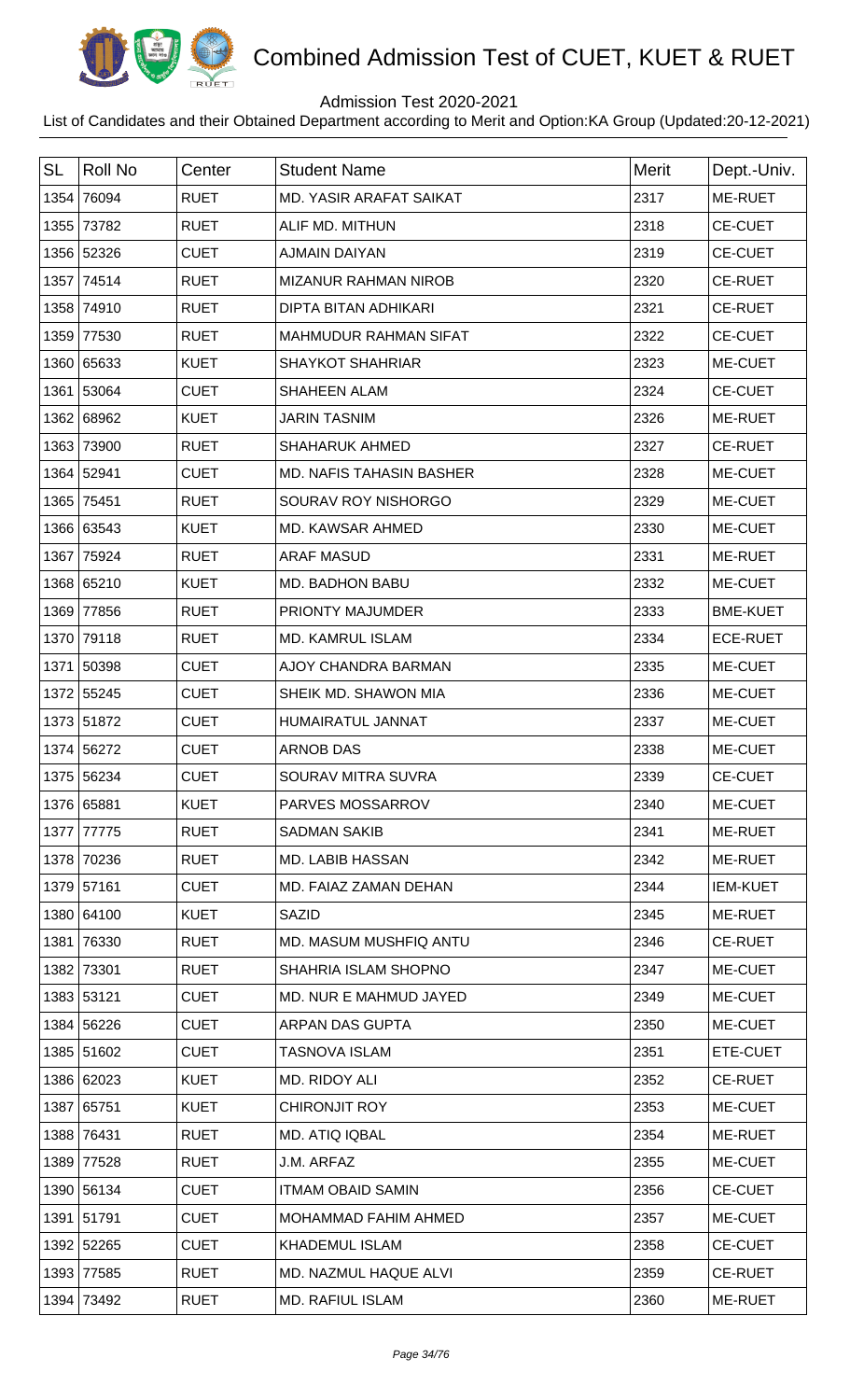# Combined Admission Test of CUET, KUET & RUET

Admission Test 2020-2021

List of Candidates and their Obtained Department according to Merit and Option:KA Group (Updated:20-12-2021)

| SL | Roll No | Center | Student Name | Merit | Dept.-Univ. |
|---|---|---|---|---|---|
| 1354 | 76094 | RUET | MD. YASIR ARAFAT SAIKAT | 2317 | ME-RUET |
| 1355 | 73782 | RUET | ALIF MD. MITHUN | 2318 | CE-CUET |
| 1356 | 52326 | CUET | AJMAIN DAIYAN | 2319 | CE-CUET |
| 1357 | 74514 | RUET | MIZANUR RAHMAN NIROB | 2320 | CE-RUET |
| 1358 | 74910 | RUET | DIPTA BITAN ADHIKARI | 2321 | CE-RUET |
| 1359 | 77530 | RUET | MAHMUDUR RAHMAN SIFAT | 2322 | CE-CUET |
| 1360 | 65633 | KUET | SHAYKOT SHAHRIAR | 2323 | ME-CUET |
| 1361 | 53064 | CUET | SHAHEEN ALAM | 2324 | CE-CUET |
| 1362 | 68962 | KUET | JARIN TASNIM | 2326 | ME-RUET |
| 1363 | 73900 | RUET | SHAHARUK AHMED | 2327 | CE-RUET |
| 1364 | 52941 | CUET | MD. NAFIS TAHASIN BASHER | 2328 | ME-CUET |
| 1365 | 75451 | RUET | SOURAV ROY NISHORGO | 2329 | ME-CUET |
| 1366 | 63543 | KUET | MD. KAWSAR AHMED | 2330 | ME-CUET |
| 1367 | 75924 | RUET | ARAF MASUD | 2331 | ME-RUET |
| 1368 | 65210 | KUET | MD. BADHON BABU | 2332 | ME-CUET |
| 1369 | 77856 | RUET | PRIONTY MAJUMDER | 2333 | BME-KUET |
| 1370 | 79118 | RUET | MD. KAMRUL ISLAM | 2334 | ECE-RUET |
| 1371 | 50398 | CUET | AJOY CHANDRA BARMAN | 2335 | ME-CUET |
| 1372 | 55245 | CUET | SHEIK MD. SHAWON MIA | 2336 | ME-CUET |
| 1373 | 51872 | CUET | HUMAIRATUL JANNAT | 2337 | ME-CUET |
| 1374 | 56272 | CUET | ARNOB DAS | 2338 | ME-CUET |
| 1375 | 56234 | CUET | SOURAV MITRA SUVRA | 2339 | CE-CUET |
| 1376 | 65881 | KUET | PARVES MOSSARROV | 2340 | ME-CUET |
| 1377 | 77775 | RUET | SADMAN SAKIB | 2341 | ME-RUET |
| 1378 | 70236 | RUET | MD. LABIB HASSAN | 2342 | ME-RUET |
| 1379 | 57161 | CUET | MD. FAIAZ ZAMAN DEHAN | 2344 | IEM-KUET |
| 1380 | 64100 | KUET | SAZID | 2345 | ME-RUET |
| 1381 | 76330 | RUET | MD. MASUM MUSHFIQ ANTU | 2346 | CE-RUET |
| 1382 | 73301 | RUET | SHAHRIA ISLAM SHOPNO | 2347 | ME-CUET |
| 1383 | 53121 | CUET | MD. NUR E MAHMUD JAYED | 2349 | ME-CUET |
| 1384 | 56226 | CUET | ARPAN DAS GUPTA | 2350 | ME-CUET |
| 1385 | 51602 | CUET | TASNOVA ISLAM | 2351 | ETE-CUET |
| 1386 | 62023 | KUET | MD. RIDOY ALI | 2352 | CE-RUET |
| 1387 | 65751 | KUET | CHIRONJIT ROY | 2353 | ME-CUET |
| 1388 | 76431 | RUET | MD. ATIQ IQBAL | 2354 | ME-RUET |
| 1389 | 77528 | RUET | J.M. ARFAZ | 2355 | ME-CUET |
| 1390 | 56134 | CUET | ITMAM OBAID SAMIN | 2356 | CE-CUET |
| 1391 | 51791 | CUET | MOHAMMAD FAHIM AHMED | 2357 | ME-CUET |
| 1392 | 52265 | CUET | KHADEMUL ISLAM | 2358 | CE-CUET |
| 1393 | 77585 | RUET | MD. NAZMUL HAQUE ALVI | 2359 | CE-RUET |
| 1394 | 73492 | RUET | MD. RAFIUL ISLAM | 2360 | ME-RUET |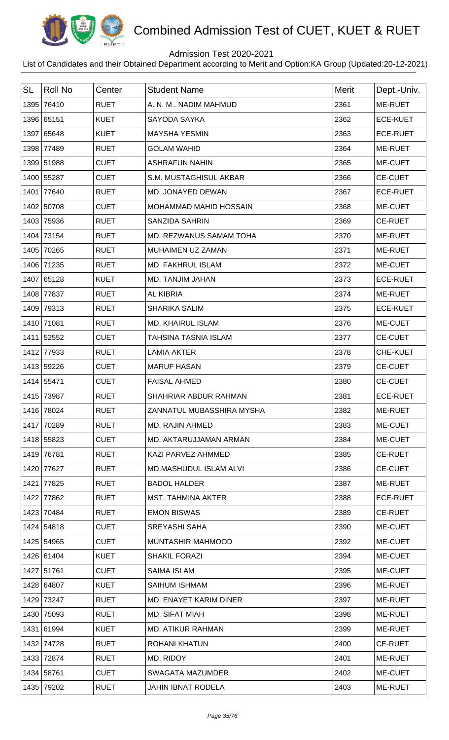# Combined Admission Test of CUET, KUET & RUET

Admission Test 2020-2021

List of Candidates and their Obtained Department according to Merit and Option:KA Group (Updated:20-12-2021)

| SL | Roll No | Center | Student Name | Merit | Dept.-Univ. |
|---|---|---|---|---|---|
| 1395 | 76410 | RUET | A. N. M . NADIM MAHMUD | 2361 | ME-RUET |
| 1396 | 65151 | KUET | SAYODA SAYKA | 2362 | ECE-KUET |
| 1397 | 65648 | KUET | MAYSHA YESMIN | 2363 | ECE-RUET |
| 1398 | 77489 | RUET | GOLAM WAHID | 2364 | ME-RUET |
| 1399 | 51988 | CUET | ASHRAFUN NAHIN | 2365 | ME-CUET |
| 1400 | 55287 | CUET | S.M. MUSTAGHISUL AKBAR | 2366 | CE-CUET |
| 1401 | 77640 | RUET | MD. JONAYED DEWAN | 2367 | ECE-RUET |
| 1402 | 50708 | CUET | MOHAMMAD MAHID HOSSAIN | 2368 | ME-CUET |
| 1403 | 75936 | RUET | SANZIDA SAHRIN | 2369 | CE-RUET |
| 1404 | 73154 | RUET | MD. REZWANUS SAMAM TOHA | 2370 | ME-RUET |
| 1405 | 70265 | RUET | MUHAIMEN UZ ZAMAN | 2371 | ME-RUET |
| 1406 | 71235 | RUET | MD FAKHRUL ISLAM | 2372 | ME-CUET |
| 1407 | 65128 | KUET | MD. TANJIM JAHAN | 2373 | ECE-RUET |
| 1408 | 77837 | RUET | AL KIBRIA | 2374 | ME-RUET |
| 1409 | 79313 | RUET | SHARIKA SALIM | 2375 | ECE-KUET |
| 1410 | 71081 | RUET | MD. KHAIRUL ISLAM | 2376 | ME-CUET |
| 1411 | 52552 | CUET | TAHSINA TASNIA ISLAM | 2377 | CE-CUET |
| 1412 | 77933 | RUET | LAMIA AKTER | 2378 | CHE-KUET |
| 1413 | 59226 | CUET | MARUF HASAN | 2379 | CE-CUET |
| 1414 | 55471 | CUET | FAISAL AHMED | 2380 | CE-CUET |
| 1415 | 73987 | RUET | SHAHRIAR ABDUR RAHMAN | 2381 | ECE-RUET |
| 1416 | 78024 | RUET | ZANNATUL MUBASSHIRA MYSHA | 2382 | ME-RUET |
| 1417 | 70289 | RUET | MD. RAJIN AHMED | 2383 | ME-CUET |
| 1418 | 55823 | CUET | MD. AKTARUJJAMAN ARMAN | 2384 | ME-CUET |
| 1419 | 76781 | RUET | KAZI PARVEZ AHMMED | 2385 | CE-RUET |
| 1420 | 77627 | RUET | MD.MASHUDUL ISLAM ALVI | 2386 | CE-CUET |
| 1421 | 77825 | RUET | BADOL HALDER | 2387 | ME-RUET |
| 1422 | 77862 | RUET | MST. TAHMINA AKTER | 2388 | ECE-RUET |
| 1423 | 70484 | RUET | EMON BISWAS | 2389 | CE-RUET |
| 1424 | 54818 | CUET | SREYASHI SAHA | 2390 | ME-CUET |
| 1425 | 54965 | CUET | MUNTASHIR MAHMOOD | 2392 | ME-CUET |
| 1426 | 61404 | KUET | SHAKIL FORAZI | 2394 | ME-CUET |
| 1427 | 51761 | CUET | SAIMA ISLAM | 2395 | ME-CUET |
| 1428 | 64807 | KUET | SAIHUM ISHMAM | 2396 | ME-RUET |
| 1429 | 73247 | RUET | MD. ENAYET KARIM DINER | 2397 | ME-RUET |
| 1430 | 75093 | RUET | MD. SIFAT MIAH | 2398 | ME-RUET |
| 1431 | 61994 | KUET | MD. ATIKUR RAHMAN | 2399 | ME-RUET |
| 1432 | 74728 | RUET | ROHANI KHATUN | 2400 | CE-RUET |
| 1433 | 72874 | RUET | MD. RIDOY | 2401 | ME-RUET |
| 1434 | 58761 | CUET | SWAGATA MAZUMDER | 2402 | ME-CUET |
| 1435 | 79202 | RUET | JAHIN IBNAT RODELA | 2403 | ME-RUET |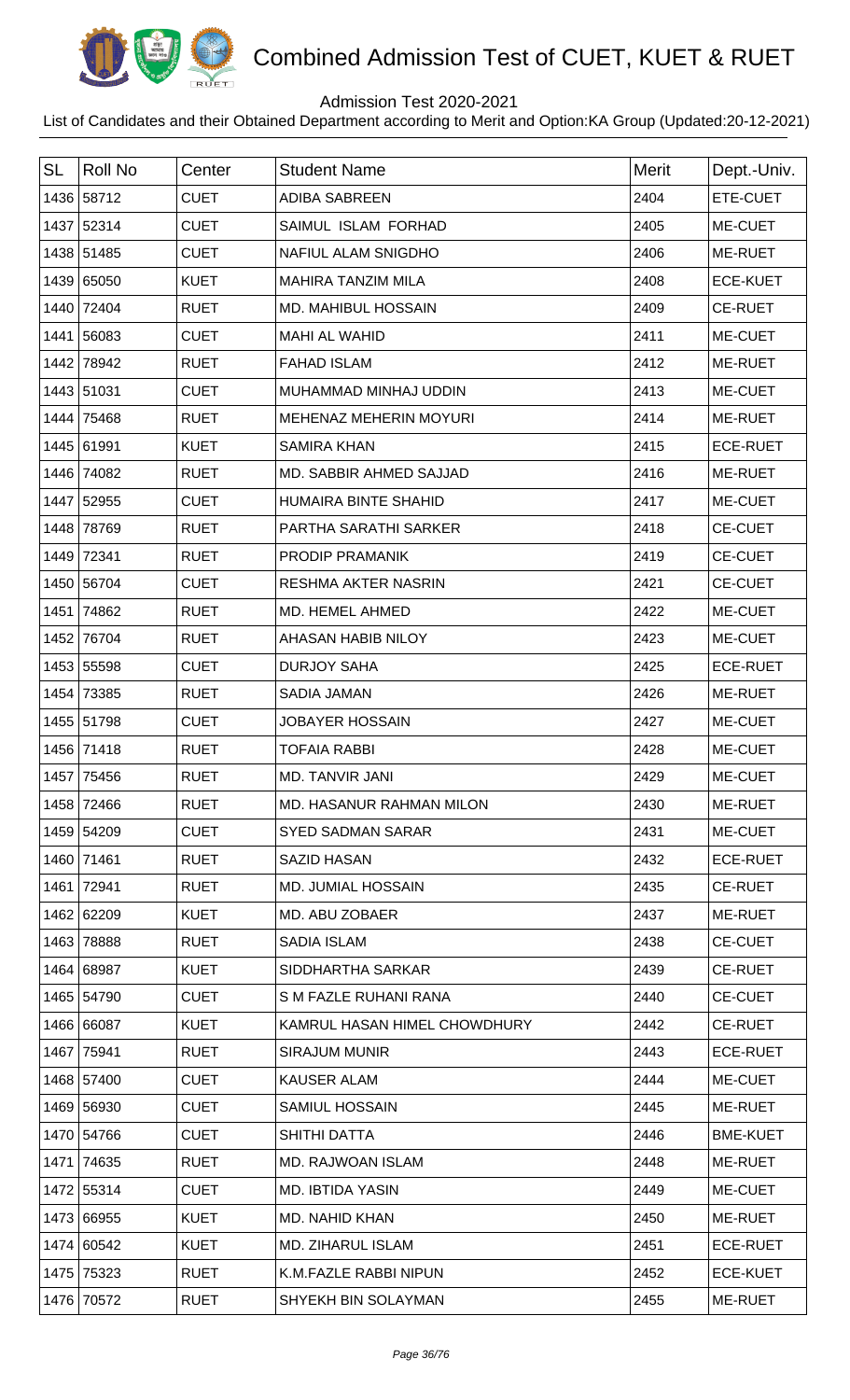# Combined Admission Test of CUET, KUET & RUET

Admission Test 2020-2021

List of Candidates and their Obtained Department according to Merit and Option:KA Group (Updated:20-12-2021)

| SL | Roll No | Center | Student Name | Merit | Dept.-Univ. |
|---|---|---|---|---|---|
| 1436 | 58712 | CUET | ADIBA SABREEN | 2404 | ETE-CUET |
| 1437 | 52314 | CUET | SAIMUL ISLAM FORHAD | 2405 | ME-CUET |
| 1438 | 51485 | CUET | NAFIUL ALAM SNIGDHO | 2406 | ME-RUET |
| 1439 | 65050 | KUET | MAHIRA TANZIM MILA | 2408 | ECE-KUET |
| 1440 | 72404 | RUET | MD. MAHIBUL HOSSAIN | 2409 | CE-RUET |
| 1441 | 56083 | CUET | MAHI AL WAHID | 2411 | ME-CUET |
| 1442 | 78942 | RUET | FAHAD ISLAM | 2412 | ME-RUET |
| 1443 | 51031 | CUET | MUHAMMAD MINHAJ UDDIN | 2413 | ME-CUET |
| 1444 | 75468 | RUET | MEHENAZ MEHERIN MOYURI | 2414 | ME-RUET |
| 1445 | 61991 | KUET | SAMIRA KHAN | 2415 | ECE-RUET |
| 1446 | 74082 | RUET | MD. SABBIR AHMED SAJJAD | 2416 | ME-RUET |
| 1447 | 52955 | CUET | HUMAIRA BINTE SHAHID | 2417 | ME-CUET |
| 1448 | 78769 | RUET | PARTHA SARATHI SARKER | 2418 | CE-CUET |
| 1449 | 72341 | RUET | PRODIP PRAMANIK | 2419 | CE-CUET |
| 1450 | 56704 | CUET | RESHMA AKTER NASRIN | 2421 | CE-CUET |
| 1451 | 74862 | RUET | MD. HEMEL AHMED | 2422 | ME-CUET |
| 1452 | 76704 | RUET | AHASAN HABIB NILOY | 2423 | ME-CUET |
| 1453 | 55598 | CUET | DURJOY SAHA | 2425 | ECE-RUET |
| 1454 | 73385 | RUET | SADIA JAMAN | 2426 | ME-RUET |
| 1455 | 51798 | CUET | JOBAYER HOSSAIN | 2427 | ME-CUET |
| 1456 | 71418 | RUET | TOFAIA RABBI | 2428 | ME-CUET |
| 1457 | 75456 | RUET | MD. TANVIR JANI | 2429 | ME-CUET |
| 1458 | 72466 | RUET | MD. HASANUR RAHMAN MILON | 2430 | ME-RUET |
| 1459 | 54209 | CUET | SYED SADMAN SARAR | 2431 | ME-CUET |
| 1460 | 71461 | RUET | SAZID HASAN | 2432 | ECE-RUET |
| 1461 | 72941 | RUET | MD. JUMIAL HOSSAIN | 2435 | CE-RUET |
| 1462 | 62209 | KUET | MD. ABU ZOBAER | 2437 | ME-RUET |
| 1463 | 78888 | RUET | SADIA ISLAM | 2438 | CE-CUET |
| 1464 | 68987 | KUET | SIDDHARTHA SARKAR | 2439 | CE-RUET |
| 1465 | 54790 | CUET | S M FAZLE RUHANI RANA | 2440 | CE-CUET |
| 1466 | 66087 | KUET | KAMRUL HASAN HIMEL CHOWDHURY | 2442 | CE-RUET |
| 1467 | 75941 | RUET | SIRAJUM MUNIR | 2443 | ECE-RUET |
| 1468 | 57400 | CUET | KAUSER ALAM | 2444 | ME-CUET |
| 1469 | 56930 | CUET | SAMIUL HOSSAIN | 2445 | ME-RUET |
| 1470 | 54766 | CUET | SHITHI DATTA | 2446 | BME-KUET |
| 1471 | 74635 | RUET | MD. RAJWOAN ISLAM | 2448 | ME-RUET |
| 1472 | 55314 | CUET | MD. IBTIDA YASIN | 2449 | ME-CUET |
| 1473 | 66955 | KUET | MD. NAHID KHAN | 2450 | ME-RUET |
| 1474 | 60542 | KUET | MD. ZIHARUL ISLAM | 2451 | ECE-RUET |
| 1475 | 75323 | RUET | K.M.FAZLE RABBI NIPUN | 2452 | ECE-KUET |
| 1476 | 70572 | RUET | SHYEKH BIN SOLAYMAN | 2455 | ME-RUET |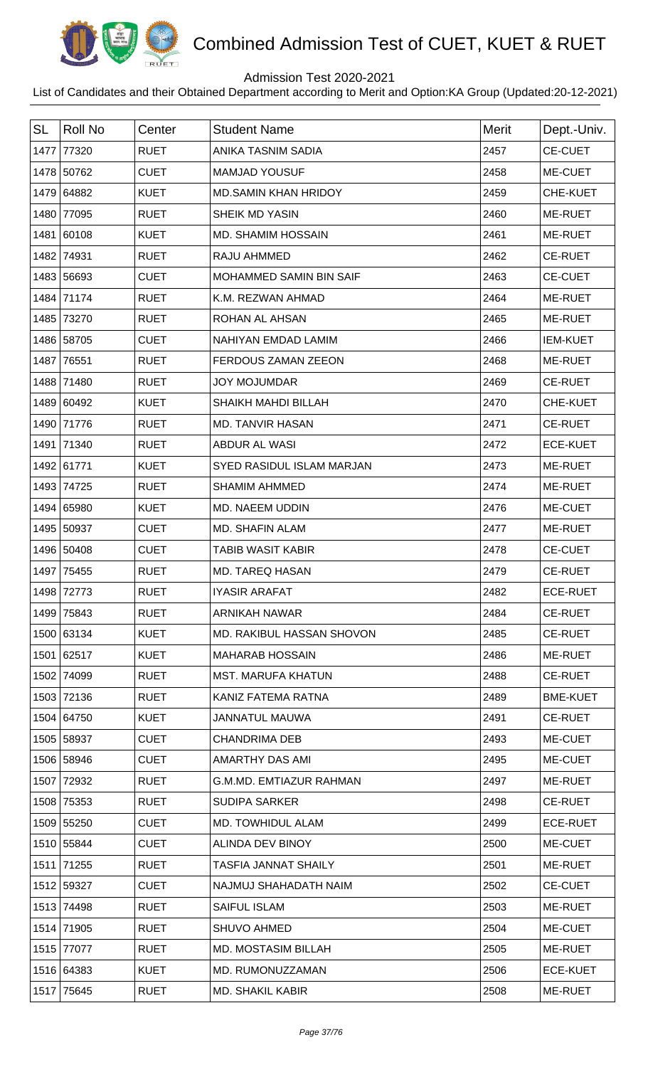# Combined Admission Test of CUET, KUET & RUET

Admission Test 2020-2021

List of Candidates and their Obtained Department according to Merit and Option:KA Group (Updated:20-12-2021)

| SL | Roll No | Center | Student Name | Merit | Dept.-Univ. |
|---|---|---|---|---|---|
| 1477 | 77320 | RUET | ANIKA TASNIM SADIA | 2457 | CE-CUET |
| 1478 | 50762 | CUET | MAMJAD YOUSUF | 2458 | ME-CUET |
| 1479 | 64882 | KUET | MD.SAMIN KHAN HRIDOY | 2459 | CHE-KUET |
| 1480 | 77095 | RUET | SHEIK MD YASIN | 2460 | ME-RUET |
| 1481 | 60108 | KUET | MD. SHAMIM HOSSAIN | 2461 | ME-RUET |
| 1482 | 74931 | RUET | RAJU AHMMED | 2462 | CE-RUET |
| 1483 | 56693 | CUET | MOHAMMED SAMIN BIN SAIF | 2463 | CE-CUET |
| 1484 | 71174 | RUET | K.M. REZWAN AHMAD | 2464 | ME-RUET |
| 1485 | 73270 | RUET | ROHAN AL AHSAN | 2465 | ME-RUET |
| 1486 | 58705 | CUET | NAHIYAN EMDAD LAMIM | 2466 | IEM-KUET |
| 1487 | 76551 | RUET | FERDOUS ZAMAN ZEEON | 2468 | ME-RUET |
| 1488 | 71480 | RUET | JOY MOJUMDAR | 2469 | CE-RUET |
| 1489 | 60492 | KUET | SHAIKH MAHDI BILLAH | 2470 | CHE-KUET |
| 1490 | 71776 | RUET | MD. TANVIR HASAN | 2471 | CE-RUET |
| 1491 | 71340 | RUET | ABDUR AL WASI | 2472 | ECE-KUET |
| 1492 | 61771 | KUET | SYED RASIDUL ISLAM MARJAN | 2473 | ME-RUET |
| 1493 | 74725 | RUET | SHAMIM AHMMED | 2474 | ME-RUET |
| 1494 | 65980 | KUET | MD. NAEEM UDDIN | 2476 | ME-CUET |
| 1495 | 50937 | CUET | MD. SHAFIN ALAM | 2477 | ME-RUET |
| 1496 | 50408 | CUET | TABIB WASIT KABIR | 2478 | CE-CUET |
| 1497 | 75455 | RUET | MD. TAREQ HASAN | 2479 | CE-RUET |
| 1498 | 72773 | RUET | IYASIR ARAFAT | 2482 | ECE-RUET |
| 1499 | 75843 | RUET | ARNIKAH NAWAR | 2484 | CE-RUET |
| 1500 | 63134 | KUET | MD. RAKIBUL HASSAN SHOVON | 2485 | CE-RUET |
| 1501 | 62517 | KUET | MAHARAB HOSSAIN | 2486 | ME-RUET |
| 1502 | 74099 | RUET | MST. MARUFA KHATUN | 2488 | CE-RUET |
| 1503 | 72136 | RUET | KANIZ FATEMA RATNA | 2489 | BME-KUET |
| 1504 | 64750 | KUET | JANNATUL MAUWA | 2491 | CE-RUET |
| 1505 | 58937 | CUET | CHANDRIMA DEB | 2493 | ME-CUET |
| 1506 | 58946 | CUET | AMARTHY DAS AMI | 2495 | ME-CUET |
| 1507 | 72932 | RUET | G.M.MD. EMTIAZUR RAHMAN | 2497 | ME-RUET |
| 1508 | 75353 | RUET | SUDIPA SARKER | 2498 | CE-RUET |
| 1509 | 55250 | CUET | MD. TOWHIDUL ALAM | 2499 | ECE-RUET |
| 1510 | 55844 | CUET | ALINDA DEV BINOY | 2500 | ME-CUET |
| 1511 | 71255 | RUET | TASFIA JANNAT SHAILY | 2501 | ME-RUET |
| 1512 | 59327 | CUET | NAJMUJ SHAHADATH NAIM | 2502 | CE-CUET |
| 1513 | 74498 | RUET | SAIFUL ISLAM | 2503 | ME-RUET |
| 1514 | 71905 | RUET | SHUVO AHMED | 2504 | ME-CUET |
| 1515 | 77077 | RUET | MD. MOSTASIM BILLAH | 2505 | ME-RUET |
| 1516 | 64383 | KUET | MD. RUMONUZZAMAN | 2506 | ECE-KUET |
| 1517 | 75645 | RUET | MD. SHAKIL KABIR | 2508 | ME-RUET |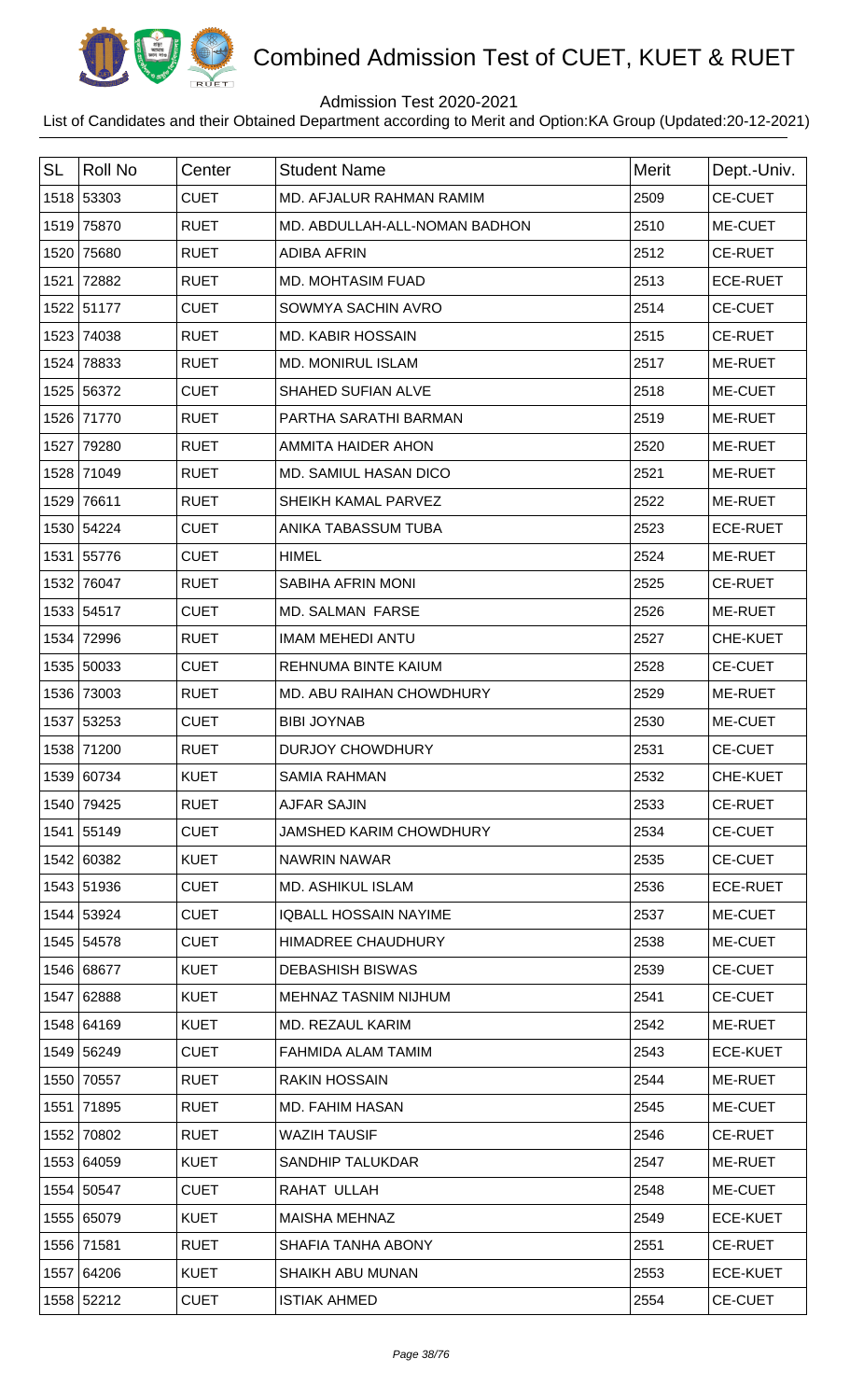# Combined Admission Test of CUET, KUET & RUET

Admission Test 2020-2021

List of Candidates and their Obtained Department according to Merit and Option:KA Group (Updated:20-12-2021)

| SL | Roll No | Center | Student Name | Merit | Dept.-Univ. |
|---|---|---|---|---|---|
| 1518 | 53303 | CUET | MD. AFJALUR RAHMAN RAMIM | 2509 | CE-CUET |
| 1519 | 75870 | RUET | MD. ABDULLAH-ALL-NOMAN BADHON | 2510 | ME-CUET |
| 1520 | 75680 | RUET | ADIBA AFRIN | 2512 | CE-RUET |
| 1521 | 72882 | RUET | MD. MOHTASIM FUAD | 2513 | ECE-RUET |
| 1522 | 51177 | CUET | SOWMYA SACHIN AVRO | 2514 | CE-CUET |
| 1523 | 74038 | RUET | MD. KABIR HOSSAIN | 2515 | CE-RUET |
| 1524 | 78833 | RUET | MD. MONIRUL ISLAM | 2517 | ME-RUET |
| 1525 | 56372 | CUET | SHAHED SUFIAN ALVE | 2518 | ME-CUET |
| 1526 | 71770 | RUET | PARTHA SARATHI BARMAN | 2519 | ME-RUET |
| 1527 | 79280 | RUET | AMMITA HAIDER AHON | 2520 | ME-RUET |
| 1528 | 71049 | RUET | MD. SAMIUL HASAN DICO | 2521 | ME-RUET |
| 1529 | 76611 | RUET | SHEIKH KAMAL PARVEZ | 2522 | ME-RUET |
| 1530 | 54224 | CUET | ANIKA TABASSUM TUBA | 2523 | ECE-RUET |
| 1531 | 55776 | CUET | HIMEL | 2524 | ME-RUET |
| 1532 | 76047 | RUET | SABIHA AFRIN MONI | 2525 | CE-RUET |
| 1533 | 54517 | CUET | MD. SALMAN FARSE | 2526 | ME-RUET |
| 1534 | 72996 | RUET | IMAM MEHEDI ANTU | 2527 | CHE-KUET |
| 1535 | 50033 | CUET | REHNUMA BINTE KAIUM | 2528 | CE-CUET |
| 1536 | 73003 | RUET | MD. ABU RAIHAN CHOWDHURY | 2529 | ME-RUET |
| 1537 | 53253 | CUET | BIBI JOYNAB | 2530 | ME-CUET |
| 1538 | 71200 | RUET | DURJOY CHOWDHURY | 2531 | CE-CUET |
| 1539 | 60734 | KUET | SAMIA RAHMAN | 2532 | CHE-KUET |
| 1540 | 79425 | RUET | AJFAR SAJIN | 2533 | CE-RUET |
| 1541 | 55149 | CUET | JAMSHED KARIM CHOWDHURY | 2534 | CE-CUET |
| 1542 | 60382 | KUET | NAWRIN NAWAR | 2535 | CE-CUET |
| 1543 | 51936 | CUET | MD. ASHIKUL ISLAM | 2536 | ECE-RUET |
| 1544 | 53924 | CUET | IQBALL HOSSAIN NAYIME | 2537 | ME-CUET |
| 1545 | 54578 | CUET | HIMADREE CHAUDHURY | 2538 | ME-CUET |
| 1546 | 68677 | KUET | DEBASHISH BISWAS | 2539 | CE-CUET |
| 1547 | 62888 | KUET | MEHNAZ TASNIM NIJHUM | 2541 | CE-CUET |
| 1548 | 64169 | KUET | MD. REZAUL KARIM | 2542 | ME-RUET |
| 1549 | 56249 | CUET | FAHMIDA ALAM TAMIM | 2543 | ECE-KUET |
| 1550 | 70557 | RUET | RAKIN HOSSAIN | 2544 | ME-RUET |
| 1551 | 71895 | RUET | MD. FAHIM HASAN | 2545 | ME-CUET |
| 1552 | 70802 | RUET | WAZIH TAUSIF | 2546 | CE-RUET |
| 1553 | 64059 | KUET | SANDHIP TALUKDAR | 2547 | ME-RUET |
| 1554 | 50547 | CUET | RAHAT ULLAH | 2548 | ME-CUET |
| 1555 | 65079 | KUET | MAISHA MEHNAZ | 2549 | ECE-KUET |
| 1556 | 71581 | RUET | SHAFIA TANHA ABONY | 2551 | CE-RUET |
| 1557 | 64206 | KUET | SHAIKH ABU MUNAN | 2553 | ECE-KUET |
| 1558 | 52212 | CUET | ISTIAK AHMED | 2554 | CE-CUET |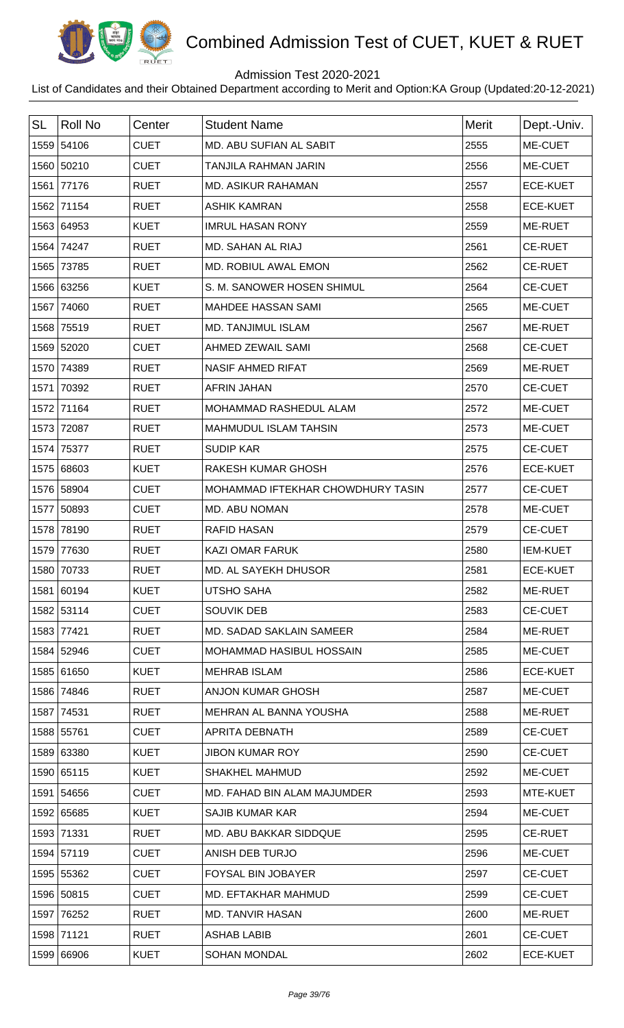# Combined Admission Test of CUET, KUET & RUET

Admission Test 2020-2021

List of Candidates and their Obtained Department according to Merit and Option:KA Group (Updated:20-12-2021)

| SL | Roll No | Center | Student Name | Merit | Dept.-Univ. |
|---|---|---|---|---|---|
| 1559 | 54106 | CUET | MD. ABU SUFIAN AL SABIT | 2555 | ME-CUET |
| 1560 | 50210 | CUET | TANJILA RAHMAN JARIN | 2556 | ME-CUET |
| 1561 | 77176 | RUET | MD. ASIKUR RAHAMAN | 2557 | ECE-KUET |
| 1562 | 71154 | RUET | ASHIK KAMRAN | 2558 | ECE-KUET |
| 1563 | 64953 | KUET | IMRUL HASAN RONY | 2559 | ME-RUET |
| 1564 | 74247 | RUET | MD. SAHAN AL RIAJ | 2561 | CE-RUET |
| 1565 | 73785 | RUET | MD. ROBIUL AWAL EMON | 2562 | CE-RUET |
| 1566 | 63256 | KUET | S. M. SANOWER HOSEN SHIMUL | 2564 | CE-CUET |
| 1567 | 74060 | RUET | MAHDEE HASSAN SAMI | 2565 | ME-CUET |
| 1568 | 75519 | RUET | MD. TANJIMUL ISLAM | 2567 | ME-RUET |
| 1569 | 52020 | CUET | AHMED ZEWAIL SAMI | 2568 | CE-CUET |
| 1570 | 74389 | RUET | NASIF AHMED RIFAT | 2569 | ME-RUET |
| 1571 | 70392 | RUET | AFRIN JAHAN | 2570 | CE-CUET |
| 1572 | 71164 | RUET | MOHAMMAD RASHEDUL ALAM | 2572 | ME-CUET |
| 1573 | 72087 | RUET | MAHMUDUL ISLAM TAHSIN | 2573 | ME-CUET |
| 1574 | 75377 | RUET | SUDIP KAR | 2575 | CE-CUET |
| 1575 | 68603 | KUET | RAKESH KUMAR GHOSH | 2576 | ECE-KUET |
| 1576 | 58904 | CUET | MOHAMMAD IFTEKHAR CHOWDHURY TASIN | 2577 | CE-CUET |
| 1577 | 50893 | CUET | MD. ABU NOMAN | 2578 | ME-CUET |
| 1578 | 78190 | RUET | RAFID HASAN | 2579 | CE-CUET |
| 1579 | 77630 | RUET | KAZI OMAR FARUK | 2580 | IEM-KUET |
| 1580 | 70733 | RUET | MD. AL SAYEKH DHUSOR | 2581 | ECE-KUET |
| 1581 | 60194 | KUET | UTSHO SAHA | 2582 | ME-RUET |
| 1582 | 53114 | CUET | SOUVIK DEB | 2583 | CE-CUET |
| 1583 | 77421 | RUET | MD. SADAD SAKLAIN SAMEER | 2584 | ME-RUET |
| 1584 | 52946 | CUET | MOHAMMAD HASIBUL HOSSAIN | 2585 | ME-CUET |
| 1585 | 61650 | KUET | MEHRAB ISLAM | 2586 | ECE-KUET |
| 1586 | 74846 | RUET | ANJON KUMAR GHOSH | 2587 | ME-CUET |
| 1587 | 74531 | RUET | MEHRAN AL BANNA YOUSHA | 2588 | ME-RUET |
| 1588 | 55761 | CUET | APRITA DEBNATH | 2589 | CE-CUET |
| 1589 | 63380 | KUET | JIBON KUMAR ROY | 2590 | CE-CUET |
| 1590 | 65115 | KUET | SHAKHEL MAHMUD | 2592 | ME-CUET |
| 1591 | 54656 | CUET | MD. FAHAD BIN ALAM MAJUMDER | 2593 | MTE-KUET |
| 1592 | 65685 | KUET | SAJIB KUMAR KAR | 2594 | ME-CUET |
| 1593 | 71331 | RUET | MD. ABU BAKKAR SIDDQUE | 2595 | CE-RUET |
| 1594 | 57119 | CUET | ANISH DEB TURJO | 2596 | ME-CUET |
| 1595 | 55362 | CUET | FOYSAL BIN JOBAYER | 2597 | CE-CUET |
| 1596 | 50815 | CUET | MD. EFTAKHAR MAHMUD | 2599 | CE-CUET |
| 1597 | 76252 | RUET | MD. TANVIR HASAN | 2600 | ME-RUET |
| 1598 | 71121 | RUET | ASHAB LABIB | 2601 | CE-CUET |
| 1599 | 66906 | KUET | SOHAN MONDAL | 2602 | ECE-KUET |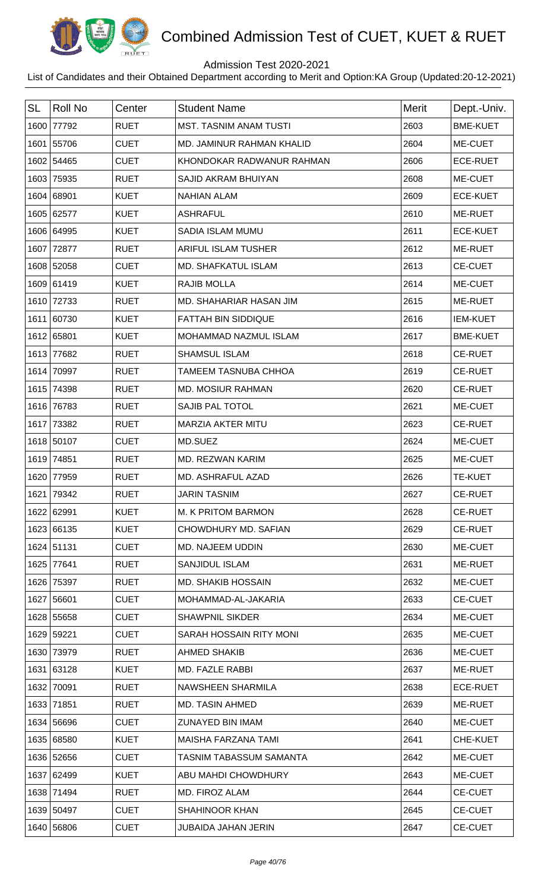# Combined Admission Test of CUET, KUET & RUET

Admission Test 2020-2021

List of Candidates and their Obtained Department according to Merit and Option:KA Group (Updated:20-12-2021)

| SL | Roll No | Center | Student Name | Merit | Dept.-Univ. |
|---|---|---|---|---|---|
| 1600 | 77792 | RUET | MST. TASNIM ANAM TUSTI | 2603 | BME-KUET |
| 1601 | 55706 | CUET | MD. JAMINUR RAHMAN KHALID | 2604 | ME-CUET |
| 1602 | 54465 | CUET | KHONDOKAR RADWANUR RAHMAN | 2606 | ECE-RUET |
| 1603 | 75935 | RUET | SAJID AKRAM BHUIYAN | 2608 | ME-CUET |
| 1604 | 68901 | KUET | NAHIAN ALAM | 2609 | ECE-KUET |
| 1605 | 62577 | KUET | ASHRAFUL | 2610 | ME-RUET |
| 1606 | 64995 | KUET | SADIA ISLAM MUMU | 2611 | ECE-KUET |
| 1607 | 72877 | RUET | ARIFUL ISLAM TUSHER | 2612 | ME-RUET |
| 1608 | 52058 | CUET | MD. SHAFKATUL ISLAM | 2613 | CE-CUET |
| 1609 | 61419 | KUET | RAJIB MOLLA | 2614 | ME-CUET |
| 1610 | 72733 | RUET | MD. SHAHARIAR HASAN JIM | 2615 | ME-RUET |
| 1611 | 60730 | KUET | FATTAH BIN SIDDIQUE | 2616 | IEM-KUET |
| 1612 | 65801 | KUET | MOHAMMAD NAZMUL ISLAM | 2617 | BME-KUET |
| 1613 | 77682 | RUET | SHAMSUL ISLAM | 2618 | CE-RUET |
| 1614 | 70997 | RUET | TAMEEM TASNUBA CHHOA | 2619 | CE-RUET |
| 1615 | 74398 | RUET | MD. MOSIUR RAHMAN | 2620 | CE-RUET |
| 1616 | 76783 | RUET | SAJIB PAL TOTOL | 2621 | ME-CUET |
| 1617 | 73382 | RUET | MARZIA AKTER MITU | 2623 | CE-RUET |
| 1618 | 50107 | CUET | MD.SUEZ | 2624 | ME-CUET |
| 1619 | 74851 | RUET | MD. REZWAN KARIM | 2625 | ME-CUET |
| 1620 | 77959 | RUET | MD. ASHRAFUL AZAD | 2626 | TE-KUET |
| 1621 | 79342 | RUET | JARIN TASNIM | 2627 | CE-RUET |
| 1622 | 62991 | KUET | M. K PRITOM BARMON | 2628 | CE-RUET |
| 1623 | 66135 | KUET | CHOWDHURY MD. SAFIAN | 2629 | CE-RUET |
| 1624 | 51131 | CUET | MD. NAJEEM UDDIN | 2630 | ME-CUET |
| 1625 | 77641 | RUET | SANJIDUL ISLAM | 2631 | ME-RUET |
| 1626 | 75397 | RUET | MD. SHAKIB HOSSAIN | 2632 | ME-CUET |
| 1627 | 56601 | CUET | MOHAMMAD-AL-JAKARIA | 2633 | CE-CUET |
| 1628 | 55658 | CUET | SHAWPNIL SIKDER | 2634 | ME-CUET |
| 1629 | 59221 | CUET | SARAH HOSSAIN RITY MONI | 2635 | ME-CUET |
| 1630 | 73979 | RUET | AHMED SHAKIB | 2636 | ME-CUET |
| 1631 | 63128 | KUET | MD. FAZLE RABBI | 2637 | ME-RUET |
| 1632 | 70091 | RUET | NAWSHEEN SHARMILA | 2638 | ECE-RUET |
| 1633 | 71851 | RUET | MD. TASIN AHMED | 2639 | ME-RUET |
| 1634 | 56696 | CUET | ZUNAYED BIN IMAM | 2640 | ME-CUET |
| 1635 | 68580 | KUET | MAISHA FARZANA TAMI | 2641 | CHE-KUET |
| 1636 | 52656 | CUET | TASNIM TABASSUM SAMANTA | 2642 | ME-CUET |
| 1637 | 62499 | KUET | ABU MAHDI CHOWDHURY | 2643 | ME-CUET |
| 1638 | 71494 | RUET | MD. FIROZ ALAM | 2644 | CE-CUET |
| 1639 | 50497 | CUET | SHAHINOOR KHAN | 2645 | CE-CUET |
| 1640 | 56806 | CUET | JUBAIDA JAHAN JERIN | 2647 | CE-CUET |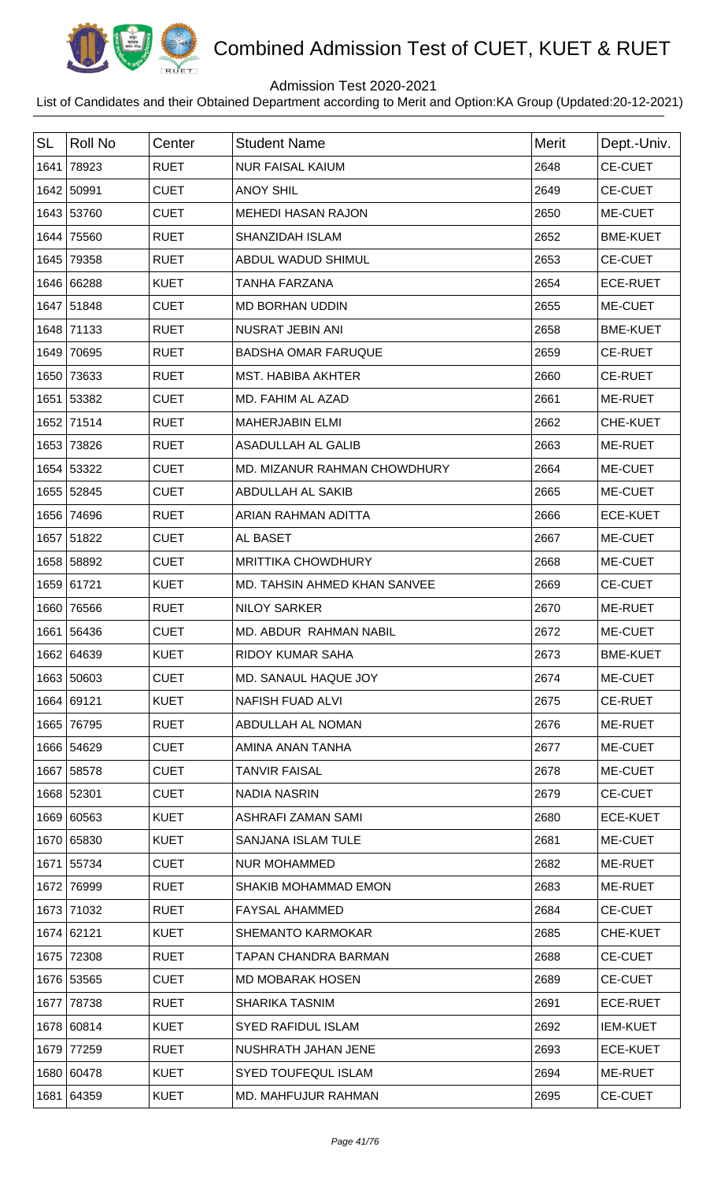# Combined Admission Test of CUET, KUET & RUET

Admission Test 2020-2021

List of Candidates and their Obtained Department according to Merit and Option:KA Group (Updated:20-12-2021)

| SL | Roll No | Center | Student Name | Merit | Dept.-Univ. |
|---|---|---|---|---|---|
| 1641 | 78923 | RUET | NUR FAISAL KAIUM | 2648 | CE-CUET |
| 1642 | 50991 | CUET | ANOY SHIL | 2649 | CE-CUET |
| 1643 | 53760 | CUET | MEHEDI HASAN RAJON | 2650 | ME-CUET |
| 1644 | 75560 | RUET | SHANZIDAH ISLAM | 2652 | BME-KUET |
| 1645 | 79358 | RUET | ABDUL WADUD SHIMUL | 2653 | CE-CUET |
| 1646 | 66288 | KUET | TANHA FARZANA | 2654 | ECE-RUET |
| 1647 | 51848 | CUET | MD BORHAN UDDIN | 2655 | ME-CUET |
| 1648 | 71133 | RUET | NUSRAT JEBIN ANI | 2658 | BME-KUET |
| 1649 | 70695 | RUET | BADSHA OMAR FARUQUE | 2659 | CE-RUET |
| 1650 | 73633 | RUET | MST. HABIBA AKHTER | 2660 | CE-RUET |
| 1651 | 53382 | CUET | MD. FAHIM AL AZAD | 2661 | ME-RUET |
| 1652 | 71514 | RUET | MAHERJABIN ELMI | 2662 | CHE-KUET |
| 1653 | 73826 | RUET | ASADULLAH AL GALIB | 2663 | ME-RUET |
| 1654 | 53322 | CUET | MD. MIZANUR RAHMAN CHOWDHURY | 2664 | ME-CUET |
| 1655 | 52845 | CUET | ABDULLAH AL SAKIB | 2665 | ME-CUET |
| 1656 | 74696 | RUET | ARIAN RAHMAN ADITTA | 2666 | ECE-KUET |
| 1657 | 51822 | CUET | AL BASET | 2667 | ME-CUET |
| 1658 | 58892 | CUET | MRITTIKA CHOWDHURY | 2668 | ME-CUET |
| 1659 | 61721 | KUET | MD. TAHSIN AHMED KHAN SANVEE | 2669 | CE-CUET |
| 1660 | 76566 | RUET | NILOY SARKER | 2670 | ME-RUET |
| 1661 | 56436 | CUET | MD. ABDUR RAHMAN NABIL | 2672 | ME-CUET |
| 1662 | 64639 | KUET | RIDOY KUMAR SAHA | 2673 | BME-KUET |
| 1663 | 50603 | CUET | MD. SANAUL HAQUE JOY | 2674 | ME-CUET |
| 1664 | 69121 | KUET | NAFISH FUAD ALVI | 2675 | CE-RUET |
| 1665 | 76795 | RUET | ABDULLAH AL NOMAN | 2676 | ME-RUET |
| 1666 | 54629 | CUET | AMINA ANAN TANHA | 2677 | ME-CUET |
| 1667 | 58578 | CUET | TANVIR FAISAL | 2678 | ME-CUET |
| 1668 | 52301 | CUET | NADIA NASRIN | 2679 | CE-CUET |
| 1669 | 60563 | KUET | ASHRAFI ZAMAN SAMI | 2680 | ECE-KUET |
| 1670 | 65830 | KUET | SANJANA ISLAM TULE | 2681 | ME-CUET |
| 1671 | 55734 | CUET | NUR MOHAMMED | 2682 | ME-RUET |
| 1672 | 76999 | RUET | SHAKIB MOHAMMAD EMON | 2683 | ME-RUET |
| 1673 | 71032 | RUET | FAYSAL AHAMMED | 2684 | CE-CUET |
| 1674 | 62121 | KUET | SHEMANTO KARMOKAR | 2685 | CHE-KUET |
| 1675 | 72308 | RUET | TAPAN CHANDRA BARMAN | 2688 | CE-CUET |
| 1676 | 53565 | CUET | MD MOBARAK HOSEN | 2689 | CE-CUET |
| 1677 | 78738 | RUET | SHARIKA TASNIM | 2691 | ECE-RUET |
| 1678 | 60814 | KUET | SYED RAFIDUL ISLAM | 2692 | IEM-KUET |
| 1679 | 77259 | RUET | NUSHRATH JAHAN JENE | 2693 | ECE-KUET |
| 1680 | 60478 | KUET | SYED TOUFEQUL ISLAM | 2694 | ME-RUET |
| 1681 | 64359 | KUET | MD. MAHFUJUR RAHMAN | 2695 | CE-CUET |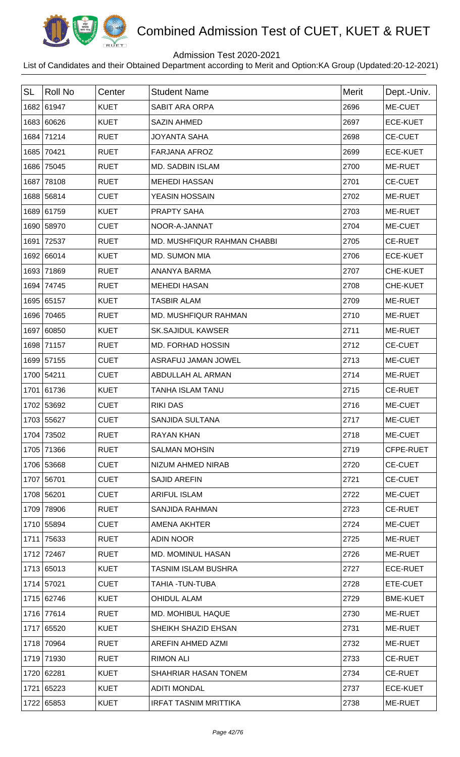# Combined Admission Test of CUET, KUET & RUET

Admission Test 2020-2021

List of Candidates and their Obtained Department according to Merit and Option:KA Group (Updated:20-12-2021)

| SL | Roll No | Center | Student Name | Merit | Dept.-Univ. |
|---|---|---|---|---|---|
| 1682 | 61947 | KUET | SABIT ARA ORPA | 2696 | ME-CUET |
| 1683 | 60626 | KUET | SAZIN AHMED | 2697 | ECE-KUET |
| 1684 | 71214 | RUET | JOYANTA SAHA | 2698 | CE-CUET |
| 1685 | 70421 | RUET | FARJANA AFROZ | 2699 | ECE-KUET |
| 1686 | 75045 | RUET | MD. SADBIN ISLAM | 2700 | ME-RUET |
| 1687 | 78108 | RUET | MEHEDI HASSAN | 2701 | CE-CUET |
| 1688 | 56814 | CUET | YEASIN HOSSAIN | 2702 | ME-RUET |
| 1689 | 61759 | KUET | PRAPTY SAHA | 2703 | ME-RUET |
| 1690 | 58970 | CUET | NOOR-A-JANNAT | 2704 | ME-CUET |
| 1691 | 72537 | RUET | MD. MUSHFIQUR RAHMAN CHABBI | 2705 | CE-RUET |
| 1692 | 66014 | KUET | MD. SUMON MIA | 2706 | ECE-KUET |
| 1693 | 71869 | RUET | ANANYA BARMA | 2707 | CHE-KUET |
| 1694 | 74745 | RUET | MEHEDI HASAN | 2708 | CHE-KUET |
| 1695 | 65157 | KUET | TASBIR ALAM | 2709 | ME-RUET |
| 1696 | 70465 | RUET | MD. MUSHFIQUR RAHMAN | 2710 | ME-RUET |
| 1697 | 60850 | KUET | SK.SAJIDUL KAWSER | 2711 | ME-RUET |
| 1698 | 71157 | RUET | MD. FORHAD HOSSIN | 2712 | CE-CUET |
| 1699 | 57155 | CUET | ASRAFUJ JAMAN JOWEL | 2713 | ME-CUET |
| 1700 | 54211 | CUET | ABDULLAH AL ARMAN | 2714 | ME-RUET |
| 1701 | 61736 | KUET | TANHA ISLAM TANU | 2715 | CE-RUET |
| 1702 | 53692 | CUET | RIKI DAS | 2716 | ME-CUET |
| 1703 | 55627 | CUET | SANJIDA SULTANA | 2717 | ME-CUET |
| 1704 | 73502 | RUET | RAYAN KHAN | 2718 | ME-CUET |
| 1705 | 71366 | RUET | SALMAN MOHSIN | 2719 | CFPE-RUET |
| 1706 | 53668 | CUET | NIZUM AHMED NIRAB | 2720 | CE-CUET |
| 1707 | 56701 | CUET | SAJID AREFIN | 2721 | CE-CUET |
| 1708 | 56201 | CUET | ARIFUL ISLAM | 2722 | ME-CUET |
| 1709 | 78906 | RUET | SANJIDA RAHMAN | 2723 | CE-RUET |
| 1710 | 55894 | CUET | AMENA AKHTER | 2724 | ME-CUET |
| 1711 | 75633 | RUET | ADIN NOOR | 2725 | ME-RUET |
| 1712 | 72467 | RUET | MD. MOMINUL HASAN | 2726 | ME-RUET |
| 1713 | 65013 | KUET | TASNIM ISLAM BUSHRA | 2727 | ECE-RUET |
| 1714 | 57021 | CUET | TAHIA -TUN-TUBA | 2728 | ETE-CUET |
| 1715 | 62746 | KUET | OHIDUL ALAM | 2729 | BME-KUET |
| 1716 | 77614 | RUET | MD. MOHIBUL HAQUE | 2730 | ME-RUET |
| 1717 | 65520 | KUET | SHEIKH SHAZID EHSAN | 2731 | ME-RUET |
| 1718 | 70964 | RUET | AREFIN AHMED AZMI | 2732 | ME-RUET |
| 1719 | 71930 | RUET | RIMON ALI | 2733 | CE-RUET |
| 1720 | 62281 | KUET | SHAHRIAR HASAN TONEM | 2734 | CE-RUET |
| 1721 | 65223 | KUET | ADITI MONDAL | 2737 | ECE-KUET |
| 1722 | 65853 | KUET | IRFAT TASNIM MRITTIKA | 2738 | ME-RUET |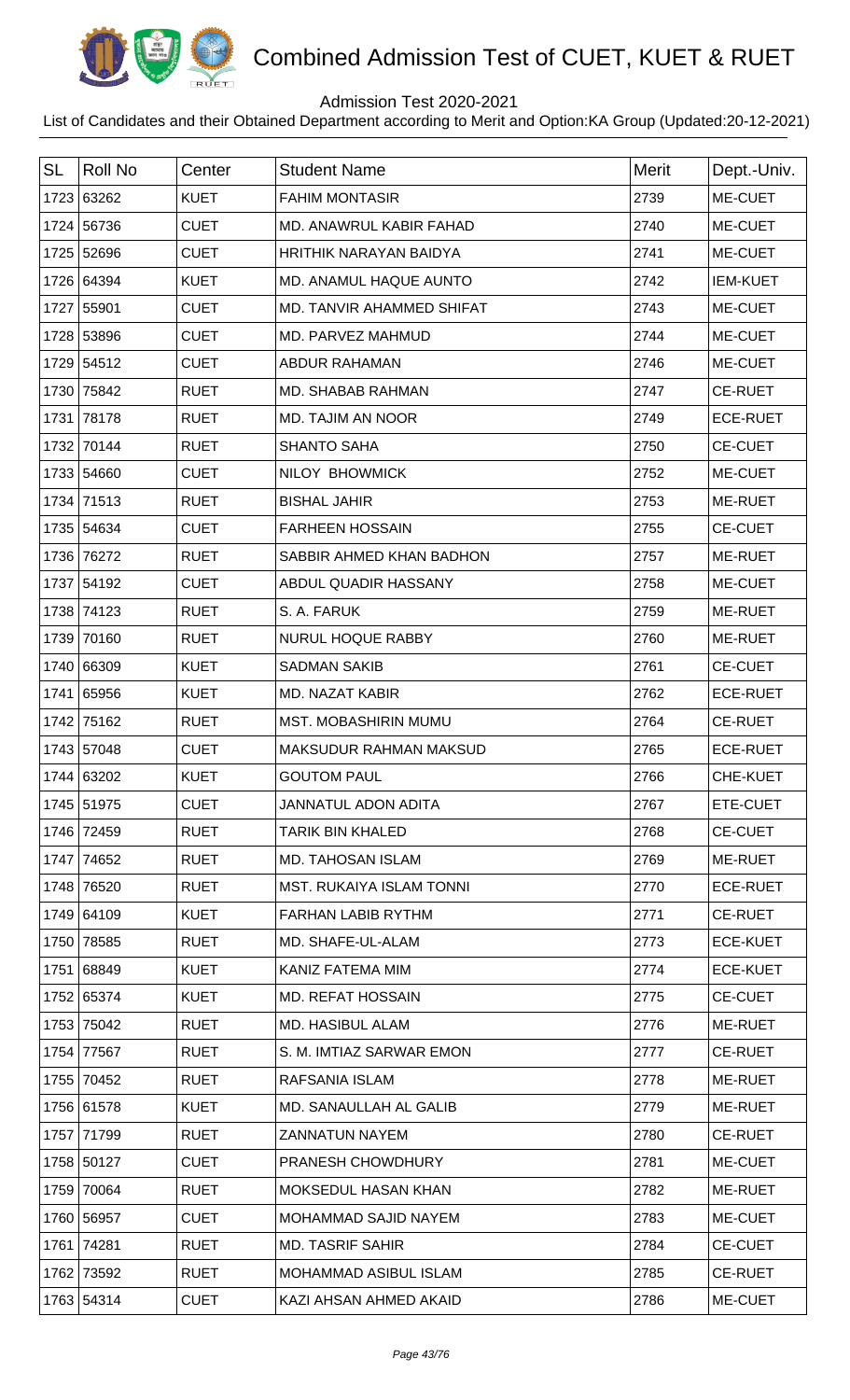# Combined Admission Test of CUET, KUET & RUET

Admission Test 2020-2021

List of Candidates and their Obtained Department according to Merit and Option:KA Group (Updated:20-12-2021)

| SL | Roll No | Center | Student Name | Merit | Dept.-Univ. |
|---|---|---|---|---|---|
| 1723 | 63262 | KUET | FAHIM MONTASIR | 2739 | ME-CUET |
| 1724 | 56736 | CUET | MD. ANAWRUL KABIR FAHAD | 2740 | ME-CUET |
| 1725 | 52696 | CUET | HRITHIK NARAYAN BAIDYA | 2741 | ME-CUET |
| 1726 | 64394 | KUET | MD. ANAMUL HAQUE AUNTO | 2742 | IEM-KUET |
| 1727 | 55901 | CUET | MD. TANVIR AHAMMED SHIFAT | 2743 | ME-CUET |
| 1728 | 53896 | CUET | MD. PARVEZ MAHMUD | 2744 | ME-CUET |
| 1729 | 54512 | CUET | ABDUR RAHAMAN | 2746 | ME-CUET |
| 1730 | 75842 | RUET | MD. SHABAB RAHMAN | 2747 | CE-RUET |
| 1731 | 78178 | RUET | MD. TAJIM AN NOOR | 2749 | ECE-RUET |
| 1732 | 70144 | RUET | SHANTO SAHA | 2750 | CE-CUET |
| 1733 | 54660 | CUET | NILOY BHOWMICK | 2752 | ME-CUET |
| 1734 | 71513 | RUET | BISHAL JAHIR | 2753 | ME-RUET |
| 1735 | 54634 | CUET | FARHEEN HOSSAIN | 2755 | CE-CUET |
| 1736 | 76272 | RUET | SABBIR AHMED KHAN BADHON | 2757 | ME-RUET |
| 1737 | 54192 | CUET | ABDUL QUADIR HASSANY | 2758 | ME-CUET |
| 1738 | 74123 | RUET | S. A. FARUK | 2759 | ME-RUET |
| 1739 | 70160 | RUET | NURUL HOQUE RABBY | 2760 | ME-RUET |
| 1740 | 66309 | KUET | SADMAN SAKIB | 2761 | CE-CUET |
| 1741 | 65956 | KUET | MD. NAZAT KABIR | 2762 | ECE-RUET |
| 1742 | 75162 | RUET | MST. MOBASHIRIN MUMU | 2764 | CE-RUET |
| 1743 | 57048 | CUET | MAKSUDUR RAHMAN MAKSUD | 2765 | ECE-RUET |
| 1744 | 63202 | KUET | GOUTOM PAUL | 2766 | CHE-KUET |
| 1745 | 51975 | CUET | JANNATUL ADON ADITA | 2767 | ETE-CUET |
| 1746 | 72459 | RUET | TARIK BIN KHALED | 2768 | CE-CUET |
| 1747 | 74652 | RUET | MD. TAHOSAN ISLAM | 2769 | ME-RUET |
| 1748 | 76520 | RUET | MST. RUKAIYA ISLAM TONNI | 2770 | ECE-RUET |
| 1749 | 64109 | KUET | FARHAN LABIB RYTHM | 2771 | CE-RUET |
| 1750 | 78585 | RUET | MD. SHAFE-UL-ALAM | 2773 | ECE-KUET |
| 1751 | 68849 | KUET | KANIZ FATEMA MIM | 2774 | ECE-KUET |
| 1752 | 65374 | KUET | MD. REFAT HOSSAIN | 2775 | CE-CUET |
| 1753 | 75042 | RUET | MD. HASIBUL ALAM | 2776 | ME-RUET |
| 1754 | 77567 | RUET | S. M. IMTIAZ SARWAR EMON | 2777 | CE-RUET |
| 1755 | 70452 | RUET | RAFSANIA ISLAM | 2778 | ME-RUET |
| 1756 | 61578 | KUET | MD. SANAULLAH AL GALIB | 2779 | ME-RUET |
| 1757 | 71799 | RUET | ZANNATUN NAYEM | 2780 | CE-RUET |
| 1758 | 50127 | CUET | PRANESH CHOWDHURY | 2781 | ME-CUET |
| 1759 | 70064 | RUET | MOKSEDUL HASAN KHAN | 2782 | ME-RUET |
| 1760 | 56957 | CUET | MOHAMMAD SAJID NAYEM | 2783 | ME-CUET |
| 1761 | 74281 | RUET | MD. TASRIF SAHIR | 2784 | CE-CUET |
| 1762 | 73592 | RUET | MOHAMMAD ASIBUL ISLAM | 2785 | CE-RUET |
| 1763 | 54314 | CUET | KAZI AHSAN AHMED AKAID | 2786 | ME-CUET |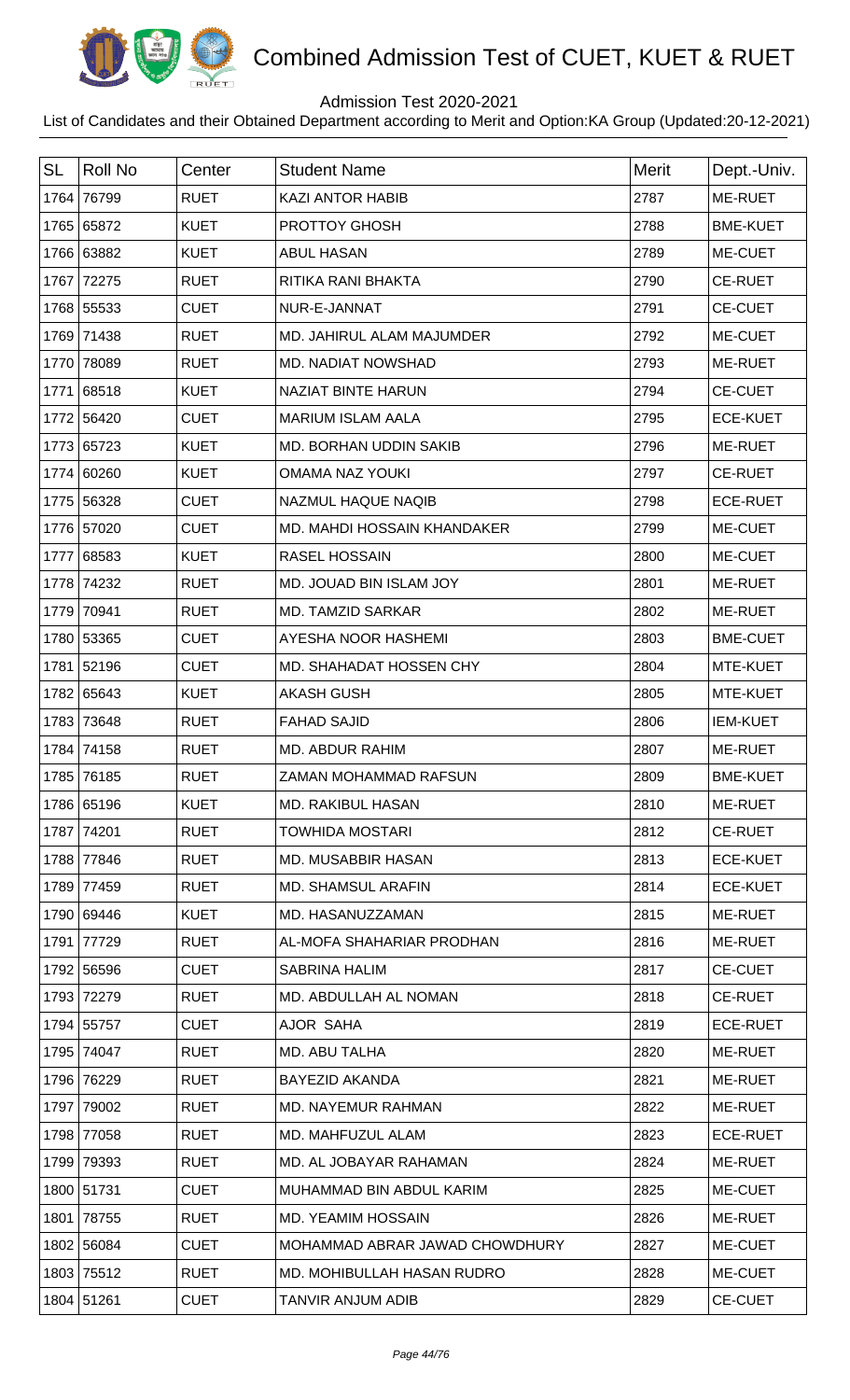# Combined Admission Test of CUET, KUET & RUET

Admission Test 2020-2021

List of Candidates and their Obtained Department according to Merit and Option:KA Group (Updated:20-12-2021)

| SL | Roll No | Center | Student Name | Merit | Dept.-Univ. |
|---|---|---|---|---|---|
| 1764 | 76799 | RUET | KAZI ANTOR HABIB | 2787 | ME-RUET |
| 1765 | 65872 | KUET | PROTTOY GHOSH | 2788 | BME-KUET |
| 1766 | 63882 | KUET | ABUL HASAN | 2789 | ME-CUET |
| 1767 | 72275 | RUET | RITIKA RANI BHAKTA | 2790 | CE-RUET |
| 1768 | 55533 | CUET | NUR-E-JANNAT | 2791 | CE-CUET |
| 1769 | 71438 | RUET | MD. JAHIRUL ALAM MAJUMDER | 2792 | ME-CUET |
| 1770 | 78089 | RUET | MD. NADIAT NOWSHAD | 2793 | ME-RUET |
| 1771 | 68518 | KUET | NAZIAT BINTE HARUN | 2794 | CE-CUET |
| 1772 | 56420 | CUET | MARIUM ISLAM AALA | 2795 | ECE-KUET |
| 1773 | 65723 | KUET | MD. BORHAN UDDIN SAKIB | 2796 | ME-RUET |
| 1774 | 60260 | KUET | OMAMA NAZ YOUKI | 2797 | CE-RUET |
| 1775 | 56328 | CUET | NAZMUL HAQUE NAQIB | 2798 | ECE-RUET |
| 1776 | 57020 | CUET | MD. MAHDI HOSSAIN KHANDAKER | 2799 | ME-CUET |
| 1777 | 68583 | KUET | RASEL HOSSAIN | 2800 | ME-CUET |
| 1778 | 74232 | RUET | MD. JOUAD BIN ISLAM JOY | 2801 | ME-RUET |
| 1779 | 70941 | RUET | MD. TAMZID SARKAR | 2802 | ME-RUET |
| 1780 | 53365 | CUET | AYESHA NOOR HASHEMI | 2803 | BME-CUET |
| 1781 | 52196 | CUET | MD. SHAHADAT HOSSEN CHY | 2804 | MTE-KUET |
| 1782 | 65643 | KUET | AKASH GUSH | 2805 | MTE-KUET |
| 1783 | 73648 | RUET | FAHAD SAJID | 2806 | IEM-KUET |
| 1784 | 74158 | RUET | MD. ABDUR RAHIM | 2807 | ME-RUET |
| 1785 | 76185 | RUET | ZAMAN MOHAMMAD RAFSUN | 2809 | BME-KUET |
| 1786 | 65196 | KUET | MD. RAKIBUL HASAN | 2810 | ME-RUET |
| 1787 | 74201 | RUET | TOWHIDA MOSTARI | 2812 | CE-RUET |
| 1788 | 77846 | RUET | MD. MUSABBIR HASAN | 2813 | ECE-KUET |
| 1789 | 77459 | RUET | MD. SHAMSUL ARAFIN | 2814 | ECE-KUET |
| 1790 | 69446 | KUET | MD. HASANUZZAMAN | 2815 | ME-RUET |
| 1791 | 77729 | RUET | AL-MOFA SHAHARIAR PRODHAN | 2816 | ME-RUET |
| 1792 | 56596 | CUET | SABRINA HALIM | 2817 | CE-CUET |
| 1793 | 72279 | RUET | MD. ABDULLAH AL NOMAN | 2818 | CE-RUET |
| 1794 | 55757 | CUET | AJOR SAHA | 2819 | ECE-RUET |
| 1795 | 74047 | RUET | MD. ABU TALHA | 2820 | ME-RUET |
| 1796 | 76229 | RUET | BAYEZID AKANDA | 2821 | ME-RUET |
| 1797 | 79002 | RUET | MD. NAYEMUR RAHMAN | 2822 | ME-RUET |
| 1798 | 77058 | RUET | MD. MAHFUZUL ALAM | 2823 | ECE-RUET |
| 1799 | 79393 | RUET | MD. AL JOBAYAR RAHAMAN | 2824 | ME-RUET |
| 1800 | 51731 | CUET | MUHAMMAD BIN ABDUL KARIM | 2825 | ME-CUET |
| 1801 | 78755 | RUET | MD. YEAMIM HOSSAIN | 2826 | ME-RUET |
| 1802 | 56084 | CUET | MOHAMMAD ABRAR JAWAD CHOWDHURY | 2827 | ME-CUET |
| 1803 | 75512 | RUET | MD. MOHIBULLAH HASAN RUDRO | 2828 | ME-CUET |
| 1804 | 51261 | CUET | TANVIR ANJUM ADIB | 2829 | CE-CUET |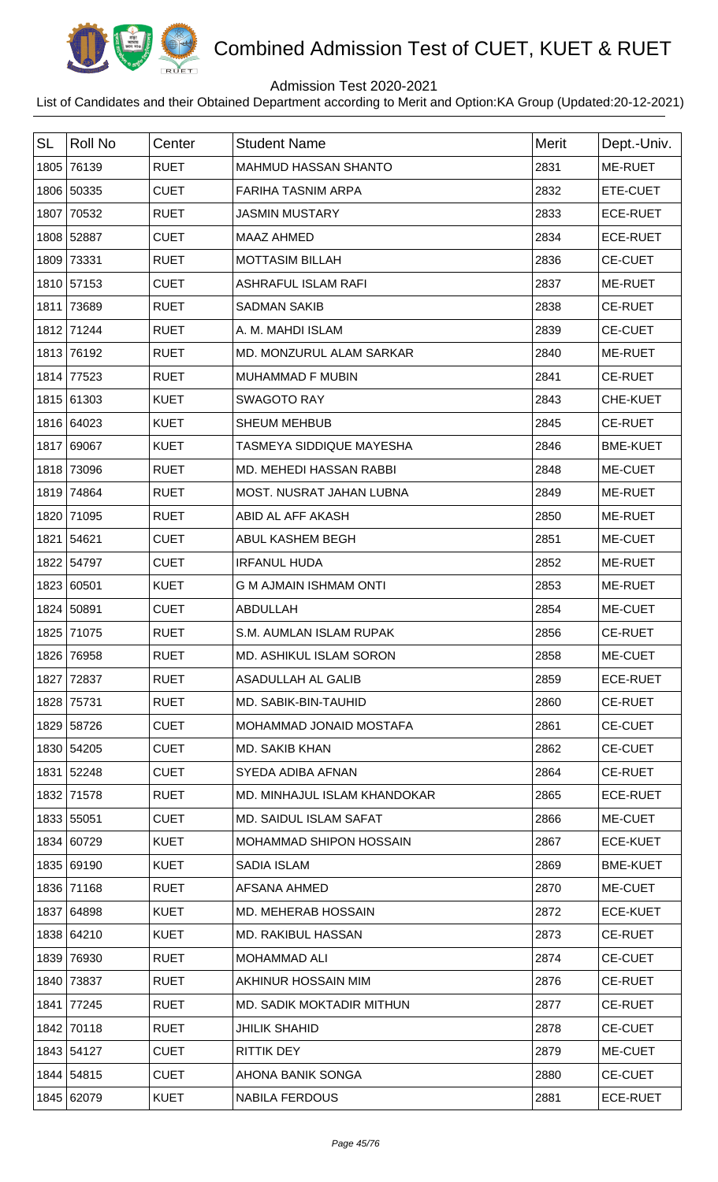# Combined Admission Test of CUET, KUET & RUET

Admission Test 2020-2021

List of Candidates and their Obtained Department according to Merit and Option:KA Group (Updated:20-12-2021)

| SL | Roll No | Center | Student Name | Merit | Dept.-Univ. |
|---|---|---|---|---|---|
| 1805 | 76139 | RUET | MAHMUD HASSAN SHANTO | 2831 | ME-RUET |
| 1806 | 50335 | CUET | FARIHA TASNIM ARPA | 2832 | ETE-CUET |
| 1807 | 70532 | RUET | JASMIN MUSTARY | 2833 | ECE-RUET |
| 1808 | 52887 | CUET | MAAZ AHMED | 2834 | ECE-RUET |
| 1809 | 73331 | RUET | MOTTASIM BILLAH | 2836 | CE-CUET |
| 1810 | 57153 | CUET | ASHRAFUL ISLAM RAFI | 2837 | ME-RUET |
| 1811 | 73689 | RUET | SADMAN SAKIB | 2838 | CE-RUET |
| 1812 | 71244 | RUET | A. M. MAHDI ISLAM | 2839 | CE-CUET |
| 1813 | 76192 | RUET | MD. MONZURUL ALAM SARKAR | 2840 | ME-RUET |
| 1814 | 77523 | RUET | MUHAMMAD F MUBIN | 2841 | CE-RUET |
| 1815 | 61303 | KUET | SWAGOTO RAY | 2843 | CHE-KUET |
| 1816 | 64023 | KUET | SHEUM MEHBUB | 2845 | CE-RUET |
| 1817 | 69067 | KUET | TASMEYA SIDDIQUE MAYESHA | 2846 | BME-KUET |
| 1818 | 73096 | RUET | MD. MEHEDI HASSAN RABBI | 2848 | ME-CUET |
| 1819 | 74864 | RUET | MOST. NUSRAT JAHAN LUBNA | 2849 | ME-RUET |
| 1820 | 71095 | RUET | ABID AL AFF AKASH | 2850 | ME-RUET |
| 1821 | 54621 | CUET | ABUL KASHEM BEGH | 2851 | ME-CUET |
| 1822 | 54797 | CUET | IRFANUL HUDA | 2852 | ME-RUET |
| 1823 | 60501 | KUET | G M AJMAIN ISHMAM ONTI | 2853 | ME-RUET |
| 1824 | 50891 | CUET | ABDULLAH | 2854 | ME-CUET |
| 1825 | 71075 | RUET | S.M. AUMLAN ISLAM RUPAK | 2856 | CE-RUET |
| 1826 | 76958 | RUET | MD. ASHIKUL ISLAM SORON | 2858 | ME-CUET |
| 1827 | 72837 | RUET | ASADULLAH AL GALIB | 2859 | ECE-RUET |
| 1828 | 75731 | RUET | MD. SABIK-BIN-TAUHID | 2860 | CE-RUET |
| 1829 | 58726 | CUET | MOHAMMAD JONAID MOSTAFA | 2861 | CE-CUET |
| 1830 | 54205 | CUET | MD. SAKIB KHAN | 2862 | CE-CUET |
| 1831 | 52248 | CUET | SYEDA ADIBA AFNAN | 2864 | CE-RUET |
| 1832 | 71578 | RUET | MD. MINHAJUL ISLAM KHANDOKAR | 2865 | ECE-RUET |
| 1833 | 55051 | CUET | MD. SAIDUL ISLAM SAFAT | 2866 | ME-CUET |
| 1834 | 60729 | KUET | MOHAMMAD SHIPON HOSSAIN | 2867 | ECE-KUET |
| 1835 | 69190 | KUET | SADIA ISLAM | 2869 | BME-KUET |
| 1836 | 71168 | RUET | AFSANA AHMED | 2870 | ME-CUET |
| 1837 | 64898 | KUET | MD. MEHERAB HOSSAIN | 2872 | ECE-KUET |
| 1838 | 64210 | KUET | MD. RAKIBUL HASSAN | 2873 | CE-RUET |
| 1839 | 76930 | RUET | MOHAMMAD ALI | 2874 | CE-CUET |
| 1840 | 73837 | RUET | AKHINUR HOSSAIN MIM | 2876 | CE-RUET |
| 1841 | 77245 | RUET | MD. SADIK MOKTADIR MITHUN | 2877 | CE-RUET |
| 1842 | 70118 | RUET | JHILIK SHAHID | 2878 | CE-CUET |
| 1843 | 54127 | CUET | RITTIK DEY | 2879 | ME-CUET |
| 1844 | 54815 | CUET | AHONA BANIK SONGA | 2880 | CE-CUET |
| 1845 | 62079 | KUET | NABILA FERDOUS | 2881 | ECE-RUET |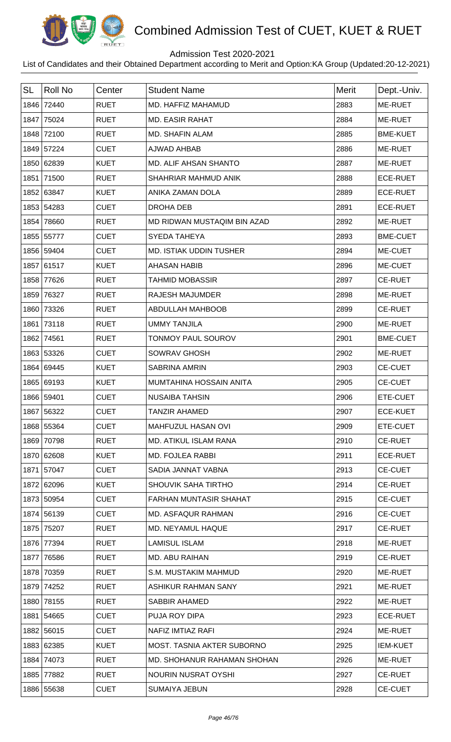# Combined Admission Test of CUET, KUET & RUET

Admission Test 2020-2021

List of Candidates and their Obtained Department according to Merit and Option:KA Group (Updated:20-12-2021)

| SL | Roll No | Center | Student Name | Merit | Dept.-Univ. |
|---|---|---|---|---|---|
| 1846 | 72440 | RUET | MD. HAFFIZ MAHAMUD | 2883 | ME-RUET |
| 1847 | 75024 | RUET | MD. EASIR RAHAT | 2884 | ME-RUET |
| 1848 | 72100 | RUET | MD. SHAFIN ALAM | 2885 | BME-KUET |
| 1849 | 57224 | CUET | AJWAD AHBAB | 2886 | ME-RUET |
| 1850 | 62839 | KUET | MD. ALIF AHSAN SHANTO | 2887 | ME-RUET |
| 1851 | 71500 | RUET | SHAHRIAR MAHMUD ANIK | 2888 | ECE-RUET |
| 1852 | 63847 | KUET | ANIKA ZAMAN DOLA | 2889 | ECE-RUET |
| 1853 | 54283 | CUET | DROHA DEB | 2891 | ECE-RUET |
| 1854 | 78660 | RUET | MD RIDWAN MUSTAQIM BIN AZAD | 2892 | ME-RUET |
| 1855 | 55777 | CUET | SYEDA TAHEYA | 2893 | BME-CUET |
| 1856 | 59404 | CUET | MD. ISTIAK UDDIN TUSHER | 2894 | ME-CUET |
| 1857 | 61517 | KUET | AHASAN HABIB | 2896 | ME-CUET |
| 1858 | 77626 | RUET | TAHMID MOBASSIR | 2897 | CE-RUET |
| 1859 | 76327 | RUET | RAJESH MAJUMDER | 2898 | ME-RUET |
| 1860 | 73326 | RUET | ABDULLAH MAHBOOB | 2899 | CE-RUET |
| 1861 | 73118 | RUET | UMMY TANJILA | 2900 | ME-RUET |
| 1862 | 74561 | RUET | TONMOY PAUL SOUROV | 2901 | BME-CUET |
| 1863 | 53326 | CUET | SOWRAV GHOSH | 2902 | ME-RUET |
| 1864 | 69445 | KUET | SABRINA AMRIN | 2903 | CE-CUET |
| 1865 | 69193 | KUET | MUMTAHINA HOSSAIN ANITA | 2905 | CE-CUET |
| 1866 | 59401 | CUET | NUSAIBA TAHSIN | 2906 | ETE-CUET |
| 1867 | 56322 | CUET | TANZIR AHAMED | 2907 | ECE-KUET |
| 1868 | 55364 | CUET | MAHFUZUL HASAN OVI | 2909 | ETE-CUET |
| 1869 | 70798 | RUET | MD. ATIKUL ISLAM RANA | 2910 | CE-RUET |
| 1870 | 62608 | KUET | MD. FOJLEA RABBI | 2911 | ECE-RUET |
| 1871 | 57047 | CUET | SADIA JANNAT VABNA | 2913 | CE-CUET |
| 1872 | 62096 | KUET | SHOUVIK SAHA TIRTHO | 2914 | CE-RUET |
| 1873 | 50954 | CUET | FARHAN MUNTASIR SHAHAT | 2915 | CE-CUET |
| 1874 | 56139 | CUET | MD. ASFAQUR RAHMAN | 2916 | CE-CUET |
| 1875 | 75207 | RUET | MD. NEYAMUL HAQUE | 2917 | CE-RUET |
| 1876 | 77394 | RUET | LAMISUL ISLAM | 2918 | ME-RUET |
| 1877 | 76586 | RUET | MD. ABU RAIHAN | 2919 | CE-RUET |
| 1878 | 70359 | RUET | S.M. MUSTAKIM MAHMUD | 2920 | ME-RUET |
| 1879 | 74252 | RUET | ASHIKUR RAHMAN SANY | 2921 | ME-RUET |
| 1880 | 78155 | RUET | SABBIR AHAMED | 2922 | ME-RUET |
| 1881 | 54665 | CUET | PUJA ROY DIPA | 2923 | ECE-RUET |
| 1882 | 56015 | CUET | NAFIZ IMTIAZ RAFI | 2924 | ME-RUET |
| 1883 | 62385 | KUET | MOST. TASNIA AKTER SUBORNO | 2925 | IEM-KUET |
| 1884 | 74073 | RUET | MD. SHOHANUR RAHAMAN SHOHAN | 2926 | ME-RUET |
| 1885 | 77882 | RUET | NOURIN NUSRAT OYSHI | 2927 | CE-RUET |
| 1886 | 55638 | CUET | SUMAIYA JEBUN | 2928 | CE-CUET |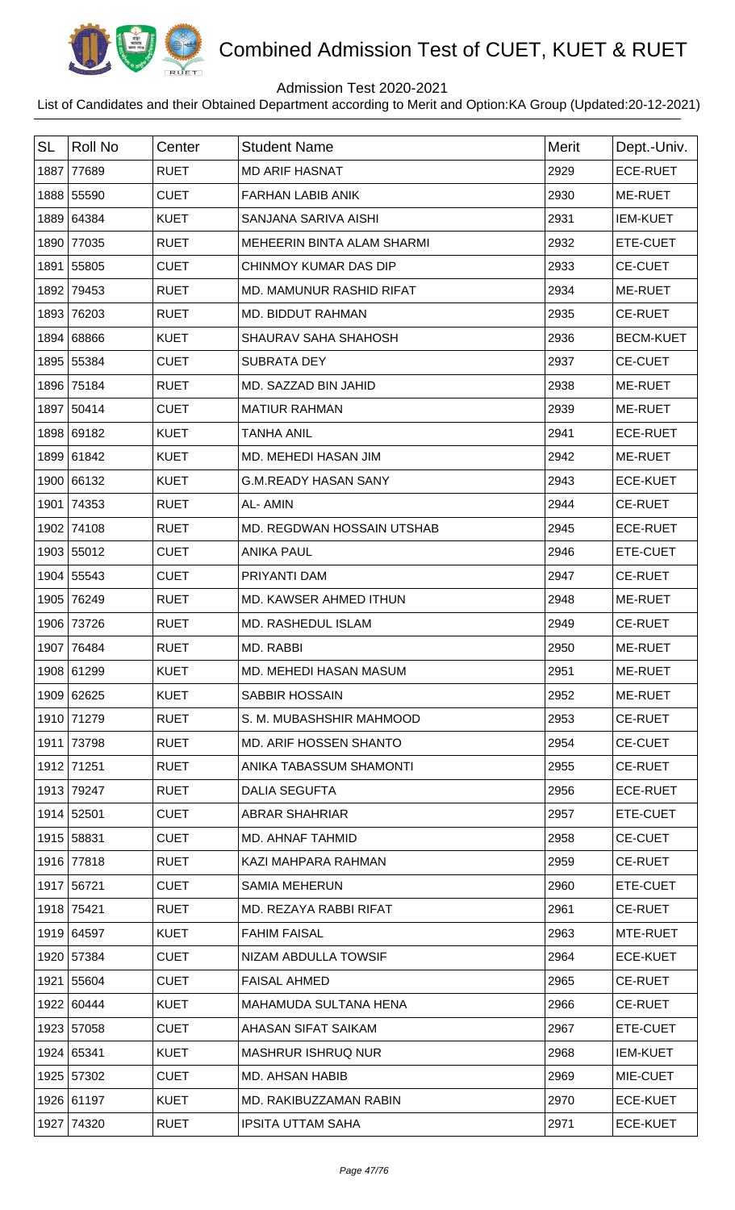# Combined Admission Test of CUET, KUET & RUET

Admission Test 2020-2021

List of Candidates and their Obtained Department according to Merit and Option:KA Group (Updated:20-12-2021)

| SL | Roll No | Center | Student Name | Merit | Dept.-Univ. |
|---|---|---|---|---|---|
| 1887 | 77689 | RUET | MD ARIF HASNAT | 2929 | ECE-RUET |
| 1888 | 55590 | CUET | FARHAN LABIB ANIK | 2930 | ME-RUET |
| 1889 | 64384 | KUET | SANJANA SARIVA AISHI | 2931 | IEM-KUET |
| 1890 | 77035 | RUET | MEHEERIN BINTA ALAM SHARMI | 2932 | ETE-CUET |
| 1891 | 55805 | CUET | CHINMOY KUMAR DAS DIP | 2933 | CE-CUET |
| 1892 | 79453 | RUET | MD. MAMUNUR RASHID RIFAT | 2934 | ME-RUET |
| 1893 | 76203 | RUET | MD. BIDDUT RAHMAN | 2935 | CE-RUET |
| 1894 | 68866 | KUET | SHAURAV SAHA SHAHOSH | 2936 | BECM-KUET |
| 1895 | 55384 | CUET | SUBRATA DEY | 2937 | CE-CUET |
| 1896 | 75184 | RUET | MD. SAZZAD BIN JAHID | 2938 | ME-RUET |
| 1897 | 50414 | CUET | MATIUR RAHMAN | 2939 | ME-RUET |
| 1898 | 69182 | KUET | TANHA ANIL | 2941 | ECE-RUET |
| 1899 | 61842 | KUET | MD. MEHEDI HASAN JIM | 2942 | ME-RUET |
| 1900 | 66132 | KUET | G.M.READY HASAN SANY | 2943 | ECE-KUET |
| 1901 | 74353 | RUET | AL- AMIN | 2944 | CE-RUET |
| 1902 | 74108 | RUET | MD. REGDWAN HOSSAIN UTSHAB | 2945 | ECE-RUET |
| 1903 | 55012 | CUET | ANIKA PAUL | 2946 | ETE-CUET |
| 1904 | 55543 | CUET | PRIYANTI DAM | 2947 | CE-RUET |
| 1905 | 76249 | RUET | MD. KAWSER AHMED ITHUN | 2948 | ME-RUET |
| 1906 | 73726 | RUET | MD. RASHEDUL ISLAM | 2949 | CE-RUET |
| 1907 | 76484 | RUET | MD. RABBI | 2950 | ME-RUET |
| 1908 | 61299 | KUET | MD. MEHEDI HASAN MASUM | 2951 | ME-RUET |
| 1909 | 62625 | KUET | SABBIR HOSSAIN | 2952 | ME-RUET |
| 1910 | 71279 | RUET | S. M. MUBASHSHIR MAHMOOD | 2953 | CE-RUET |
| 1911 | 73798 | RUET | MD. ARIF HOSSEN SHANTO | 2954 | CE-CUET |
| 1912 | 71251 | RUET | ANIKA TABASSUM SHAMONTI | 2955 | CE-RUET |
| 1913 | 79247 | RUET | DALIA SEGUFTA | 2956 | ECE-RUET |
| 1914 | 52501 | CUET | ABRAR SHAHRIAR | 2957 | ETE-CUET |
| 1915 | 58831 | CUET | MD. AHNAF TAHMID | 2958 | CE-CUET |
| 1916 | 77818 | RUET | KAZI MAHPARA RAHMAN | 2959 | CE-RUET |
| 1917 | 56721 | CUET | SAMIA MEHERUN | 2960 | ETE-CUET |
| 1918 | 75421 | RUET | MD. REZAYA RABBI RIFAT | 2961 | CE-RUET |
| 1919 | 64597 | KUET | FAHIM FAISAL | 2963 | MTE-RUET |
| 1920 | 57384 | CUET | NIZAM ABDULLA TOWSIF | 2964 | ECE-KUET |
| 1921 | 55604 | CUET | FAISAL AHMED | 2965 | CE-RUET |
| 1922 | 60444 | KUET | MAHAMUDA SULTANA HENA | 2966 | CE-RUET |
| 1923 | 57058 | CUET | AHASAN SIFAT SAIKAM | 2967 | ETE-CUET |
| 1924 | 65341 | KUET | MASHRUR ISHRUQ NUR | 2968 | IEM-KUET |
| 1925 | 57302 | CUET | MD. AHSAN HABIB | 2969 | MIE-CUET |
| 1926 | 61197 | KUET | MD. RAKIBUZZAMAN RABIN | 2970 | ECE-KUET |
| 1927 | 74320 | RUET | IPSITA UTTAM SAHA | 2971 | ECE-KUET |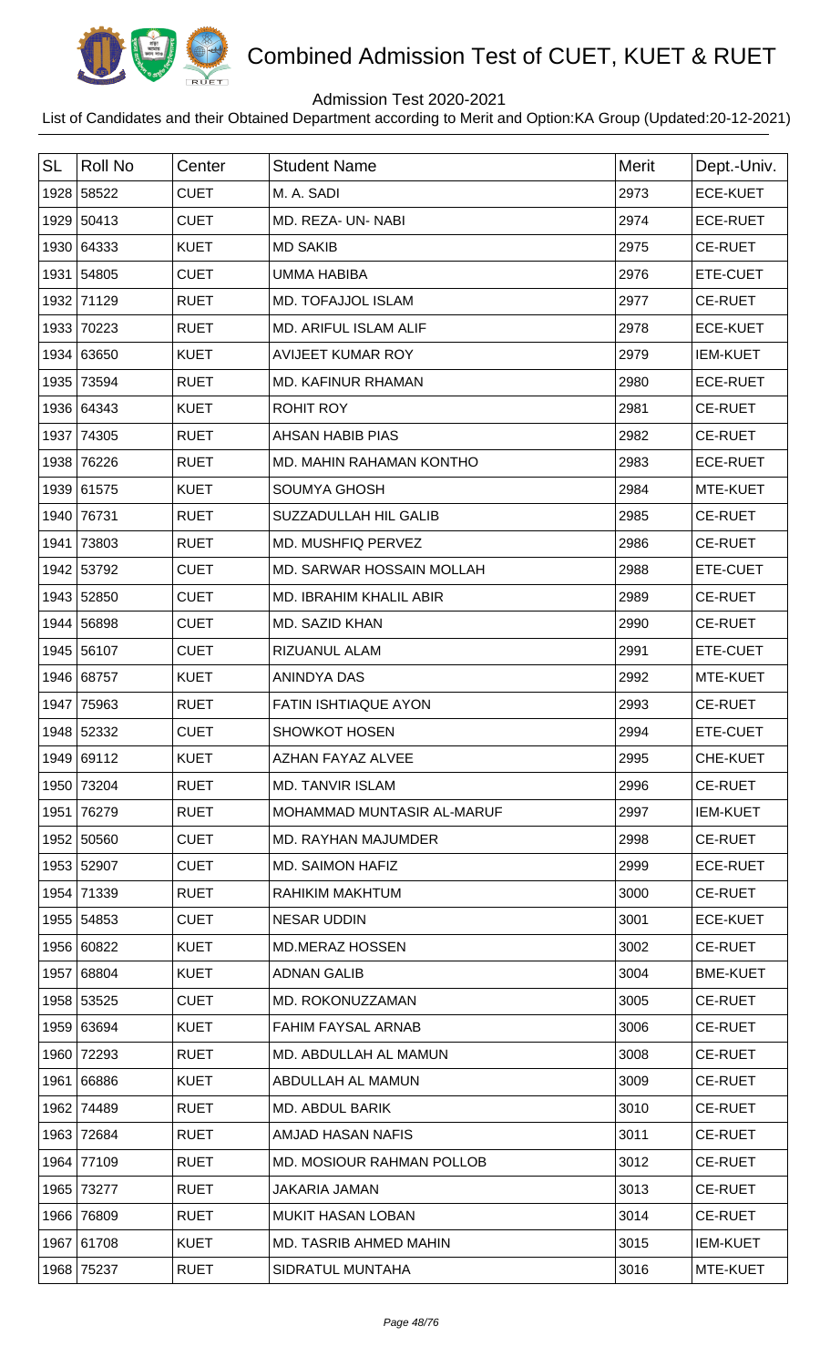# Combined Admission Test of CUET, KUET & RUET

Admission Test 2020-2021

List of Candidates and their Obtained Department according to Merit and Option:KA Group (Updated:20-12-2021)

| SL | Roll No | Center | Student Name | Merit | Dept.-Univ. |
|---|---|---|---|---|---|
| 1928 | 58522 | CUET | M. A. SADI | 2973 | ECE-KUET |
| 1929 | 50413 | CUET | MD. REZA- UN- NABI | 2974 | ECE-RUET |
| 1930 | 64333 | KUET | MD SAKIB | 2975 | CE-RUET |
| 1931 | 54805 | CUET | UMMA HABIBA | 2976 | ETE-CUET |
| 1932 | 71129 | RUET | MD. TOFAJJOL ISLAM | 2977 | CE-RUET |
| 1933 | 70223 | RUET | MD. ARIFUL ISLAM ALIF | 2978 | ECE-KUET |
| 1934 | 63650 | KUET | AVIJEET KUMAR ROY | 2979 | IEM-KUET |
| 1935 | 73594 | RUET | MD. KAFINUR RHAMAN | 2980 | ECE-RUET |
| 1936 | 64343 | KUET | ROHIT ROY | 2981 | CE-RUET |
| 1937 | 74305 | RUET | AHSAN HABIB PIAS | 2982 | CE-RUET |
| 1938 | 76226 | RUET | MD. MAHIN RAHAMAN KONTHO | 2983 | ECE-RUET |
| 1939 | 61575 | KUET | SOUMYA GHOSH | 2984 | MTE-KUET |
| 1940 | 76731 | RUET | SUZZADULLAH HIL GALIB | 2985 | CE-RUET |
| 1941 | 73803 | RUET | MD. MUSHFIQ PERVEZ | 2986 | CE-RUET |
| 1942 | 53792 | CUET | MD. SARWAR HOSSAIN MOLLAH | 2988 | ETE-CUET |
| 1943 | 52850 | CUET | MD. IBRAHIM KHALIL ABIR | 2989 | CE-RUET |
| 1944 | 56898 | CUET | MD. SAZID KHAN | 2990 | CE-RUET |
| 1945 | 56107 | CUET | RIZUANUL ALAM | 2991 | ETE-CUET |
| 1946 | 68757 | KUET | ANINDYA DAS | 2992 | MTE-KUET |
| 1947 | 75963 | RUET | FATIN ISHTIAQUE AYON | 2993 | CE-RUET |
| 1948 | 52332 | CUET | SHOWKOT HOSEN | 2994 | ETE-CUET |
| 1949 | 69112 | KUET | AZHAN FAYAZ ALVEE | 2995 | CHE-KUET |
| 1950 | 73204 | RUET | MD. TANVIR ISLAM | 2996 | CE-RUET |
| 1951 | 76279 | RUET | MOHAMMAD MUNTASIR AL-MARUF | 2997 | IEM-KUET |
| 1952 | 50560 | CUET | MD. RAYHAN MAJUMDER | 2998 | CE-RUET |
| 1953 | 52907 | CUET | MD. SAIMON HAFIZ | 2999 | ECE-RUET |
| 1954 | 71339 | RUET | RAHIKIM MAKHTUM | 3000 | CE-RUET |
| 1955 | 54853 | CUET | NESAR UDDIN | 3001 | ECE-KUET |
| 1956 | 60822 | KUET | MD.MERAZ HOSSEN | 3002 | CE-RUET |
| 1957 | 68804 | KUET | ADNAN GALIB | 3004 | BME-KUET |
| 1958 | 53525 | CUET | MD. ROKONUZZAMAN | 3005 | CE-RUET |
| 1959 | 63694 | KUET | FAHIM FAYSAL ARNAB | 3006 | CE-RUET |
| 1960 | 72293 | RUET | MD. ABDULLAH AL MAMUN | 3008 | CE-RUET |
| 1961 | 66886 | KUET | ABDULLAH AL MAMUN | 3009 | CE-RUET |
| 1962 | 74489 | RUET | MD. ABDUL BARIK | 3010 | CE-RUET |
| 1963 | 72684 | RUET | AMJAD HASAN NAFIS | 3011 | CE-RUET |
| 1964 | 77109 | RUET | MD. MOSIOUR RAHMAN POLLOB | 3012 | CE-RUET |
| 1965 | 73277 | RUET | JAKARIA JAMAN | 3013 | CE-RUET |
| 1966 | 76809 | RUET | MUKIT HASAN LOBAN | 3014 | CE-RUET |
| 1967 | 61708 | KUET | MD. TASRIB AHMED MAHIN | 3015 | IEM-KUET |
| 1968 | 75237 | RUET | SIDRATUL MUNTAHA | 3016 | MTE-KUET |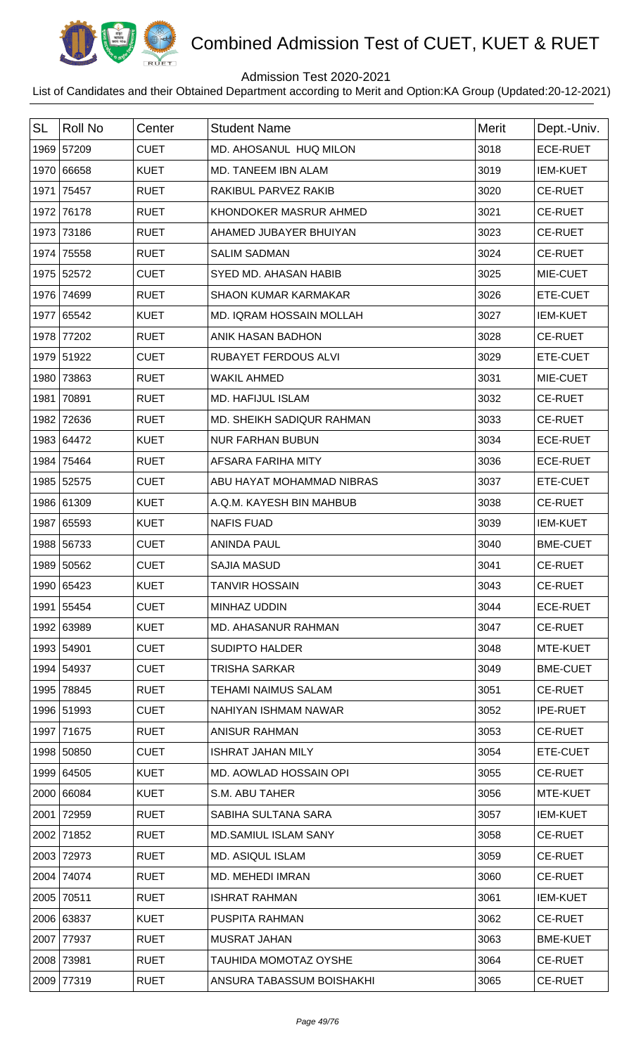# Combined Admission Test of CUET, KUET & RUET

Admission Test 2020-2021

List of Candidates and their Obtained Department according to Merit and Option:KA Group (Updated:20-12-2021)

| SL | Roll No | Center | Student Name | Merit | Dept.-Univ. |
|---|---|---|---|---|---|
| 1969 | 57209 | CUET | MD. AHOSANUL HUQ MILON | 3018 | ECE-RUET |
| 1970 | 66658 | KUET | MD. TANEEM IBN ALAM | 3019 | IEM-KUET |
| 1971 | 75457 | RUET | RAKIBUL PARVEZ RAKIB | 3020 | CE-RUET |
| 1972 | 76178 | RUET | KHONDOKER MASRUR AHMED | 3021 | CE-RUET |
| 1973 | 73186 | RUET | AHAMED JUBAYER BHUIYAN | 3023 | CE-RUET |
| 1974 | 75558 | RUET | SALIM SADMAN | 3024 | CE-RUET |
| 1975 | 52572 | CUET | SYED MD. AHASAN HABIB | 3025 | MIE-CUET |
| 1976 | 74699 | RUET | SHAON KUMAR KARMAKAR | 3026 | ETE-CUET |
| 1977 | 65542 | KUET | MD. IQRAM HOSSAIN MOLLAH | 3027 | IEM-KUET |
| 1978 | 77202 | RUET | ANIK HASAN BADHON | 3028 | CE-RUET |
| 1979 | 51922 | CUET | RUBAYET FERDOUS ALVI | 3029 | ETE-CUET |
| 1980 | 73863 | RUET | WAKIL AHMED | 3031 | MIE-CUET |
| 1981 | 70891 | RUET | MD. HAFIJUL ISLAM | 3032 | CE-RUET |
| 1982 | 72636 | RUET | MD. SHEIKH SADIQUR RAHMAN | 3033 | CE-RUET |
| 1983 | 64472 | KUET | NUR FARHAN BUBUN | 3034 | ECE-RUET |
| 1984 | 75464 | RUET | AFSARA FARIHA MITY | 3036 | ECE-RUET |
| 1985 | 52575 | CUET | ABU HAYAT MOHAMMAD NIBRAS | 3037 | ETE-CUET |
| 1986 | 61309 | KUET | A.Q.M. KAYESH BIN MAHBUB | 3038 | CE-RUET |
| 1987 | 65593 | KUET | NAFIS FUAD | 3039 | IEM-KUET |
| 1988 | 56733 | CUET | ANINDA PAUL | 3040 | BME-CUET |
| 1989 | 50562 | CUET | SAJIA MASUD | 3041 | CE-RUET |
| 1990 | 65423 | KUET | TANVIR HOSSAIN | 3043 | CE-RUET |
| 1991 | 55454 | CUET | MINHAZ UDDIN | 3044 | ECE-RUET |
| 1992 | 63989 | KUET | MD. AHASANUR RAHMAN | 3047 | CE-RUET |
| 1993 | 54901 | CUET | SUDIPTO HALDER | 3048 | MTE-KUET |
| 1994 | 54937 | CUET | TRISHA SARKAR | 3049 | BME-CUET |
| 1995 | 78845 | RUET | TEHAMI NAIMUS SALAM | 3051 | CE-RUET |
| 1996 | 51993 | CUET | NAHIYAN ISHMAM NAWAR | 3052 | IPE-RUET |
| 1997 | 71675 | RUET | ANISUR RAHMAN | 3053 | CE-RUET |
| 1998 | 50850 | CUET | ISHRAT JAHAN MILY | 3054 | ETE-CUET |
| 1999 | 64505 | KUET | MD. AOWLAD HOSSAIN OPI | 3055 | CE-RUET |
| 2000 | 66084 | KUET | S.M. ABU TAHER | 3056 | MTE-KUET |
| 2001 | 72959 | RUET | SABIHA SULTANA SARA | 3057 | IEM-KUET |
| 2002 | 71852 | RUET | MD.SAMIUL ISLAM SANY | 3058 | CE-RUET |
| 2003 | 72973 | RUET | MD. ASIQUL ISLAM | 3059 | CE-RUET |
| 2004 | 74074 | RUET | MD. MEHEDI IMRAN | 3060 | CE-RUET |
| 2005 | 70511 | RUET | ISHRAT RAHMAN | 3061 | IEM-KUET |
| 2006 | 63837 | KUET | PUSPITA RAHMAN | 3062 | CE-RUET |
| 2007 | 77937 | RUET | MUSRAT JAHAN | 3063 | BME-KUET |
| 2008 | 73981 | RUET | TAUHIDA MOMOTAZ OYSHE | 3064 | CE-RUET |
| 2009 | 77319 | RUET | ANSURA TABASSUM BOISHAKHI | 3065 | CE-RUET |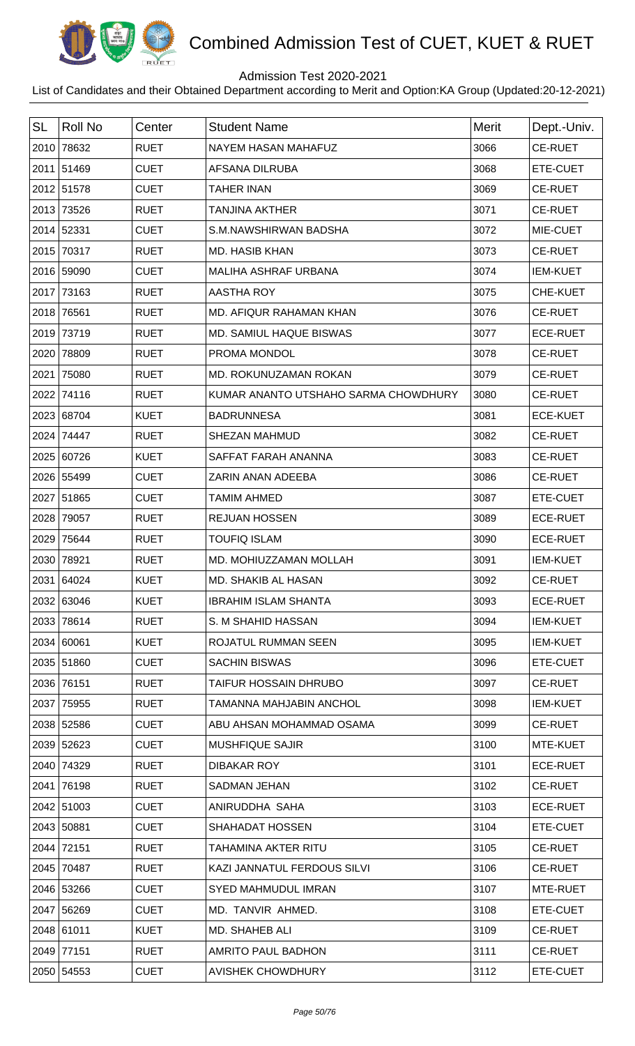# Combined Admission Test of CUET, KUET & RUET

Admission Test 2020-2021

List of Candidates and their Obtained Department according to Merit and Option:KA Group (Updated:20-12-2021)

| SL | Roll No | Center | Student Name | Merit | Dept.-Univ. |
|---|---|---|---|---|---|
| 2010 | 78632 | RUET | NAYEM HASAN MAHAFUZ | 3066 | CE-RUET |
| 2011 | 51469 | CUET | AFSANA DILRUBA | 3068 | ETE-CUET |
| 2012 | 51578 | CUET | TAHER INAN | 3069 | CE-RUET |
| 2013 | 73526 | RUET | TANJINA AKTHER | 3071 | CE-RUET |
| 2014 | 52331 | CUET | S.M.NAWSHIRWAN BADSHA | 3072 | MIE-CUET |
| 2015 | 70317 | RUET | MD. HASIB KHAN | 3073 | CE-RUET |
| 2016 | 59090 | CUET | MALIHA ASHRAF URBANA | 3074 | IEM-KUET |
| 2017 | 73163 | RUET | AASTHA ROY | 3075 | CHE-KUET |
| 2018 | 76561 | RUET | MD. AFIQUR RAHAMAN KHAN | 3076 | CE-RUET |
| 2019 | 73719 | RUET | MD. SAMIUL HAQUE BISWAS | 3077 | ECE-RUET |
| 2020 | 78809 | RUET | PROMA MONDOL | 3078 | CE-RUET |
| 2021 | 75080 | RUET | MD. ROKUNUZAMAN ROKAN | 3079 | CE-RUET |
| 2022 | 74116 | RUET | KUMAR ANANTO UTSHAHO SARMA CHOWDHURY | 3080 | CE-RUET |
| 2023 | 68704 | KUET | BADRUNNESA | 3081 | ECE-KUET |
| 2024 | 74447 | RUET | SHEZAN MAHMUD | 3082 | CE-RUET |
| 2025 | 60726 | KUET | SAFFAT FARAH ANANNA | 3083 | CE-RUET |
| 2026 | 55499 | CUET | ZARIN ANAN ADEEBA | 3086 | CE-RUET |
| 2027 | 51865 | CUET | TAMIM AHMED | 3087 | ETE-CUET |
| 2028 | 79057 | RUET | REJUAN HOSSEN | 3089 | ECE-RUET |
| 2029 | 75644 | RUET | TOUFIQ ISLAM | 3090 | ECE-RUET |
| 2030 | 78921 | RUET | MD. MOHIUZZAMAN MOLLAH | 3091 | IEM-KUET |
| 2031 | 64024 | KUET | MD. SHAKIB AL HASAN | 3092 | CE-RUET |
| 2032 | 63046 | KUET | IBRAHIM ISLAM SHANTA | 3093 | ECE-RUET |
| 2033 | 78614 | RUET | S. M SHAHID HASSAN | 3094 | IEM-KUET |
| 2034 | 60061 | KUET | ROJATUL RUMMAN SEEN | 3095 | IEM-KUET |
| 2035 | 51860 | CUET | SACHIN BISWAS | 3096 | ETE-CUET |
| 2036 | 76151 | RUET | TAIFUR HOSSAIN DHRUBO | 3097 | CE-RUET |
| 2037 | 75955 | RUET | TAMANNA MAHJABIN ANCHOL | 3098 | IEM-KUET |
| 2038 | 52586 | CUET | ABU AHSAN MOHAMMAD OSAMA | 3099 | CE-RUET |
| 2039 | 52623 | CUET | MUSHFIQUE SAJIR | 3100 | MTE-KUET |
| 2040 | 74329 | RUET | DIBAKAR ROY | 3101 | ECE-RUET |
| 2041 | 76198 | RUET | SADMAN JEHAN | 3102 | CE-RUET |
| 2042 | 51003 | CUET | ANIRUDDHA SAHA | 3103 | ECE-RUET |
| 2043 | 50881 | CUET | SHAHADAT HOSSEN | 3104 | ETE-CUET |
| 2044 | 72151 | RUET | TAHAMINA AKTER RITU | 3105 | CE-RUET |
| 2045 | 70487 | RUET | KAZI JANNATUL FERDOUS SILVI | 3106 | CE-RUET |
| 2046 | 53266 | CUET | SYED MAHMUDUL IMRAN | 3107 | MTE-RUET |
| 2047 | 56269 | CUET | MD. TANVIR AHMED. | 3108 | ETE-CUET |
| 2048 | 61011 | KUET | MD. SHAHEB ALI | 3109 | CE-RUET |
| 2049 | 77151 | RUET | AMRITO PAUL BADHON | 3111 | CE-RUET |
| 2050 | 54553 | CUET | AVISHEK CHOWDHURY | 3112 | ETE-CUET |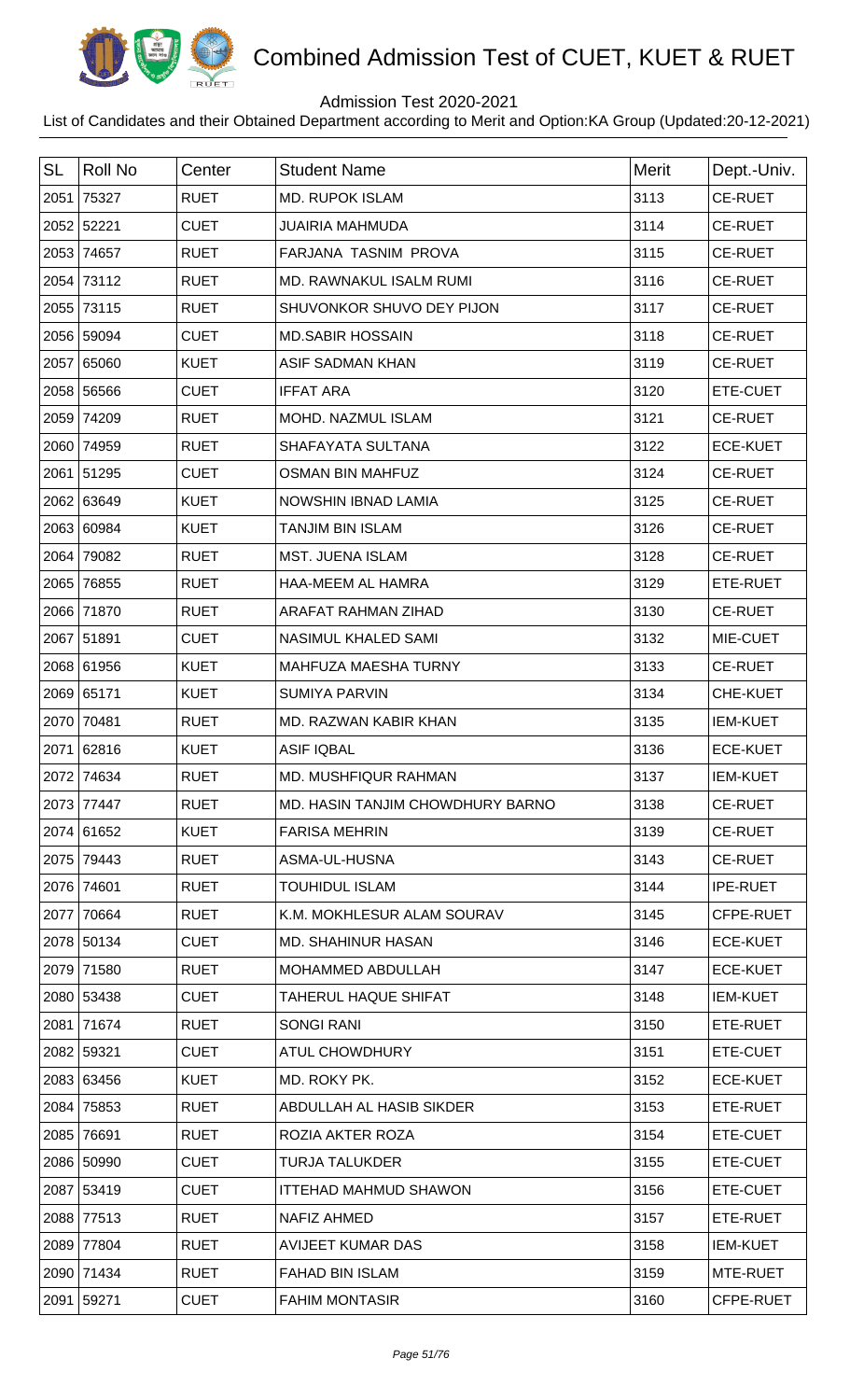# Combined Admission Test of CUET, KUET & RUET

Admission Test 2020-2021

List of Candidates and their Obtained Department according to Merit and Option:KA Group (Updated:20-12-2021)

| SL | Roll No | Center | Student Name | Merit | Dept.-Univ. |
|---|---|---|---|---|---|
| 2051 | 75327 | RUET | MD. RUPOK ISLAM | 3113 | CE-RUET |
| 2052 | 52221 | CUET | JUAIRIA MAHMUDA | 3114 | CE-RUET |
| 2053 | 74657 | RUET | FARJANA TASNIM PROVA | 3115 | CE-RUET |
| 2054 | 73112 | RUET | MD. RAWNAKUL ISALM RUMI | 3116 | CE-RUET |
| 2055 | 73115 | RUET | SHUVONKOR SHUVO DEY PIJON | 3117 | CE-RUET |
| 2056 | 59094 | CUET | MD.SABIR HOSSAIN | 3118 | CE-RUET |
| 2057 | 65060 | KUET | ASIF SADMAN KHAN | 3119 | CE-RUET |
| 2058 | 56566 | CUET | IFFAT ARA | 3120 | ETE-CUET |
| 2059 | 74209 | RUET | MOHD. NAZMUL ISLAM | 3121 | CE-RUET |
| 2060 | 74959 | RUET | SHAFAYATA SULTANA | 3122 | ECE-KUET |
| 2061 | 51295 | CUET | OSMAN BIN MAHFUZ | 3124 | CE-RUET |
| 2062 | 63649 | KUET | NOWSHIN IBNAD LAMIA | 3125 | CE-RUET |
| 2063 | 60984 | KUET | TANJIM BIN ISLAM | 3126 | CE-RUET |
| 2064 | 79082 | RUET | MST. JUENA ISLAM | 3128 | CE-RUET |
| 2065 | 76855 | RUET | HAA-MEEM AL HAMRA | 3129 | ETE-RUET |
| 2066 | 71870 | RUET | ARAFAT RAHMAN ZIHAD | 3130 | CE-RUET |
| 2067 | 51891 | CUET | NASIMUL KHALED SAMI | 3132 | MIE-CUET |
| 2068 | 61956 | KUET | MAHFUZA MAESHA TURNY | 3133 | CE-RUET |
| 2069 | 65171 | KUET | SUMIYA PARVIN | 3134 | CHE-KUET |
| 2070 | 70481 | RUET | MD. RAZWAN KABIR KHAN | 3135 | IEM-KUET |
| 2071 | 62816 | KUET | ASIF IQBAL | 3136 | ECE-KUET |
| 2072 | 74634 | RUET | MD. MUSHFIQUR RAHMAN | 3137 | IEM-KUET |
| 2073 | 77447 | RUET | MD. HASIN TANJIM CHOWDHURY BARNO | 3138 | CE-RUET |
| 2074 | 61652 | KUET | FARISA MEHRIN | 3139 | CE-RUET |
| 2075 | 79443 | RUET | ASMA-UL-HUSNA | 3143 | CE-RUET |
| 2076 | 74601 | RUET | TOUHIDUL ISLAM | 3144 | IPE-RUET |
| 2077 | 70664 | RUET | K.M. MOKHLESUR ALAM SOURAV | 3145 | CFPE-RUET |
| 2078 | 50134 | CUET | MD. SHAHINUR HASAN | 3146 | ECE-KUET |
| 2079 | 71580 | RUET | MOHAMMED ABDULLAH | 3147 | ECE-KUET |
| 2080 | 53438 | CUET | TAHERUL HAQUE SHIFAT | 3148 | IEM-KUET |
| 2081 | 71674 | RUET | SONGI RANI | 3150 | ETE-RUET |
| 2082 | 59321 | CUET | ATUL CHOWDHURY | 3151 | ETE-CUET |
| 2083 | 63456 | KUET | MD. ROKY PK. | 3152 | ECE-KUET |
| 2084 | 75853 | RUET | ABDULLAH AL HASIB SIKDER | 3153 | ETE-RUET |
| 2085 | 76691 | RUET | ROZIA AKTER ROZA | 3154 | ETE-CUET |
| 2086 | 50990 | CUET | TURJA TALUKDER | 3155 | ETE-CUET |
| 2087 | 53419 | CUET | ITTEHAD MAHMUD SHAWON | 3156 | ETE-CUET |
| 2088 | 77513 | RUET | NAFIZ AHMED | 3157 | ETE-RUET |
| 2089 | 77804 | RUET | AVIJEET KUMAR DAS | 3158 | IEM-KUET |
| 2090 | 71434 | RUET | FAHAD BIN ISLAM | 3159 | MTE-RUET |
| 2091 | 59271 | CUET | FAHIM MONTASIR | 3160 | CFPE-RUET |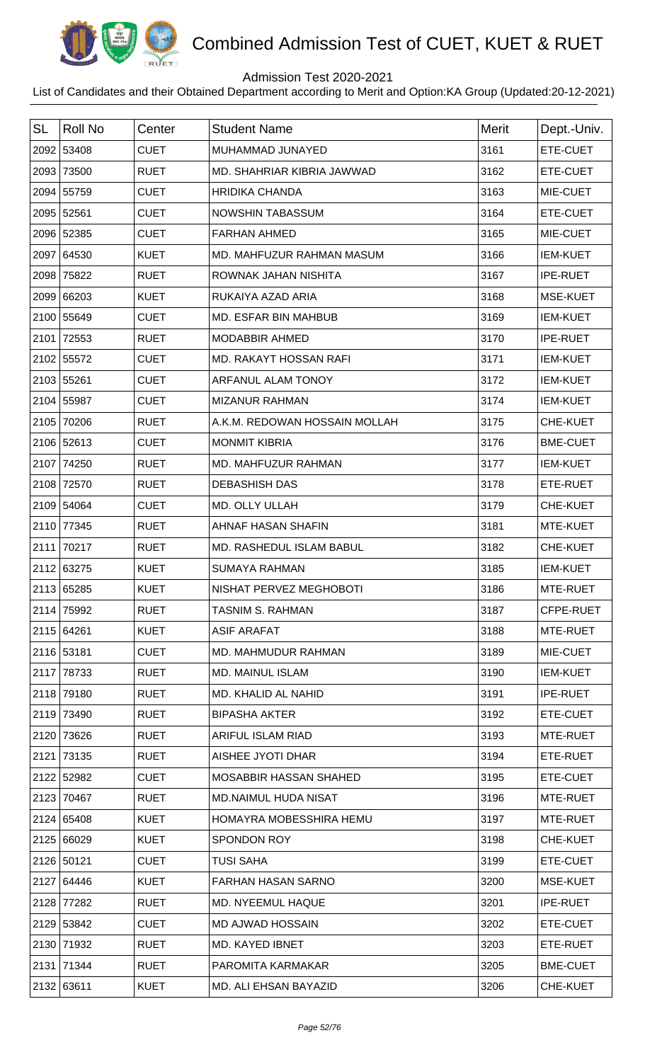# Combined Admission Test of CUET, KUET & RUET

Admission Test 2020-2021

List of Candidates and their Obtained Department according to Merit and Option:KA Group (Updated:20-12-2021)

| SL | Roll No | Center | Student Name | Merit | Dept.-Univ. |
|---|---|---|---|---|---|
| 2092 | 53408 | CUET | MUHAMMAD JUNAYED | 3161 | ETE-CUET |
| 2093 | 73500 | RUET | MD. SHAHRIAR KIBRIA JAWWAD | 3162 | ETE-CUET |
| 2094 | 55759 | CUET | HRIDIKA CHANDA | 3163 | MIE-CUET |
| 2095 | 52561 | CUET | NOWSHIN TABASSUM | 3164 | ETE-CUET |
| 2096 | 52385 | CUET | FARHAN AHMED | 3165 | MIE-CUET |
| 2097 | 64530 | KUET | MD. MAHFUZUR RAHMAN MASUM | 3166 | IEM-KUET |
| 2098 | 75822 | RUET | ROWNAK JAHAN NISHITA | 3167 | IPE-RUET |
| 2099 | 66203 | KUET | RUKAIYA AZAD ARIA | 3168 | MSE-KUET |
| 2100 | 55649 | CUET | MD. ESFAR BIN MAHBUB | 3169 | IEM-KUET |
| 2101 | 72553 | RUET | MODABBIR AHMED | 3170 | IPE-RUET |
| 2102 | 55572 | CUET | MD. RAKAYT HOSSAN RAFI | 3171 | IEM-KUET |
| 2103 | 55261 | CUET | ARFANUL ALAM TONOY | 3172 | IEM-KUET |
| 2104 | 55987 | CUET | MIZANUR RAHMAN | 3174 | IEM-KUET |
| 2105 | 70206 | RUET | A.K.M. REDOWAN HOSSAIN MOLLAH | 3175 | CHE-KUET |
| 2106 | 52613 | CUET | MONMIT KIBRIA | 3176 | BME-CUET |
| 2107 | 74250 | RUET | MD. MAHFUZUR RAHMAN | 3177 | IEM-KUET |
| 2108 | 72570 | RUET | DEBASHISH DAS | 3178 | ETE-RUET |
| 2109 | 54064 | CUET | MD. OLLY ULLAH | 3179 | CHE-KUET |
| 2110 | 77345 | RUET | AHNAF HASAN SHAFIN | 3181 | MTE-KUET |
| 2111 | 70217 | RUET | MD. RASHEDUL ISLAM BABUL | 3182 | CHE-KUET |
| 2112 | 63275 | KUET | SUMAYA RAHMAN | 3185 | IEM-KUET |
| 2113 | 65285 | KUET | NISHAT PERVEZ MEGHOBOTI | 3186 | MTE-RUET |
| 2114 | 75992 | RUET | TASNIM S. RAHMAN | 3187 | CFPE-RUET |
| 2115 | 64261 | KUET | ASIF ARAFAT | 3188 | MTE-RUET |
| 2116 | 53181 | CUET | MD. MAHMUDUR RAHMAN | 3189 | MIE-CUET |
| 2117 | 78733 | RUET | MD. MAINUL ISLAM | 3190 | IEM-KUET |
| 2118 | 79180 | RUET | MD. KHALID AL NAHID | 3191 | IPE-RUET |
| 2119 | 73490 | RUET | BIPASHA AKTER | 3192 | ETE-CUET |
| 2120 | 73626 | RUET | ARIFUL ISLAM RIAD | 3193 | MTE-RUET |
| 2121 | 73135 | RUET | AISHEE JYOTI DHAR | 3194 | ETE-RUET |
| 2122 | 52982 | CUET | MOSABBIR HASSAN SHAHED | 3195 | ETE-CUET |
| 2123 | 70467 | RUET | MD.NAIMUL HUDA NISAT | 3196 | MTE-RUET |
| 2124 | 65408 | KUET | HOMAYRA MOBESSHIRA HEMU | 3197 | MTE-RUET |
| 2125 | 66029 | KUET | SPONDON ROY | 3198 | CHE-KUET |
| 2126 | 50121 | CUET | TUSI SAHA | 3199 | ETE-CUET |
| 2127 | 64446 | KUET | FARHAN HASAN SARNO | 3200 | MSE-KUET |
| 2128 | 77282 | RUET | MD. NYEEMUL HAQUE | 3201 | IPE-RUET |
| 2129 | 53842 | CUET | MD AJWAD HOSSAIN | 3202 | ETE-CUET |
| 2130 | 71932 | RUET | MD. KAYED IBNET | 3203 | ETE-RUET |
| 2131 | 71344 | RUET | PAROMITA KARMAKAR | 3205 | BME-CUET |
| 2132 | 63611 | KUET | MD. ALI EHSAN BAYAZID | 3206 | CHE-KUET |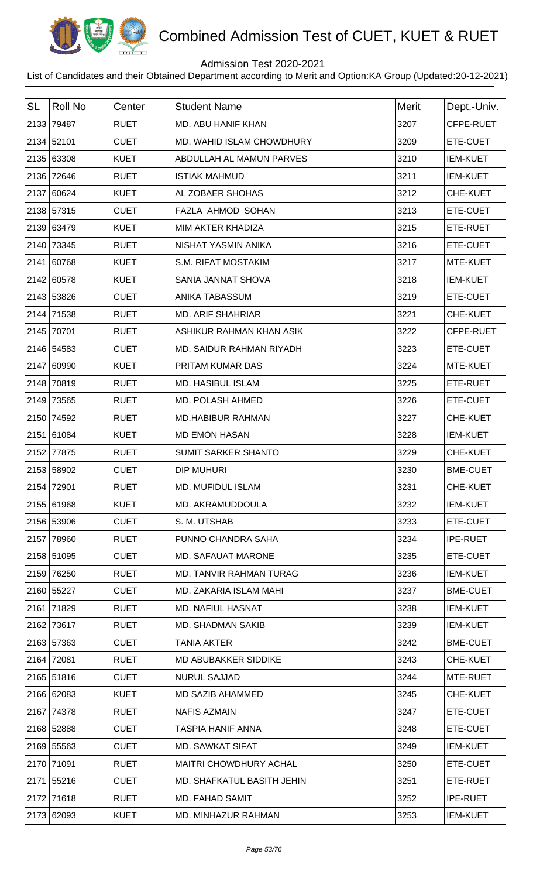# Combined Admission Test of CUET, KUET & RUET

Admission Test 2020-2021

List of Candidates and their Obtained Department according to Merit and Option:KA Group (Updated:20-12-2021)

| SL | Roll No | Center | Student Name | Merit | Dept.-Univ. |
|---|---|---|---|---|---|
| 2133 | 79487 | RUET | MD. ABU HANIF KHAN | 3207 | CFPE-RUET |
| 2134 | 52101 | CUET | MD. WAHID ISLAM CHOWDHURY | 3209 | ETE-CUET |
| 2135 | 63308 | KUET | ABDULLAH AL MAMUN PARVES | 3210 | IEM-KUET |
| 2136 | 72646 | RUET | ISTIAK MAHMUD | 3211 | IEM-KUET |
| 2137 | 60624 | KUET | AL ZOBAER SHOHAS | 3212 | CHE-KUET |
| 2138 | 57315 | CUET | FAZLA AHMOD SOHAN | 3213 | ETE-CUET |
| 2139 | 63479 | KUET | MIM AKTER KHADIZA | 3215 | ETE-RUET |
| 2140 | 73345 | RUET | NISHAT YASMIN ANIKA | 3216 | ETE-CUET |
| 2141 | 60768 | KUET | S.M. RIFAT MOSTAKIM | 3217 | MTE-KUET |
| 2142 | 60578 | KUET | SANIA JANNAT SHOVA | 3218 | IEM-KUET |
| 2143 | 53826 | CUET | ANIKA TABASSUM | 3219 | ETE-CUET |
| 2144 | 71538 | RUET | MD. ARIF SHAHRIAR | 3221 | CHE-KUET |
| 2145 | 70701 | RUET | ASHIKUR RAHMAN KHAN ASIK | 3222 | CFPE-RUET |
| 2146 | 54583 | CUET | MD. SAIDUR RAHMAN RIYADH | 3223 | ETE-CUET |
| 2147 | 60990 | KUET | PRITAM KUMAR DAS | 3224 | MTE-KUET |
| 2148 | 70819 | RUET | MD. HASIBUL ISLAM | 3225 | ETE-RUET |
| 2149 | 73565 | RUET | MD. POLASH AHMED | 3226 | ETE-CUET |
| 2150 | 74592 | RUET | MD.HABIBUR RAHMAN | 3227 | CHE-KUET |
| 2151 | 61084 | KUET | MD EMON HASAN | 3228 | IEM-KUET |
| 2152 | 77875 | RUET | SUMIT SARKER SHANTO | 3229 | CHE-KUET |
| 2153 | 58902 | CUET | DIP MUHURI | 3230 | BME-CUET |
| 2154 | 72901 | RUET | MD. MUFIDUL ISLAM | 3231 | CHE-KUET |
| 2155 | 61968 | KUET | MD. AKRAMUDDOULA | 3232 | IEM-KUET |
| 2156 | 53906 | CUET | S. M. UTSHAB | 3233 | ETE-CUET |
| 2157 | 78960 | RUET | PUNNO CHANDRA SAHA | 3234 | IPE-RUET |
| 2158 | 51095 | CUET | MD. SAFAUAT MARONE | 3235 | ETE-CUET |
| 2159 | 76250 | RUET | MD. TANVIR RAHMAN TURAG | 3236 | IEM-KUET |
| 2160 | 55227 | CUET | MD. ZAKARIA ISLAM MAHI | 3237 | BME-CUET |
| 2161 | 71829 | RUET | MD. NAFIUL HASNAT | 3238 | IEM-KUET |
| 2162 | 73617 | RUET | MD. SHADMAN SAKIB | 3239 | IEM-KUET |
| 2163 | 57363 | CUET | TANIA AKTER | 3242 | BME-CUET |
| 2164 | 72081 | RUET | MD ABUBAKKER SIDDIKE | 3243 | CHE-KUET |
| 2165 | 51816 | CUET | NURUL SAJJAD | 3244 | MTE-RUET |
| 2166 | 62083 | KUET | MD SAZIB AHAMMED | 3245 | CHE-KUET |
| 2167 | 74378 | RUET | NAFIS AZMAIN | 3247 | ETE-CUET |
| 2168 | 52888 | CUET | TASPIA HANIF ANNA | 3248 | ETE-CUET |
| 2169 | 55563 | CUET | MD. SAWKAT SIFAT | 3249 | IEM-KUET |
| 2170 | 71091 | RUET | MAITRI CHOWDHURY ACHAL | 3250 | ETE-CUET |
| 2171 | 55216 | CUET | MD. SHAFKATUL BASITH JEHIN | 3251 | ETE-RUET |
| 2172 | 71618 | RUET | MD. FAHAD SAMIT | 3252 | IPE-RUET |
| 2173 | 62093 | KUET | MD. MINHAZUR RAHMAN | 3253 | IEM-KUET |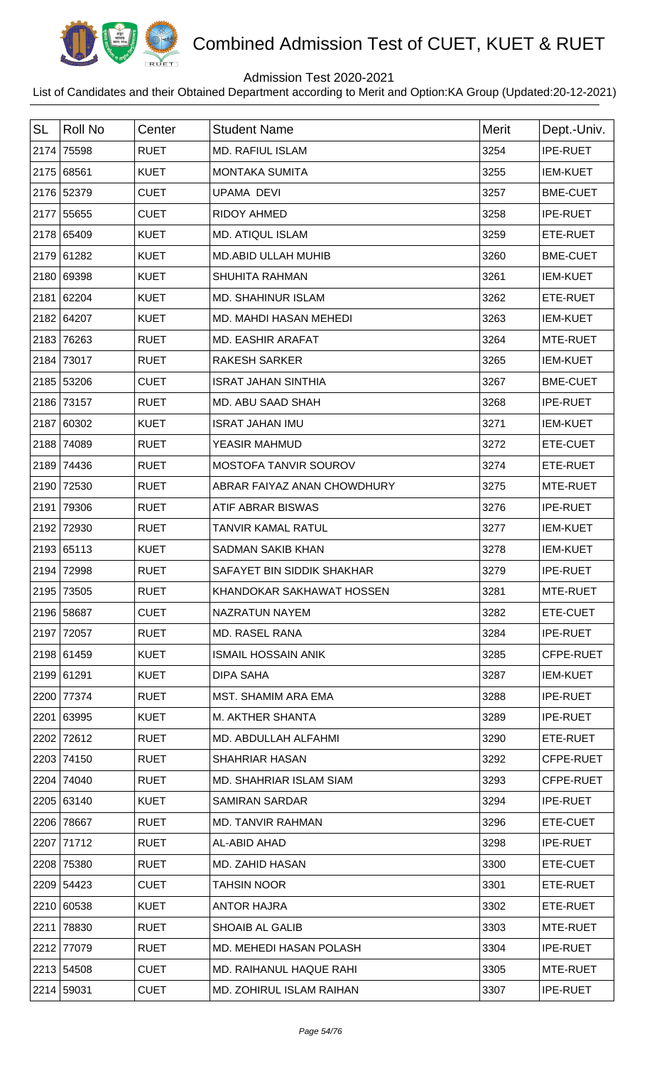# Combined Admission Test of CUET, KUET & RUET

Admission Test 2020-2021

List of Candidates and their Obtained Department according to Merit and Option:KA Group (Updated:20-12-2021)

| SL | Roll No | Center | Student Name | Merit | Dept.-Univ. |
|---|---|---|---|---|---|
| 2174 | 75598 | RUET | MD. RAFIUL ISLAM | 3254 | IPE-RUET |
| 2175 | 68561 | KUET | MONTAKA SUMITA | 3255 | IEM-KUET |
| 2176 | 52379 | CUET | UPAMA DEVI | 3257 | BME-CUET |
| 2177 | 55655 | CUET | RIDOY AHMED | 3258 | IPE-RUET |
| 2178 | 65409 | KUET | MD. ATIQUL ISLAM | 3259 | ETE-RUET |
| 2179 | 61282 | KUET | MD.ABID ULLAH MUHIB | 3260 | BME-CUET |
| 2180 | 69398 | KUET | SHUHITA RAHMAN | 3261 | IEM-KUET |
| 2181 | 62204 | KUET | MD. SHAHINUR ISLAM | 3262 | ETE-RUET |
| 2182 | 64207 | KUET | MD. MAHDI HASAN MEHEDI | 3263 | IEM-KUET |
| 2183 | 76263 | RUET | MD. EASHIR ARAFAT | 3264 | MTE-RUET |
| 2184 | 73017 | RUET | RAKESH SARKER | 3265 | IEM-KUET |
| 2185 | 53206 | CUET | ISRAT JAHAN SINTHIA | 3267 | BME-CUET |
| 2186 | 73157 | RUET | MD. ABU SAAD SHAH | 3268 | IPE-RUET |
| 2187 | 60302 | KUET | ISRAT JAHAN IMU | 3271 | IEM-KUET |
| 2188 | 74089 | RUET | YEASIR MAHMUD | 3272 | ETE-CUET |
| 2189 | 74436 | RUET | MOSTOFA TANVIR SOUROV | 3274 | ETE-RUET |
| 2190 | 72530 | RUET | ABRAR FAIYAZ ANAN CHOWDHURY | 3275 | MTE-RUET |
| 2191 | 79306 | RUET | ATIF ABRAR BISWAS | 3276 | IPE-RUET |
| 2192 | 72930 | RUET | TANVIR KAMAL RATUL | 3277 | IEM-KUET |
| 2193 | 65113 | KUET | SADMAN SAKIB KHAN | 3278 | IEM-KUET |
| 2194 | 72998 | RUET | SAFAYET BIN SIDDIK SHAKHAR | 3279 | IPE-RUET |
| 2195 | 73505 | RUET | KHANDOKAR SAKHAWAT HOSSEN | 3281 | MTE-RUET |
| 2196 | 58687 | CUET | NAZRATUN NAYEM | 3282 | ETE-CUET |
| 2197 | 72057 | RUET | MD. RASEL RANA | 3284 | IPE-RUET |
| 2198 | 61459 | KUET | ISMAIL HOSSAIN ANIK | 3285 | CFPE-RUET |
| 2199 | 61291 | KUET | DIPA SAHA | 3287 | IEM-KUET |
| 2200 | 77374 | RUET | MST. SHAMIM ARA EMA | 3288 | IPE-RUET |
| 2201 | 63995 | KUET | M. AKTHER SHANTA | 3289 | IPE-RUET |
| 2202 | 72612 | RUET | MD. ABDULLAH ALFAHMI | 3290 | ETE-RUET |
| 2203 | 74150 | RUET | SHAHRIAR HASAN | 3292 | CFPE-RUET |
| 2204 | 74040 | RUET | MD. SHAHRIAR ISLAM SIAM | 3293 | CFPE-RUET |
| 2205 | 63140 | KUET | SAMIRAN SARDAR | 3294 | IPE-RUET |
| 2206 | 78667 | RUET | MD. TANVIR RAHMAN | 3296 | ETE-CUET |
| 2207 | 71712 | RUET | AL-ABID AHAD | 3298 | IPE-RUET |
| 2208 | 75380 | RUET | MD. ZAHID HASAN | 3300 | ETE-CUET |
| 2209 | 54423 | CUET | TAHSIN NOOR | 3301 | ETE-RUET |
| 2210 | 60538 | KUET | ANTOR HAJRA | 3302 | ETE-RUET |
| 2211 | 78830 | RUET | SHOAIB AL GALIB | 3303 | MTE-RUET |
| 2212 | 77079 | RUET | MD. MEHEDI HASAN POLASH | 3304 | IPE-RUET |
| 2213 | 54508 | CUET | MD. RAIHANUL HAQUE RAHI | 3305 | MTE-RUET |
| 2214 | 59031 | CUET | MD. ZOHIRUL ISLAM RAIHAN | 3307 | IPE-RUET |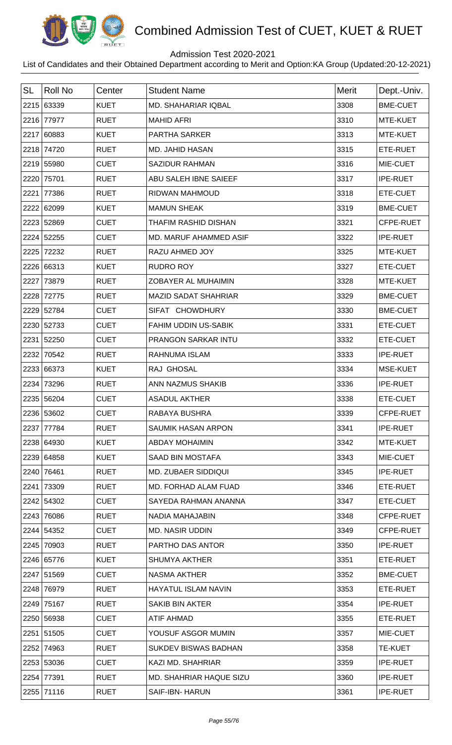# Combined Admission Test of CUET, KUET & RUET

Admission Test 2020-2021

List of Candidates and their Obtained Department according to Merit and Option:KA Group (Updated:20-12-2021)

| SL | Roll No | Center | Student Name | Merit | Dept.-Univ. |
|---|---|---|---|---|---|
| 2215 | 63339 | KUET | MD. SHAHARIAR IQBAL | 3308 | BME-CUET |
| 2216 | 77977 | RUET | MAHID AFRI | 3310 | MTE-KUET |
| 2217 | 60883 | KUET | PARTHA SARKER | 3313 | MTE-KUET |
| 2218 | 74720 | RUET | MD. JAHID HASAN | 3315 | ETE-RUET |
| 2219 | 55980 | CUET | SAZIDUR RAHMAN | 3316 | MIE-CUET |
| 2220 | 75701 | RUET | ABU SALEH IBNE SAIEEF | 3317 | IPE-RUET |
| 2221 | 77386 | RUET | RIDWAN MAHMOUD | 3318 | ETE-CUET |
| 2222 | 62099 | KUET | MAMUN SHEAK | 3319 | BME-CUET |
| 2223 | 52869 | CUET | THAFIM RASHID DISHAN | 3321 | CFPE-RUET |
| 2224 | 52255 | CUET | MD. MARUF AHAMMED ASIF | 3322 | IPE-RUET |
| 2225 | 72232 | RUET | RAZU AHMED JOY | 3325 | MTE-KUET |
| 2226 | 66313 | KUET | RUDRO ROY | 3327 | ETE-CUET |
| 2227 | 73879 | RUET | ZOBAYER AL MUHAIMIN | 3328 | MTE-KUET |
| 2228 | 72775 | RUET | MAZID SADAT SHAHRIAR | 3329 | BME-CUET |
| 2229 | 52784 | CUET | SIFAT CHOWDHURY | 3330 | BME-CUET |
| 2230 | 52733 | CUET | FAHIM UDDIN US-SABIK | 3331 | ETE-CUET |
| 2231 | 52250 | CUET | PRANGON SARKAR INTU | 3332 | ETE-CUET |
| 2232 | 70542 | RUET | RAHNUMA ISLAM | 3333 | IPE-RUET |
| 2233 | 66373 | KUET | RAJ GHOSAL | 3334 | MSE-KUET |
| 2234 | 73296 | RUET | ANN NAZMUS SHAKIB | 3336 | IPE-RUET |
| 2235 | 56204 | CUET | ASADUL AKTHER | 3338 | ETE-CUET |
| 2236 | 53602 | CUET | RABAYA BUSHRA | 3339 | CFPE-RUET |
| 2237 | 77784 | RUET | SAUMIK HASAN ARPON | 3341 | IPE-RUET |
| 2238 | 64930 | KUET | ABDAY MOHAIMIN | 3342 | MTE-KUET |
| 2239 | 64858 | KUET | SAAD BIN MOSTAFA | 3343 | MIE-CUET |
| 2240 | 76461 | RUET | MD. ZUBAER SIDDIQUI | 3345 | IPE-RUET |
| 2241 | 73309 | RUET | MD. FORHAD ALAM FUAD | 3346 | ETE-RUET |
| 2242 | 54302 | CUET | SAYEDA RAHMAN ANANNA | 3347 | ETE-CUET |
| 2243 | 76086 | RUET | NADIA MAHAJABIN | 3348 | CFPE-RUET |
| 2244 | 54352 | CUET | MD. NASIR UDDIN | 3349 | CFPE-RUET |
| 2245 | 70903 | RUET | PARTHO DAS ANTOR | 3350 | IPE-RUET |
| 2246 | 65776 | KUET | SHUMYA AKTHER | 3351 | ETE-RUET |
| 2247 | 51569 | CUET | NASMA AKTHER | 3352 | BME-CUET |
| 2248 | 76979 | RUET | HAYATUL ISLAM NAVIN | 3353 | ETE-RUET |
| 2249 | 75167 | RUET | SAKIB BIN AKTER | 3354 | IPE-RUET |
| 2250 | 56938 | CUET | ATIF AHMAD | 3355 | ETE-RUET |
| 2251 | 51505 | CUET | YOUSUF ASGOR MUMIN | 3357 | MIE-CUET |
| 2252 | 74963 | RUET | SUKDEV BISWAS BADHAN | 3358 | TE-KUET |
| 2253 | 53036 | CUET | KAZI MD. SHAHRIAR | 3359 | IPE-RUET |
| 2254 | 77391 | RUET | MD. SHAHRIAR HAQUE SIZU | 3360 | IPE-RUET |
| 2255 | 71116 | RUET | SAIF-IBN- HARUN | 3361 | IPE-RUET |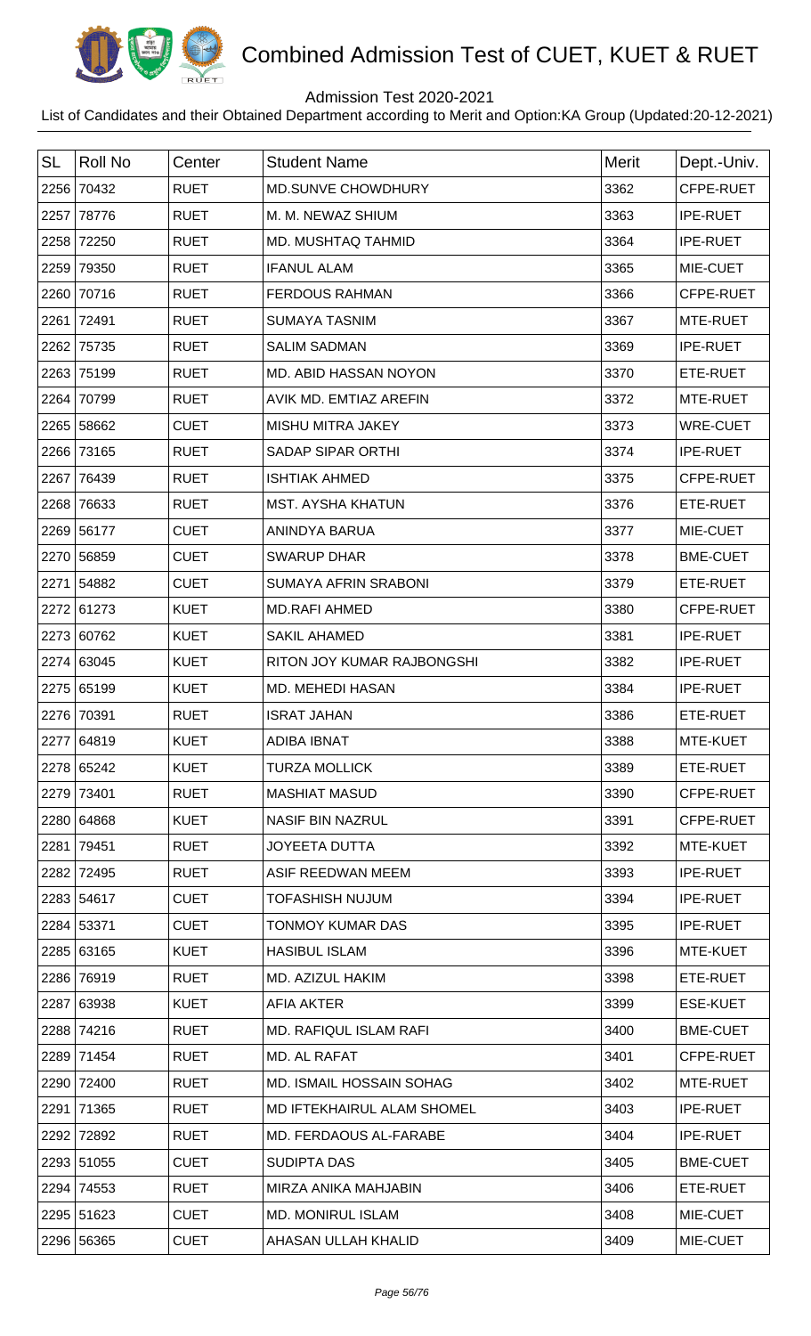# Combined Admission Test of CUET, KUET & RUET

Admission Test 2020-2021

List of Candidates and their Obtained Department according to Merit and Option:KA Group (Updated:20-12-2021)

| SL | Roll No | Center | Student Name | Merit | Dept.-Univ. |
|---|---|---|---|---|---|
| 2256 | 70432 | RUET | MD.SUNVE CHOWDHURY | 3362 | CFPE-RUET |
| 2257 | 78776 | RUET | M. M. NEWAZ SHIUM | 3363 | IPE-RUET |
| 2258 | 72250 | RUET | MD. MUSHTAQ TAHMID | 3364 | IPE-RUET |
| 2259 | 79350 | RUET | IFANUL ALAM | 3365 | MIE-CUET |
| 2260 | 70716 | RUET | FERDOUS RAHMAN | 3366 | CFPE-RUET |
| 2261 | 72491 | RUET | SUMAYA TASNIM | 3367 | MTE-RUET |
| 2262 | 75735 | RUET | SALIM SADMAN | 3369 | IPE-RUET |
| 2263 | 75199 | RUET | MD. ABID HASSAN NOYON | 3370 | ETE-RUET |
| 2264 | 70799 | RUET | AVIK MD. EMTIAZ AREFIN | 3372 | MTE-RUET |
| 2265 | 58662 | CUET | MISHU MITRA JAKEY | 3373 | WRE-CUET |
| 2266 | 73165 | RUET | SADAP SIPAR ORTHI | 3374 | IPE-RUET |
| 2267 | 76439 | RUET | ISHTIAK AHMED | 3375 | CFPE-RUET |
| 2268 | 76633 | RUET | MST. AYSHA KHATUN | 3376 | ETE-RUET |
| 2269 | 56177 | CUET | ANINDYA BARUA | 3377 | MIE-CUET |
| 2270 | 56859 | CUET | SWARUP DHAR | 3378 | BME-CUET |
| 2271 | 54882 | CUET | SUMAYA AFRIN SRABONI | 3379 | ETE-RUET |
| 2272 | 61273 | KUET | MD.RAFI AHMED | 3380 | CFPE-RUET |
| 2273 | 60762 | KUET | SAKIL AHAMED | 3381 | IPE-RUET |
| 2274 | 63045 | KUET | RITON JOY KUMAR RAJBONGSHI | 3382 | IPE-RUET |
| 2275 | 65199 | KUET | MD. MEHEDI HASAN | 3384 | IPE-RUET |
| 2276 | 70391 | RUET | ISRAT JAHAN | 3386 | ETE-RUET |
| 2277 | 64819 | KUET | ADIBA IBNAT | 3388 | MTE-KUET |
| 2278 | 65242 | KUET | TURZA MOLLICK | 3389 | ETE-RUET |
| 2279 | 73401 | RUET | MASHIAT MASUD | 3390 | CFPE-RUET |
| 2280 | 64868 | KUET | NASIF BIN NAZRUL | 3391 | CFPE-RUET |
| 2281 | 79451 | RUET | JOYEETA DUTTA | 3392 | MTE-KUET |
| 2282 | 72495 | RUET | ASIF REEDWAN MEEM | 3393 | IPE-RUET |
| 2283 | 54617 | CUET | TOFASHISH NUJUM | 3394 | IPE-RUET |
| 2284 | 53371 | CUET | TONMOY KUMAR DAS | 3395 | IPE-RUET |
| 2285 | 63165 | KUET | HASIBUL ISLAM | 3396 | MTE-KUET |
| 2286 | 76919 | RUET | MD. AZIZUL HAKIM | 3398 | ETE-RUET |
| 2287 | 63938 | KUET | AFIA AKTER | 3399 | ESE-KUET |
| 2288 | 74216 | RUET | MD. RAFIQUL ISLAM RAFI | 3400 | BME-CUET |
| 2289 | 71454 | RUET | MD. AL RAFAT | 3401 | CFPE-RUET |
| 2290 | 72400 | RUET | MD. ISMAIL HOSSAIN SOHAG | 3402 | MTE-RUET |
| 2291 | 71365 | RUET | MD IFTEKHAIRUL ALAM SHOMEL | 3403 | IPE-RUET |
| 2292 | 72892 | RUET | MD. FERDAOUS AL-FARABE | 3404 | IPE-RUET |
| 2293 | 51055 | CUET | SUDIPTA DAS | 3405 | BME-CUET |
| 2294 | 74553 | RUET | MIRZA ANIKA MAHJABIN | 3406 | ETE-RUET |
| 2295 | 51623 | CUET | MD. MONIRUL ISLAM | 3408 | MIE-CUET |
| 2296 | 56365 | CUET | AHASAN ULLAH KHALID | 3409 | MIE-CUET |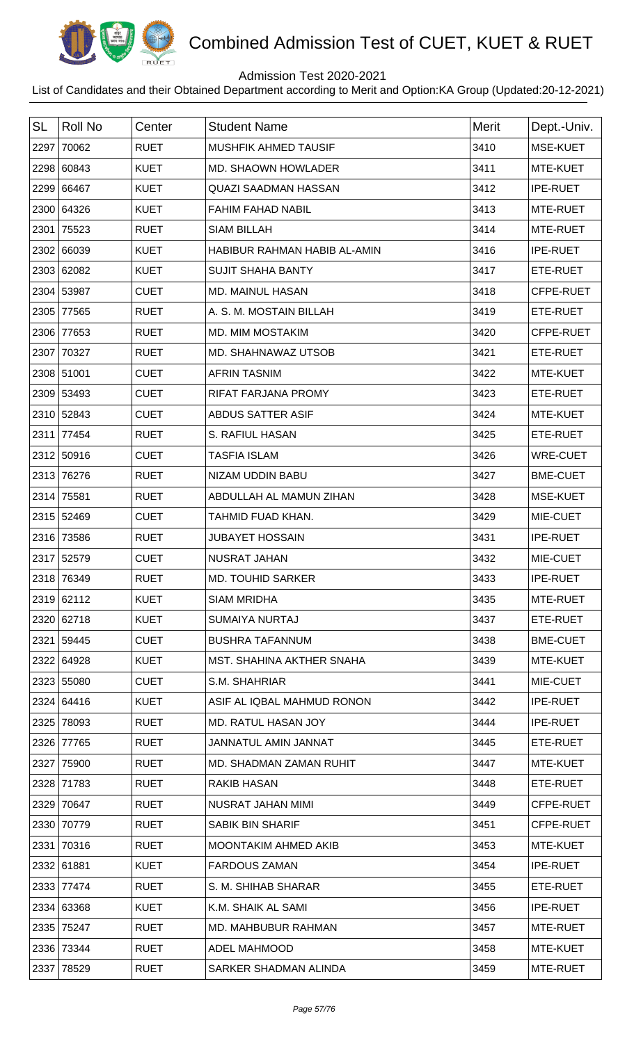# Combined Admission Test of CUET, KUET & RUET

Admission Test 2020-2021

List of Candidates and their Obtained Department according to Merit and Option:KA Group (Updated:20-12-2021)

| SL | Roll No | Center | Student Name | Merit | Dept.-Univ. |
|---|---|---|---|---|---|
| 2297 | 70062 | RUET | MUSHFIK AHMED TAUSIF | 3410 | MSE-KUET |
| 2298 | 60843 | KUET | MD. SHAOWN HOWLADER | 3411 | MTE-KUET |
| 2299 | 66467 | KUET | QUAZI SAADMAN HASSAN | 3412 | IPE-RUET |
| 2300 | 64326 | KUET | FAHIM FAHAD NABIL | 3413 | MTE-RUET |
| 2301 | 75523 | RUET | SIAM BILLAH | 3414 | MTE-RUET |
| 2302 | 66039 | KUET | HABIBUR RAHMAN HABIB AL-AMIN | 3416 | IPE-RUET |
| 2303 | 62082 | KUET | SUJIT SHAHA BANTY | 3417 | ETE-RUET |
| 2304 | 53987 | CUET | MD. MAINUL HASAN | 3418 | CFPE-RUET |
| 2305 | 77565 | RUET | A. S. M. MOSTAIN BILLAH | 3419 | ETE-RUET |
| 2306 | 77653 | RUET | MD. MIM MOSTAKIM | 3420 | CFPE-RUET |
| 2307 | 70327 | RUET | MD. SHAHNAWAZ UTSOB | 3421 | ETE-RUET |
| 2308 | 51001 | CUET | AFRIN TASNIM | 3422 | MTE-KUET |
| 2309 | 53493 | CUET | RIFAT FARJANA PROMY | 3423 | ETE-RUET |
| 2310 | 52843 | CUET | ABDUS SATTER ASIF | 3424 | MTE-KUET |
| 2311 | 77454 | RUET | S. RAFIUL HASAN | 3425 | ETE-RUET |
| 2312 | 50916 | CUET | TASFIA ISLAM | 3426 | WRE-CUET |
| 2313 | 76276 | RUET | NIZAM UDDIN BABU | 3427 | BME-CUET |
| 2314 | 75581 | RUET | ABDULLAH AL MAMUN ZIHAN | 3428 | MSE-KUET |
| 2315 | 52469 | CUET | TAHMID FUAD KHAN. | 3429 | MIE-CUET |
| 2316 | 73586 | RUET | JUBAYET HOSSAIN | 3431 | IPE-RUET |
| 2317 | 52579 | CUET | NUSRAT JAHAN | 3432 | MIE-CUET |
| 2318 | 76349 | RUET | MD. TOUHID SARKER | 3433 | IPE-RUET |
| 2319 | 62112 | KUET | SIAM MRIDHA | 3435 | MTE-RUET |
| 2320 | 62718 | KUET | SUMAIYA NURTAJ | 3437 | ETE-RUET |
| 2321 | 59445 | CUET | BUSHRA TAFANNUM | 3438 | BME-CUET |
| 2322 | 64928 | KUET | MST. SHAHINA AKTHER SNAHA | 3439 | MTE-KUET |
| 2323 | 55080 | CUET | S.M. SHAHRIAR | 3441 | MIE-CUET |
| 2324 | 64416 | KUET | ASIF AL IQBAL MAHMUD RONON | 3442 | IPE-RUET |
| 2325 | 78093 | RUET | MD. RATUL HASAN JOY | 3444 | IPE-RUET |
| 2326 | 77765 | RUET | JANNATUL AMIN JANNAT | 3445 | ETE-RUET |
| 2327 | 75900 | RUET | MD. SHADMAN ZAMAN RUHIT | 3447 | MTE-KUET |
| 2328 | 71783 | RUET | RAKIB HASAN | 3448 | ETE-RUET |
| 2329 | 70647 | RUET | NUSRAT JAHAN MIMI | 3449 | CFPE-RUET |
| 2330 | 70779 | RUET | SABIK BIN SHARIF | 3451 | CFPE-RUET |
| 2331 | 70316 | RUET | MOONTAKIM AHMED AKIB | 3453 | MTE-KUET |
| 2332 | 61881 | KUET | FARDOUS ZAMAN | 3454 | IPE-RUET |
| 2333 | 77474 | RUET | S. M. SHIHAB SHARAR | 3455 | ETE-RUET |
| 2334 | 63368 | KUET | K.M. SHAIK AL SAMI | 3456 | IPE-RUET |
| 2335 | 75247 | RUET | MD. MAHBUBUR RAHMAN | 3457 | MTE-RUET |
| 2336 | 73344 | RUET | ADEL MAHMOOD | 3458 | MTE-KUET |
| 2337 | 78529 | RUET | SARKER SHADMAN ALINDA | 3459 | MTE-RUET |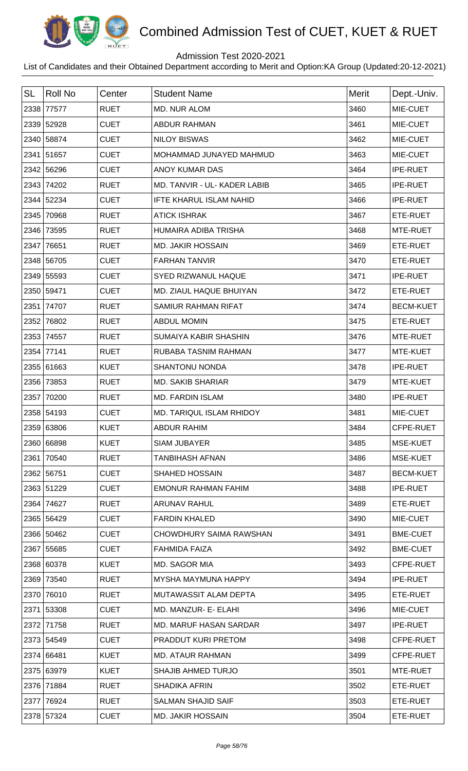# Combined Admission Test of CUET, KUET & RUET

Admission Test 2020-2021

List of Candidates and their Obtained Department according to Merit and Option:KA Group (Updated:20-12-2021)

| SL | Roll No | Center | Student Name | Merit | Dept.-Univ. |
|---|---|---|---|---|---|
| 2338 | 77577 | RUET | MD. NUR ALOM | 3460 | MIE-CUET |
| 2339 | 52928 | CUET | ABDUR RAHMAN | 3461 | MIE-CUET |
| 2340 | 58874 | CUET | NILOY BISWAS | 3462 | MIE-CUET |
| 2341 | 51657 | CUET | MOHAMMAD JUNAYED MAHMUD | 3463 | MIE-CUET |
| 2342 | 56296 | CUET | ANOY KUMAR DAS | 3464 | IPE-RUET |
| 2343 | 74202 | RUET | MD. TANVIR - UL- KADER LABIB | 3465 | IPE-RUET |
| 2344 | 52234 | CUET | IFTE KHARUL ISLAM NAHID | 3466 | IPE-RUET |
| 2345 | 70968 | RUET | ATICK ISHRAK | 3467 | ETE-RUET |
| 2346 | 73595 | RUET | HUMAIRA ADIBA TRISHA | 3468 | MTE-RUET |
| 2347 | 76651 | RUET | MD. JAKIR HOSSAIN | 3469 | ETE-RUET |
| 2348 | 56705 | CUET | FARHAN TANVIR | 3470 | ETE-RUET |
| 2349 | 55593 | CUET | SYED RIZWANUL HAQUE | 3471 | IPE-RUET |
| 2350 | 59471 | CUET | MD. ZIAUL HAQUE BHUIYAN | 3472 | ETE-RUET |
| 2351 | 74707 | RUET | SAMIUR RAHMAN RIFAT | 3474 | BECM-KUET |
| 2352 | 76802 | RUET | ABDUL MOMIN | 3475 | ETE-RUET |
| 2353 | 74557 | RUET | SUMAIYA KABIR SHASHIN | 3476 | MTE-RUET |
| 2354 | 77141 | RUET | RUBABA TASNIM RAHMAN | 3477 | MTE-KUET |
| 2355 | 61663 | KUET | SHANTONU NONDA | 3478 | IPE-RUET |
| 2356 | 73853 | RUET | MD. SAKIB SHARIAR | 3479 | MTE-KUET |
| 2357 | 70200 | RUET | MD. FARDIN ISLAM | 3480 | IPE-RUET |
| 2358 | 54193 | CUET | MD. TARIQUL ISLAM RHIDOY | 3481 | MIE-CUET |
| 2359 | 63806 | KUET | ABDUR RAHIM | 3484 | CFPE-RUET |
| 2360 | 66898 | KUET | SIAM JUBAYER | 3485 | MSE-KUET |
| 2361 | 70540 | RUET | TANBIHASH AFNAN | 3486 | MSE-KUET |
| 2362 | 56751 | CUET | SHAHED HOSSAIN | 3487 | BECM-KUET |
| 2363 | 51229 | CUET | EMONUR RAHMAN FAHIM | 3488 | IPE-RUET |
| 2364 | 74627 | RUET | ARUNAV RAHUL | 3489 | ETE-RUET |
| 2365 | 56429 | CUET | FARDIN KHALED | 3490 | MIE-CUET |
| 2366 | 50462 | CUET | CHOWDHURY SAIMA RAWSHAN | 3491 | BME-CUET |
| 2367 | 55685 | CUET | FAHMIDA FAIZA | 3492 | BME-CUET |
| 2368 | 60378 | KUET | MD. SAGOR MIA | 3493 | CFPE-RUET |
| 2369 | 73540 | RUET | MYSHA MAYMUNA HAPPY | 3494 | IPE-RUET |
| 2370 | 76010 | RUET | MUTAWASSIT ALAM DEPTA | 3495 | ETE-RUET |
| 2371 | 53308 | CUET | MD. MANZUR- E- ELAHI | 3496 | MIE-CUET |
| 2372 | 71758 | RUET | MD. MARUF HASAN SARDAR | 3497 | IPE-RUET |
| 2373 | 54549 | CUET | PRADDUT KURI PRETOM | 3498 | CFPE-RUET |
| 2374 | 66481 | KUET | MD. ATAUR RAHMAN | 3499 | CFPE-RUET |
| 2375 | 63979 | KUET | SHAJIB AHMED TURJO | 3501 | MTE-RUET |
| 2376 | 71884 | RUET | SHADIKA AFRIN | 3502 | ETE-RUET |
| 2377 | 76924 | RUET | SALMAN SHAJID SAIF | 3503 | ETE-RUET |
| 2378 | 57324 | CUET | MD. JAKIR HOSSAIN | 3504 | ETE-RUET |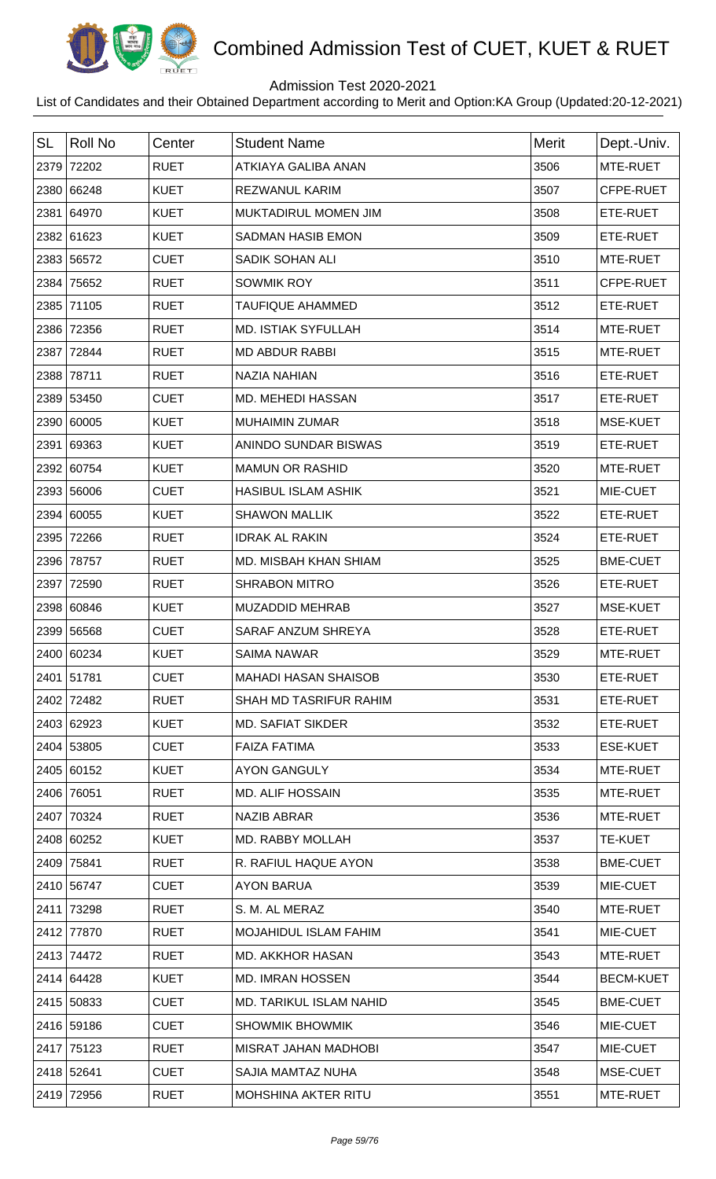# Combined Admission Test of CUET, KUET & RUET

Admission Test 2020-2021

List of Candidates and their Obtained Department according to Merit and Option:KA Group (Updated:20-12-2021)

| SL | Roll No | Center | Student Name | Merit | Dept.-Univ. |
|---|---|---|---|---|---|
| 2379 | 72202 | RUET | ATKIAYA GALIBA ANAN | 3506 | MTE-RUET |
| 2380 | 66248 | KUET | REZWANUL KARIM | 3507 | CFPE-RUET |
| 2381 | 64970 | KUET | MUKTADIRUL MOMEN JIM | 3508 | ETE-RUET |
| 2382 | 61623 | KUET | SADMAN HASIB EMON | 3509 | ETE-RUET |
| 2383 | 56572 | CUET | SADIK SOHAN ALI | 3510 | MTE-RUET |
| 2384 | 75652 | RUET | SOWMIK ROY | 3511 | CFPE-RUET |
| 2385 | 71105 | RUET | TAUFIQUE AHAMMED | 3512 | ETE-RUET |
| 2386 | 72356 | RUET | MD. ISTIAK SYFULLAH | 3514 | MTE-RUET |
| 2387 | 72844 | RUET | MD ABDUR RABBI | 3515 | MTE-RUET |
| 2388 | 78711 | RUET | NAZIA NAHIAN | 3516 | ETE-RUET |
| 2389 | 53450 | CUET | MD. MEHEDI HASSAN | 3517 | ETE-RUET |
| 2390 | 60005 | KUET | MUHAIMIN ZUMAR | 3518 | MSE-KUET |
| 2391 | 69363 | KUET | ANINDO SUNDAR BISWAS | 3519 | ETE-RUET |
| 2392 | 60754 | KUET | MAMUN OR RASHID | 3520 | MTE-RUET |
| 2393 | 56006 | CUET | HASIBUL ISLAM ASHIK | 3521 | MIE-CUET |
| 2394 | 60055 | KUET | SHAWON MALLIK | 3522 | ETE-RUET |
| 2395 | 72266 | RUET | IDRAK AL RAKIN | 3524 | ETE-RUET |
| 2396 | 78757 | RUET | MD. MISBAH KHAN SHIAM | 3525 | BME-CUET |
| 2397 | 72590 | RUET | SHRABON MITRO | 3526 | ETE-RUET |
| 2398 | 60846 | KUET | MUZADDID MEHRAB | 3527 | MSE-KUET |
| 2399 | 56568 | CUET | SARAF ANZUM SHREYA | 3528 | ETE-RUET |
| 2400 | 60234 | KUET | SAIMA NAWAR | 3529 | MTE-RUET |
| 2401 | 51781 | CUET | MAHADI HASAN SHAISOB | 3530 | ETE-RUET |
| 2402 | 72482 | RUET | SHAH MD TASRIFUR RAHIM | 3531 | ETE-RUET |
| 2403 | 62923 | KUET | MD. SAFIAT SIKDER | 3532 | ETE-RUET |
| 2404 | 53805 | CUET | FAIZA FATIMA | 3533 | ESE-KUET |
| 2405 | 60152 | KUET | AYON GANGULY | 3534 | MTE-RUET |
| 2406 | 76051 | RUET | MD. ALIF HOSSAIN | 3535 | MTE-RUET |
| 2407 | 70324 | RUET | NAZIB ABRAR | 3536 | MTE-RUET |
| 2408 | 60252 | KUET | MD. RABBY MOLLAH | 3537 | TE-KUET |
| 2409 | 75841 | RUET | R. RAFIUL HAQUE AYON | 3538 | BME-CUET |
| 2410 | 56747 | CUET | AYON BARUA | 3539 | MIE-CUET |
| 2411 | 73298 | RUET | S. M. AL MERAZ | 3540 | MTE-RUET |
| 2412 | 77870 | RUET | MOJAHIDUL ISLAM FAHIM | 3541 | MIE-CUET |
| 2413 | 74472 | RUET | MD. AKKHOR HASAN | 3543 | MTE-RUET |
| 2414 | 64428 | KUET | MD. IMRAN HOSSEN | 3544 | BECM-KUET |
| 2415 | 50833 | CUET | MD. TARIKUL ISLAM NAHID | 3545 | BME-CUET |
| 2416 | 59186 | CUET | SHOWMIK BHOWMIK | 3546 | MIE-CUET |
| 2417 | 75123 | RUET | MISRAT JAHAN MADHOBI | 3547 | MIE-CUET |
| 2418 | 52641 | CUET | SAJIA MAMTAZ NUHA | 3548 | MSE-CUET |
| 2419 | 72956 | RUET | MOHSHINA AKTER RITU | 3551 | MTE-RUET |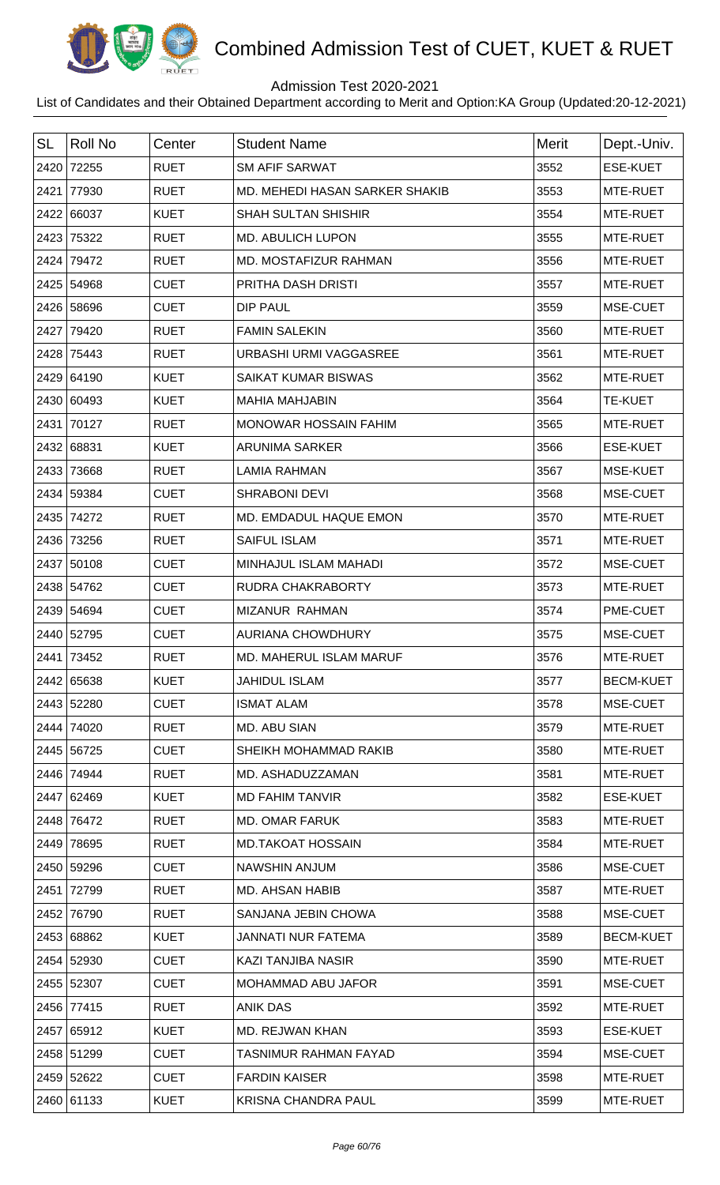# Combined Admission Test of CUET, KUET & RUET

Admission Test 2020-2021

List of Candidates and their Obtained Department according to Merit and Option:KA Group (Updated:20-12-2021)

| SL | Roll No | Center | Student Name | Merit | Dept.-Univ. |
|---|---|---|---|---|---|
| 2420 | 72255 | RUET | SM AFIF SARWAT | 3552 | ESE-KUET |
| 2421 | 77930 | RUET | MD. MEHEDI HASAN SARKER SHAKIB | 3553 | MTE-RUET |
| 2422 | 66037 | KUET | SHAH SULTAN SHISHIR | 3554 | MTE-RUET |
| 2423 | 75322 | RUET | MD. ABULICH LUPON | 3555 | MTE-RUET |
| 2424 | 79472 | RUET | MD. MOSTAFIZUR RAHMAN | 3556 | MTE-RUET |
| 2425 | 54968 | CUET | PRITHA DASH DRISTI | 3557 | MTE-RUET |
| 2426 | 58696 | CUET | DIP PAUL | 3559 | MSE-CUET |
| 2427 | 79420 | RUET | FAMIN SALEKIN | 3560 | MTE-RUET |
| 2428 | 75443 | RUET | URBASHI URMI VAGGASREE | 3561 | MTE-RUET |
| 2429 | 64190 | KUET | SAIKAT KUMAR BISWAS | 3562 | MTE-RUET |
| 2430 | 60493 | KUET | MAHIA MAHJABIN | 3564 | TE-KUET |
| 2431 | 70127 | RUET | MONOWAR HOSSAIN FAHIM | 3565 | MTE-RUET |
| 2432 | 68831 | KUET | ARUNIMA SARKER | 3566 | ESE-KUET |
| 2433 | 73668 | RUET | LAMIA RAHMAN | 3567 | MSE-KUET |
| 2434 | 59384 | CUET | SHRABONI DEVI | 3568 | MSE-CUET |
| 2435 | 74272 | RUET | MD. EMDADUL HAQUE EMON | 3570 | MTE-RUET |
| 2436 | 73256 | RUET | SAIFUL ISLAM | 3571 | MTE-RUET |
| 2437 | 50108 | CUET | MINHAJUL ISLAM MAHADI | 3572 | MSE-CUET |
| 2438 | 54762 | CUET | RUDRA CHAKRABORTY | 3573 | MTE-RUET |
| 2439 | 54694 | CUET | MIZANUR RAHMAN | 3574 | PME-CUET |
| 2440 | 52795 | CUET | AURIANA CHOWDHURY | 3575 | MSE-CUET |
| 2441 | 73452 | RUET | MD. MAHERUL ISLAM MARUF | 3576 | MTE-RUET |
| 2442 | 65638 | KUET | JAHIDUL ISLAM | 3577 | BECM-KUET |
| 2443 | 52280 | CUET | ISMAT ALAM | 3578 | MSE-CUET |
| 2444 | 74020 | RUET | MD. ABU SIAN | 3579 | MTE-RUET |
| 2445 | 56725 | CUET | SHEIKH MOHAMMAD RAKIB | 3580 | MTE-RUET |
| 2446 | 74944 | RUET | MD. ASHADUZZAMAN | 3581 | MTE-RUET |
| 2447 | 62469 | KUET | MD FAHIM TANVIR | 3582 | ESE-KUET |
| 2448 | 76472 | RUET | MD. OMAR FARUK | 3583 | MTE-RUET |
| 2449 | 78695 | RUET | MD.TAKOAT HOSSAIN | 3584 | MTE-RUET |
| 2450 | 59296 | CUET | NAWSHIN ANJUM | 3586 | MSE-CUET |
| 2451 | 72799 | RUET | MD. AHSAN HABIB | 3587 | MTE-RUET |
| 2452 | 76790 | RUET | SANJANA JEBIN CHOWA | 3588 | MSE-CUET |
| 2453 | 68862 | KUET | JANNATI NUR FATEMA | 3589 | BECM-KUET |
| 2454 | 52930 | CUET | KAZI TANJIBA NASIR | 3590 | MTE-RUET |
| 2455 | 52307 | CUET | MOHAMMAD ABU JAFOR | 3591 | MSE-CUET |
| 2456 | 77415 | RUET | ANIK DAS | 3592 | MTE-RUET |
| 2457 | 65912 | KUET | MD. REJWAN KHAN | 3593 | ESE-KUET |
| 2458 | 51299 | CUET | TASNIMUR RAHMAN FAYAD | 3594 | MSE-CUET |
| 2459 | 52622 | CUET | FARDIN KAISER | 3598 | MTE-RUET |
| 2460 | 61133 | KUET | KRISNA CHANDRA PAUL | 3599 | MTE-RUET |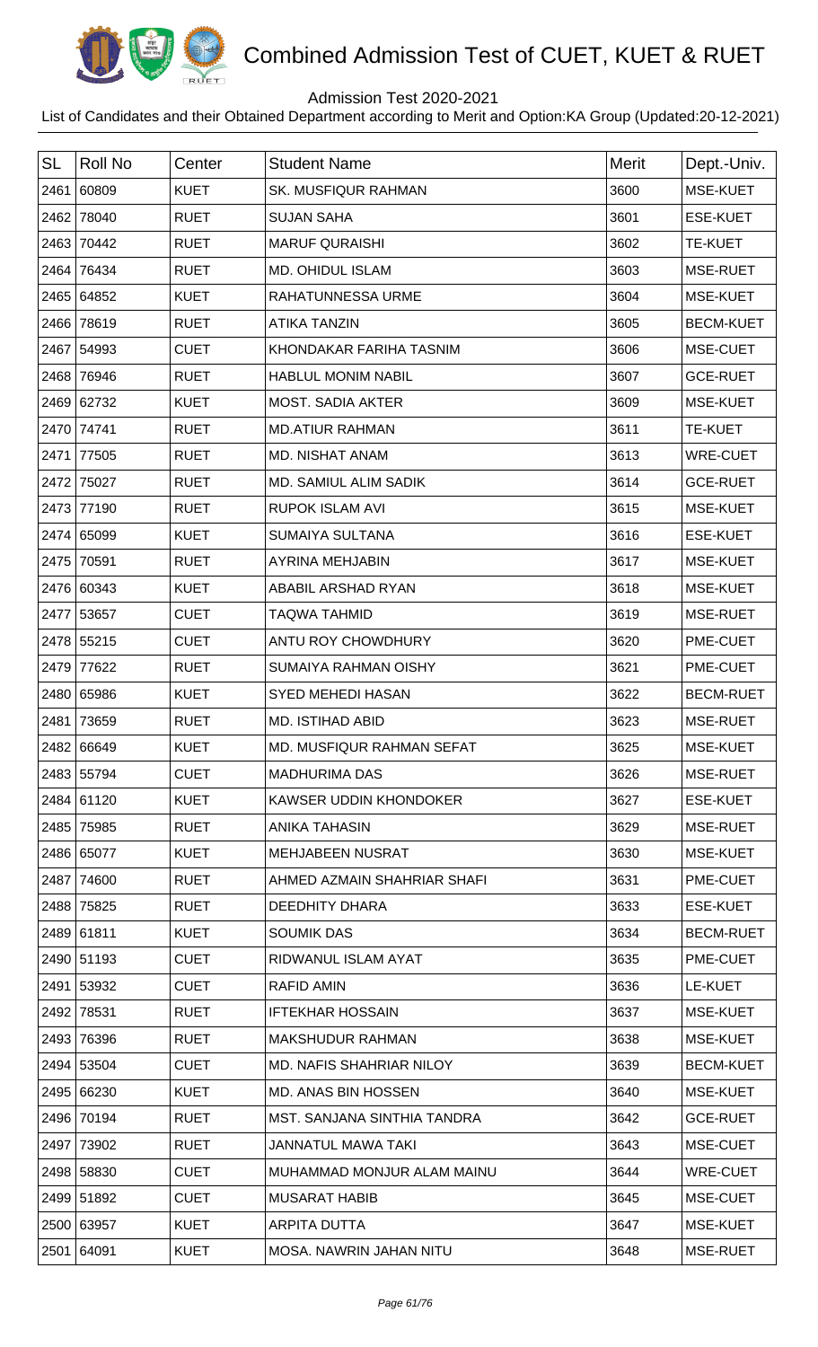# Combined Admission Test of CUET, KUET & RUET

Admission Test 2020-2021

List of Candidates and their Obtained Department according to Merit and Option:KA Group (Updated:20-12-2021)

| SL | Roll No | Center | Student Name | Merit | Dept.-Univ. |
|---|---|---|---|---|---|
| 2461 | 60809 | KUET | SK. MUSFIQUR RAHMAN | 3600 | MSE-KUET |
| 2462 | 78040 | RUET | SUJAN SAHA | 3601 | ESE-KUET |
| 2463 | 70442 | RUET | MARUF QURAISHI | 3602 | TE-KUET |
| 2464 | 76434 | RUET | MD. OHIDUL ISLAM | 3603 | MSE-RUET |
| 2465 | 64852 | KUET | RAHATUNNESSA URME | 3604 | MSE-KUET |
| 2466 | 78619 | RUET | ATIKA TANZIN | 3605 | BECM-KUET |
| 2467 | 54993 | CUET | KHONDAKAR FARIHA TASNIM | 3606 | MSE-CUET |
| 2468 | 76946 | RUET | HABLUL MONIM NABIL | 3607 | GCE-RUET |
| 2469 | 62732 | KUET | MOST. SADIA AKTER | 3609 | MSE-KUET |
| 2470 | 74741 | RUET | MD.ATIUR RAHMAN | 3611 | TE-KUET |
| 2471 | 77505 | RUET | MD. NISHAT ANAM | 3613 | WRE-CUET |
| 2472 | 75027 | RUET | MD. SAMIUL ALIM SADIK | 3614 | GCE-RUET |
| 2473 | 77190 | RUET | RUPOK ISLAM AVI | 3615 | MSE-KUET |
| 2474 | 65099 | KUET | SUMAIYA SULTANA | 3616 | ESE-KUET |
| 2475 | 70591 | RUET | AYRINA MEHJABIN | 3617 | MSE-KUET |
| 2476 | 60343 | KUET | ABABIL ARSHAD RYAN | 3618 | MSE-KUET |
| 2477 | 53657 | CUET | TAQWA TAHMID | 3619 | MSE-RUET |
| 2478 | 55215 | CUET | ANTU ROY CHOWDHURY | 3620 | PME-CUET |
| 2479 | 77622 | RUET | SUMAIYA RAHMAN OISHY | 3621 | PME-CUET |
| 2480 | 65986 | KUET | SYED MEHEDI HASAN | 3622 | BECM-RUET |
| 2481 | 73659 | RUET | MD. ISTIHAD ABID | 3623 | MSE-RUET |
| 2482 | 66649 | KUET | MD. MUSFIQUR RAHMAN SEFAT | 3625 | MSE-KUET |
| 2483 | 55794 | CUET | MADHURIMA DAS | 3626 | MSE-RUET |
| 2484 | 61120 | KUET | KAWSER UDDIN KHONDOKER | 3627 | ESE-KUET |
| 2485 | 75985 | RUET | ANIKA TAHASIN | 3629 | MSE-RUET |
| 2486 | 65077 | KUET | MEHJABEEN NUSRAT | 3630 | MSE-KUET |
| 2487 | 74600 | RUET | AHMED AZMAIN SHAHRIAR SHAFI | 3631 | PME-CUET |
| 2488 | 75825 | RUET | DEEDHITY DHARA | 3633 | ESE-KUET |
| 2489 | 61811 | KUET | SOUMIK DAS | 3634 | BECM-RUET |
| 2490 | 51193 | CUET | RIDWANUL ISLAM AYAT | 3635 | PME-CUET |
| 2491 | 53932 | CUET | RAFID AMIN | 3636 | LE-KUET |
| 2492 | 78531 | RUET | IFTEKHAR HOSSAIN | 3637 | MSE-KUET |
| 2493 | 76396 | RUET | MAKSHUDUR RAHMAN | 3638 | MSE-KUET |
| 2494 | 53504 | CUET | MD. NAFIS SHAHRIAR NILOY | 3639 | BECM-KUET |
| 2495 | 66230 | KUET | MD. ANAS BIN HOSSEN | 3640 | MSE-KUET |
| 2496 | 70194 | RUET | MST. SANJANA SINTHIA TANDRA | 3642 | GCE-RUET |
| 2497 | 73902 | RUET | JANNATUL MAWA TAKI | 3643 | MSE-CUET |
| 2498 | 58830 | CUET | MUHAMMAD MONJUR ALAM MAINU | 3644 | WRE-CUET |
| 2499 | 51892 | CUET | MUSARAT HABIB | 3645 | MSE-CUET |
| 2500 | 63957 | KUET | ARPITA DUTTA | 3647 | MSE-KUET |
| 2501 | 64091 | KUET | MOSA. NAWRIN JAHAN NITU | 3648 | MSE-RUET |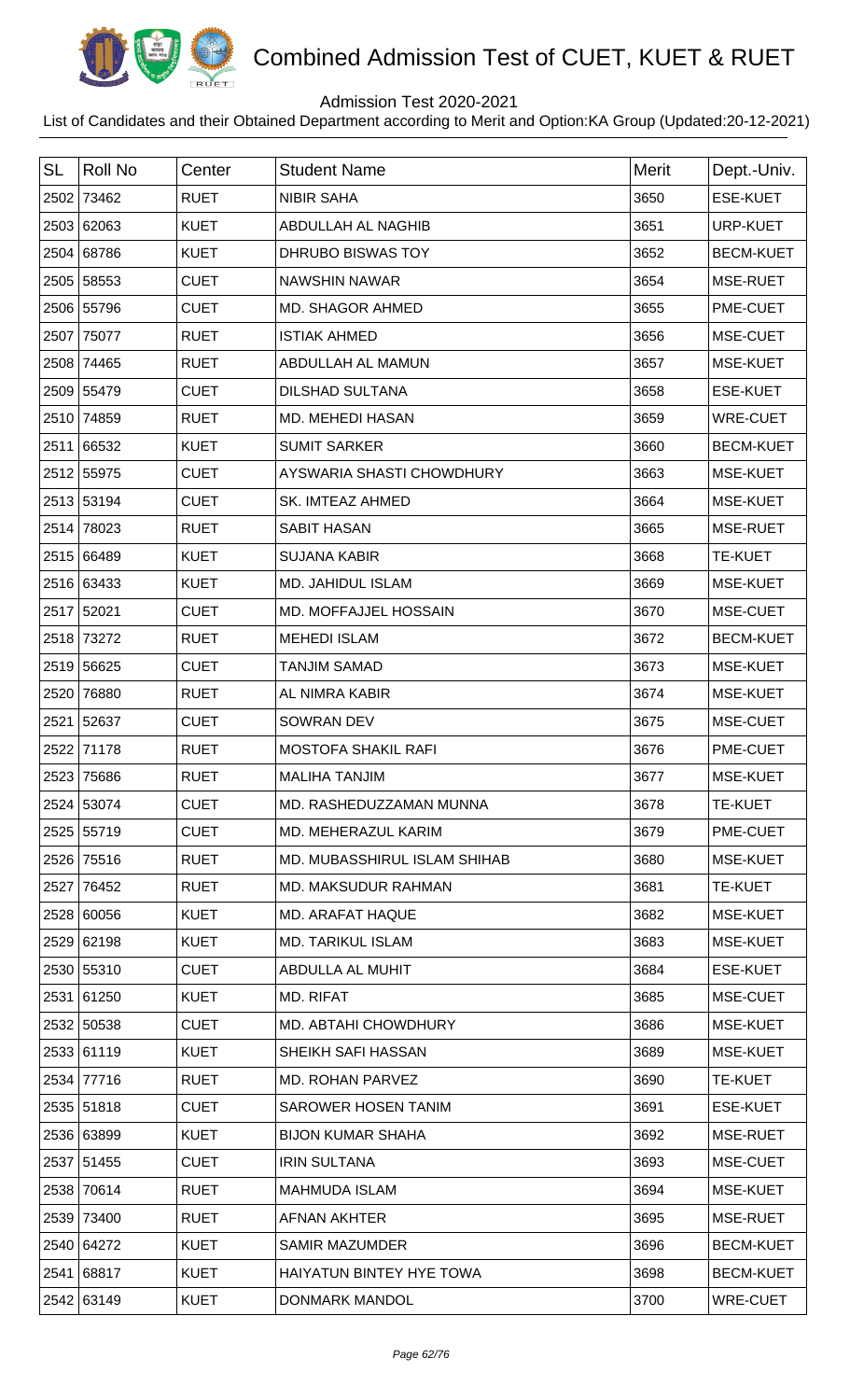# Combined Admission Test of CUET, KUET & RUET

Admission Test 2020-2021

List of Candidates and their Obtained Department according to Merit and Option:KA Group (Updated:20-12-2021)

| SL | Roll No | Center | Student Name | Merit | Dept.-Univ. |
|---|---|---|---|---|---|
| 2502 | 73462 | RUET | NIBIR SAHA | 3650 | ESE-KUET |
| 2503 | 62063 | KUET | ABDULLAH AL NAGHIB | 3651 | URP-KUET |
| 2504 | 68786 | KUET | DHRUBO BISWAS TOY | 3652 | BECM-KUET |
| 2505 | 58553 | CUET | NAWSHIN NAWAR | 3654 | MSE-RUET |
| 2506 | 55796 | CUET | MD. SHAGOR AHMED | 3655 | PME-CUET |
| 2507 | 75077 | RUET | ISTIAK AHMED | 3656 | MSE-CUET |
| 2508 | 74465 | RUET | ABDULLAH AL MAMUN | 3657 | MSE-KUET |
| 2509 | 55479 | CUET | DILSHAD SULTANA | 3658 | ESE-KUET |
| 2510 | 74859 | RUET | MD. MEHEDI HASAN | 3659 | WRE-CUET |
| 2511 | 66532 | KUET | SUMIT SARKER | 3660 | BECM-KUET |
| 2512 | 55975 | CUET | AYSWARIA SHASTI CHOWDHURY | 3663 | MSE-KUET |
| 2513 | 53194 | CUET | SK. IMTEAZ AHMED | 3664 | MSE-KUET |
| 2514 | 78023 | RUET | SABIT HASAN | 3665 | MSE-RUET |
| 2515 | 66489 | KUET | SUJANA KABIR | 3668 | TE-KUET |
| 2516 | 63433 | KUET | MD. JAHIDUL ISLAM | 3669 | MSE-KUET |
| 2517 | 52021 | CUET | MD. MOFFAJJEL HOSSAIN | 3670 | MSE-CUET |
| 2518 | 73272 | RUET | MEHEDI ISLAM | 3672 | BECM-KUET |
| 2519 | 56625 | CUET | TANJIM SAMAD | 3673 | MSE-KUET |
| 2520 | 76880 | RUET | AL NIMRA KABIR | 3674 | MSE-KUET |
| 2521 | 52637 | CUET | SOWRAN DEV | 3675 | MSE-CUET |
| 2522 | 71178 | RUET | MOSTOFA SHAKIL RAFI | 3676 | PME-CUET |
| 2523 | 75686 | RUET | MALIHA TANJIM | 3677 | MSE-KUET |
| 2524 | 53074 | CUET | MD. RASHEDUZZAMAN MUNNA | 3678 | TE-KUET |
| 2525 | 55719 | CUET | MD. MEHERAZUL KARIM | 3679 | PME-CUET |
| 2526 | 75516 | RUET | MD. MUBASSHIRUL ISLAM SHIHAB | 3680 | MSE-KUET |
| 2527 | 76452 | RUET | MD. MAKSUDUR RAHMAN | 3681 | TE-KUET |
| 2528 | 60056 | KUET | MD. ARAFAT HAQUE | 3682 | MSE-KUET |
| 2529 | 62198 | KUET | MD. TARIKUL ISLAM | 3683 | MSE-KUET |
| 2530 | 55310 | CUET | ABDULLA AL MUHIT | 3684 | ESE-KUET |
| 2531 | 61250 | KUET | MD. RIFAT | 3685 | MSE-CUET |
| 2532 | 50538 | CUET | MD. ABTAHI CHOWDHURY | 3686 | MSE-KUET |
| 2533 | 61119 | KUET | SHEIKH SAFI HASSAN | 3689 | MSE-KUET |
| 2534 | 77716 | RUET | MD. ROHAN PARVEZ | 3690 | TE-KUET |
| 2535 | 51818 | CUET | SAROWER HOSEN TANIM | 3691 | ESE-KUET |
| 2536 | 63899 | KUET | BIJON KUMAR SHAHA | 3692 | MSE-RUET |
| 2537 | 51455 | CUET | IRIN SULTANA | 3693 | MSE-CUET |
| 2538 | 70614 | RUET | MAHMUDA ISLAM | 3694 | MSE-KUET |
| 2539 | 73400 | RUET | AFNAN AKHTER | 3695 | MSE-RUET |
| 2540 | 64272 | KUET | SAMIR MAZUMDER | 3696 | BECM-KUET |
| 2541 | 68817 | KUET | HAIYATUN BINTEY HYE TOWA | 3698 | BECM-KUET |
| 2542 | 63149 | KUET | DONMARK MANDOL | 3700 | WRE-CUET |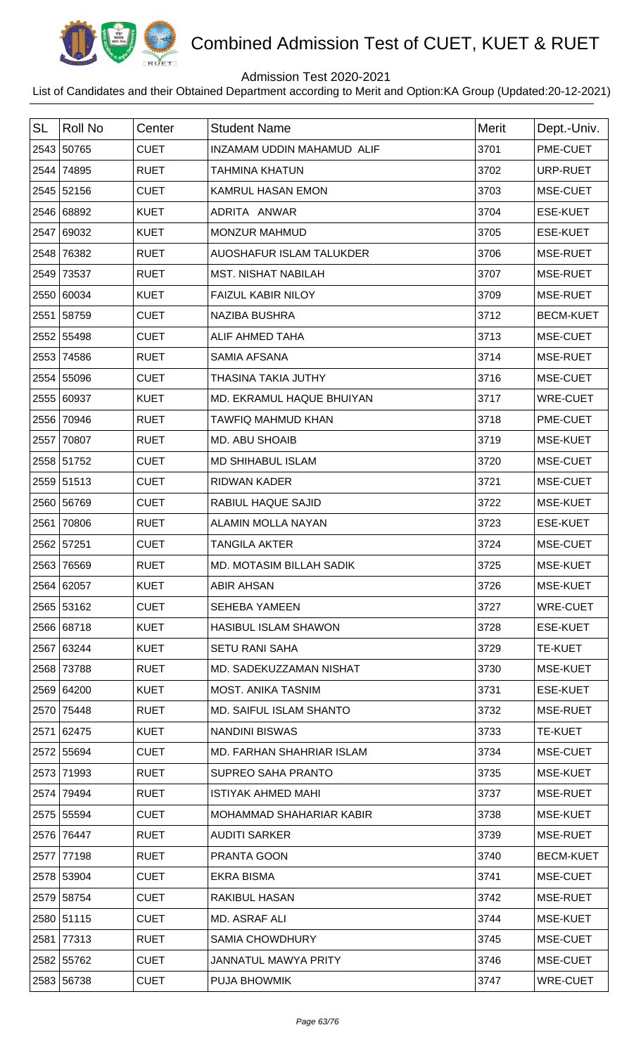# Combined Admission Test of CUET, KUET & RUET

Admission Test 2020-2021

List of Candidates and their Obtained Department according to Merit and Option:KA Group (Updated:20-12-2021)

| SL | Roll No | Center | Student Name | Merit | Dept.-Univ. |
|---|---|---|---|---|---|
| 2543 | 50765 | CUET | INZAMAM UDDIN MAHAMUD ALIF | 3701 | PME-CUET |
| 2544 | 74895 | RUET | TAHMINA KHATUN | 3702 | URP-RUET |
| 2545 | 52156 | CUET | KAMRUL HASAN EMON | 3703 | MSE-CUET |
| 2546 | 68892 | KUET | ADRITA ANWAR | 3704 | ESE-KUET |
| 2547 | 69032 | KUET | MONZUR MAHMUD | 3705 | ESE-KUET |
| 2548 | 76382 | RUET | AUOSHAFUR ISLAM TALUKDER | 3706 | MSE-RUET |
| 2549 | 73537 | RUET | MST. NISHAT NABILAH | 3707 | MSE-RUET |
| 2550 | 60034 | KUET | FAIZUL KABIR NILOY | 3709 | MSE-RUET |
| 2551 | 58759 | CUET | NAZIBA BUSHRA | 3712 | BECM-KUET |
| 2552 | 55498 | CUET | ALIF AHMED TAHA | 3713 | MSE-CUET |
| 2553 | 74586 | RUET | SAMIA AFSANA | 3714 | MSE-RUET |
| 2554 | 55096 | CUET | THASINA TAKIA JUTHY | 3716 | MSE-CUET |
| 2555 | 60937 | KUET | MD. EKRAMUL HAQUE BHUIYAN | 3717 | WRE-CUET |
| 2556 | 70946 | RUET | TAWFIQ MAHMUD KHAN | 3718 | PME-CUET |
| 2557 | 70807 | RUET | MD. ABU SHOAIB | 3719 | MSE-KUET |
| 2558 | 51752 | CUET | MD SHIHABUL ISLAM | 3720 | MSE-CUET |
| 2559 | 51513 | CUET | RIDWAN KADER | 3721 | MSE-CUET |
| 2560 | 56769 | CUET | RABIUL HAQUE SAJID | 3722 | MSE-KUET |
| 2561 | 70806 | RUET | ALAMIN MOLLA NAYAN | 3723 | ESE-KUET |
| 2562 | 57251 | CUET | TANGILA AKTER | 3724 | MSE-CUET |
| 2563 | 76569 | RUET | MD. MOTASIM BILLAH SADIK | 3725 | MSE-KUET |
| 2564 | 62057 | KUET | ABIR AHSAN | 3726 | MSE-KUET |
| 2565 | 53162 | CUET | SEHEBA YAMEEN | 3727 | WRE-CUET |
| 2566 | 68718 | KUET | HASIBUL ISLAM SHAWON | 3728 | ESE-KUET |
| 2567 | 63244 | KUET | SETU RANI SAHA | 3729 | TE-KUET |
| 2568 | 73788 | RUET | MD. SADEKUZZAMAN NISHAT | 3730 | MSE-KUET |
| 2569 | 64200 | KUET | MOST. ANIKA TASNIM | 3731 | ESE-KUET |
| 2570 | 75448 | RUET | MD. SAIFUL ISLAM SHANTO | 3732 | MSE-RUET |
| 2571 | 62475 | KUET | NANDINI BISWAS | 3733 | TE-KUET |
| 2572 | 55694 | CUET | MD. FARHAN SHAHRIAR ISLAM | 3734 | MSE-CUET |
| 2573 | 71993 | RUET | SUPREO SAHA PRANTO | 3735 | MSE-KUET |
| 2574 | 79494 | RUET | ISTIYAK AHMED MAHI | 3737 | MSE-RUET |
| 2575 | 55594 | CUET | MOHAMMAD SHAHARIAR KABIR | 3738 | MSE-KUET |
| 2576 | 76447 | RUET | AUDITI SARKER | 3739 | MSE-RUET |
| 2577 | 77198 | RUET | PRANTA GOON | 3740 | BECM-KUET |
| 2578 | 53904 | CUET | EKRA BISMA | 3741 | MSE-CUET |
| 2579 | 58754 | CUET | RAKIBUL HASAN | 3742 | MSE-RUET |
| 2580 | 51115 | CUET | MD. ASRAF ALI | 3744 | MSE-KUET |
| 2581 | 77313 | RUET | SAMIA CHOWDHURY | 3745 | MSE-CUET |
| 2582 | 55762 | CUET | JANNATUL MAWYA PRITY | 3746 | MSE-CUET |
| 2583 | 56738 | CUET | PUJA BHOWMIK | 3747 | WRE-CUET |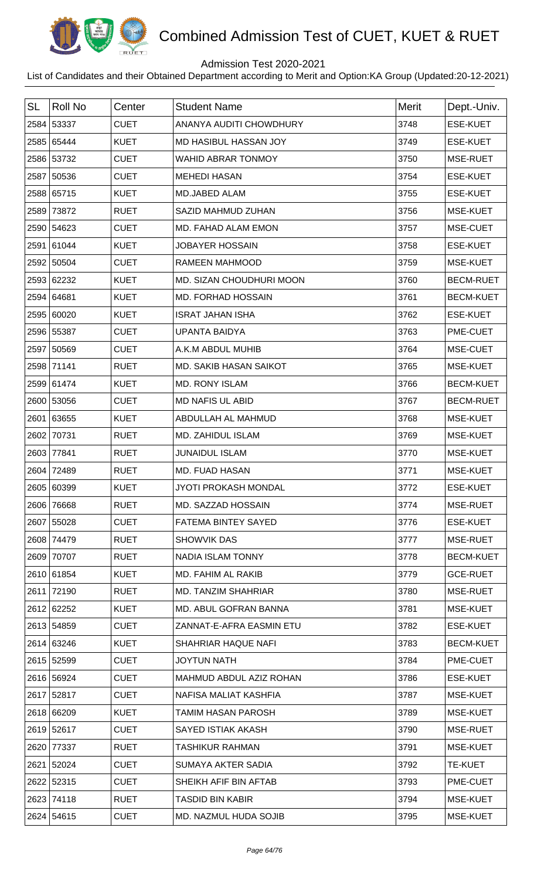# Combined Admission Test of CUET, KUET & RUET

Admission Test 2020-2021

List of Candidates and their Obtained Department according to Merit and Option:KA Group (Updated:20-12-2021)

| SL | Roll No | Center | Student Name | Merit | Dept.-Univ. |
|---|---|---|---|---|---|
| 2584 | 53337 | CUET | ANANYA AUDITI CHOWDHURY | 3748 | ESE-KUET |
| 2585 | 65444 | KUET | MD HASIBUL HASSAN JOY | 3749 | ESE-KUET |
| 2586 | 53732 | CUET | WAHID ABRAR TONMOY | 3750 | MSE-RUET |
| 2587 | 50536 | CUET | MEHEDI HASAN | 3754 | ESE-KUET |
| 2588 | 65715 | KUET | MD.JABED ALAM | 3755 | ESE-KUET |
| 2589 | 73872 | RUET | SAZID MAHMUD ZUHAN | 3756 | MSE-KUET |
| 2590 | 54623 | CUET | MD. FAHAD ALAM EMON | 3757 | MSE-CUET |
| 2591 | 61044 | KUET | JOBAYER HOSSAIN | 3758 | ESE-KUET |
| 2592 | 50504 | CUET | RAMEEN MAHMOOD | 3759 | MSE-KUET |
| 2593 | 62232 | KUET | MD. SIZAN CHOUDHURI MOON | 3760 | BECM-RUET |
| 2594 | 64681 | KUET | MD. FORHAD HOSSAIN | 3761 | BECM-KUET |
| 2595 | 60020 | KUET | ISRAT JAHAN ISHA | 3762 | ESE-KUET |
| 2596 | 55387 | CUET | UPANTA BAIDYA | 3763 | PME-CUET |
| 2597 | 50569 | CUET | A.K.M ABDUL MUHIB | 3764 | MSE-CUET |
| 2598 | 71141 | RUET | MD. SAKIB HASAN SAIKOT | 3765 | MSE-KUET |
| 2599 | 61474 | KUET | MD. RONY ISLAM | 3766 | BECM-KUET |
| 2600 | 53056 | CUET | MD NAFIS UL ABID | 3767 | BECM-RUET |
| 2601 | 63655 | KUET | ABDULLAH AL MAHMUD | 3768 | MSE-KUET |
| 2602 | 70731 | RUET | MD. ZAHIDUL ISLAM | 3769 | MSE-KUET |
| 2603 | 77841 | RUET | JUNAIDUL ISLAM | 3770 | MSE-KUET |
| 2604 | 72489 | RUET | MD. FUAD HASAN | 3771 | MSE-KUET |
| 2605 | 60399 | KUET | JYOTI PROKASH MONDAL | 3772 | ESE-KUET |
| 2606 | 76668 | RUET | MD. SAZZAD HOSSAIN | 3774 | MSE-RUET |
| 2607 | 55028 | CUET | FATEMA BINTEY SAYED | 3776 | ESE-KUET |
| 2608 | 74479 | RUET | SHOWVIK DAS | 3777 | MSE-RUET |
| 2609 | 70707 | RUET | NADIA ISLAM TONNY | 3778 | BECM-KUET |
| 2610 | 61854 | KUET | MD. FAHIM AL RAKIB | 3779 | GCE-RUET |
| 2611 | 72190 | RUET | MD. TANZIM SHAHRIAR | 3780 | MSE-RUET |
| 2612 | 62252 | KUET | MD. ABUL GOFRAN BANNA | 3781 | MSE-KUET |
| 2613 | 54859 | CUET | ZANNAT-E-AFRA EASMIN ETU | 3782 | ESE-KUET |
| 2614 | 63246 | KUET | SHAHRIAR HAQUE NAFI | 3783 | BECM-KUET |
| 2615 | 52599 | CUET | JOYTUN NATH | 3784 | PME-CUET |
| 2616 | 56924 | CUET | MAHMUD ABDUL AZIZ ROHAN | 3786 | ESE-KUET |
| 2617 | 52817 | CUET | NAFISA MALIAT KASHFIA | 3787 | MSE-KUET |
| 2618 | 66209 | KUET | TAMIM HASAN PAROSH | 3789 | MSE-KUET |
| 2619 | 52617 | CUET | SAYED ISTIAK AKASH | 3790 | MSE-RUET |
| 2620 | 77337 | RUET | TASHIKUR RAHMAN | 3791 | MSE-KUET |
| 2621 | 52024 | CUET | SUMAYA AKTER SADIA | 3792 | TE-KUET |
| 2622 | 52315 | CUET | SHEIKH AFIF BIN AFTAB | 3793 | PME-CUET |
| 2623 | 74118 | RUET | TASDID BIN KABIR | 3794 | MSE-KUET |
| 2624 | 54615 | CUET | MD. NAZMUL HUDA SOJIB | 3795 | MSE-KUET |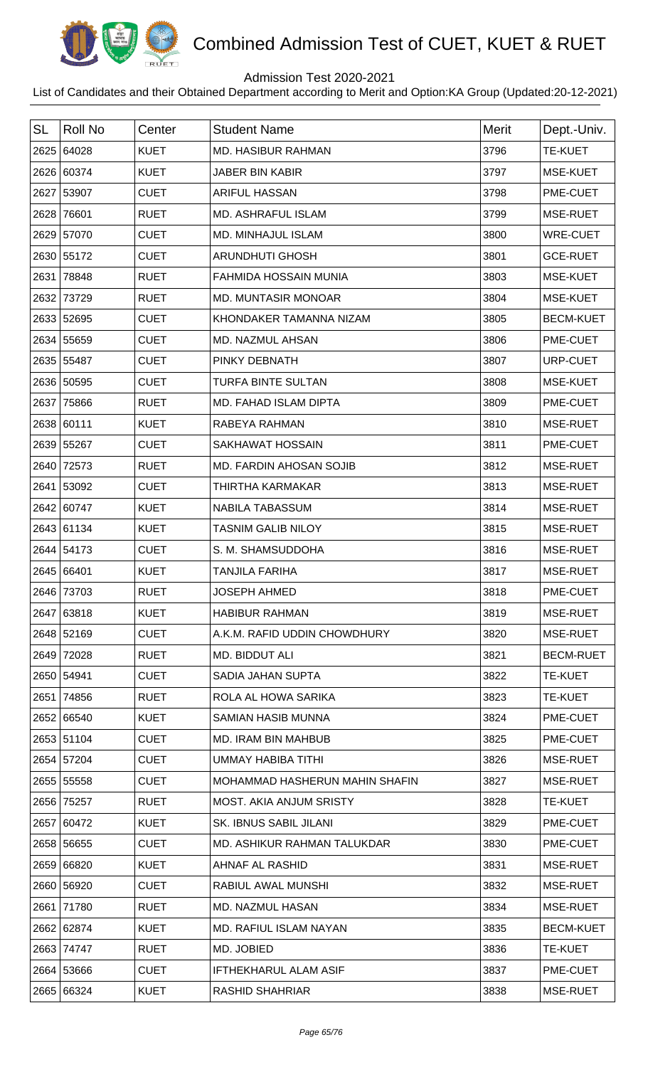# Combined Admission Test of CUET, KUET & RUET

Admission Test 2020-2021

List of Candidates and their Obtained Department according to Merit and Option:KA Group (Updated:20-12-2021)

| SL | Roll No | Center | Student Name | Merit | Dept.-Univ. |
|---|---|---|---|---|---|
| 2625 | 64028 | KUET | MD. HASIBUR RAHMAN | 3796 | TE-KUET |
| 2626 | 60374 | KUET | JABER BIN KABIR | 3797 | MSE-KUET |
| 2627 | 53907 | CUET | ARIFUL HASSAN | 3798 | PME-CUET |
| 2628 | 76601 | RUET | MD. ASHRAFUL ISLAM | 3799 | MSE-RUET |
| 2629 | 57070 | CUET | MD. MINHAJUL ISLAM | 3800 | WRE-CUET |
| 2630 | 55172 | CUET | ARUNDHUTI GHOSH | 3801 | GCE-RUET |
| 2631 | 78848 | RUET | FAHMIDA HOSSAIN MUNIA | 3803 | MSE-KUET |
| 2632 | 73729 | RUET | MD. MUNTASIR MONOAR | 3804 | MSE-KUET |
| 2633 | 52695 | CUET | KHONDAKER TAMANNA NIZAM | 3805 | BECM-KUET |
| 2634 | 55659 | CUET | MD. NAZMUL AHSAN | 3806 | PME-CUET |
| 2635 | 55487 | CUET | PINKY DEBNATH | 3807 | URP-CUET |
| 2636 | 50595 | CUET | TURFA BINTE SULTAN | 3808 | MSE-KUET |
| 2637 | 75866 | RUET | MD. FAHAD ISLAM DIPTA | 3809 | PME-CUET |
| 2638 | 60111 | KUET | RABEYA RAHMAN | 3810 | MSE-RUET |
| 2639 | 55267 | CUET | SAKHAWAT HOSSAIN | 3811 | PME-CUET |
| 2640 | 72573 | RUET | MD. FARDIN AHOSAN SOJIB | 3812 | MSE-RUET |
| 2641 | 53092 | CUET | THIRTHA KARMAKAR | 3813 | MSE-RUET |
| 2642 | 60747 | KUET | NABILA TABASSUM | 3814 | MSE-RUET |
| 2643 | 61134 | KUET | TASNIM GALIB NILOY | 3815 | MSE-RUET |
| 2644 | 54173 | CUET | S. M. SHAMSUDDOHA | 3816 | MSE-RUET |
| 2645 | 66401 | KUET | TANJILA FARIHA | 3817 | MSE-RUET |
| 2646 | 73703 | RUET | JOSEPH AHMED | 3818 | PME-CUET |
| 2647 | 63818 | KUET | HABIBUR RAHMAN | 3819 | MSE-RUET |
| 2648 | 52169 | CUET | A.K.M. RAFID UDDIN CHOWDHURY | 3820 | MSE-RUET |
| 2649 | 72028 | RUET | MD. BIDDUT ALI | 3821 | BECM-RUET |
| 2650 | 54941 | CUET | SADIA JAHAN SUPTA | 3822 | TE-KUET |
| 2651 | 74856 | RUET | ROLA AL HOWA SARIKA | 3823 | TE-KUET |
| 2652 | 66540 | KUET | SAMIAN HASIB MUNNA | 3824 | PME-CUET |
| 2653 | 51104 | CUET | MD. IRAM BIN MAHBUB | 3825 | PME-CUET |
| 2654 | 57204 | CUET | UMMAY HABIBA TITHI | 3826 | MSE-RUET |
| 2655 | 55558 | CUET | MOHAMMAD HASHERUN MAHIN SHAFIN | 3827 | MSE-RUET |
| 2656 | 75257 | RUET | MOST. AKIA ANJUM SRISTY | 3828 | TE-KUET |
| 2657 | 60472 | KUET | SK. IBNUS SABIL JILANI | 3829 | PME-CUET |
| 2658 | 56655 | CUET | MD. ASHIKUR RAHMAN TALUKDAR | 3830 | PME-CUET |
| 2659 | 66820 | KUET | AHNAF AL RASHID | 3831 | MSE-RUET |
| 2660 | 56920 | CUET | RABIUL AWAL MUNSHI | 3832 | MSE-RUET |
| 2661 | 71780 | RUET | MD. NAZMUL HASAN | 3834 | MSE-RUET |
| 2662 | 62874 | KUET | MD. RAFIUL ISLAM NAYAN | 3835 | BECM-KUET |
| 2663 | 74747 | RUET | MD. JOBIED | 3836 | TE-KUET |
| 2664 | 53666 | CUET | IFTHEKHARUL ALAM ASIF | 3837 | PME-CUET |
| 2665 | 66324 | KUET | RASHID SHAHRIAR | 3838 | MSE-RUET |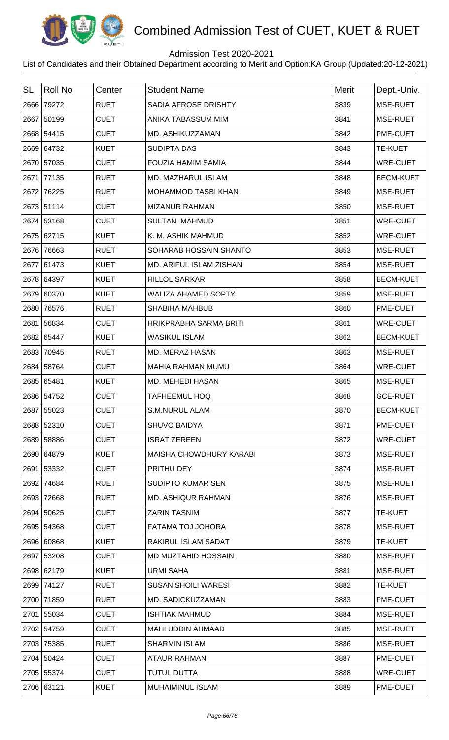# Combined Admission Test of CUET, KUET & RUET

Admission Test 2020-2021

List of Candidates and their Obtained Department according to Merit and Option:KA Group (Updated:20-12-2021)

| SL | Roll No | Center | Student Name | Merit | Dept.-Univ. |
|---|---|---|---|---|---|
| 2666 | 79272 | RUET | SADIA AFROSE DRISHTY | 3839 | MSE-RUET |
| 2667 | 50199 | CUET | ANIKA TABASSUM MIM | 3841 | MSE-RUET |
| 2668 | 54415 | CUET | MD. ASHIKUZZAMAN | 3842 | PME-CUET |
| 2669 | 64732 | KUET | SUDIPTA DAS | 3843 | TE-KUET |
| 2670 | 57035 | CUET | FOUZIA HAMIM SAMIA | 3844 | WRE-CUET |
| 2671 | 77135 | RUET | MD. MAZHARUL ISLAM | 3848 | BECM-KUET |
| 2672 | 76225 | RUET | MOHAMMOD TASBI KHAN | 3849 | MSE-RUET |
| 2673 | 51114 | CUET | MIZANUR RAHMAN | 3850 | MSE-RUET |
| 2674 | 53168 | CUET | SULTAN MAHMUD | 3851 | WRE-CUET |
| 2675 | 62715 | KUET | K. M. ASHIK MAHMUD | 3852 | WRE-CUET |
| 2676 | 76663 | RUET | SOHARAB HOSSAIN SHANTO | 3853 | MSE-RUET |
| 2677 | 61473 | KUET | MD. ARIFUL ISLAM ZISHAN | 3854 | MSE-RUET |
| 2678 | 64397 | KUET | HILLOL SARKAR | 3858 | BECM-KUET |
| 2679 | 60370 | KUET | WALIZA AHAMED SOPTY | 3859 | MSE-RUET |
| 2680 | 76576 | RUET | SHABIHA MAHBUB | 3860 | PME-CUET |
| 2681 | 56834 | CUET | HRIKPRABHA SARMA BRITI | 3861 | WRE-CUET |
| 2682 | 65447 | KUET | WASIKUL ISLAM | 3862 | BECM-KUET |
| 2683 | 70945 | RUET | MD. MERAZ HASAN | 3863 | MSE-RUET |
| 2684 | 58764 | CUET | MAHIA RAHMAN MUMU | 3864 | WRE-CUET |
| 2685 | 65481 | KUET | MD. MEHEDI HASAN | 3865 | MSE-RUET |
| 2686 | 54752 | CUET | TAFHEEMUL HOQ | 3868 | GCE-RUET |
| 2687 | 55023 | CUET | S.M.NURUL ALAM | 3870 | BECM-KUET |
| 2688 | 52310 | CUET | SHUVO BAIDYA | 3871 | PME-CUET |
| 2689 | 58886 | CUET | ISRAT ZEREEN | 3872 | WRE-CUET |
| 2690 | 64879 | KUET | MAISHA CHOWDHURY KARABI | 3873 | MSE-RUET |
| 2691 | 53332 | CUET | PRITHU DEY | 3874 | MSE-RUET |
| 2692 | 74684 | RUET | SUDIPTO KUMAR SEN | 3875 | MSE-RUET |
| 2693 | 72668 | RUET | MD. ASHIQUR RAHMAN | 3876 | MSE-RUET |
| 2694 | 50625 | CUET | ZARIN TASNIM | 3877 | TE-KUET |
| 2695 | 54368 | CUET | FATAMA TOJ JOHORA | 3878 | MSE-RUET |
| 2696 | 60868 | KUET | RAKIBUL ISLAM SADAT | 3879 | TE-KUET |
| 2697 | 53208 | CUET | MD MUZTAHID HOSSAIN | 3880 | MSE-RUET |
| 2698 | 62179 | KUET | URMI SAHA | 3881 | MSE-RUET |
| 2699 | 74127 | RUET | SUSAN SHOILI WARESI | 3882 | TE-KUET |
| 2700 | 71859 | RUET | MD. SADICKUZZAMAN | 3883 | PME-CUET |
| 2701 | 55034 | CUET | ISHTIAK MAHMUD | 3884 | MSE-RUET |
| 2702 | 54759 | CUET | MAHI UDDIN AHMAAD | 3885 | MSE-RUET |
| 2703 | 75385 | RUET | SHARMIN ISLAM | 3886 | MSE-RUET |
| 2704 | 50424 | CUET | ATAUR RAHMAN | 3887 | PME-CUET |
| 2705 | 55374 | CUET | TUTUL DUTTA | 3888 | WRE-CUET |
| 2706 | 63121 | KUET | MUHAIMINUL ISLAM | 3889 | PME-CUET |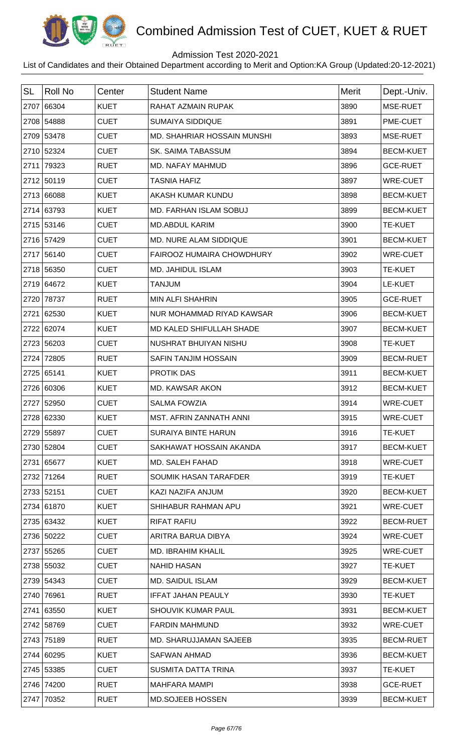# Combined Admission Test of CUET, KUET & RUET

Admission Test 2020-2021

List of Candidates and their Obtained Department according to Merit and Option:KA Group (Updated:20-12-2021)

| SL | Roll No | Center | Student Name | Merit | Dept.-Univ. |
|---|---|---|---|---|---|
| 2707 | 66304 | KUET | RAHAT AZMAIN RUPAK | 3890 | MSE-RUET |
| 2708 | 54888 | CUET | SUMAIYA SIDDIQUE | 3891 | PME-CUET |
| 2709 | 53478 | CUET | MD. SHAHRIAR HOSSAIN MUNSHI | 3893 | MSE-RUET |
| 2710 | 52324 | CUET | SK. SAIMA TABASSUM | 3894 | BECM-KUET |
| 2711 | 79323 | RUET | MD. NAFAY MAHMUD | 3896 | GCE-RUET |
| 2712 | 50119 | CUET | TASNIA HAFIZ | 3897 | WRE-CUET |
| 2713 | 66088 | KUET | AKASH KUMAR KUNDU | 3898 | BECM-KUET |
| 2714 | 63793 | KUET | MD. FARHAN ISLAM SOBUJ | 3899 | BECM-KUET |
| 2715 | 53146 | CUET | MD.ABDUL KARIM | 3900 | TE-KUET |
| 2716 | 57429 | CUET | MD. NURE ALAM SIDDIQUE | 3901 | BECM-KUET |
| 2717 | 56140 | CUET | FAIROOZ HUMAIRA CHOWDHURY | 3902 | WRE-CUET |
| 2718 | 56350 | CUET | MD. JAHIDUL ISLAM | 3903 | TE-KUET |
| 2719 | 64672 | KUET | TANJUM | 3904 | LE-KUET |
| 2720 | 78737 | RUET | MIN ALFI SHAHRIN | 3905 | GCE-RUET |
| 2721 | 62530 | KUET | NUR MOHAMMAD RIYAD KAWSAR | 3906 | BECM-KUET |
| 2722 | 62074 | KUET | MD KALED SHIFULLAH SHADE | 3907 | BECM-KUET |
| 2723 | 56203 | CUET | NUSHRAT BHUIYAN NISHU | 3908 | TE-KUET |
| 2724 | 72805 | RUET | SAFIN TANJIM HOSSAIN | 3909 | BECM-RUET |
| 2725 | 65141 | KUET | PROTIK DAS | 3911 | BECM-KUET |
| 2726 | 60306 | KUET | MD. KAWSAR AKON | 3912 | BECM-KUET |
| 2727 | 52950 | CUET | SALMA FOWZIA | 3914 | WRE-CUET |
| 2728 | 62330 | KUET | MST. AFRIN ZANNATH ANNI | 3915 | WRE-CUET |
| 2729 | 55897 | CUET | SURAIYA BINTE HARUN | 3916 | TE-KUET |
| 2730 | 52804 | CUET | SAKHAWAT HOSSAIN AKANDA | 3917 | BECM-KUET |
| 2731 | 65677 | KUET | MD. SALEH FAHAD | 3918 | WRE-CUET |
| 2732 | 71264 | RUET | SOUMIK HASAN TARAFDER | 3919 | TE-KUET |
| 2733 | 52151 | CUET | KAZI NAZIFA ANJUM | 3920 | BECM-KUET |
| 2734 | 61870 | KUET | SHIHABUR RAHMAN APU | 3921 | WRE-CUET |
| 2735 | 63432 | KUET | RIFAT RAFIU | 3922 | BECM-RUET |
| 2736 | 50222 | CUET | ARITRA BARUA DIBYA | 3924 | WRE-CUET |
| 2737 | 55265 | CUET | MD. IBRAHIM KHALIL | 3925 | WRE-CUET |
| 2738 | 55032 | CUET | NAHID HASAN | 3927 | TE-KUET |
| 2739 | 54343 | CUET | MD. SAIDUL ISLAM | 3929 | BECM-KUET |
| 2740 | 76961 | RUET | IFFAT JAHAN PEAULY | 3930 | TE-KUET |
| 2741 | 63550 | KUET | SHOUVIK KUMAR PAUL | 3931 | BECM-KUET |
| 2742 | 58769 | CUET | FARDIN MAHMUND | 3932 | WRE-CUET |
| 2743 | 75189 | RUET | MD. SHARUJJAMAN SAJEEB | 3935 | BECM-RUET |
| 2744 | 60295 | KUET | SAFWAN AHMAD | 3936 | BECM-KUET |
| 2745 | 53385 | CUET | SUSMITA DATTA TRINA | 3937 | TE-KUET |
| 2746 | 74200 | RUET | MAHFARA MAMPI | 3938 | GCE-RUET |
| 2747 | 70352 | RUET | MD.SOJEEB HOSSEN | 3939 | BECM-KUET |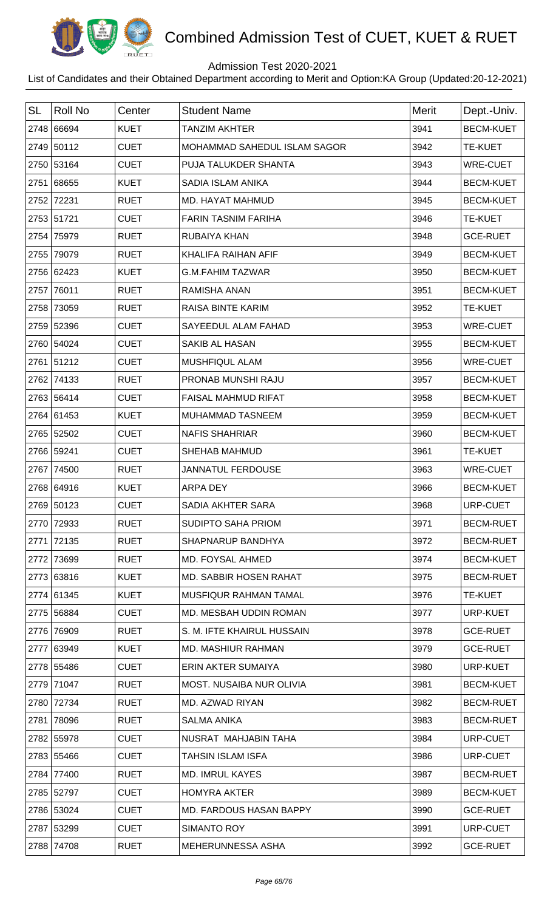# Combined Admission Test of CUET, KUET & RUET

Admission Test 2020-2021

List of Candidates and their Obtained Department according to Merit and Option:KA Group (Updated:20-12-2021)

| SL | Roll No | Center | Student Name | Merit | Dept.-Univ. |
|---|---|---|---|---|---|
| 2748 | 66694 | KUET | TANZIM AKHTER | 3941 | BECM-KUET |
| 2749 | 50112 | CUET | MOHAMMAD SAHEDUL ISLAM SAGOR | 3942 | TE-KUET |
| 2750 | 53164 | CUET | PUJA TALUKDER SHANTA | 3943 | WRE-CUET |
| 2751 | 68655 | KUET | SADIA ISLAM ANIKA | 3944 | BECM-KUET |
| 2752 | 72231 | RUET | MD. HAYAT MAHMUD | 3945 | BECM-KUET |
| 2753 | 51721 | CUET | FARIN TASNIM FARIHA | 3946 | TE-KUET |
| 2754 | 75979 | RUET | RUBAIYA KHAN | 3948 | GCE-RUET |
| 2755 | 79079 | RUET | KHALIFA RAIHAN AFIF | 3949 | BECM-KUET |
| 2756 | 62423 | KUET | G.M.FAHIM TAZWAR | 3950 | BECM-KUET |
| 2757 | 76011 | RUET | RAMISHA ANAN | 3951 | BECM-KUET |
| 2758 | 73059 | RUET | RAISA BINTE KARIM | 3952 | TE-KUET |
| 2759 | 52396 | CUET | SAYEEDUL ALAM FAHAD | 3953 | WRE-CUET |
| 2760 | 54024 | CUET | SAKIB AL HASAN | 3955 | BECM-KUET |
| 2761 | 51212 | CUET | MUSHFIQUL ALAM | 3956 | WRE-CUET |
| 2762 | 74133 | RUET | PRONAB MUNSHI RAJU | 3957 | BECM-KUET |
| 2763 | 56414 | CUET | FAISAL MAHMUD RIFAT | 3958 | BECM-KUET |
| 2764 | 61453 | KUET | MUHAMMAD TASNEEM | 3959 | BECM-KUET |
| 2765 | 52502 | CUET | NAFIS SHAHRIAR | 3960 | BECM-KUET |
| 2766 | 59241 | CUET | SHEHAB MAHMUD | 3961 | TE-KUET |
| 2767 | 74500 | RUET | JANNATUL FERDOUSE | 3963 | WRE-CUET |
| 2768 | 64916 | KUET | ARPA DEY | 3966 | BECM-KUET |
| 2769 | 50123 | CUET | SADIA AKHTER SARA | 3968 | URP-CUET |
| 2770 | 72933 | RUET | SUDIPTO SAHA PRIOM | 3971 | BECM-RUET |
| 2771 | 72135 | RUET | SHAPNARUP BANDHYA | 3972 | BECM-RUET |
| 2772 | 73699 | RUET | MD. FOYSAL AHMED | 3974 | BECM-KUET |
| 2773 | 63816 | KUET | MD. SABBIR HOSEN RAHAT | 3975 | BECM-RUET |
| 2774 | 61345 | KUET | MUSFIQUR RAHMAN TAMAL | 3976 | TE-KUET |
| 2775 | 56884 | CUET | MD. MESBAH UDDIN ROMAN | 3977 | URP-KUET |
| 2776 | 76909 | RUET | S. M. IFTE KHAIRUL HUSSAIN | 3978 | GCE-RUET |
| 2777 | 63949 | KUET | MD. MASHIUR RAHMAN | 3979 | GCE-RUET |
| 2778 | 55486 | CUET | ERIN AKTER SUMAIYA | 3980 | URP-KUET |
| 2779 | 71047 | RUET | MOST. NUSAIBA NUR OLIVIA | 3981 | BECM-KUET |
| 2780 | 72734 | RUET | MD. AZWAD RIYAN | 3982 | BECM-RUET |
| 2781 | 78096 | RUET | SALMA ANIKA | 3983 | BECM-RUET |
| 2782 | 55978 | CUET | NUSRAT MAHJABIN TAHA | 3984 | URP-CUET |
| 2783 | 55466 | CUET | TAHSIN ISLAM ISFA | 3986 | URP-CUET |
| 2784 | 77400 | RUET | MD. IMRUL KAYES | 3987 | BECM-RUET |
| 2785 | 52797 | CUET | HOMYRA AKTER | 3989 | BECM-KUET |
| 2786 | 53024 | CUET | MD. FARDOUS HASAN BAPPY | 3990 | GCE-RUET |
| 2787 | 53299 | CUET | SIMANTO ROY | 3991 | URP-CUET |
| 2788 | 74708 | RUET | MEHERUNNESSA ASHA | 3992 | GCE-RUET |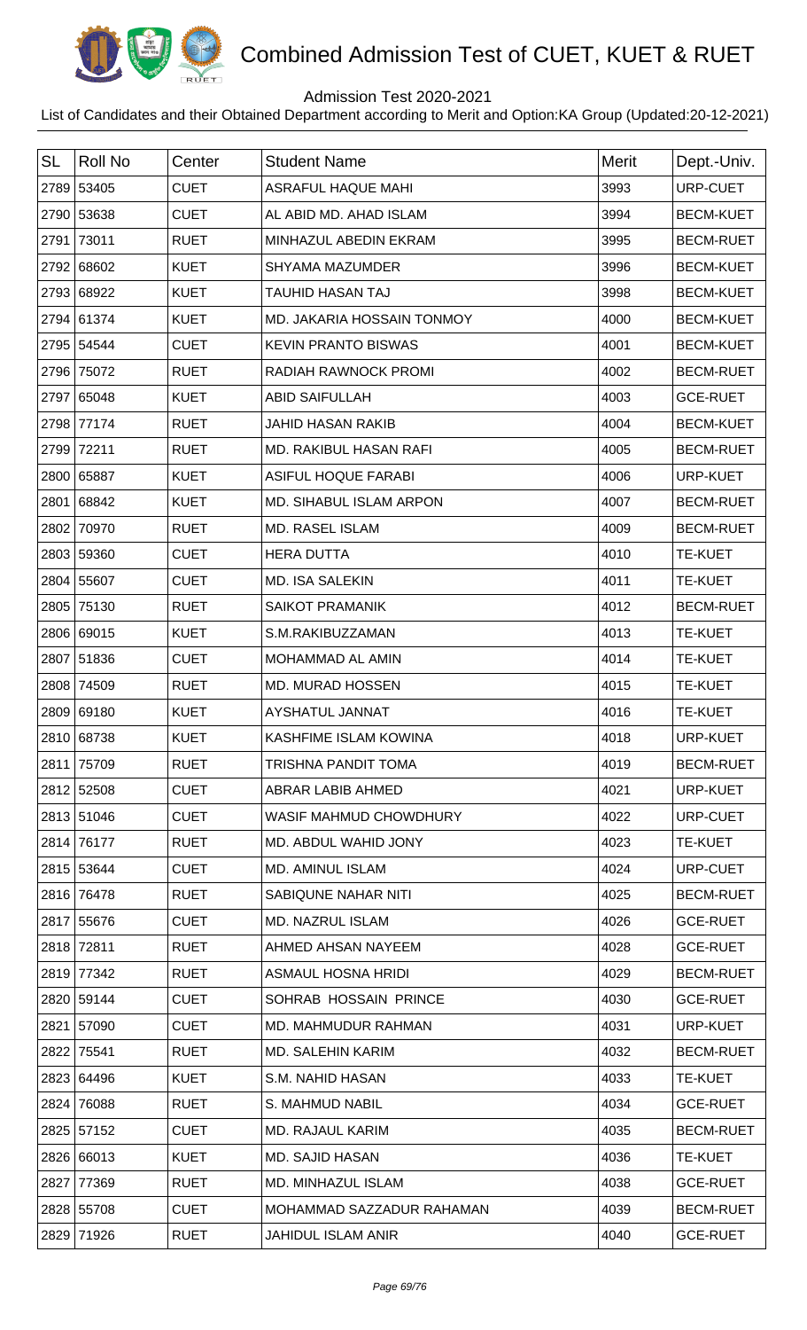# Combined Admission Test of CUET, KUET & RUET

Admission Test 2020-2021

List of Candidates and their Obtained Department according to Merit and Option:KA Group (Updated:20-12-2021)

| SL | Roll No | Center | Student Name | Merit | Dept.-Univ. |
|---|---|---|---|---|---|
| 2789 | 53405 | CUET | ASRAFUL HAQUE MAHI | 3993 | URP-CUET |
| 2790 | 53638 | CUET | AL ABID MD. AHAD ISLAM | 3994 | BECM-KUET |
| 2791 | 73011 | RUET | MINHAZUL ABEDIN EKRAM | 3995 | BECM-KUET |
| 2792 | 68602 | KUET | SHYAMA MAZUMDER | 3996 | BECM-KUET |
| 2793 | 68922 | KUET | TAUHID HASAN TAJ | 3998 | BECM-KUET |
| 2794 | 61374 | KUET | MD. JAKARIA HOSSAIN TONMOY | 4000 | BECM-KUET |
| 2795 | 54544 | CUET | KEVIN PRANTO BISWAS | 4001 | BECM-KUET |
| 2796 | 75072 | RUET | RADIAH RAWNOCK PROMI | 4002 | BECM-RUET |
| 2797 | 65048 | KUET | ABID SAIFULLAH | 4003 | GCE-RUET |
| 2798 | 77174 | RUET | JAHID HASAN RAKIB | 4004 | BECM-KUET |
| 2799 | 72211 | RUET | MD. RAKIBUL HASAN RAFI | 4005 | BECM-RUET |
| 2800 | 65887 | KUET | ASIFUL HOQUE FARABI | 4006 | URP-KUET |
| 2801 | 68842 | KUET | MD. SIHABUL ISLAM ARPON | 4007 | BECM-RUET |
| 2802 | 70970 | RUET | MD. RASEL ISLAM | 4009 | BECM-RUET |
| 2803 | 59360 | CUET | HERA DUTTA | 4010 | TE-KUET |
| 2804 | 55607 | CUET | MD. ISA SALEKIN | 4011 | TE-KUET |
| 2805 | 75130 | RUET | SAIKOT PRAMANIK | 4012 | BECM-RUET |
| 2806 | 69015 | KUET | S.M.RAKIBUZZAMAN | 4013 | TE-KUET |
| 2807 | 51836 | CUET | MOHAMMAD AL AMIN | 4014 | TE-KUET |
| 2808 | 74509 | RUET | MD. MURAD HOSSEN | 4015 | TE-KUET |
| 2809 | 69180 | KUET | AYSHATUL JANNAT | 4016 | TE-KUET |
| 2810 | 68738 | KUET | KASHFIME ISLAM KOWINA | 4018 | URP-KUET |
| 2811 | 75709 | RUET | TRISHNA PANDIT TOMA | 4019 | BECM-RUET |
| 2812 | 52508 | CUET | ABRAR LABIB AHMED | 4021 | URP-KUET |
| 2813 | 51046 | CUET | WASIF MAHMUD CHOWDHURY | 4022 | URP-CUET |
| 2814 | 76177 | RUET | MD. ABDUL WAHID JONY | 4023 | TE-KUET |
| 2815 | 53644 | CUET | MD. AMINUL ISLAM | 4024 | URP-CUET |
| 2816 | 76478 | RUET | SABIQUNE NAHAR NITI | 4025 | BECM-RUET |
| 2817 | 55676 | CUET | MD. NAZRUL ISLAM | 4026 | GCE-RUET |
| 2818 | 72811 | RUET | AHMED AHSAN NAYEEM | 4028 | GCE-RUET |
| 2819 | 77342 | RUET | ASMAUL HOSNA HRIDI | 4029 | BECM-RUET |
| 2820 | 59144 | CUET | SOHRAB HOSSAIN PRINCE | 4030 | GCE-RUET |
| 2821 | 57090 | CUET | MD. MAHMUDUR RAHMAN | 4031 | URP-KUET |
| 2822 | 75541 | RUET | MD. SALEHIN KARIM | 4032 | BECM-RUET |
| 2823 | 64496 | KUET | S.M. NAHID HASAN | 4033 | TE-KUET |
| 2824 | 76088 | RUET | S. MAHMUD NABIL | 4034 | GCE-RUET |
| 2825 | 57152 | CUET | MD. RAJAUL KARIM | 4035 | BECM-RUET |
| 2826 | 66013 | KUET | MD. SAJID HASAN | 4036 | TE-KUET |
| 2827 | 77369 | RUET | MD. MINHAZUL ISLAM | 4038 | GCE-RUET |
| 2828 | 55708 | CUET | MOHAMMAD SAZZADUR RAHAMAN | 4039 | BECM-RUET |
| 2829 | 71926 | RUET | JAHIDUL ISLAM ANIR | 4040 | GCE-RUET |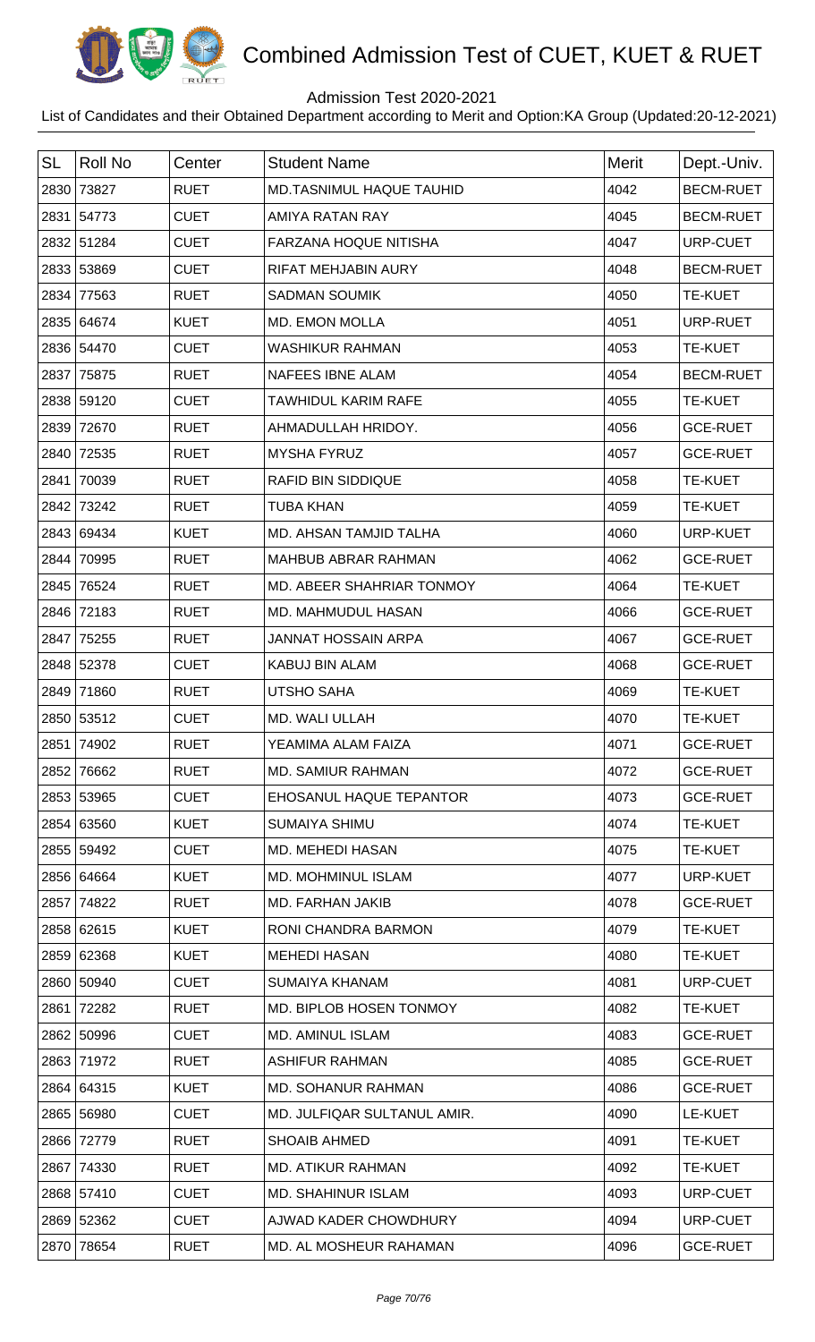# Combined Admission Test of CUET, KUET & RUET

Admission Test 2020-2021

List of Candidates and their Obtained Department according to Merit and Option:KA Group (Updated:20-12-2021)

| SL | Roll No | Center | Student Name | Merit | Dept.-Univ. |
|---|---|---|---|---|---|
| 2830 | 73827 | RUET | MD.TASNIMUL HAQUE TAUHID | 4042 | BECM-RUET |
| 2831 | 54773 | CUET | AMIYA RATAN RAY | 4045 | BECM-RUET |
| 2832 | 51284 | CUET | FARZANA HOQUE NITISHA | 4047 | URP-CUET |
| 2833 | 53869 | CUET | RIFAT MEHJABIN AURY | 4048 | BECM-RUET |
| 2834 | 77563 | RUET | SADMAN SOUMIK | 4050 | TE-KUET |
| 2835 | 64674 | KUET | MD. EMON MOLLA | 4051 | URP-RUET |
| 2836 | 54470 | CUET | WASHIKUR RAHMAN | 4053 | TE-KUET |
| 2837 | 75875 | RUET | NAFEES IBNE ALAM | 4054 | BECM-RUET |
| 2838 | 59120 | CUET | TAWHIDUL KARIM RAFE | 4055 | TE-KUET |
| 2839 | 72670 | RUET | AHMADULLAH HRIDOY. | 4056 | GCE-RUET |
| 2840 | 72535 | RUET | MYSHA FYRUZ | 4057 | GCE-RUET |
| 2841 | 70039 | RUET | RAFID BIN SIDDIQUE | 4058 | TE-KUET |
| 2842 | 73242 | RUET | TUBA KHAN | 4059 | TE-KUET |
| 2843 | 69434 | KUET | MD. AHSAN TAMJID TALHA | 4060 | URP-KUET |
| 2844 | 70995 | RUET | MAHBUB ABRAR RAHMAN | 4062 | GCE-RUET |
| 2845 | 76524 | RUET | MD. ABEER SHAHRIAR TONMOY | 4064 | TE-KUET |
| 2846 | 72183 | RUET | MD. MAHMUDUL HASAN | 4066 | GCE-RUET |
| 2847 | 75255 | RUET | JANNAT HOSSAIN ARPA | 4067 | GCE-RUET |
| 2848 | 52378 | CUET | KABUJ BIN ALAM | 4068 | GCE-RUET |
| 2849 | 71860 | RUET | UTSHO SAHA | 4069 | TE-KUET |
| 2850 | 53512 | CUET | MD. WALI ULLAH | 4070 | TE-KUET |
| 2851 | 74902 | RUET | YEAMIMA ALAM FAIZA | 4071 | GCE-RUET |
| 2852 | 76662 | RUET | MD. SAMIUR RAHMAN | 4072 | GCE-RUET |
| 2853 | 53965 | CUET | EHOSANUL HAQUE TEPANTOR | 4073 | GCE-RUET |
| 2854 | 63560 | KUET | SUMAIYA SHIMU | 4074 | TE-KUET |
| 2855 | 59492 | CUET | MD. MEHEDI HASAN | 4075 | TE-KUET |
| 2856 | 64664 | KUET | MD. MOHMINUL ISLAM | 4077 | URP-KUET |
| 2857 | 74822 | RUET | MD. FARHAN JAKIB | 4078 | GCE-RUET |
| 2858 | 62615 | KUET | RONI CHANDRA BARMON | 4079 | TE-KUET |
| 2859 | 62368 | KUET | MEHEDI HASAN | 4080 | TE-KUET |
| 2860 | 50940 | CUET | SUMAIYA KHANAM | 4081 | URP-CUET |
| 2861 | 72282 | RUET | MD. BIPLOB HOSEN TONMOY | 4082 | TE-KUET |
| 2862 | 50996 | CUET | MD. AMINUL ISLAM | 4083 | GCE-RUET |
| 2863 | 71972 | RUET | ASHIFUR RAHMAN | 4085 | GCE-RUET |
| 2864 | 64315 | KUET | MD. SOHANUR RAHMAN | 4086 | GCE-RUET |
| 2865 | 56980 | CUET | MD. JULFIQAR SULTANUL AMIR. | 4090 | LE-KUET |
| 2866 | 72779 | RUET | SHOAIB AHMED | 4091 | TE-KUET |
| 2867 | 74330 | RUET | MD. ATIKUR RAHMAN | 4092 | TE-KUET |
| 2868 | 57410 | CUET | MD. SHAHINUR ISLAM | 4093 | URP-CUET |
| 2869 | 52362 | CUET | AJWAD KADER CHOWDHURY | 4094 | URP-CUET |
| 2870 | 78654 | RUET | MD. AL MOSHEUR RAHAMAN | 4096 | GCE-RUET |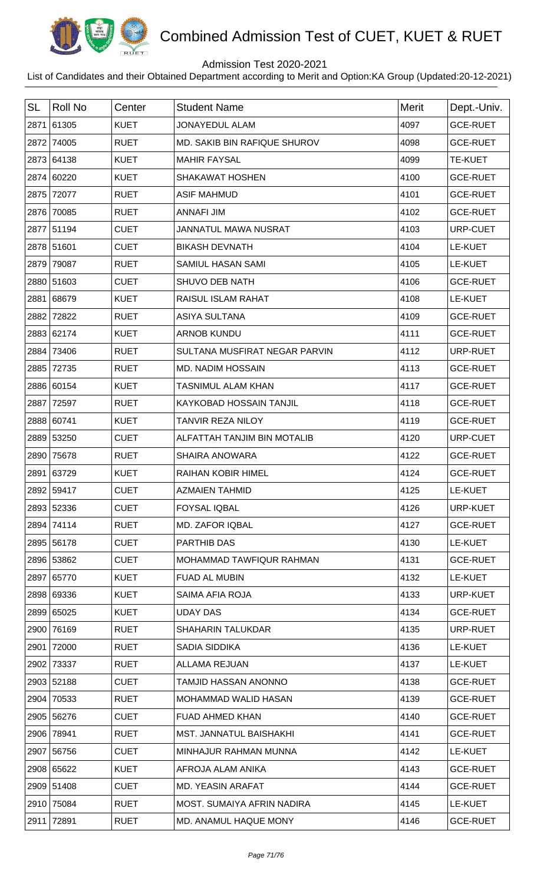# Combined Admission Test of CUET, KUET & RUET

Admission Test 2020-2021

List of Candidates and their Obtained Department according to Merit and Option:KA Group (Updated:20-12-2021)

| SL | Roll No | Center | Student Name | Merit | Dept.-Univ. |
|---|---|---|---|---|---|
| 2871 | 61305 | KUET | JONAYEDUL ALAM | 4097 | GCE-RUET |
| 2872 | 74005 | RUET | MD. SAKIB BIN RAFIQUE SHUROV | 4098 | GCE-RUET |
| 2873 | 64138 | KUET | MAHIR FAYSAL | 4099 | TE-KUET |
| 2874 | 60220 | KUET | SHAKAWAT HOSHEN | 4100 | GCE-RUET |
| 2875 | 72077 | RUET | ASIF MAHMUD | 4101 | GCE-RUET |
| 2876 | 70085 | RUET | ANNAFI JIM | 4102 | GCE-RUET |
| 2877 | 51194 | CUET | JANNATUL MAWA NUSRAT | 4103 | URP-CUET |
| 2878 | 51601 | CUET | BIKASH DEVNATH | 4104 | LE-KUET |
| 2879 | 79087 | RUET | SAMIUL HASAN SAMI | 4105 | LE-KUET |
| 2880 | 51603 | CUET | SHUVO DEB NATH | 4106 | GCE-RUET |
| 2881 | 68679 | KUET | RAISUL ISLAM RAHAT | 4108 | LE-KUET |
| 2882 | 72822 | RUET | ASIYA SULTANA | 4109 | GCE-RUET |
| 2883 | 62174 | KUET | ARNOB KUNDU | 4111 | GCE-RUET |
| 2884 | 73406 | RUET | SULTANA MUSFIRAT NEGAR PARVIN | 4112 | URP-RUET |
| 2885 | 72735 | RUET | MD. NADIM HOSSAIN | 4113 | GCE-RUET |
| 2886 | 60154 | KUET | TASNIMUL ALAM KHAN | 4117 | GCE-RUET |
| 2887 | 72597 | RUET | KAYKOBAD HOSSAIN TANJIL | 4118 | GCE-RUET |
| 2888 | 60741 | KUET | TANVIR REZA NILOY | 4119 | GCE-RUET |
| 2889 | 53250 | CUET | ALFATTAH TANJIM BIN MOTALIB | 4120 | URP-CUET |
| 2890 | 75678 | RUET | SHAIRA ANOWARA | 4122 | GCE-RUET |
| 2891 | 63729 | KUET | RAIHAN KOBIR HIMEL | 4124 | GCE-RUET |
| 2892 | 59417 | CUET | AZMAIEN TAHMID | 4125 | LE-KUET |
| 2893 | 52336 | CUET | FOYSAL IQBAL | 4126 | URP-KUET |
| 2894 | 74114 | RUET | MD. ZAFOR IQBAL | 4127 | GCE-RUET |
| 2895 | 56178 | CUET | PARTHIB DAS | 4130 | LE-KUET |
| 2896 | 53862 | CUET | MOHAMMAD TAWFIQUR RAHMAN | 4131 | GCE-RUET |
| 2897 | 65770 | KUET | FUAD AL MUBIN | 4132 | LE-KUET |
| 2898 | 69336 | KUET | SAIMA AFIA ROJA | 4133 | URP-KUET |
| 2899 | 65025 | KUET | UDAY DAS | 4134 | GCE-RUET |
| 2900 | 76169 | RUET | SHAHARIN TALUKDAR | 4135 | URP-RUET |
| 2901 | 72000 | RUET | SADIA SIDDIKA | 4136 | LE-KUET |
| 2902 | 73337 | RUET | ALLAMA REJUAN | 4137 | LE-KUET |
| 2903 | 52188 | CUET | TAMJID HASSAN ANONNO | 4138 | GCE-RUET |
| 2904 | 70533 | RUET | MOHAMMAD WALID HASAN | 4139 | GCE-RUET |
| 2905 | 56276 | CUET | FUAD AHMED KHAN | 4140 | GCE-RUET |
| 2906 | 78941 | RUET | MST. JANNATUL BAISHAKHI | 4141 | GCE-RUET |
| 2907 | 56756 | CUET | MINHAJUR RAHMAN MUNNA | 4142 | LE-KUET |
| 2908 | 65622 | KUET | AFROJA ALAM ANIKA | 4143 | GCE-RUET |
| 2909 | 51408 | CUET | MD. YEASIN ARAFAT | 4144 | GCE-RUET |
| 2910 | 75084 | RUET | MOST. SUMAIYA AFRIN NADIRA | 4145 | LE-KUET |
| 2911 | 72891 | RUET | MD. ANAMUL HAQUE MONY | 4146 | GCE-RUET |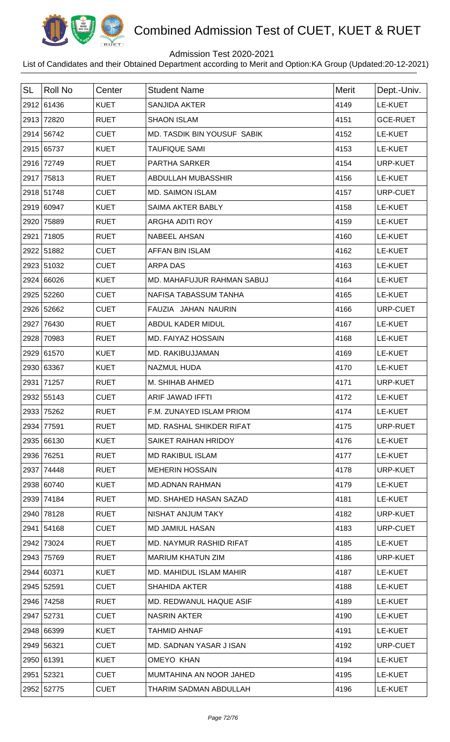# Combined Admission Test of CUET, KUET & RUET

Admission Test 2020-2021

List of Candidates and their Obtained Department according to Merit and Option:KA Group (Updated:20-12-2021)

| SL | Roll No | Center | Student Name | Merit | Dept.-Univ. |
|---|---|---|---|---|---|
| 2912 | 61436 | KUET | SANJIDA AKTER | 4149 | LE-KUET |
| 2913 | 72820 | RUET | SHAON ISLAM | 4151 | GCE-RUET |
| 2914 | 56742 | CUET | MD. TASDIK BIN YOUSUF SABIK | 4152 | LE-KUET |
| 2915 | 65737 | KUET | TAUFIQUE SAMI | 4153 | LE-KUET |
| 2916 | 72749 | RUET | PARTHA SARKER | 4154 | URP-KUET |
| 2917 | 75813 | RUET | ABDULLAH MUBASSHIR | 4156 | LE-KUET |
| 2918 | 51748 | CUET | MD. SAIMON ISLAM | 4157 | URP-CUET |
| 2919 | 60947 | KUET | SAIMA AKTER BABLY | 4158 | LE-KUET |
| 2920 | 75889 | RUET | ARGHA ADITI ROY | 4159 | LE-KUET |
| 2921 | 71805 | RUET | NABEEL AHSAN | 4160 | LE-KUET |
| 2922 | 51882 | CUET | AFFAN BIN ISLAM | 4162 | LE-KUET |
| 2923 | 51032 | CUET | ARPA DAS | 4163 | LE-KUET |
| 2924 | 66026 | KUET | MD. MAHAFUJUR RAHMAN SABUJ | 4164 | LE-KUET |
| 2925 | 52260 | CUET | NAFISA TABASSUM TANHA | 4165 | LE-KUET |
| 2926 | 52662 | CUET | FAUZIA JAHAN NAURIN | 4166 | URP-CUET |
| 2927 | 76430 | RUET | ABDUL KADER MIDUL | 4167 | LE-KUET |
| 2928 | 70983 | RUET | MD. FAIYAZ HOSSAIN | 4168 | LE-KUET |
| 2929 | 61570 | KUET | MD. RAKIBUJJAMAN | 4169 | LE-KUET |
| 2930 | 63367 | KUET | NAZMUL HUDA | 4170 | LE-KUET |
| 2931 | 71257 | RUET | M. SHIHAB AHMED | 4171 | URP-KUET |
| 2932 | 55143 | CUET | ARIF JAWAD IFFTI | 4172 | LE-KUET |
| 2933 | 75262 | RUET | F.M. ZUNAYED ISLAM PRIOM | 4174 | LE-KUET |
| 2934 | 77591 | RUET | MD. RASHAL SHIKDER RIFAT | 4175 | URP-RUET |
| 2935 | 66130 | KUET | SAIKET RAIHAN HRIDOY | 4176 | LE-KUET |
| 2936 | 76251 | RUET | MD RAKIBUL ISLAM | 4177 | LE-KUET |
| 2937 | 74448 | RUET | MEHERIN HOSSAIN | 4178 | URP-KUET |
| 2938 | 60740 | KUET | MD.ADNAN RAHMAN | 4179 | LE-KUET |
| 2939 | 74184 | RUET | MD. SHAHED HASAN SAZAD | 4181 | LE-KUET |
| 2940 | 78128 | RUET | NISHAT ANJUM TAKY | 4182 | URP-KUET |
| 2941 | 54168 | CUET | MD JAMIUL HASAN | 4183 | URP-CUET |
| 2942 | 73024 | RUET | MD. NAYMUR RASHID RIFAT | 4185 | LE-KUET |
| 2943 | 75769 | RUET | MARIUM KHATUN ZIM | 4186 | URP-KUET |
| 2944 | 60371 | KUET | MD. MAHIDUL ISLAM MAHIR | 4187 | LE-KUET |
| 2945 | 52591 | CUET | SHAHIDA AKTER | 4188 | LE-KUET |
| 2946 | 74258 | RUET | MD. REDWANUL HAQUE ASIF | 4189 | LE-KUET |
| 2947 | 52731 | CUET | NASRIN AKTER | 4190 | LE-KUET |
| 2948 | 66399 | KUET | TAHMID AHNAF | 4191 | LE-KUET |
| 2949 | 56321 | CUET | MD. SADNAN YASAR J ISAN | 4192 | URP-CUET |
| 2950 | 61391 | KUET | OMEYO KHAN | 4194 | LE-KUET |
| 2951 | 52321 | CUET | MUMTAHINA AN NOOR JAHED | 4195 | LE-KUET |
| 2952 | 52775 | CUET | THARIM SADMAN ABDULLAH | 4196 | LE-KUET |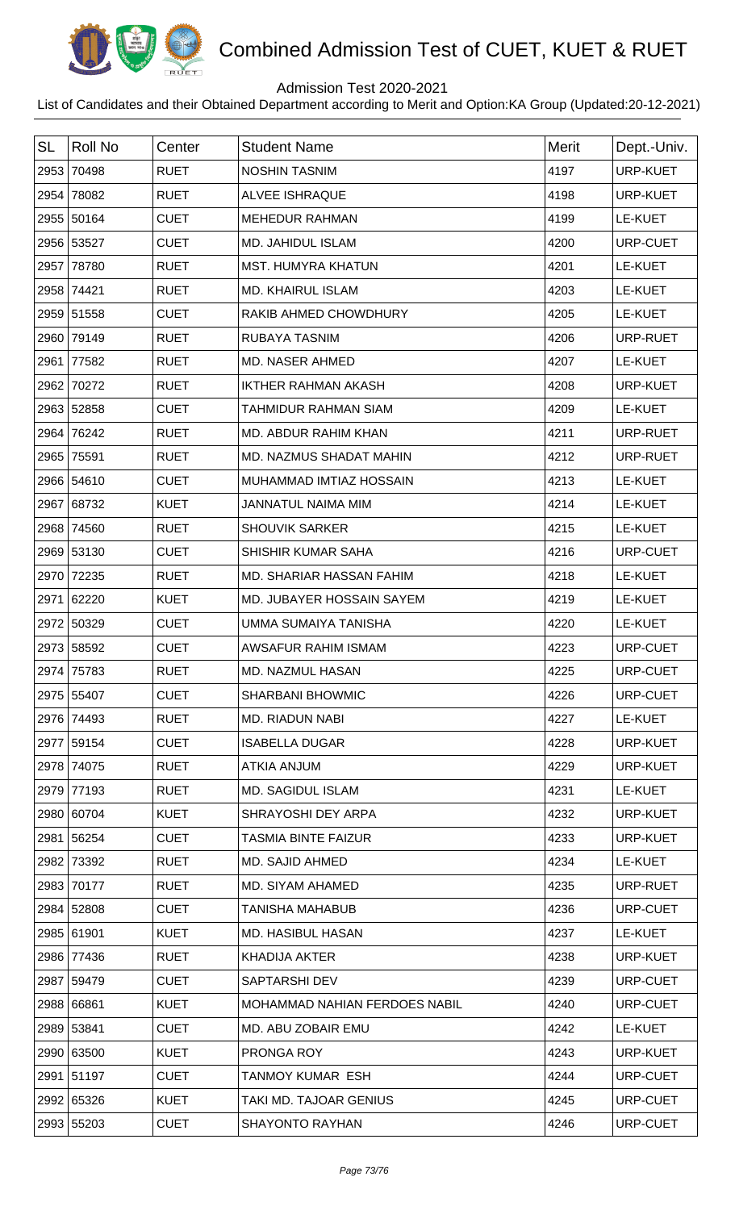# Combined Admission Test of CUET, KUET & RUET

Admission Test 2020-2021

List of Candidates and their Obtained Department according to Merit and Option:KA Group (Updated:20-12-2021)

| SL | Roll No | Center | Student Name | Merit | Dept.-Univ. |
|---|---|---|---|---|---|
| 2953 | 70498 | RUET | NOSHIN TASNIM | 4197 | URP-KUET |
| 2954 | 78082 | RUET | ALVEE ISHRAQUE | 4198 | URP-KUET |
| 2955 | 50164 | CUET | MEHEDUR RAHMAN | 4199 | LE-KUET |
| 2956 | 53527 | CUET | MD. JAHIDUL ISLAM | 4200 | URP-CUET |
| 2957 | 78780 | RUET | MST. HUMYRA KHATUN | 4201 | LE-KUET |
| 2958 | 74421 | RUET | MD. KHAIRUL ISLAM | 4203 | LE-KUET |
| 2959 | 51558 | CUET | RAKIB AHMED CHOWDHURY | 4205 | LE-KUET |
| 2960 | 79149 | RUET | RUBAYA TASNIM | 4206 | URP-RUET |
| 2961 | 77582 | RUET | MD. NASER AHMED | 4207 | LE-KUET |
| 2962 | 70272 | RUET | IKTHER RAHMAN AKASH | 4208 | URP-KUET |
| 2963 | 52858 | CUET | TAHMIDUR RAHMAN SIAM | 4209 | LE-KUET |
| 2964 | 76242 | RUET | MD. ABDUR RAHIM KHAN | 4211 | URP-RUET |
| 2965 | 75591 | RUET | MD. NAZMUS SHADAT MAHIN | 4212 | URP-RUET |
| 2966 | 54610 | CUET | MUHAMMAD IMTIAZ HOSSAIN | 4213 | LE-KUET |
| 2967 | 68732 | KUET | JANNATUL NAIMA MIM | 4214 | LE-KUET |
| 2968 | 74560 | RUET | SHOUVIK SARKER | 4215 | LE-KUET |
| 2969 | 53130 | CUET | SHISHIR KUMAR SAHA | 4216 | URP-CUET |
| 2970 | 72235 | RUET | MD. SHARIAR HASSAN FAHIM | 4218 | LE-KUET |
| 2971 | 62220 | KUET | MD. JUBAYER HOSSAIN SAYEM | 4219 | LE-KUET |
| 2972 | 50329 | CUET | UMMA SUMAIYA TANISHA | 4220 | LE-KUET |
| 2973 | 58592 | CUET | AWSAFUR RAHIM ISMAM | 4223 | URP-CUET |
| 2974 | 75783 | RUET | MD. NAZMUL HASAN | 4225 | URP-CUET |
| 2975 | 55407 | CUET | SHARBANI BHOWMIC | 4226 | URP-CUET |
| 2976 | 74493 | RUET | MD. RIADUN NABI | 4227 | LE-KUET |
| 2977 | 59154 | CUET | ISABELLA DUGAR | 4228 | URP-KUET |
| 2978 | 74075 | RUET | ATKIA ANJUM | 4229 | URP-KUET |
| 2979 | 77193 | RUET | MD. SAGIDUL ISLAM | 4231 | LE-KUET |
| 2980 | 60704 | KUET | SHRAYOSHI DEY ARPA | 4232 | URP-KUET |
| 2981 | 56254 | CUET | TASMIA BINTE FAIZUR | 4233 | URP-KUET |
| 2982 | 73392 | RUET | MD. SAJID AHMED | 4234 | LE-KUET |
| 2983 | 70177 | RUET | MD. SIYAM AHAMED | 4235 | URP-RUET |
| 2984 | 52808 | CUET | TANISHA MAHABUB | 4236 | URP-CUET |
| 2985 | 61901 | KUET | MD. HASIBUL HASAN | 4237 | LE-KUET |
| 2986 | 77436 | RUET | KHADIJA AKTER | 4238 | URP-KUET |
| 2987 | 59479 | CUET | SAPTARSHI DEV | 4239 | URP-CUET |
| 2988 | 66861 | KUET | MOHAMMAD NAHIAN FERDOES NABIL | 4240 | URP-CUET |
| 2989 | 53841 | CUET | MD. ABU ZOBAIR EMU | 4242 | LE-KUET |
| 2990 | 63500 | KUET | PRONGA ROY | 4243 | URP-KUET |
| 2991 | 51197 | CUET | TANMOY KUMAR ESH | 4244 | URP-CUET |
| 2992 | 65326 | KUET | TAKI MD. TAJOAR GENIUS | 4245 | URP-CUET |
| 2993 | 55203 | CUET | SHAYONTO RAYHAN | 4246 | URP-CUET |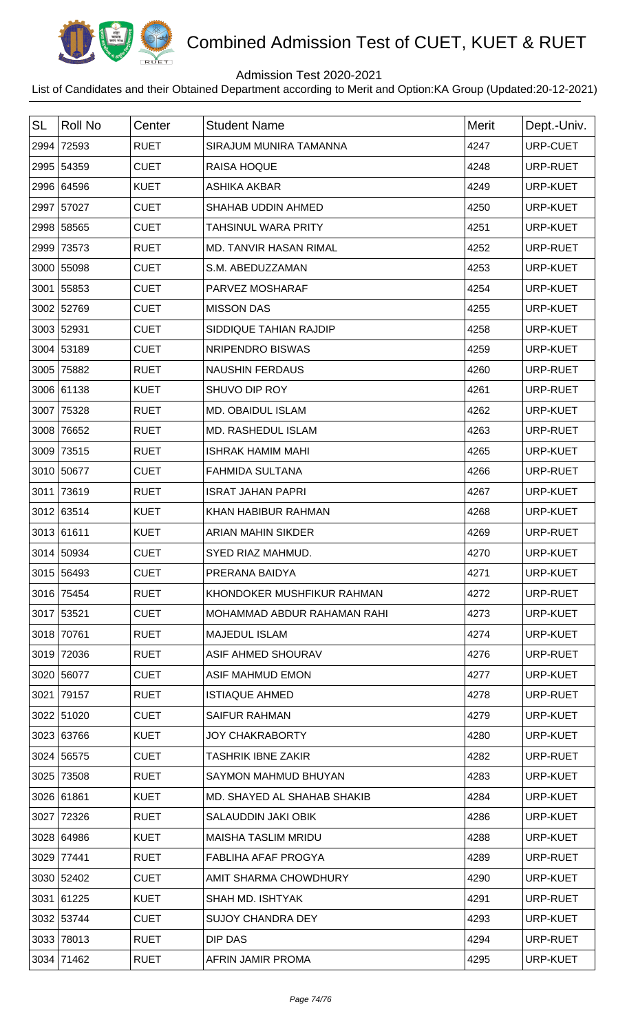# Combined Admission Test of CUET, KUET & RUET

Admission Test 2020-2021

List of Candidates and their Obtained Department according to Merit and Option:KA Group (Updated:20-12-2021)

| SL | Roll No | Center | Student Name | Merit | Dept.-Univ. |
|---|---|---|---|---|---|
| 2994 | 72593 | RUET | SIRAJUM MUNIRA TAMANNA | 4247 | URP-CUET |
| 2995 | 54359 | CUET | RAISA HOQUE | 4248 | URP-RUET |
| 2996 | 64596 | KUET | ASHIKA AKBAR | 4249 | URP-KUET |
| 2997 | 57027 | CUET | SHAHAB UDDIN AHMED | 4250 | URP-KUET |
| 2998 | 58565 | CUET | TAHSINUL WARA PRITY | 4251 | URP-KUET |
| 2999 | 73573 | RUET | MD. TANVIR HASAN RIMAL | 4252 | URP-RUET |
| 3000 | 55098 | CUET | S.M. ABEDUZZAMAN | 4253 | URP-KUET |
| 3001 | 55853 | CUET | PARVEZ MOSHARAF | 4254 | URP-KUET |
| 3002 | 52769 | CUET | MISSON DAS | 4255 | URP-KUET |
| 3003 | 52931 | CUET | SIDDIQUE TAHIAN RAJDIP | 4258 | URP-KUET |
| 3004 | 53189 | CUET | NRIPENDRO BISWAS | 4259 | URP-KUET |
| 3005 | 75882 | RUET | NAUSHIN FERDAUS | 4260 | URP-RUET |
| 3006 | 61138 | KUET | SHUVO DIP ROY | 4261 | URP-RUET |
| 3007 | 75328 | RUET | MD. OBAIDUL ISLAM | 4262 | URP-KUET |
| 3008 | 76652 | RUET | MD. RASHEDUL ISLAM | 4263 | URP-RUET |
| 3009 | 73515 | RUET | ISHRAK HAMIM MAHI | 4265 | URP-KUET |
| 3010 | 50677 | CUET | FAHMIDA SULTANA | 4266 | URP-RUET |
| 3011 | 73619 | RUET | ISRAT JAHAN PAPRI | 4267 | URP-KUET |
| 3012 | 63514 | KUET | KHAN HABIBUR RAHMAN | 4268 | URP-KUET |
| 3013 | 61611 | KUET | ARIAN MAHIN SIKDER | 4269 | URP-RUET |
| 3014 | 50934 | CUET | SYED RIAZ MAHMUD. | 4270 | URP-KUET |
| 3015 | 56493 | CUET | PRERANA BAIDYA | 4271 | URP-KUET |
| 3016 | 75454 | RUET | KHONDOKER MUSHFIKUR RAHMAN | 4272 | URP-RUET |
| 3017 | 53521 | CUET | MOHAMMAD ABDUR RAHAMAN RAHI | 4273 | URP-KUET |
| 3018 | 70761 | RUET | MAJEDUL ISLAM | 4274 | URP-KUET |
| 3019 | 72036 | RUET | ASIF AHMED SHOURAV | 4276 | URP-RUET |
| 3020 | 56077 | CUET | ASIF MAHMUD EMON | 4277 | URP-KUET |
| 3021 | 79157 | RUET | ISTIAQUE AHMED | 4278 | URP-RUET |
| 3022 | 51020 | CUET | SAIFUR RAHMAN | 4279 | URP-KUET |
| 3023 | 63766 | KUET | JOY CHAKRABORTY | 4280 | URP-KUET |
| 3024 | 56575 | CUET | TASHRIK IBNE ZAKIR | 4282 | URP-RUET |
| 3025 | 73508 | RUET | SAYMON MAHMUD BHUYAN | 4283 | URP-KUET |
| 3026 | 61861 | KUET | MD. SHAYED AL SHAHAB SHAKIB | 4284 | URP-KUET |
| 3027 | 72326 | RUET | SALAUDDIN JAKI OBIK | 4286 | URP-KUET |
| 3028 | 64986 | KUET | MAISHA TASLIM MRIDU | 4288 | URP-KUET |
| 3029 | 77441 | RUET | FABLIHA AFAF PROGYA | 4289 | URP-RUET |
| 3030 | 52402 | CUET | AMIT SHARMA CHOWDHURY | 4290 | URP-KUET |
| 3031 | 61225 | KUET | SHAH MD. ISHTYAK | 4291 | URP-RUET |
| 3032 | 53744 | CUET | SUJOY CHANDRA DEY | 4293 | URP-KUET |
| 3033 | 78013 | RUET | DIP DAS | 4294 | URP-RUET |
| 3034 | 71462 | RUET | AFRIN JAMIR PROMA | 4295 | URP-KUET |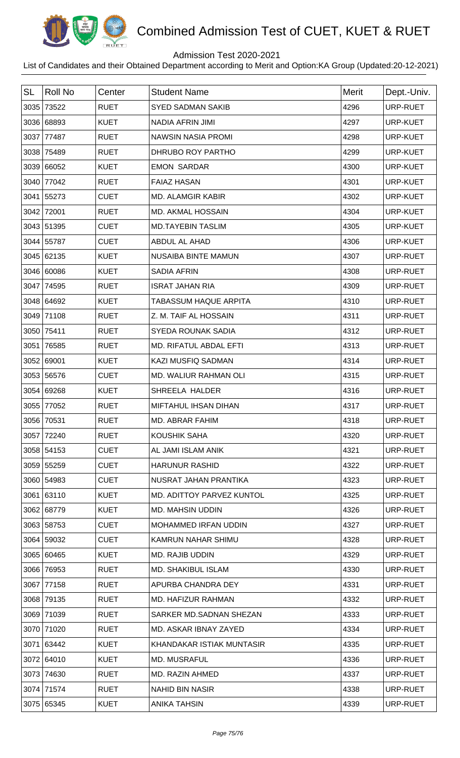# Combined Admission Test of CUET, KUET & RUET

Admission Test 2020-2021

List of Candidates and their Obtained Department according to Merit and Option:KA Group (Updated:20-12-2021)

| SL | Roll No | Center | Student Name | Merit | Dept.-Univ. |
|---|---|---|---|---|---|
| 3035 | 73522 | RUET | SYED SADMAN SAKIB | 4296 | URP-RUET |
| 3036 | 68893 | KUET | NADIA AFRIN JIMI | 4297 | URP-KUET |
| 3037 | 77487 | RUET | NAWSIN NASIA PROMI | 4298 | URP-KUET |
| 3038 | 75489 | RUET | DHRUBO ROY PARTHO | 4299 | URP-KUET |
| 3039 | 66052 | KUET | EMON SARDAR | 4300 | URP-KUET |
| 3040 | 77042 | RUET | FAIAZ HASAN | 4301 | URP-KUET |
| 3041 | 55273 | CUET | MD. ALAMGIR KABIR | 4302 | URP-KUET |
| 3042 | 72001 | RUET | MD. AKMAL HOSSAIN | 4304 | URP-KUET |
| 3043 | 51395 | CUET | MD.TAYEBIN TASLIM | 4305 | URP-KUET |
| 3044 | 55787 | CUET | ABDUL AL AHAD | 4306 | URP-KUET |
| 3045 | 62135 | KUET | NUSAIBA BINTE MAMUN | 4307 | URP-RUET |
| 3046 | 60086 | KUET | SADIA AFRIN | 4308 | URP-RUET |
| 3047 | 74595 | RUET | ISRAT JAHAN RIA | 4309 | URP-RUET |
| 3048 | 64692 | KUET | TABASSUM HAQUE ARPITA | 4310 | URP-RUET |
| 3049 | 71108 | RUET | Z. M. TAIF AL HOSSAIN | 4311 | URP-RUET |
| 3050 | 75411 | RUET | SYEDA ROUNAK SADIA | 4312 | URP-RUET |
| 3051 | 76585 | RUET | MD. RIFATUL ABDAL EFTI | 4313 | URP-RUET |
| 3052 | 69001 | KUET | KAZI MUSFIQ SADMAN | 4314 | URP-RUET |
| 3053 | 56576 | CUET | MD. WALIUR RAHMAN OLI | 4315 | URP-RUET |
| 3054 | 69268 | KUET | SHREELA HALDER | 4316 | URP-RUET |
| 3055 | 77052 | RUET | MIFTAHUL IHSAN DIHAN | 4317 | URP-RUET |
| 3056 | 70531 | RUET | MD. ABRAR FAHIM | 4318 | URP-RUET |
| 3057 | 72240 | RUET | KOUSHIK SAHA | 4320 | URP-RUET |
| 3058 | 54153 | CUET | AL JAMI ISLAM ANIK | 4321 | URP-RUET |
| 3059 | 55259 | CUET | HARUNUR RASHID | 4322 | URP-RUET |
| 3060 | 54983 | CUET | NUSRAT JAHAN PRANTIKA | 4323 | URP-RUET |
| 3061 | 63110 | KUET | MD. ADITTOY PARVEZ KUNTOL | 4325 | URP-RUET |
| 3062 | 68779 | KUET | MD. MAHSIN UDDIN | 4326 | URP-RUET |
| 3063 | 58753 | CUET | MOHAMMED IRFAN UDDIN | 4327 | URP-RUET |
| 3064 | 59032 | CUET | KAMRUN NAHAR SHIMU | 4328 | URP-RUET |
| 3065 | 60465 | KUET | MD. RAJIB UDDIN | 4329 | URP-RUET |
| 3066 | 76953 | RUET | MD. SHAKIBUL ISLAM | 4330 | URP-RUET |
| 3067 | 77158 | RUET | APURBA CHANDRA DEY | 4331 | URP-RUET |
| 3068 | 79135 | RUET | MD. HAFIZUR RAHMAN | 4332 | URP-RUET |
| 3069 | 71039 | RUET | SARKER MD.SADNAN SHEZAN | 4333 | URP-RUET |
| 3070 | 71020 | RUET | MD. ASKAR IBNAY ZAYED | 4334 | URP-RUET |
| 3071 | 63442 | KUET | KHANDAKAR ISTIAK MUNTASIR | 4335 | URP-RUET |
| 3072 | 64010 | KUET | MD. MUSRAFUL | 4336 | URP-RUET |
| 3073 | 74630 | RUET | MD. RAZIN AHMED | 4337 | URP-RUET |
| 3074 | 71574 | RUET | NAHID BIN NASIR | 4338 | URP-RUET |
| 3075 | 65345 | KUET | ANIKA TAHSIN | 4339 | URP-RUET |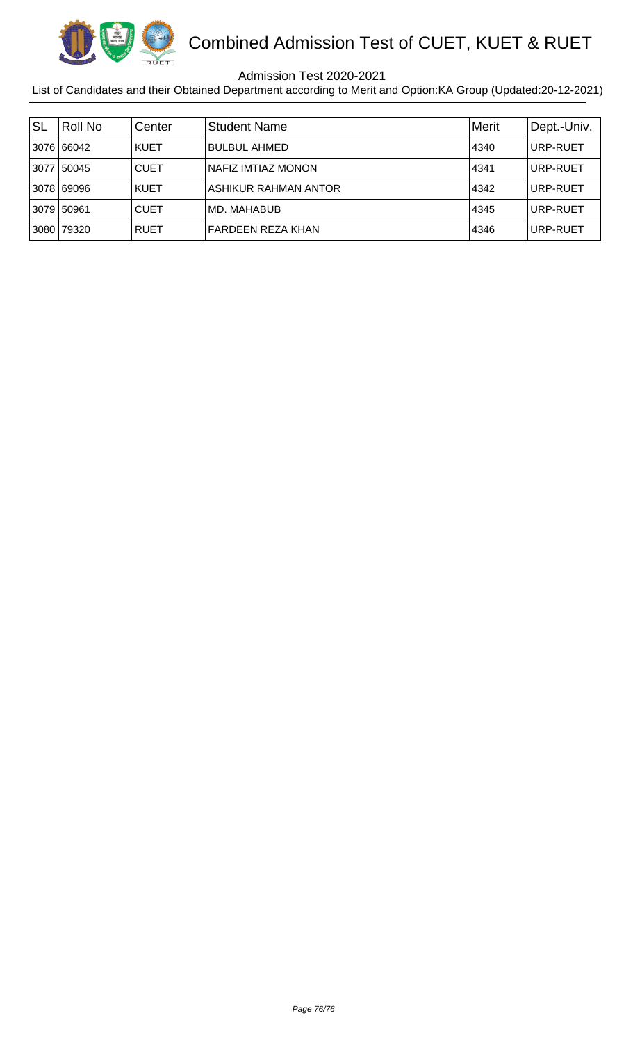# Combined Admission Test of CUET, KUET & RUET

Admission Test 2020-2021

List of Candidates and their Obtained Department according to Merit and Option:KA Group (Updated:20-12-2021)

| SL | Roll No | Center | Student Name | Merit | Dept.-Univ. |
|---|---|---|---|---|---|
| 3076 | 66042 | KUET | BULBUL AHMED | 4340 | URP-RUET |
| 3077 | 50045 | CUET | NAFIZ IMTIAZ MONON | 4341 | URP-RUET |
| 3078 | 69096 | KUET | ASHIKUR RAHMAN ANTOR | 4342 | URP-RUET |
| 3079 | 50961 | CUET | MD. MAHABUB | 4345 | URP-RUET |
| 3080 | 79320 | RUET | FARDEEN REZA KHAN | 4346 | URP-RUET |